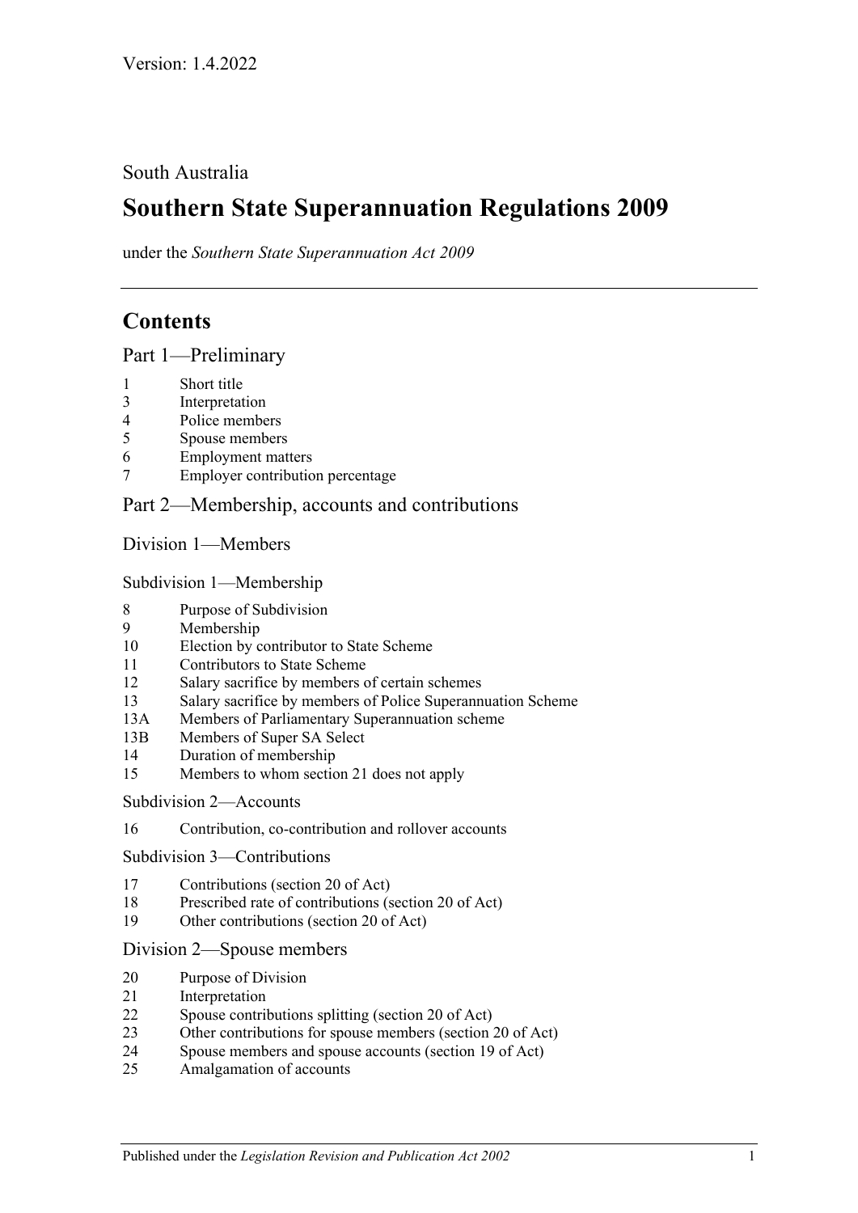Version: 1.4.2022

South Australia

# Southern State Superannuation Regulations 2009

under the *Southern State Superannuation Act 2009*

## Contents

### Part 1—Preliminary

1 Short title
3 Interpretation
4 Police members
5 Spouse members
6 Employment matters
7 Employer contribution percentage

### Part 2—Membership, accounts and contributions

#### Division 1—Members

##### Subdivision 1—Membership

8 Purpose of Subdivision
9 Membership
10 Election by contributor to State Scheme
11 Contributors to State Scheme
12 Salary sacrifice by members of certain schemes
13 Salary sacrifice by members of Police Superannuation Scheme
13A Members of Parliamentary Superannuation scheme
13B Members of Super SA Select
14 Duration of membership
15 Members to whom section 21 does not apply

##### Subdivision 2—Accounts

16 Contribution, co-contribution and rollover accounts

##### Subdivision 3—Contributions

17 Contributions (section 20 of Act)
18 Prescribed rate of contributions (section 20 of Act)
19 Other contributions (section 20 of Act)

#### Division 2—Spouse members

20 Purpose of Division
21 Interpretation
22 Spouse contributions splitting (section 20 of Act)
23 Other contributions for spouse members (section 20 of Act)
24 Spouse members and spouse accounts (section 19 of Act)
25 Amalgamation of accounts

Published under the *Legislation Revision and Publication Act 2002*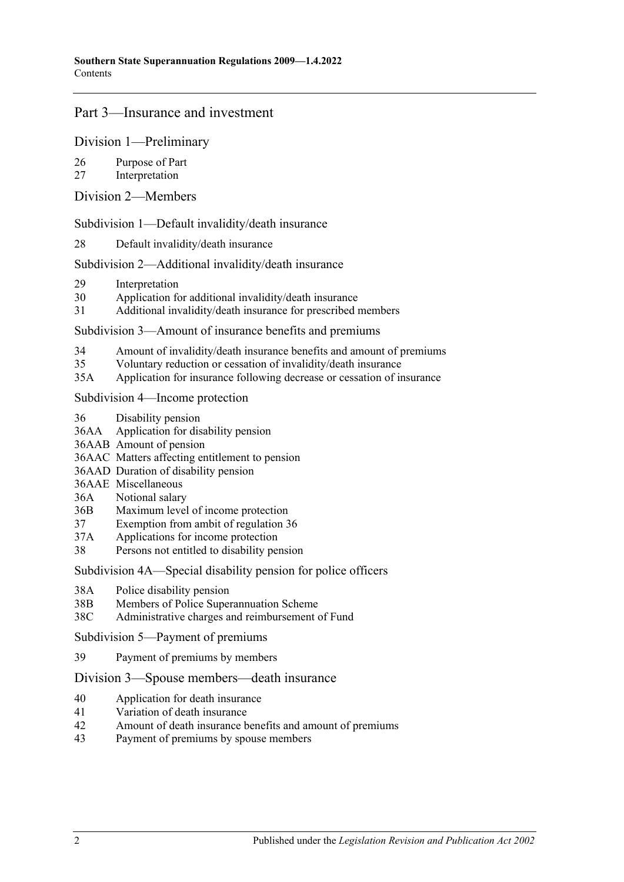## Part 3—Insurance and investment

### Division 1—Preliminary

26 Purpose of Part
27 Interpretation

### Division 2—Members

#### Subdivision 1—Default invalidity/death insurance

28 Default invalidity/death insurance

#### Subdivision 2—Additional invalidity/death insurance

29 Interpretation
30 Application for additional invalidity/death insurance
31 Additional invalidity/death insurance for prescribed members

#### Subdivision 3—Amount of insurance benefits and premiums

34 Amount of invalidity/death insurance benefits and amount of premiums
35 Voluntary reduction or cessation of invalidity/death insurance
35A Application for insurance following decrease or cessation of insurance

#### Subdivision 4—Income protection

36 Disability pension
36AA Application for disability pension
36AAB Amount of pension
36AAC Matters affecting entitlement to pension
36AAD Duration of disability pension
36AAE Miscellaneous
36A Notional salary
36B Maximum level of income protection
37 Exemption from ambit of regulation 36
37A Applications for income protection
38 Persons not entitled to disability pension

#### Subdivision 4A—Special disability pension for police officers

38A Police disability pension
38B Members of Police Superannuation Scheme
38C Administrative charges and reimbursement of Fund

#### Subdivision 5—Payment of premiums

39 Payment of premiums by members

### Division 3—Spouse members—death insurance

40 Application for death insurance
41 Variation of death insurance
42 Amount of death insurance benefits and amount of premiums
43 Payment of premiums by spouse members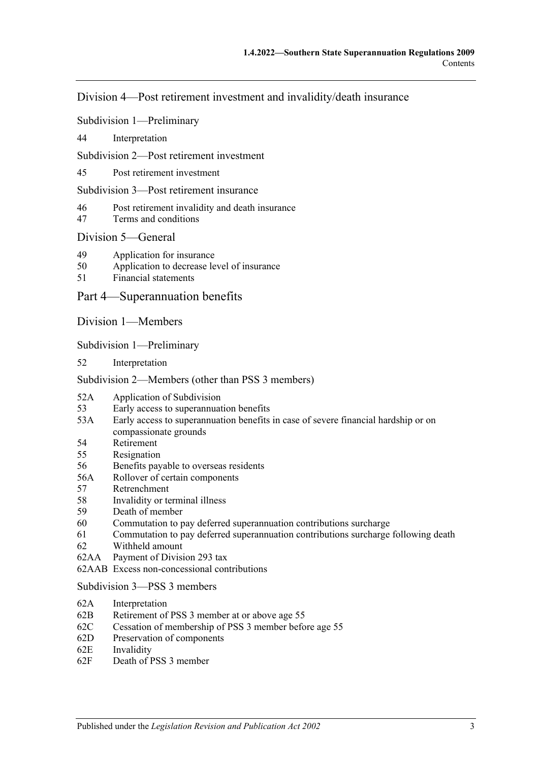Division 4—Post retirement investment and invalidity/death insurance

Subdivision 1—Preliminary

44 Interpretation

Subdivision 2—Post retirement investment

45 Post retirement investment

Subdivision 3—Post retirement insurance

46 Post retirement invalidity and death insurance
47 Terms and conditions

Division 5—General

49 Application for insurance
50 Application to decrease level of insurance
51 Financial statements

Part 4—Superannuation benefits

Division 1—Members

Subdivision 1—Preliminary

52 Interpretation

Subdivision 2—Members (other than PSS 3 members)

52A Application of Subdivision
53 Early access to superannuation benefits
53A Early access to superannuation benefits in case of severe financial hardship or on compassionate grounds
54 Retirement
55 Resignation
56 Benefits payable to overseas residents
56A Rollover of certain components
57 Retrenchment
58 Invalidity or terminal illness
59 Death of member
60 Commutation to pay deferred superannuation contributions surcharge
61 Commutation to pay deferred superannuation contributions surcharge following death
62 Withheld amount
62AA Payment of Division 293 tax
62AAB Excess non-concessional contributions

Subdivision 3—PSS 3 members

62A Interpretation
62B Retirement of PSS 3 member at or above age 55
62C Cessation of membership of PSS 3 member before age 55
62D Preservation of components
62E Invalidity
62F Death of PSS 3 member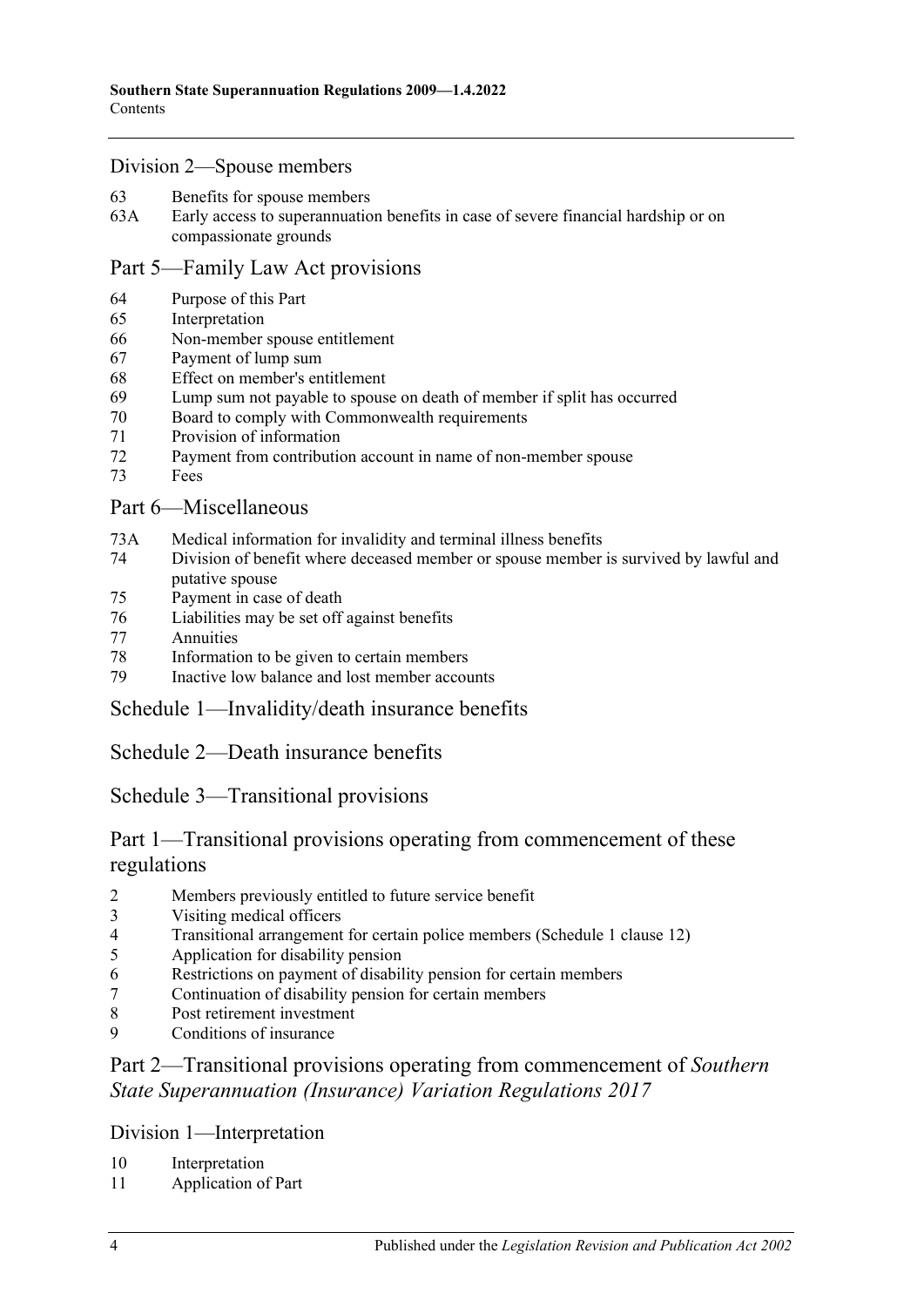## Division 2—Spouse members

63 Benefits for spouse members
63A Early access to superannuation benefits in case of severe financial hardship or on compassionate grounds

## Part 5—Family Law Act provisions

64 Purpose of this Part
65 Interpretation
66 Non-member spouse entitlement
67 Payment of lump sum
68 Effect on member's entitlement
69 Lump sum not payable to spouse on death of member if split has occurred
70 Board to comply with Commonwealth requirements
71 Provision of information
72 Payment from contribution account in name of non-member spouse
73 Fees

## Part 6—Miscellaneous

73A Medical information for invalidity and terminal illness benefits
74 Division of benefit where deceased member or spouse member is survived by lawful and putative spouse
75 Payment in case of death
76 Liabilities may be set off against benefits
77 Annuities
78 Information to be given to certain members
79 Inactive low balance and lost member accounts

## Schedule 1—Invalidity/death insurance benefits

## Schedule 2—Death insurance benefits

## Schedule 3—Transitional provisions

## Part 1—Transitional provisions operating from commencement of these regulations

2 Members previously entitled to future service benefit
3 Visiting medical officers
4 Transitional arrangement for certain police members (Schedule 1 clause 12)
5 Application for disability pension
6 Restrictions on payment of disability pension for certain members
7 Continuation of disability pension for certain members
8 Post retirement investment
9 Conditions of insurance

## Part 2—Transitional provisions operating from commencement of *Southern State Superannuation (Insurance) Variation Regulations 2017*

## Division 1—Interpretation

10 Interpretation
11 Application of Part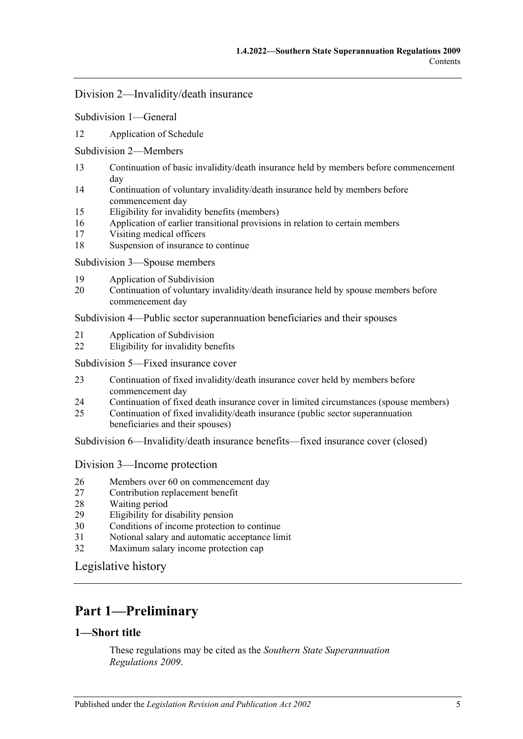Division 2—Invalidity/death insurance

Subdivision 1—General

12 Application of Schedule

Subdivision 2—Members

13 Continuation of basic invalidity/death insurance held by members before commencement day
14 Continuation of voluntary invalidity/death insurance held by members before commencement day
15 Eligibility for invalidity benefits (members)
16 Application of earlier transitional provisions in relation to certain members
17 Visiting medical officers
18 Suspension of insurance to continue

Subdivision 3—Spouse members

19 Application of Subdivision
20 Continuation of voluntary invalidity/death insurance held by spouse members before commencement day

Subdivision 4—Public sector superannuation beneficiaries and their spouses

21 Application of Subdivision
22 Eligibility for invalidity benefits

Subdivision 5—Fixed insurance cover

23 Continuation of fixed invalidity/death insurance cover held by members before commencement day
24 Continuation of fixed death insurance cover in limited circumstances (spouse members)
25 Continuation of fixed invalidity/death insurance (public sector superannuation beneficiaries and their spouses)

Subdivision 6—Invalidity/death insurance benefits—fixed insurance cover (closed)

Division 3—Income protection

26 Members over 60 on commencement day
27 Contribution replacement benefit
28 Waiting period
29 Eligibility for disability pension
30 Conditions of income protection to continue
31 Notional salary and automatic acceptance limit
32 Maximum salary income protection cap

Legislative history

# Part 1—Preliminary

## 1—Short title

These regulations may be cited as the *Southern State Superannuation Regulations 2009*.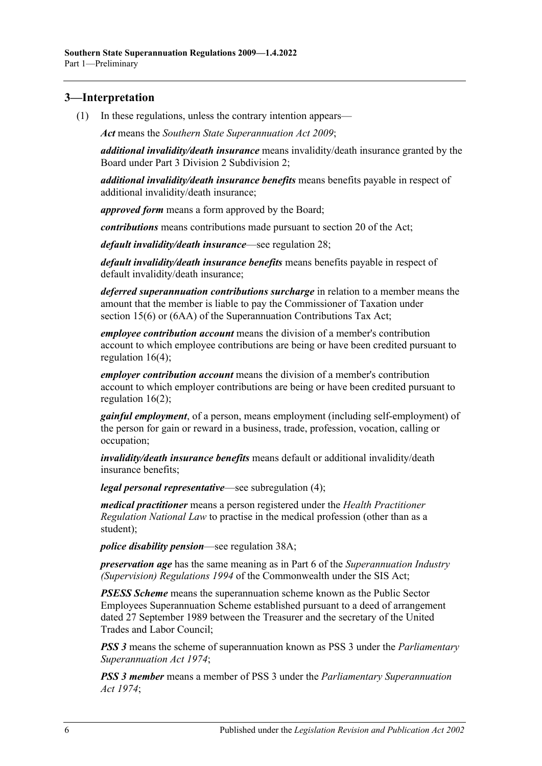## 3—Interpretation

(1) In these regulations, unless the contrary intention appears—

***Act*** means the *Southern State Superannuation Act 2009*;

***additional invalidity/death insurance*** means invalidity/death insurance granted by the Board under Part 3 Division 2 Subdivision 2;

***additional invalidity/death insurance benefits*** means benefits payable in respect of additional invalidity/death insurance;

***approved form*** means a form approved by the Board;

***contributions*** means contributions made pursuant to section 20 of the Act;

***default invalidity/death insurance***—see regulation 28;

***default invalidity/death insurance benefits*** means benefits payable in respect of default invalidity/death insurance;

***deferred superannuation contributions surcharge*** in relation to a member means the amount that the member is liable to pay the Commissioner of Taxation under section 15(6) or (6AA) of the Superannuation Contributions Tax Act;

***employee contribution account*** means the division of a member's contribution account to which employee contributions are being or have been credited pursuant to regulation 16(4);

***employer contribution account*** means the division of a member's contribution account to which employer contributions are being or have been credited pursuant to regulation 16(2);

***gainful employment***, of a person, means employment (including self-employment) of the person for gain or reward in a business, trade, profession, vocation, calling or occupation;

***invalidity/death insurance benefits*** means default or additional invalidity/death insurance benefits;

***legal personal representative***—see subregulation (4);

***medical practitioner*** means a person registered under the *Health Practitioner Regulation National Law* to practise in the medical profession (other than as a student);

***police disability pension***—see regulation 38A;

***preservation age*** has the same meaning as in Part 6 of the *Superannuation Industry (Supervision) Regulations 1994* of the Commonwealth under the SIS Act;

***PSESS Scheme*** means the superannuation scheme known as the Public Sector Employees Superannuation Scheme established pursuant to a deed of arrangement dated 27 September 1989 between the Treasurer and the secretary of the United Trades and Labor Council;

***PSS 3*** means the scheme of superannuation known as PSS 3 under the *Parliamentary Superannuation Act 1974*;

***PSS 3 member*** means a member of PSS 3 under the *Parliamentary Superannuation Act 1974*;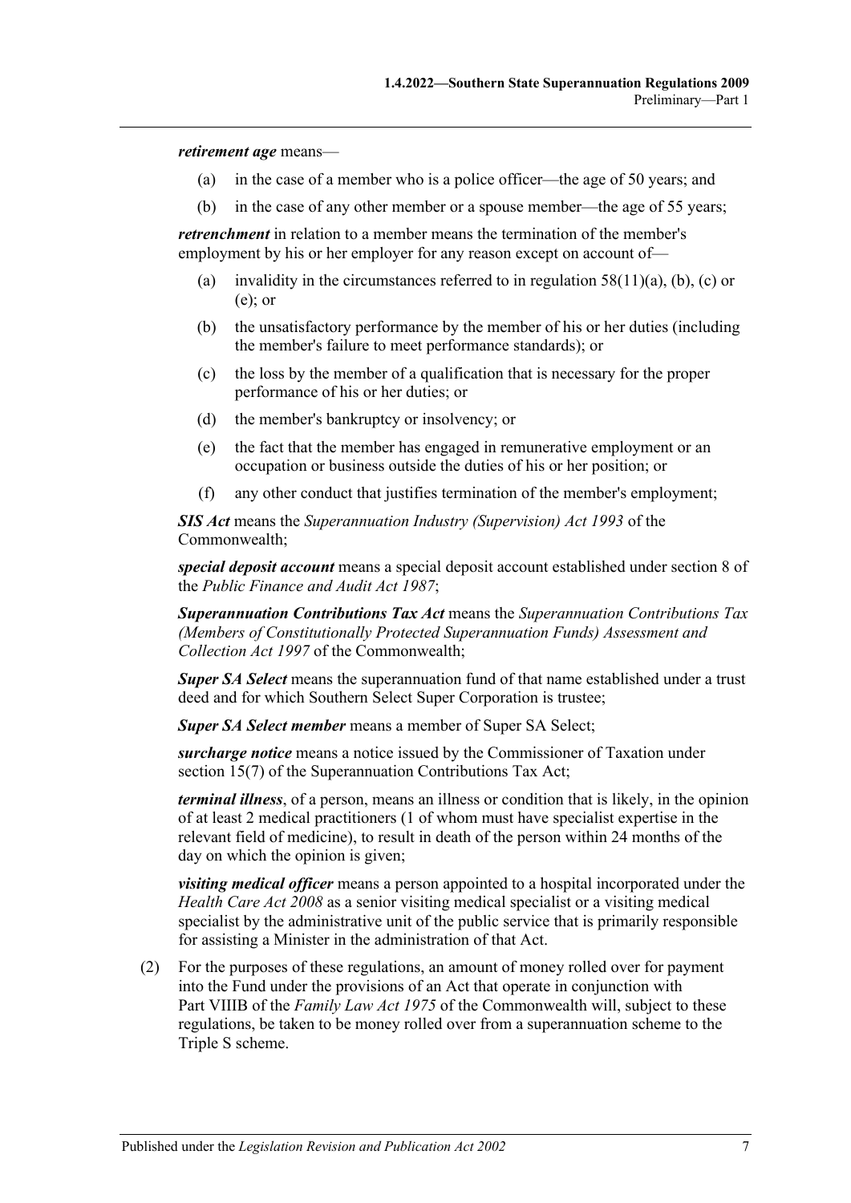***retirement age*** means—

- (a) in the case of a member who is a police officer—the age of 50 years; and
- (b) in the case of any other member or a spouse member—the age of 55 years;

***retrenchment*** in relation to a member means the termination of the member's employment by his or her employer for any reason except on account of—

- (a) invalidity in the circumstances referred to in regulation 58(11)(a), (b), (c) or (e); or
- (b) the unsatisfactory performance by the member of his or her duties (including the member's failure to meet performance standards); or
- (c) the loss by the member of a qualification that is necessary for the proper performance of his or her duties; or
- (d) the member's bankruptcy or insolvency; or
- (e) the fact that the member has engaged in remunerative employment or an occupation or business outside the duties of his or her position; or
- (f) any other conduct that justifies termination of the member's employment;

***SIS Act*** means the *Superannuation Industry (Supervision) Act 1993* of the Commonwealth;

***special deposit account*** means a special deposit account established under section 8 of the *Public Finance and Audit Act 1987*;

***Superannuation Contributions Tax Act*** means the *Superannuation Contributions Tax (Members of Constitutionally Protected Superannuation Funds) Assessment and Collection Act 1997* of the Commonwealth;

***Super SA Select*** means the superannuation fund of that name established under a trust deed and for which Southern Select Super Corporation is trustee;

***Super SA Select member*** means a member of Super SA Select;

***surcharge notice*** means a notice issued by the Commissioner of Taxation under section 15(7) of the Superannuation Contributions Tax Act;

***terminal illness***, of a person, means an illness or condition that is likely, in the opinion of at least 2 medical practitioners (1 of whom must have specialist expertise in the relevant field of medicine), to result in death of the person within 24 months of the day on which the opinion is given;

***visiting medical officer*** means a person appointed to a hospital incorporated under the *Health Care Act 2008* as a senior visiting medical specialist or a visiting medical specialist by the administrative unit of the public service that is primarily responsible for assisting a Minister in the administration of that Act.

(2) For the purposes of these regulations, an amount of money rolled over for payment into the Fund under the provisions of an Act that operate in conjunction with Part VIIIB of the *Family Law Act 1975* of the Commonwealth will, subject to these regulations, be taken to be money rolled over from a superannuation scheme to the Triple S scheme.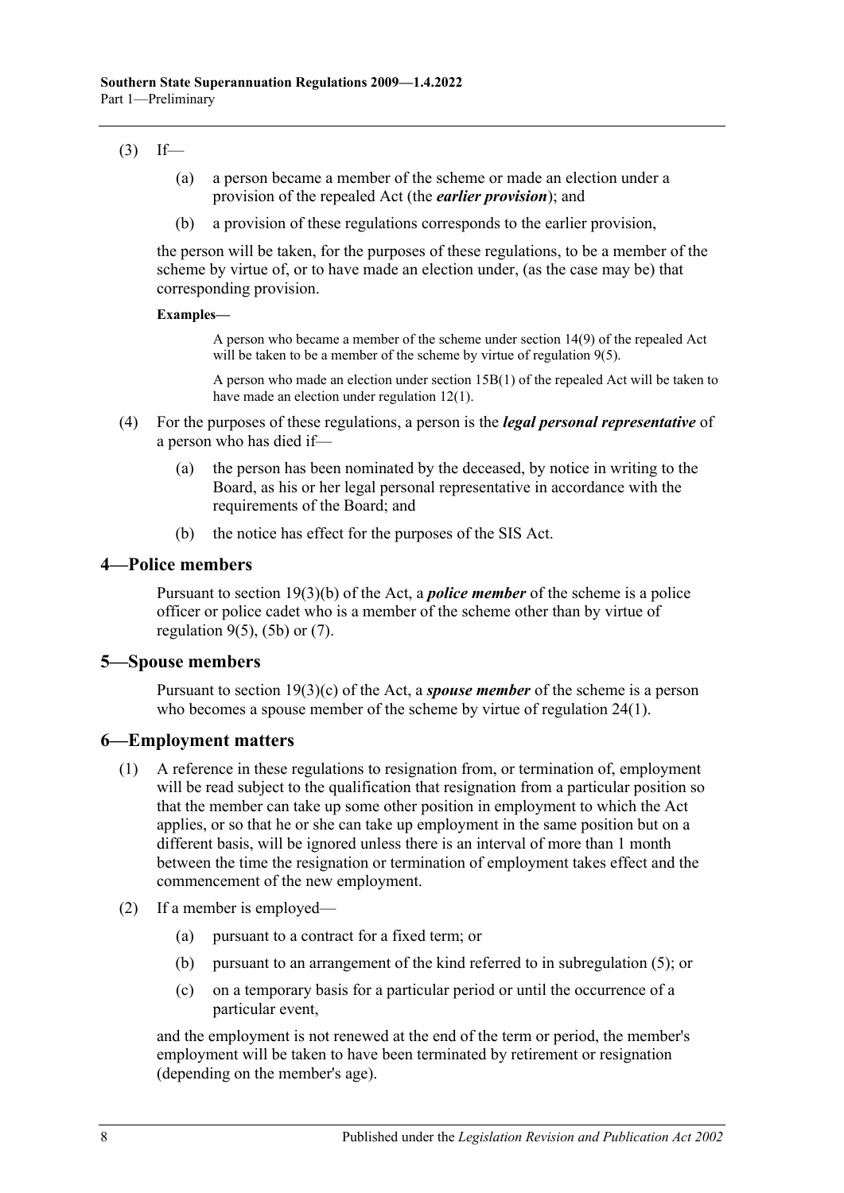(3) If—

(a) a person became a member of the scheme or made an election under a provision of the repealed Act (the ***earlier provision***); and

(b) a provision of these regulations corresponds to the earlier provision,

the person will be taken, for the purposes of these regulations, to be a member of the scheme by virtue of, or to have made an election under, (as the case may be) that corresponding provision.

**Examples—**

A person who became a member of the scheme under section 14(9) of the repealed Act will be taken to be a member of the scheme by virtue of regulation 9(5).

A person who made an election under section 15B(1) of the repealed Act will be taken to have made an election under regulation 12(1).

(4) For the purposes of these regulations, a person is the ***legal personal representative*** of a person who has died if—

(a) the person has been nominated by the deceased, by notice in writing to the Board, as his or her legal personal representative in accordance with the requirements of the Board; and

(b) the notice has effect for the purposes of the SIS Act.

## 4—Police members

Pursuant to section 19(3)(b) of the Act, a ***police member*** of the scheme is a police officer or police cadet who is a member of the scheme other than by virtue of regulation 9(5), (5b) or (7).

## 5—Spouse members

Pursuant to section 19(3)(c) of the Act, a ***spouse member*** of the scheme is a person who becomes a spouse member of the scheme by virtue of regulation 24(1).

## 6—Employment matters

(1) A reference in these regulations to resignation from, or termination of, employment will be read subject to the qualification that resignation from a particular position so that the member can take up some other position in employment to which the Act applies, or so that he or she can take up employment in the same position but on a different basis, will be ignored unless there is an interval of more than 1 month between the time the resignation or termination of employment takes effect and the commencement of the new employment.

(2) If a member is employed—

(a) pursuant to a contract for a fixed term; or

(b) pursuant to an arrangement of the kind referred to in subregulation (5); or

(c) on a temporary basis for a particular period or until the occurrence of a particular event,

and the employment is not renewed at the end of the term or period, the member's employment will be taken to have been terminated by retirement or resignation (depending on the member's age).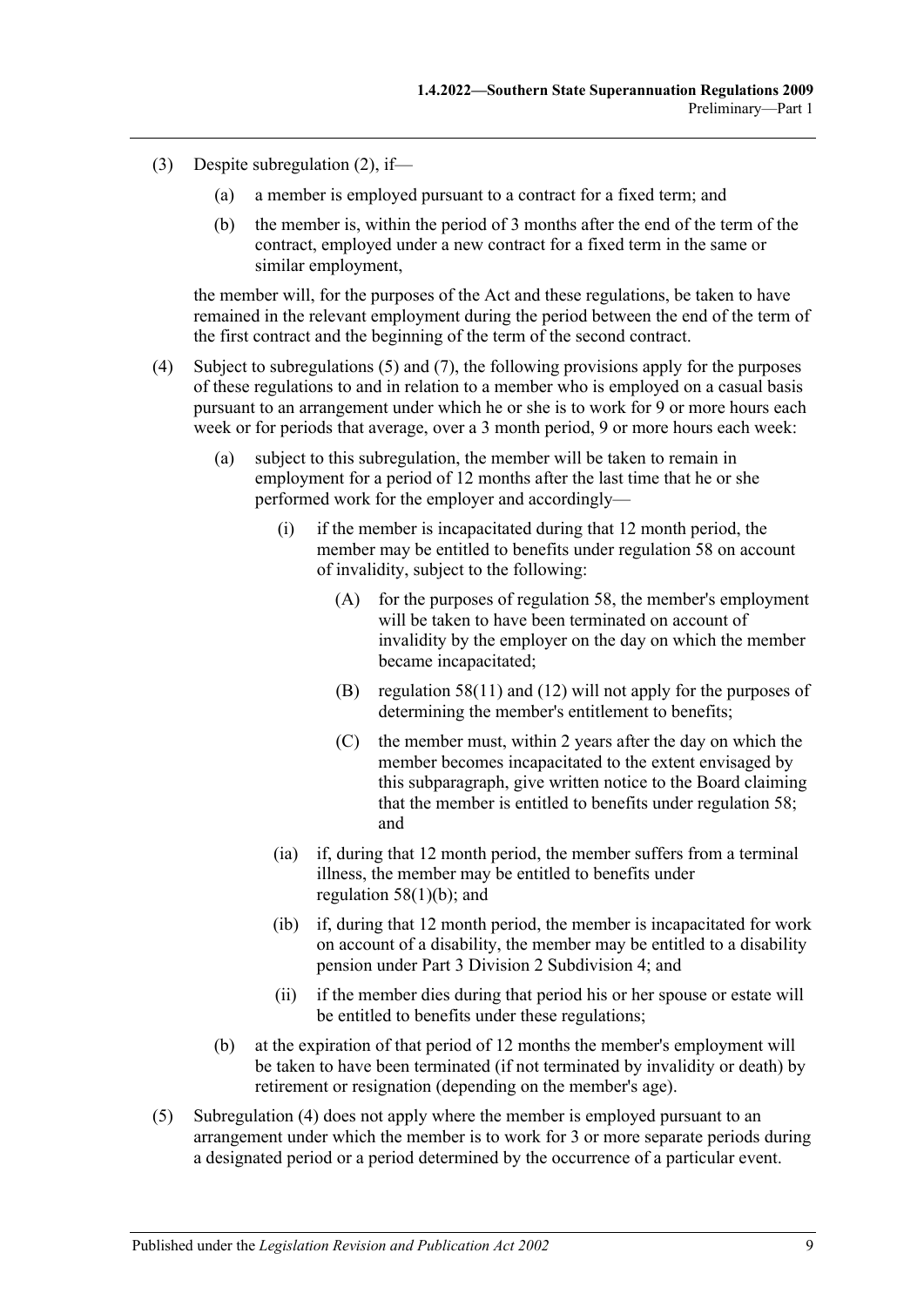(3) Despite subregulation (2), if—

(a) a member is employed pursuant to a contract for a fixed term; and

(b) the member is, within the period of 3 months after the end of the term of the contract, employed under a new contract for a fixed term in the same or similar employment,

the member will, for the purposes of the Act and these regulations, be taken to have remained in the relevant employment during the period between the end of the term of the first contract and the beginning of the term of the second contract.

(4) Subject to subregulations (5) and (7), the following provisions apply for the purposes of these regulations to and in relation to a member who is employed on a casual basis pursuant to an arrangement under which he or she is to work for 9 or more hours each week or for periods that average, over a 3 month period, 9 or more hours each week:

(a) subject to this subregulation, the member will be taken to remain in employment for a period of 12 months after the last time that he or she performed work for the employer and accordingly—

(i) if the member is incapacitated during that 12 month period, the member may be entitled to benefits under regulation 58 on account of invalidity, subject to the following:

(A) for the purposes of regulation 58, the member's employment will be taken to have been terminated on account of invalidity by the employer on the day on which the member became incapacitated;

(B) regulation 58(11) and (12) will not apply for the purposes of determining the member's entitlement to benefits;

(C) the member must, within 2 years after the day on which the member becomes incapacitated to the extent envisaged by this subparagraph, give written notice to the Board claiming that the member is entitled to benefits under regulation 58; and

(ia) if, during that 12 month period, the member suffers from a terminal illness, the member may be entitled to benefits under regulation 58(1)(b); and

(ib) if, during that 12 month period, the member is incapacitated for work on account of a disability, the member may be entitled to a disability pension under Part 3 Division 2 Subdivision 4; and

(ii) if the member dies during that period his or her spouse or estate will be entitled to benefits under these regulations;

(b) at the expiration of that period of 12 months the member's employment will be taken to have been terminated (if not terminated by invalidity or death) by retirement or resignation (depending on the member's age).

(5) Subregulation (4) does not apply where the member is employed pursuant to an arrangement under which the member is to work for 3 or more separate periods during a designated period or a period determined by the occurrence of a particular event.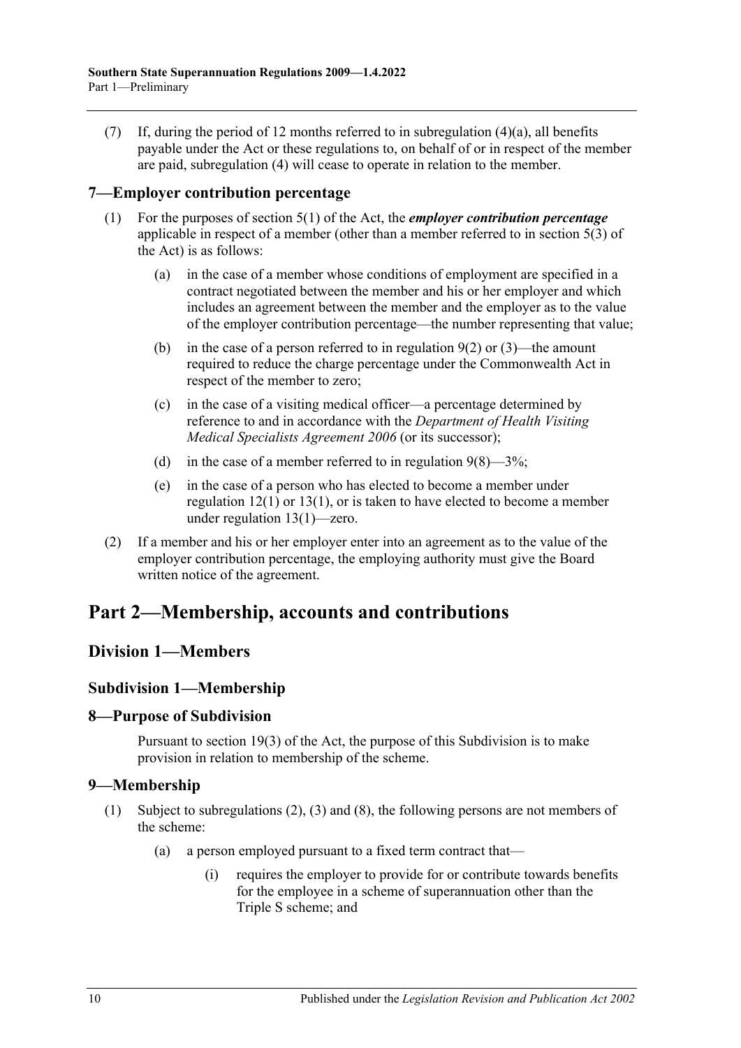(7) If, during the period of 12 months referred to in subregulation (4)(a), all benefits payable under the Act or these regulations to, on behalf of or in respect of the member are paid, subregulation (4) will cease to operate in relation to the member.

### 7—Employer contribution percentage

(1) For the purposes of section 5(1) of the Act, the ***employer contribution percentage*** applicable in respect of a member (other than a member referred to in section 5(3) of the Act) is as follows:

(a) in the case of a member whose conditions of employment are specified in a contract negotiated between the member and his or her employer and which includes an agreement between the member and the employer as to the value of the employer contribution percentage—the number representing that value;

(b) in the case of a person referred to in regulation 9(2) or (3)—the amount required to reduce the charge percentage under the Commonwealth Act in respect of the member to zero;

(c) in the case of a visiting medical officer—a percentage determined by reference to and in accordance with the *Department of Health Visiting Medical Specialists Agreement 2006* (or its successor);

(d) in the case of a member referred to in regulation 9(8)—3%;

(e) in the case of a person who has elected to become a member under regulation 12(1) or 13(1), or is taken to have elected to become a member under regulation 13(1)—zero.

(2) If a member and his or her employer enter into an agreement as to the value of the employer contribution percentage, the employing authority must give the Board written notice of the agreement.

# Part 2—Membership, accounts and contributions

## Division 1—Members

### Subdivision 1—Membership

### 8—Purpose of Subdivision

Pursuant to section 19(3) of the Act, the purpose of this Subdivision is to make provision in relation to membership of the scheme.

### 9—Membership

(1) Subject to subregulations (2), (3) and (8), the following persons are not members of the scheme:

(a) a person employed pursuant to a fixed term contract that—

(i) requires the employer to provide for or contribute towards benefits for the employee in a scheme of superannuation other than the Triple S scheme; and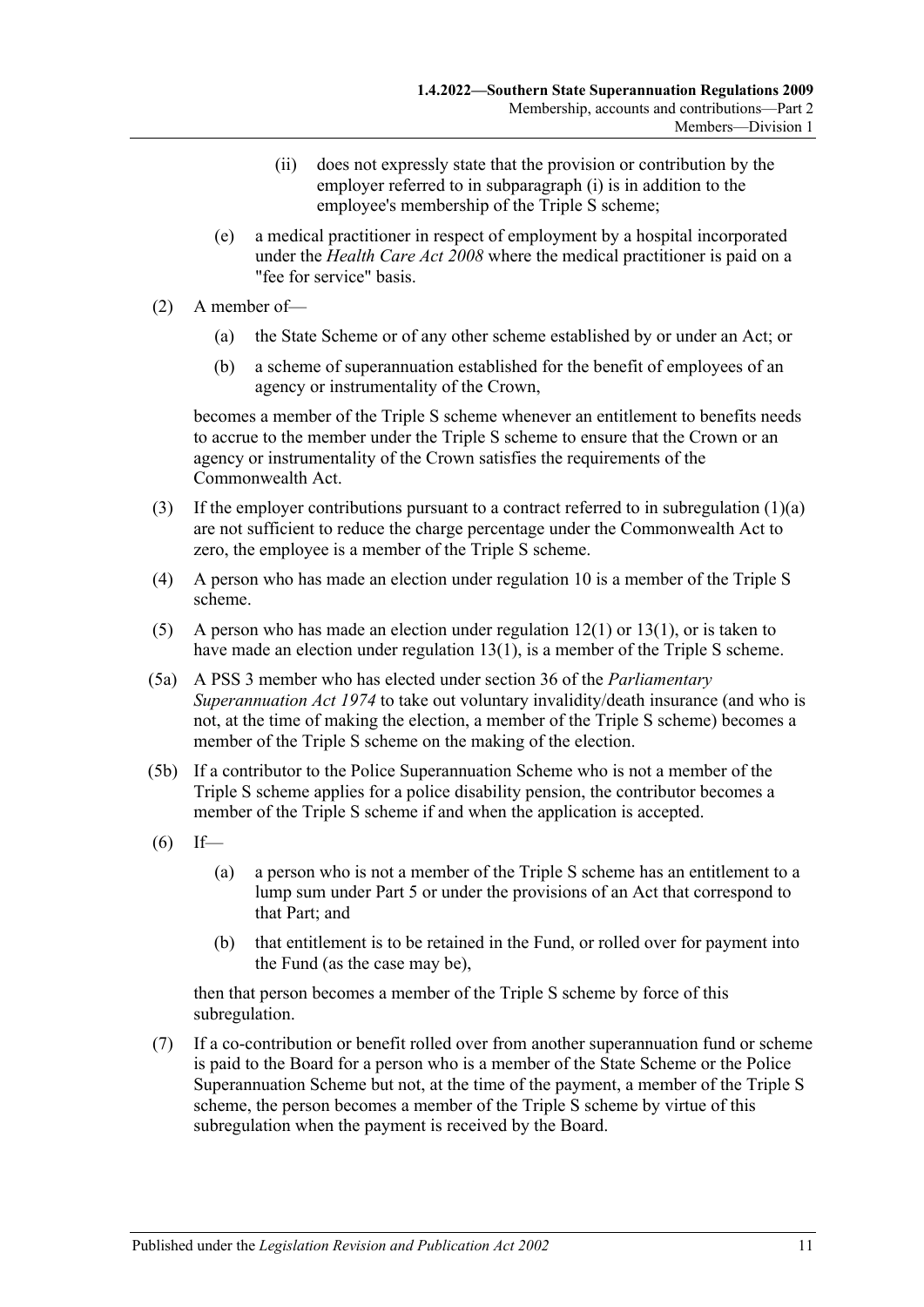(ii) does not expressly state that the provision or contribution by the employer referred to in subparagraph (i) is in addition to the employee's membership of the Triple S scheme;

(e) a medical practitioner in respect of employment by a hospital incorporated under the *Health Care Act 2008* where the medical practitioner is paid on a "fee for service" basis.

(2) A member of—

(a) the State Scheme or of any other scheme established by or under an Act; or

(b) a scheme of superannuation established for the benefit of employees of an agency or instrumentality of the Crown,

becomes a member of the Triple S scheme whenever an entitlement to benefits needs to accrue to the member under the Triple S scheme to ensure that the Crown or an agency or instrumentality of the Crown satisfies the requirements of the Commonwealth Act.

(3) If the employer contributions pursuant to a contract referred to in subregulation (1)(a) are not sufficient to reduce the charge percentage under the Commonwealth Act to zero, the employee is a member of the Triple S scheme.

(4) A person who has made an election under regulation 10 is a member of the Triple S scheme.

(5) A person who has made an election under regulation 12(1) or 13(1), or is taken to have made an election under regulation 13(1), is a member of the Triple S scheme.

(5a) A PSS 3 member who has elected under section 36 of the *Parliamentary Superannuation Act 1974* to take out voluntary invalidity/death insurance (and who is not, at the time of making the election, a member of the Triple S scheme) becomes a member of the Triple S scheme on the making of the election.

(5b) If a contributor to the Police Superannuation Scheme who is not a member of the Triple S scheme applies for a police disability pension, the contributor becomes a member of the Triple S scheme if and when the application is accepted.

(6) If—

(a) a person who is not a member of the Triple S scheme has an entitlement to a lump sum under Part 5 or under the provisions of an Act that correspond to that Part; and

(b) that entitlement is to be retained in the Fund, or rolled over for payment into the Fund (as the case may be),

then that person becomes a member of the Triple S scheme by force of this subregulation.

(7) If a co-contribution or benefit rolled over from another superannuation fund or scheme is paid to the Board for a person who is a member of the State Scheme or the Police Superannuation Scheme but not, at the time of the payment, a member of the Triple S scheme, the person becomes a member of the Triple S scheme by virtue of this subregulation when the payment is received by the Board.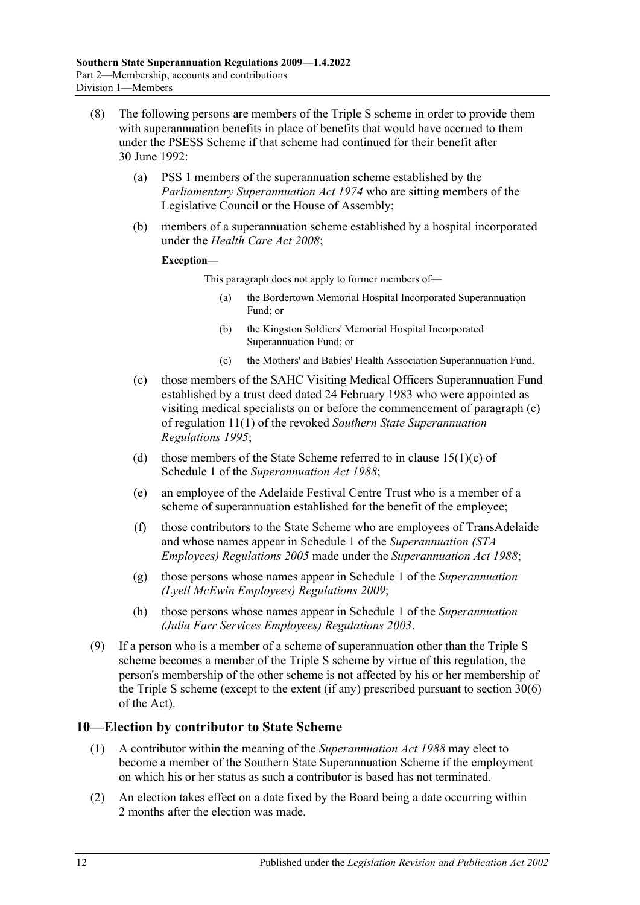(8) The following persons are members of the Triple S scheme in order to provide them with superannuation benefits in place of benefits that would have accrued to them under the PSESS Scheme if that scheme had continued for their benefit after 30 June 1992:

(a) PSS 1 members of the superannuation scheme established by the *Parliamentary Superannuation Act 1974* who are sitting members of the Legislative Council or the House of Assembly;

(b) members of a superannuation scheme established by a hospital incorporated under the *Health Care Act 2008*;

**Exception—**

This paragraph does not apply to former members of—

(a) the Bordertown Memorial Hospital Incorporated Superannuation Fund; or

(b) the Kingston Soldiers' Memorial Hospital Incorporated Superannuation Fund; or

(c) the Mothers' and Babies' Health Association Superannuation Fund.

(c) those members of the SAHC Visiting Medical Officers Superannuation Fund established by a trust deed dated 24 February 1983 who were appointed as visiting medical specialists on or before the commencement of paragraph (c) of regulation 11(1) of the revoked *Southern State Superannuation Regulations 1995*;

(d) those members of the State Scheme referred to in clause 15(1)(c) of Schedule 1 of the *Superannuation Act 1988*;

(e) an employee of the Adelaide Festival Centre Trust who is a member of a scheme of superannuation established for the benefit of the employee;

(f) those contributors to the State Scheme who are employees of TransAdelaide and whose names appear in Schedule 1 of the *Superannuation (STA Employees) Regulations 2005* made under the *Superannuation Act 1988*;

(g) those persons whose names appear in Schedule 1 of the *Superannuation (Lyell McEwin Employees) Regulations 2009*;

(h) those persons whose names appear in Schedule 1 of the *Superannuation (Julia Farr Services Employees) Regulations 2003*.

(9) If a person who is a member of a scheme of superannuation other than the Triple S scheme becomes a member of the Triple S scheme by virtue of this regulation, the person's membership of the other scheme is not affected by his or her membership of the Triple S scheme (except to the extent (if any) prescribed pursuant to section 30(6) of the Act).

## 10—Election by contributor to State Scheme

(1) A contributor within the meaning of the *Superannuation Act 1988* may elect to become a member of the Southern State Superannuation Scheme if the employment on which his or her status as such a contributor is based has not terminated.

(2) An election takes effect on a date fixed by the Board being a date occurring within 2 months after the election was made.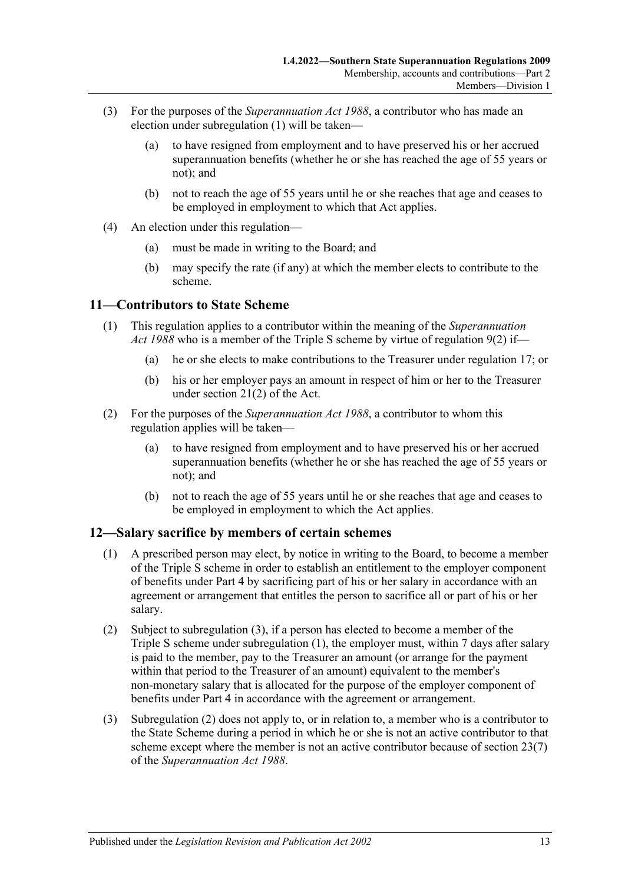(3) For the purposes of the *Superannuation Act 1988*, a contributor who has made an election under subregulation (1) will be taken—

(a) to have resigned from employment and to have preserved his or her accrued superannuation benefits (whether he or she has reached the age of 55 years or not); and

(b) not to reach the age of 55 years until he or she reaches that age and ceases to be employed in employment to which that Act applies.

(4) An election under this regulation—

(a) must be made in writing to the Board; and

(b) may specify the rate (if any) at which the member elects to contribute to the scheme.

## 11—Contributors to State Scheme

(1) This regulation applies to a contributor within the meaning of the *Superannuation Act 1988* who is a member of the Triple S scheme by virtue of regulation 9(2) if—

(a) he or she elects to make contributions to the Treasurer under regulation 17; or

(b) his or her employer pays an amount in respect of him or her to the Treasurer under section 21(2) of the Act.

(2) For the purposes of the *Superannuation Act 1988*, a contributor to whom this regulation applies will be taken—

(a) to have resigned from employment and to have preserved his or her accrued superannuation benefits (whether he or she has reached the age of 55 years or not); and

(b) not to reach the age of 55 years until he or she reaches that age and ceases to be employed in employment to which the Act applies.

## 12—Salary sacrifice by members of certain schemes

(1) A prescribed person may elect, by notice in writing to the Board, to become a member of the Triple S scheme in order to establish an entitlement to the employer component of benefits under Part 4 by sacrificing part of his or her salary in accordance with an agreement or arrangement that entitles the person to sacrifice all or part of his or her salary.

(2) Subject to subregulation (3), if a person has elected to become a member of the Triple S scheme under subregulation (1), the employer must, within 7 days after salary is paid to the member, pay to the Treasurer an amount (or arrange for the payment within that period to the Treasurer of an amount) equivalent to the member's non-monetary salary that is allocated for the purpose of the employer component of benefits under Part 4 in accordance with the agreement or arrangement.

(3) Subregulation (2) does not apply to, or in relation to, a member who is a contributor to the State Scheme during a period in which he or she is not an active contributor to that scheme except where the member is not an active contributor because of section 23(7) of the *Superannuation Act 1988*.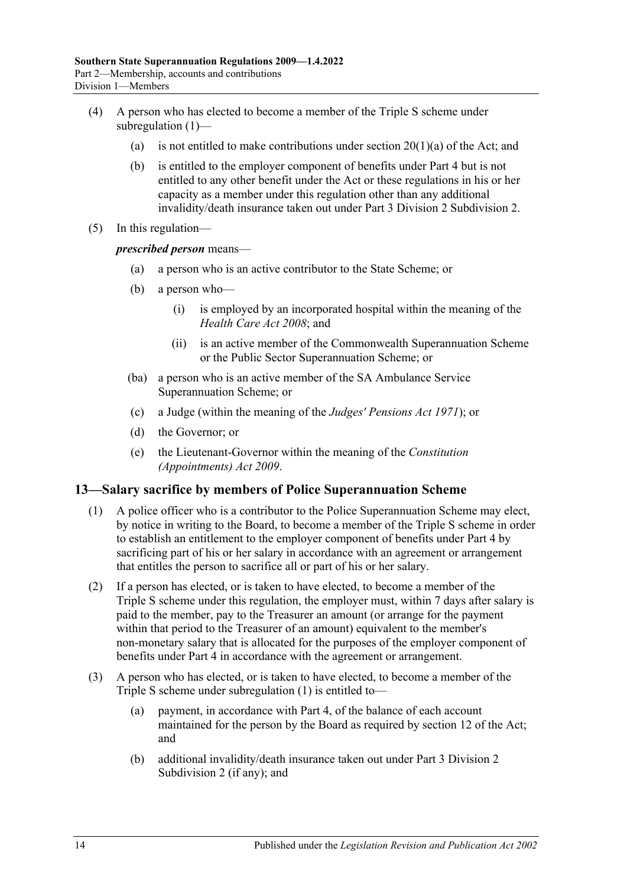(4) A person who has elected to become a member of the Triple S scheme under subregulation (1)—

(a) is not entitled to make contributions under section 20(1)(a) of the Act; and

(b) is entitled to the employer component of benefits under Part 4 but is not entitled to any other benefit under the Act or these regulations in his or her capacity as a member under this regulation other than any additional invalidity/death insurance taken out under Part 3 Division 2 Subdivision 2.

(5) In this regulation—

***prescribed person*** means—

(a) a person who is an active contributor to the State Scheme; or

(b) a person who—

(i) is employed by an incorporated hospital within the meaning of the *Health Care Act 2008*; and

(ii) is an active member of the Commonwealth Superannuation Scheme or the Public Sector Superannuation Scheme; or

(ba) a person who is an active member of the SA Ambulance Service Superannuation Scheme; or

(c) a Judge (within the meaning of the *Judges' Pensions Act 1971*); or

(d) the Governor; or

(e) the Lieutenant-Governor within the meaning of the *Constitution (Appointments) Act 2009*.

## 13—Salary sacrifice by members of Police Superannuation Scheme

(1) A police officer who is a contributor to the Police Superannuation Scheme may elect, by notice in writing to the Board, to become a member of the Triple S scheme in order to establish an entitlement to the employer component of benefits under Part 4 by sacrificing part of his or her salary in accordance with an agreement or arrangement that entitles the person to sacrifice all or part of his or her salary.

(2) If a person has elected, or is taken to have elected, to become a member of the Triple S scheme under this regulation, the employer must, within 7 days after salary is paid to the member, pay to the Treasurer an amount (or arrange for the payment within that period to the Treasurer of an amount) equivalent to the member's non-monetary salary that is allocated for the purposes of the employer component of benefits under Part 4 in accordance with the agreement or arrangement.

(3) A person who has elected, or is taken to have elected, to become a member of the Triple S scheme under subregulation (1) is entitled to—

(a) payment, in accordance with Part 4, of the balance of each account maintained for the person by the Board as required by section 12 of the Act; and

(b) additional invalidity/death insurance taken out under Part 3 Division 2 Subdivision 2 (if any); and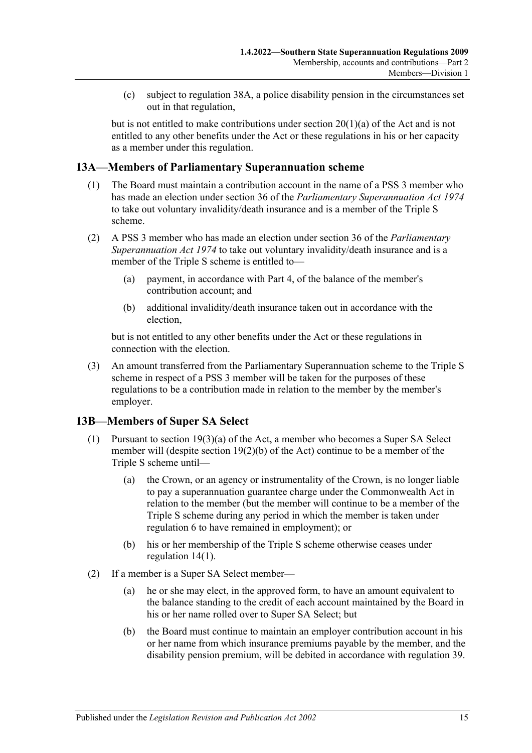(c) subject to regulation 38A, a police disability pension in the circumstances set out in that regulation,

but is not entitled to make contributions under section 20(1)(a) of the Act and is not entitled to any other benefits under the Act or these regulations in his or her capacity as a member under this regulation.

## 13A—Members of Parliamentary Superannuation scheme

(1) The Board must maintain a contribution account in the name of a PSS 3 member who has made an election under section 36 of the *Parliamentary Superannuation Act 1974* to take out voluntary invalidity/death insurance and is a member of the Triple S scheme.

(2) A PSS 3 member who has made an election under section 36 of the *Parliamentary Superannuation Act 1974* to take out voluntary invalidity/death insurance and is a member of the Triple S scheme is entitled to—

(a) payment, in accordance with Part 4, of the balance of the member's contribution account; and

(b) additional invalidity/death insurance taken out in accordance with the election,

but is not entitled to any other benefits under the Act or these regulations in connection with the election.

(3) An amount transferred from the Parliamentary Superannuation scheme to the Triple S scheme in respect of a PSS 3 member will be taken for the purposes of these regulations to be a contribution made in relation to the member by the member's employer.

## 13B—Members of Super SA Select

(1) Pursuant to section 19(3)(a) of the Act, a member who becomes a Super SA Select member will (despite section 19(2)(b) of the Act) continue to be a member of the Triple S scheme until—

(a) the Crown, or an agency or instrumentality of the Crown, is no longer liable to pay a superannuation guarantee charge under the Commonwealth Act in relation to the member (but the member will continue to be a member of the Triple S scheme during any period in which the member is taken under regulation 6 to have remained in employment); or

(b) his or her membership of the Triple S scheme otherwise ceases under regulation 14(1).

(2) If a member is a Super SA Select member—

(a) he or she may elect, in the approved form, to have an amount equivalent to the balance standing to the credit of each account maintained by the Board in his or her name rolled over to Super SA Select; but

(b) the Board must continue to maintain an employer contribution account in his or her name from which insurance premiums payable by the member, and the disability pension premium, will be debited in accordance with regulation 39.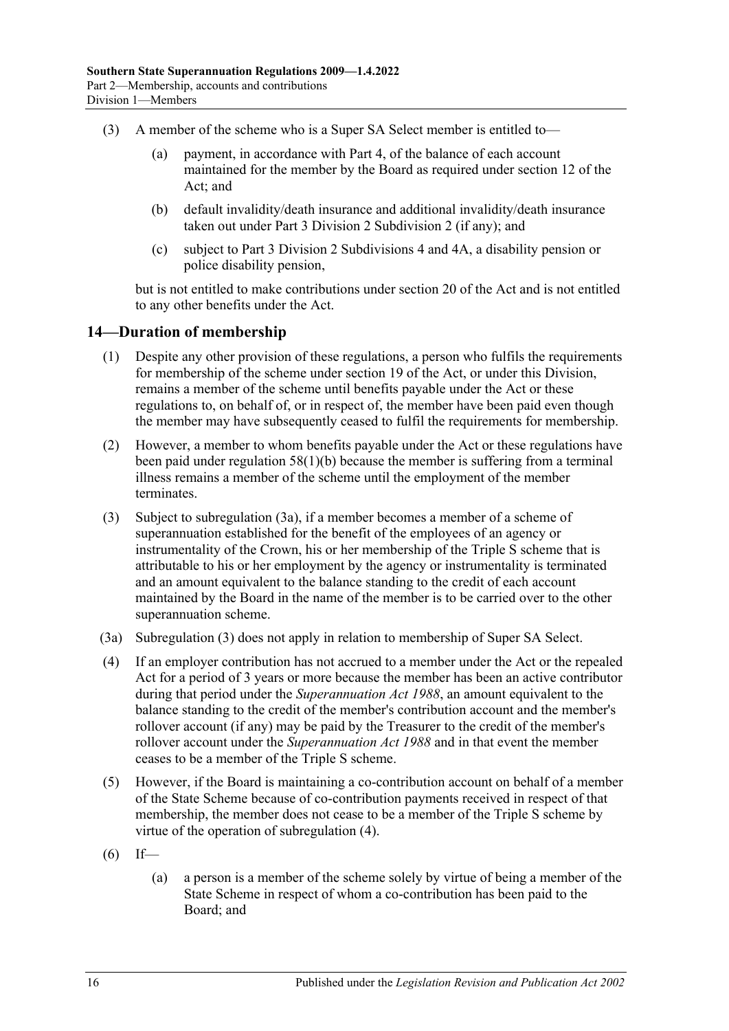(3) A member of the scheme who is a Super SA Select member is entitled to—

(a) payment, in accordance with Part 4, of the balance of each account maintained for the member by the Board as required under section 12 of the Act; and

(b) default invalidity/death insurance and additional invalidity/death insurance taken out under Part 3 Division 2 Subdivision 2 (if any); and

(c) subject to Part 3 Division 2 Subdivisions 4 and 4A, a disability pension or police disability pension,

but is not entitled to make contributions under section 20 of the Act and is not entitled to any other benefits under the Act.

## 14—Duration of membership

(1) Despite any other provision of these regulations, a person who fulfils the requirements for membership of the scheme under section 19 of the Act, or under this Division, remains a member of the scheme until benefits payable under the Act or these regulations to, on behalf of, or in respect of, the member have been paid even though the member may have subsequently ceased to fulfil the requirements for membership.

(2) However, a member to whom benefits payable under the Act or these regulations have been paid under regulation 58(1)(b) because the member is suffering from a terminal illness remains a member of the scheme until the employment of the member terminates.

(3) Subject to subregulation (3a), if a member becomes a member of a scheme of superannuation established for the benefit of the employees of an agency or instrumentality of the Crown, his or her membership of the Triple S scheme that is attributable to his or her employment by the agency or instrumentality is terminated and an amount equivalent to the balance standing to the credit of each account maintained by the Board in the name of the member is to be carried over to the other superannuation scheme.

(3a) Subregulation (3) does not apply in relation to membership of Super SA Select.

(4) If an employer contribution has not accrued to a member under the Act or the repealed Act for a period of 3 years or more because the member has been an active contributor during that period under the *Superannuation Act 1988*, an amount equivalent to the balance standing to the credit of the member's contribution account and the member's rollover account (if any) may be paid by the Treasurer to the credit of the member's rollover account under the *Superannuation Act 1988* and in that event the member ceases to be a member of the Triple S scheme.

(5) However, if the Board is maintaining a co-contribution account on behalf of a member of the State Scheme because of co-contribution payments received in respect of that membership, the member does not cease to be a member of the Triple S scheme by virtue of the operation of subregulation (4).

(6) If—

(a) a person is a member of the scheme solely by virtue of being a member of the State Scheme in respect of whom a co-contribution has been paid to the Board; and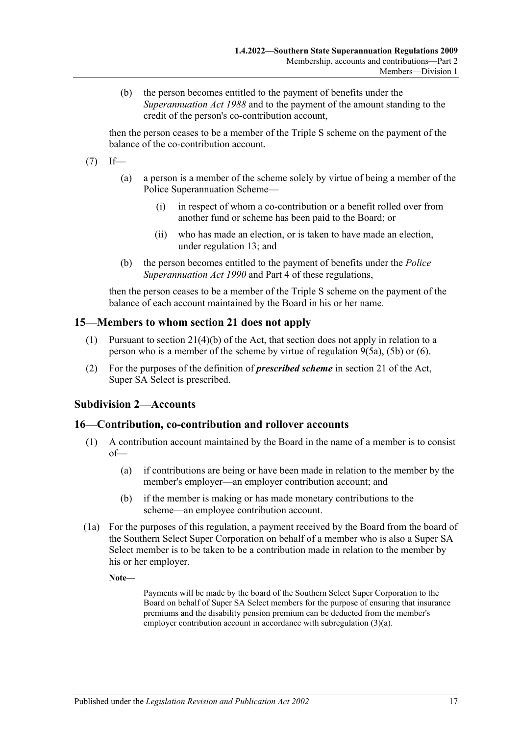(b) the person becomes entitled to the payment of benefits under the *Superannuation Act 1988* and to the payment of the amount standing to the credit of the person's co-contribution account,

then the person ceases to be a member of the Triple S scheme on the payment of the balance of the co-contribution account.

(7) If—

(a) a person is a member of the scheme solely by virtue of being a member of the Police Superannuation Scheme—

(i) in respect of whom a co-contribution or a benefit rolled over from another fund or scheme has been paid to the Board; or

(ii) who has made an election, or is taken to have made an election, under regulation 13; and

(b) the person becomes entitled to the payment of benefits under the *Police Superannuation Act 1990* and Part 4 of these regulations,

then the person ceases to be a member of the Triple S scheme on the payment of the balance of each account maintained by the Board in his or her name.

## 15—Members to whom section 21 does not apply

(1) Pursuant to section 21(4)(b) of the Act, that section does not apply in relation to a person who is a member of the scheme by virtue of regulation 9(5a), (5b) or (6).

(2) For the purposes of the definition of ***prescribed scheme*** in section 21 of the Act, Super SA Select is prescribed.

### Subdivision 2—Accounts

## 16—Contribution, co-contribution and rollover accounts

(1) A contribution account maintained by the Board in the name of a member is to consist of—

(a) if contributions are being or have been made in relation to the member by the member's employer—an employer contribution account; and

(b) if the member is making or has made monetary contributions to the scheme—an employee contribution account.

(1a) For the purposes of this regulation, a payment received by the Board from the board of the Southern Select Super Corporation on behalf of a member who is also a Super SA Select member is to be taken to be a contribution made in relation to the member by his or her employer.

**Note—**

Payments will be made by the board of the Southern Select Super Corporation to the Board on behalf of Super SA Select members for the purpose of ensuring that insurance premiums and the disability pension premium can be deducted from the member's employer contribution account in accordance with subregulation (3)(a).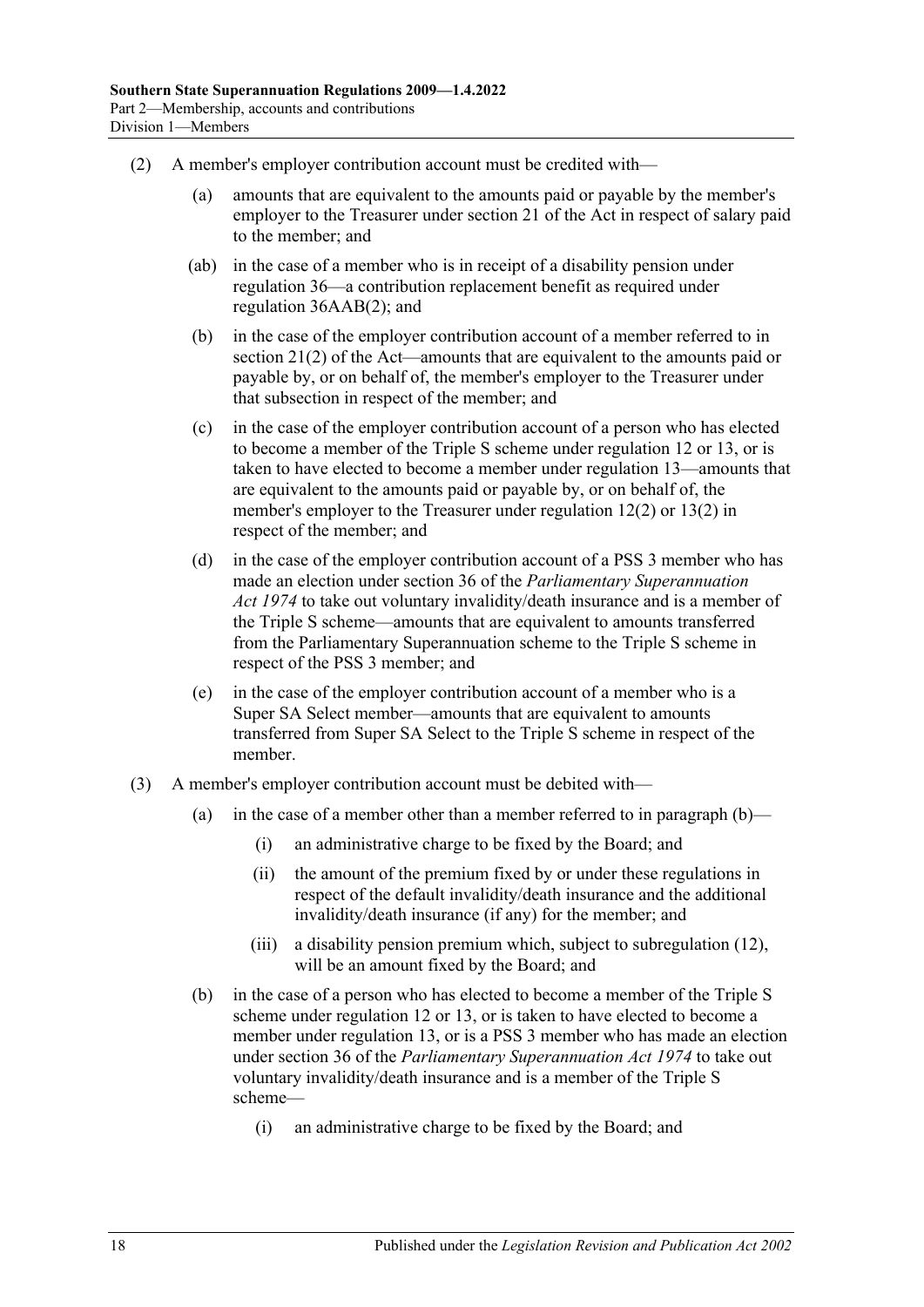(2) A member's employer contribution account must be credited with—

(a) amounts that are equivalent to the amounts paid or payable by the member's employer to the Treasurer under section 21 of the Act in respect of salary paid to the member; and

(ab) in the case of a member who is in receipt of a disability pension under regulation 36—a contribution replacement benefit as required under regulation 36AAB(2); and

(b) in the case of the employer contribution account of a member referred to in section 21(2) of the Act—amounts that are equivalent to the amounts paid or payable by, or on behalf of, the member's employer to the Treasurer under that subsection in respect of the member; and

(c) in the case of the employer contribution account of a person who has elected to become a member of the Triple S scheme under regulation 12 or 13, or is taken to have elected to become a member under regulation 13—amounts that are equivalent to the amounts paid or payable by, or on behalf of, the member's employer to the Treasurer under regulation 12(2) or 13(2) in respect of the member; and

(d) in the case of the employer contribution account of a PSS 3 member who has made an election under section 36 of the *Parliamentary Superannuation Act 1974* to take out voluntary invalidity/death insurance and is a member of the Triple S scheme—amounts that are equivalent to amounts transferred from the Parliamentary Superannuation scheme to the Triple S scheme in respect of the PSS 3 member; and

(e) in the case of the employer contribution account of a member who is a Super SA Select member—amounts that are equivalent to amounts transferred from Super SA Select to the Triple S scheme in respect of the member.

(3) A member's employer contribution account must be debited with—

(a) in the case of a member other than a member referred to in paragraph (b)—

(i) an administrative charge to be fixed by the Board; and

(ii) the amount of the premium fixed by or under these regulations in respect of the default invalidity/death insurance and the additional invalidity/death insurance (if any) for the member; and

(iii) a disability pension premium which, subject to subregulation (12), will be an amount fixed by the Board; and

(b) in the case of a person who has elected to become a member of the Triple S scheme under regulation 12 or 13, or is taken to have elected to become a member under regulation 13, or is a PSS 3 member who has made an election under section 36 of the *Parliamentary Superannuation Act 1974* to take out voluntary invalidity/death insurance and is a member of the Triple S scheme—

(i) an administrative charge to be fixed by the Board; and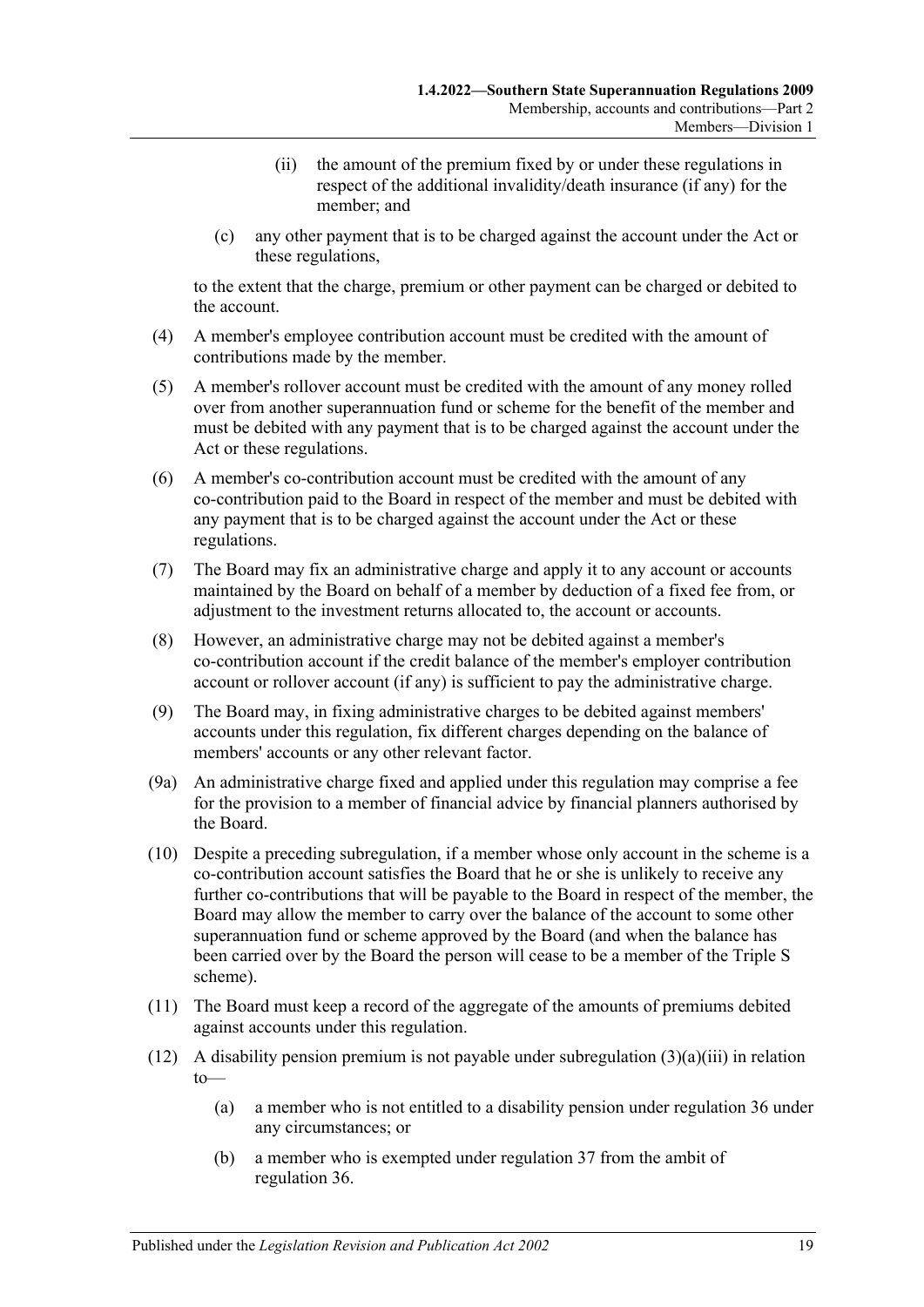(ii) the amount of the premium fixed by or under these regulations in respect of the additional invalidity/death insurance (if any) for the member; and

(c) any other payment that is to be charged against the account under the Act or these regulations,

to the extent that the charge, premium or other payment can be charged or debited to the account.

(4) A member's employee contribution account must be credited with the amount of contributions made by the member.

(5) A member's rollover account must be credited with the amount of any money rolled over from another superannuation fund or scheme for the benefit of the member and must be debited with any payment that is to be charged against the account under the Act or these regulations.

(6) A member's co-contribution account must be credited with the amount of any co-contribution paid to the Board in respect of the member and must be debited with any payment that is to be charged against the account under the Act or these regulations.

(7) The Board may fix an administrative charge and apply it to any account or accounts maintained by the Board on behalf of a member by deduction of a fixed fee from, or adjustment to the investment returns allocated to, the account or accounts.

(8) However, an administrative charge may not be debited against a member's co-contribution account if the credit balance of the member's employer contribution account or rollover account (if any) is sufficient to pay the administrative charge.

(9) The Board may, in fixing administrative charges to be debited against members' accounts under this regulation, fix different charges depending on the balance of members' accounts or any other relevant factor.

(9a) An administrative charge fixed and applied under this regulation may comprise a fee for the provision to a member of financial advice by financial planners authorised by the Board.

(10) Despite a preceding subregulation, if a member whose only account in the scheme is a co-contribution account satisfies the Board that he or she is unlikely to receive any further co-contributions that will be payable to the Board in respect of the member, the Board may allow the member to carry over the balance of the account to some other superannuation fund or scheme approved by the Board (and when the balance has been carried over by the Board the person will cease to be a member of the Triple S scheme).

(11) The Board must keep a record of the aggregate of the amounts of premiums debited against accounts under this regulation.

(12) A disability pension premium is not payable under subregulation (3)(a)(iii) in relation to—

(a) a member who is not entitled to a disability pension under regulation 36 under any circumstances; or

(b) a member who is exempted under regulation 37 from the ambit of regulation 36.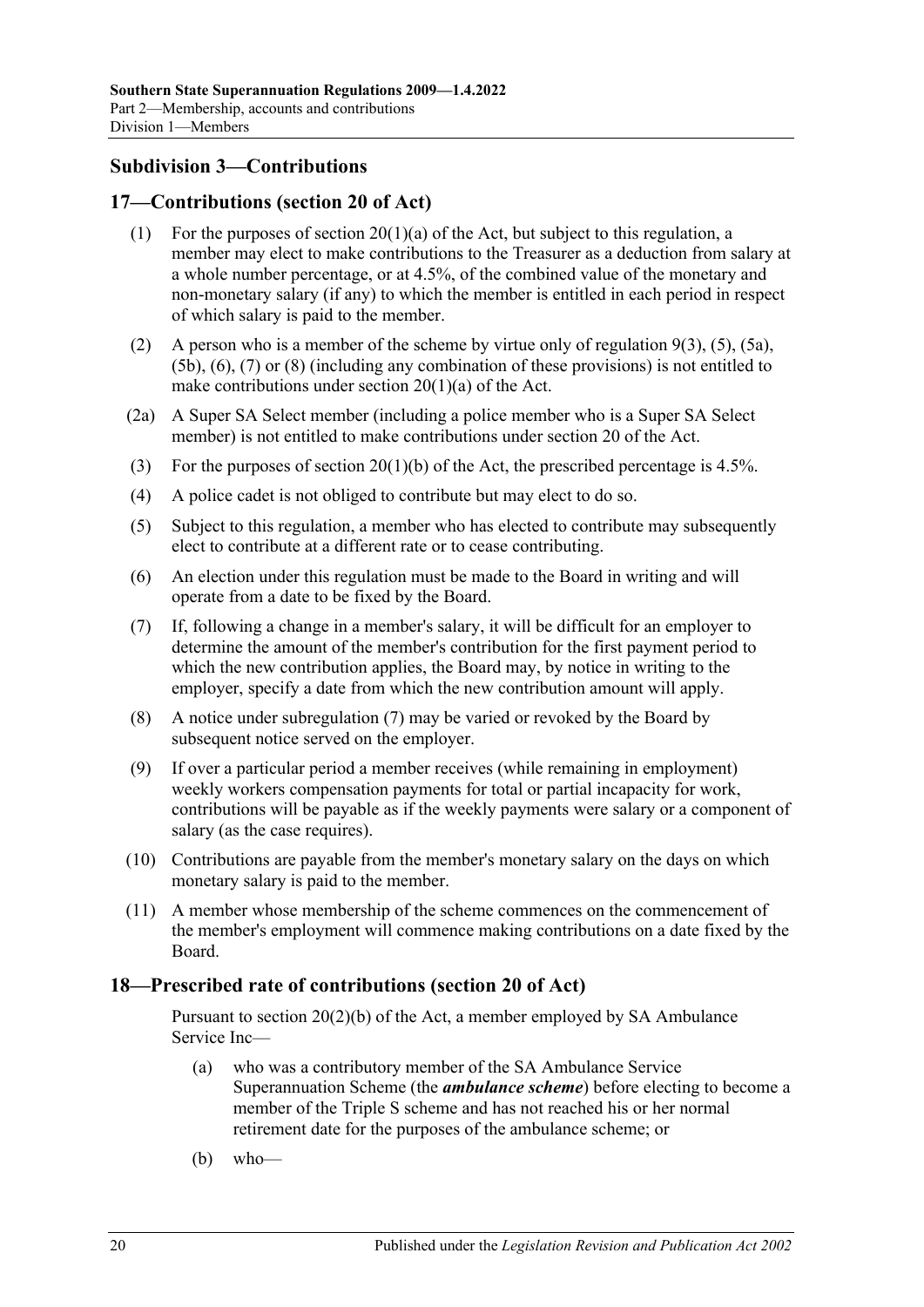## Subdivision 3—Contributions

### 17—Contributions (section 20 of Act)

(1) For the purposes of section 20(1)(a) of the Act, but subject to this regulation, a member may elect to make contributions to the Treasurer as a deduction from salary at a whole number percentage, or at 4.5%, of the combined value of the monetary and non-monetary salary (if any) to which the member is entitled in each period in respect of which salary is paid to the member.

(2) A person who is a member of the scheme by virtue only of regulation 9(3), (5), (5a), (5b), (6), (7) or (8) (including any combination of these provisions) is not entitled to make contributions under section 20(1)(a) of the Act.

(2a) A Super SA Select member (including a police member who is a Super SA Select member) is not entitled to make contributions under section 20 of the Act.

(3) For the purposes of section 20(1)(b) of the Act, the prescribed percentage is 4.5%.

(4) A police cadet is not obliged to contribute but may elect to do so.

(5) Subject to this regulation, a member who has elected to contribute may subsequently elect to contribute at a different rate or to cease contributing.

(6) An election under this regulation must be made to the Board in writing and will operate from a date to be fixed by the Board.

(7) If, following a change in a member's salary, it will be difficult for an employer to determine the amount of the member's contribution for the first payment period to which the new contribution applies, the Board may, by notice in writing to the employer, specify a date from which the new contribution amount will apply.

(8) A notice under subregulation (7) may be varied or revoked by the Board by subsequent notice served on the employer.

(9) If over a particular period a member receives (while remaining in employment) weekly workers compensation payments for total or partial incapacity for work, contributions will be payable as if the weekly payments were salary or a component of salary (as the case requires).

(10) Contributions are payable from the member's monetary salary on the days on which monetary salary is paid to the member.

(11) A member whose membership of the scheme commences on the commencement of the member's employment will commence making contributions on a date fixed by the Board.

### 18—Prescribed rate of contributions (section 20 of Act)

Pursuant to section 20(2)(b) of the Act, a member employed by SA Ambulance Service Inc—

(a) who was a contributory member of the SA Ambulance Service Superannuation Scheme (the ***ambulance scheme***) before electing to become a member of the Triple S scheme and has not reached his or her normal retirement date for the purposes of the ambulance scheme; or

(b) who—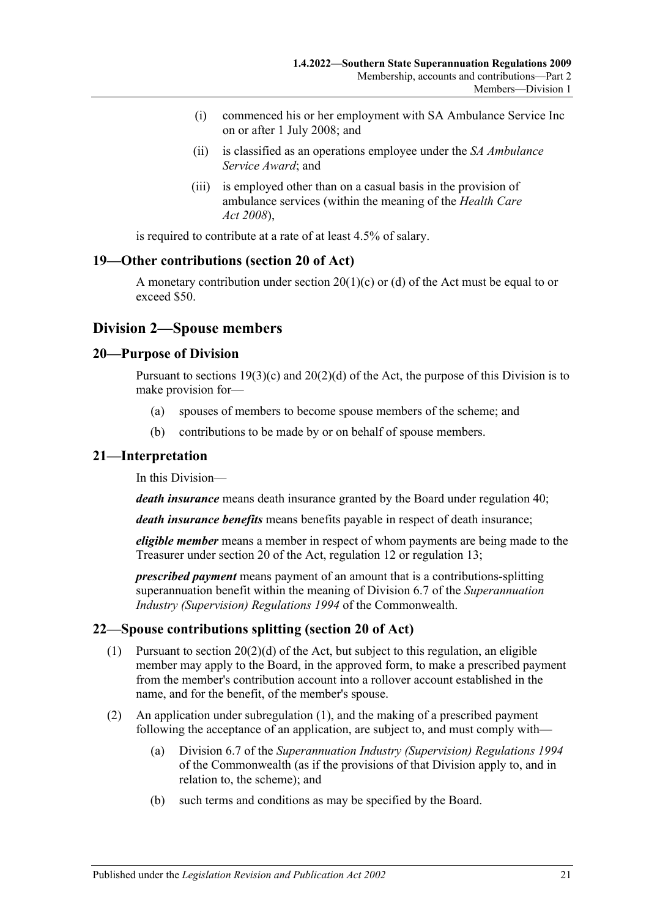(i) commenced his or her employment with SA Ambulance Service Inc on or after 1 July 2008; and

(ii) is classified as an operations employee under the *SA Ambulance Service Award*; and

(iii) is employed other than on a casual basis in the provision of ambulance services (within the meaning of the *Health Care Act 2008*),

is required to contribute at a rate of at least 4.5% of salary.

## 19—Other contributions (section 20 of Act)

A monetary contribution under section 20(1)(c) or (d) of the Act must be equal to or exceed $50.

# Division 2—Spouse members

## 20—Purpose of Division

Pursuant to sections 19(3)(c) and 20(2)(d) of the Act, the purpose of this Division is to make provision for—

(a) spouses of members to become spouse members of the scheme; and

(b) contributions to be made by or on behalf of spouse members.

## 21—Interpretation

In this Division—

***death insurance*** means death insurance granted by the Board under regulation 40;

***death insurance benefits*** means benefits payable in respect of death insurance;

***eligible member*** means a member in respect of whom payments are being made to the Treasurer under section 20 of the Act, regulation 12 or regulation 13;

***prescribed payment*** means payment of an amount that is a contributions-splitting superannuation benefit within the meaning of Division 6.7 of the *Superannuation Industry (Supervision) Regulations 1994* of the Commonwealth.

## 22—Spouse contributions splitting (section 20 of Act)

(1) Pursuant to section 20(2)(d) of the Act, but subject to this regulation, an eligible member may apply to the Board, in the approved form, to make a prescribed payment from the member's contribution account into a rollover account established in the name, and for the benefit, of the member's spouse.

(2) An application under subregulation (1), and the making of a prescribed payment following the acceptance of an application, are subject to, and must comply with—

(a) Division 6.7 of the *Superannuation Industry (Supervision) Regulations 1994* of the Commonwealth (as if the provisions of that Division apply to, and in relation to, the scheme); and

(b) such terms and conditions as may be specified by the Board.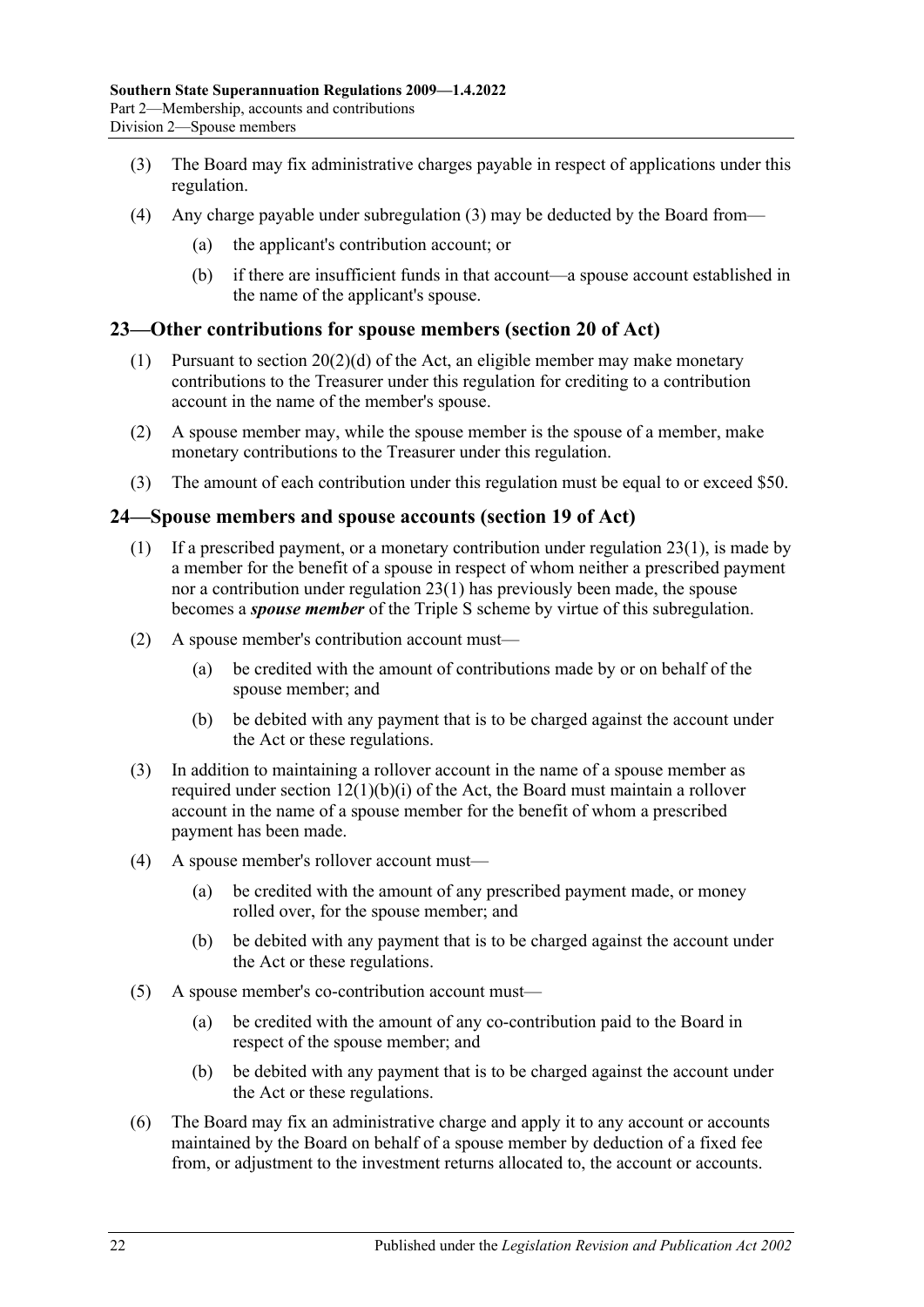(3) The Board may fix administrative charges payable in respect of applications under this regulation.

(4) Any charge payable under subregulation (3) may be deducted by the Board from—

  (a) the applicant's contribution account; or

  (b) if there are insufficient funds in that account—a spouse account established in the name of the applicant's spouse.

## 23—Other contributions for spouse members (section 20 of Act)

(1) Pursuant to section 20(2)(d) of the Act, an eligible member may make monetary contributions to the Treasurer under this regulation for crediting to a contribution account in the name of the member's spouse.

(2) A spouse member may, while the spouse member is the spouse of a member, make monetary contributions to the Treasurer under this regulation.

(3) The amount of each contribution under this regulation must be equal to or exceed $50.

## 24—Spouse members and spouse accounts (section 19 of Act)

(1) If a prescribed payment, or a monetary contribution under regulation 23(1), is made by a member for the benefit of a spouse in respect of whom neither a prescribed payment nor a contribution under regulation 23(1) has previously been made, the spouse becomes a ***spouse member*** of the Triple S scheme by virtue of this subregulation.

(2) A spouse member's contribution account must—

  (a) be credited with the amount of contributions made by or on behalf of the spouse member; and

  (b) be debited with any payment that is to be charged against the account under the Act or these regulations.

(3) In addition to maintaining a rollover account in the name of a spouse member as required under section 12(1)(b)(i) of the Act, the Board must maintain a rollover account in the name of a spouse member for the benefit of whom a prescribed payment has been made.

(4) A spouse member's rollover account must—

  (a) be credited with the amount of any prescribed payment made, or money rolled over, for the spouse member; and

  (b) be debited with any payment that is to be charged against the account under the Act or these regulations.

(5) A spouse member's co-contribution account must—

  (a) be credited with the amount of any co-contribution paid to the Board in respect of the spouse member; and

  (b) be debited with any payment that is to be charged against the account under the Act or these regulations.

(6) The Board may fix an administrative charge and apply it to any account or accounts maintained by the Board on behalf of a spouse member by deduction of a fixed fee from, or adjustment to the investment returns allocated to, the account or accounts.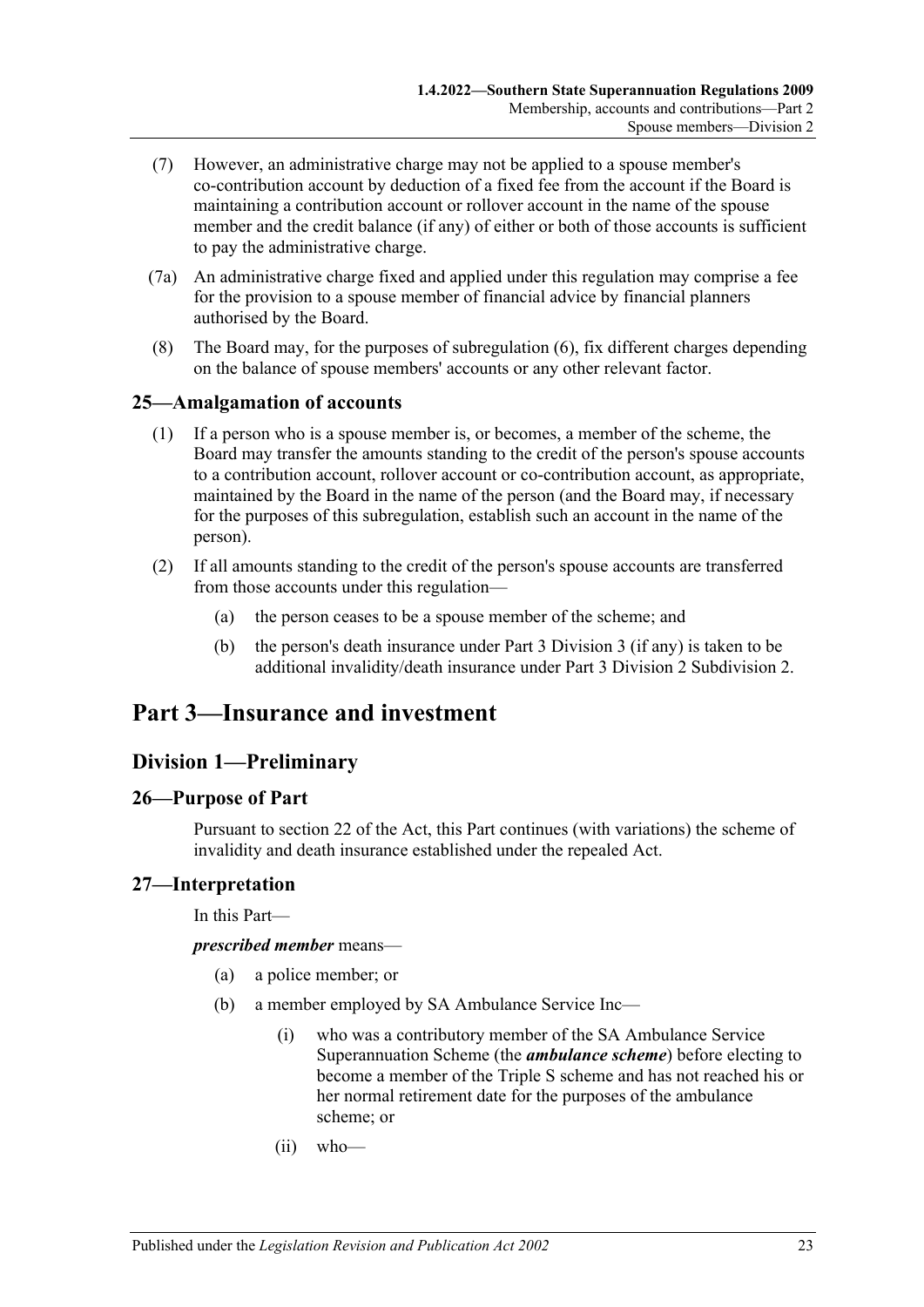(7) However, an administrative charge may not be applied to a spouse member's co-contribution account by deduction of a fixed fee from the account if the Board is maintaining a contribution account or rollover account in the name of the spouse member and the credit balance (if any) of either or both of those accounts is sufficient to pay the administrative charge.

(7a) An administrative charge fixed and applied under this regulation may comprise a fee for the provision to a spouse member of financial advice by financial planners authorised by the Board.

(8) The Board may, for the purposes of subregulation (6), fix different charges depending on the balance of spouse members' accounts or any other relevant factor.

### 25—Amalgamation of accounts

(1) If a person who is a spouse member is, or becomes, a member of the scheme, the Board may transfer the amounts standing to the credit of the person's spouse accounts to a contribution account, rollover account or co-contribution account, as appropriate, maintained by the Board in the name of the person (and the Board may, if necessary for the purposes of this subregulation, establish such an account in the name of the person).

(2) If all amounts standing to the credit of the person's spouse accounts are transferred from those accounts under this regulation—

- (a) the person ceases to be a spouse member of the scheme; and
- (b) the person's death insurance under Part 3 Division 3 (if any) is taken to be additional invalidity/death insurance under Part 3 Division 2 Subdivision 2.

# Part 3—Insurance and investment

## Division 1—Preliminary

### 26—Purpose of Part

Pursuant to section 22 of the Act, this Part continues (with variations) the scheme of invalidity and death insurance established under the repealed Act.

### 27—Interpretation

In this Part—

***prescribed member*** means—

- (a) a police member; or
- (b) a member employed by SA Ambulance Service Inc—
  - (i) who was a contributory member of the SA Ambulance Service Superannuation Scheme (the ***ambulance scheme***) before electing to become a member of the Triple S scheme and has not reached his or her normal retirement date for the purposes of the ambulance scheme; or
  - (ii) who—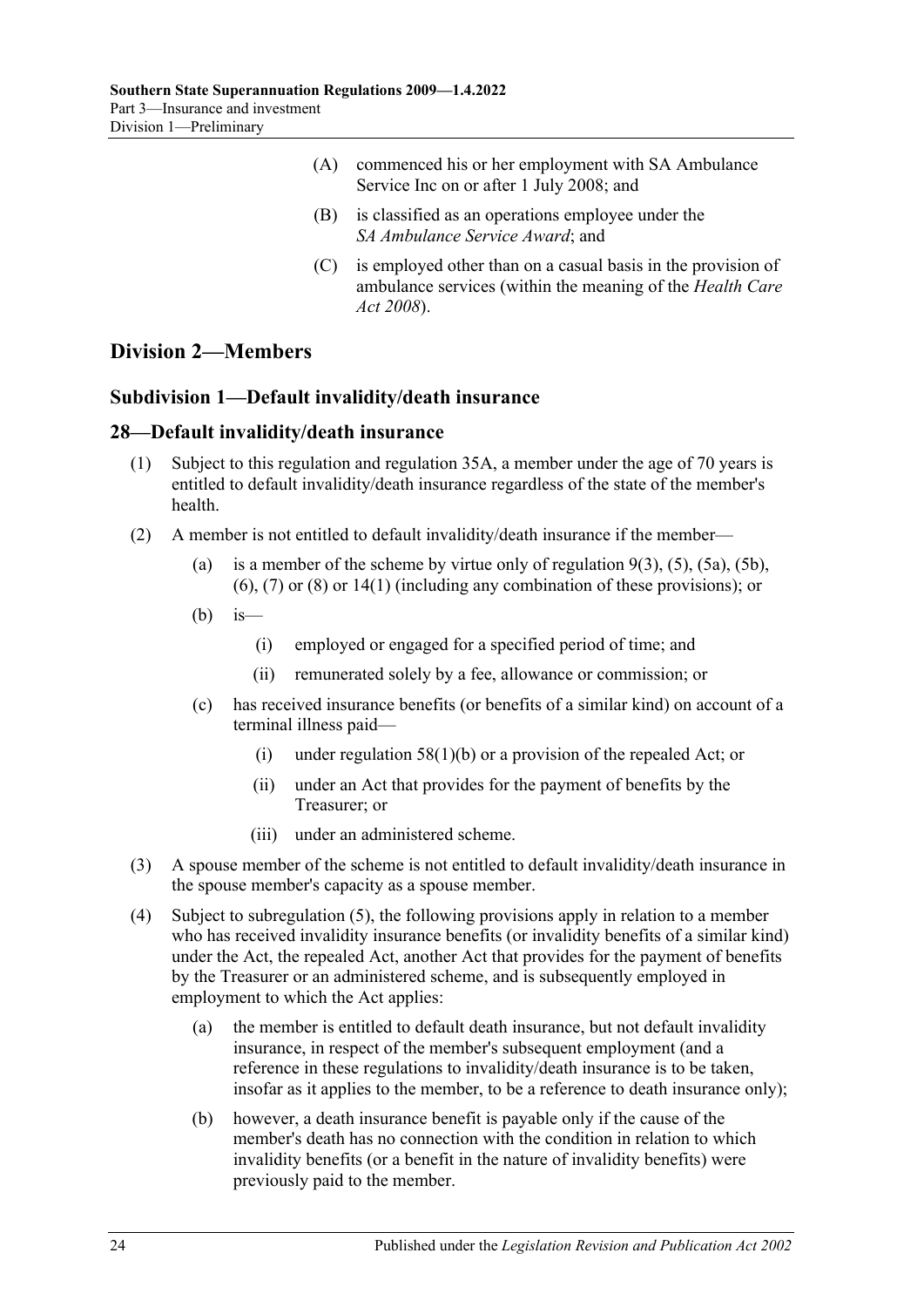(A) commenced his or her employment with SA Ambulance Service Inc on or after 1 July 2008; and

(B) is classified as an operations employee under the *SA Ambulance Service Award*; and

(C) is employed other than on a casual basis in the provision of ambulance services (within the meaning of the *Health Care Act 2008*).

## Division 2—Members

### Subdivision 1—Default invalidity/death insurance

### 28—Default invalidity/death insurance

(1) Subject to this regulation and regulation 35A, a member under the age of 70 years is entitled to default invalidity/death insurance regardless of the state of the member's health.

(2) A member is not entitled to default invalidity/death insurance if the member—

(a) is a member of the scheme by virtue only of regulation 9(3), (5), (5a), (5b), (6), (7) or (8) or 14(1) (including any combination of these provisions); or

(b) is—

(i) employed or engaged for a specified period of time; and

(ii) remunerated solely by a fee, allowance or commission; or

(c) has received insurance benefits (or benefits of a similar kind) on account of a terminal illness paid—

(i) under regulation 58(1)(b) or a provision of the repealed Act; or

(ii) under an Act that provides for the payment of benefits by the Treasurer; or

(iii) under an administered scheme.

(3) A spouse member of the scheme is not entitled to default invalidity/death insurance in the spouse member's capacity as a spouse member.

(4) Subject to subregulation (5), the following provisions apply in relation to a member who has received invalidity insurance benefits (or invalidity benefits of a similar kind) under the Act, the repealed Act, another Act that provides for the payment of benefits by the Treasurer or an administered scheme, and is subsequently employed in employment to which the Act applies:

(a) the member is entitled to default death insurance, but not default invalidity insurance, in respect of the member's subsequent employment (and a reference in these regulations to invalidity/death insurance is to be taken, insofar as it applies to the member, to be a reference to death insurance only);

(b) however, a death insurance benefit is payable only if the cause of the member's death has no connection with the condition in relation to which invalidity benefits (or a benefit in the nature of invalidity benefits) were previously paid to the member.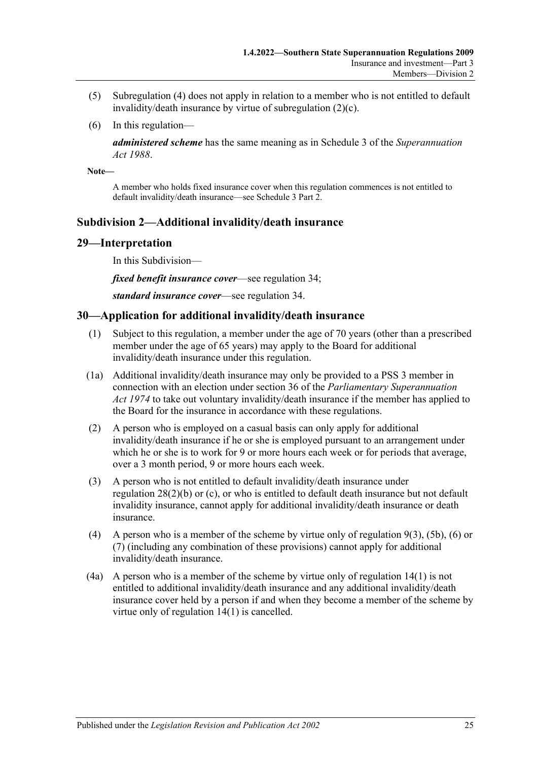(5) Subregulation (4) does not apply in relation to a member who is not entitled to default invalidity/death insurance by virtue of subregulation (2)(c).

(6) In this regulation—

***administered scheme*** has the same meaning as in Schedule 3 of the *Superannuation Act 1988*.

**Note—**

A member who holds fixed insurance cover when this regulation commences is not entitled to default invalidity/death insurance—see Schedule 3 Part 2.

## Subdivision 2—Additional invalidity/death insurance

## 29—Interpretation

In this Subdivision—

***fixed benefit insurance cover***—see regulation 34;

***standard insurance cover***—see regulation 34.

## 30—Application for additional invalidity/death insurance

(1) Subject to this regulation, a member under the age of 70 years (other than a prescribed member under the age of 65 years) may apply to the Board for additional invalidity/death insurance under this regulation.

(1a) Additional invalidity/death insurance may only be provided to a PSS 3 member in connection with an election under section 36 of the *Parliamentary Superannuation Act 1974* to take out voluntary invalidity/death insurance if the member has applied to the Board for the insurance in accordance with these regulations.

(2) A person who is employed on a casual basis can only apply for additional invalidity/death insurance if he or she is employed pursuant to an arrangement under which he or she is to work for 9 or more hours each week or for periods that average, over a 3 month period, 9 or more hours each week.

(3) A person who is not entitled to default invalidity/death insurance under regulation 28(2)(b) or (c), or who is entitled to default death insurance but not default invalidity insurance, cannot apply for additional invalidity/death insurance or death insurance.

(4) A person who is a member of the scheme by virtue only of regulation 9(3), (5b), (6) or (7) (including any combination of these provisions) cannot apply for additional invalidity/death insurance.

(4a) A person who is a member of the scheme by virtue only of regulation 14(1) is not entitled to additional invalidity/death insurance and any additional invalidity/death insurance cover held by a person if and when they become a member of the scheme by virtue only of regulation 14(1) is cancelled.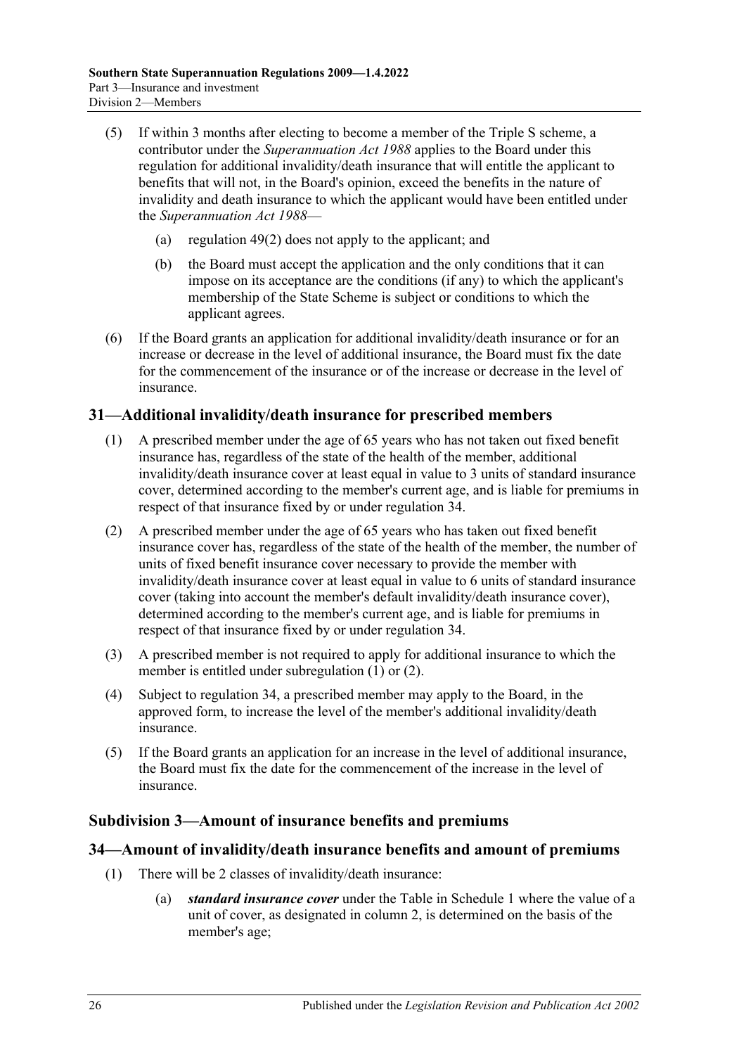(5) If within 3 months after electing to become a member of the Triple S scheme, a contributor under the *Superannuation Act 1988* applies to the Board under this regulation for additional invalidity/death insurance that will entitle the applicant to benefits that will not, in the Board's opinion, exceed the benefits in the nature of invalidity and death insurance to which the applicant would have been entitled under the *Superannuation Act 1988*—

   (a) regulation 49(2) does not apply to the applicant; and

   (b) the Board must accept the application and the only conditions that it can impose on its acceptance are the conditions (if any) to which the applicant's membership of the State Scheme is subject or conditions to which the applicant agrees.

(6) If the Board grants an application for additional invalidity/death insurance or for an increase or decrease in the level of additional insurance, the Board must fix the date for the commencement of the insurance or of the increase or decrease in the level of insurance.

## 31—Additional invalidity/death insurance for prescribed members

(1) A prescribed member under the age of 65 years who has not taken out fixed benefit insurance has, regardless of the state of the health of the member, additional invalidity/death insurance cover at least equal in value to 3 units of standard insurance cover, determined according to the member's current age, and is liable for premiums in respect of that insurance fixed by or under regulation 34.

(2) A prescribed member under the age of 65 years who has taken out fixed benefit insurance cover has, regardless of the state of the health of the member, the number of units of fixed benefit insurance cover necessary to provide the member with invalidity/death insurance cover at least equal in value to 6 units of standard insurance cover (taking into account the member's default invalidity/death insurance cover), determined according to the member's current age, and is liable for premiums in respect of that insurance fixed by or under regulation 34.

(3) A prescribed member is not required to apply for additional insurance to which the member is entitled under subregulation (1) or (2).

(4) Subject to regulation 34, a prescribed member may apply to the Board, in the approved form, to increase the level of the member's additional invalidity/death insurance.

(5) If the Board grants an application for an increase in the level of additional insurance, the Board must fix the date for the commencement of the increase in the level of insurance.

### Subdivision 3—Amount of insurance benefits and premiums

## 34—Amount of invalidity/death insurance benefits and amount of premiums

(1) There will be 2 classes of invalidity/death insurance:

   (a) ***standard insurance cover*** under the Table in Schedule 1 where the value of a unit of cover, as designated in column 2, is determined on the basis of the member's age;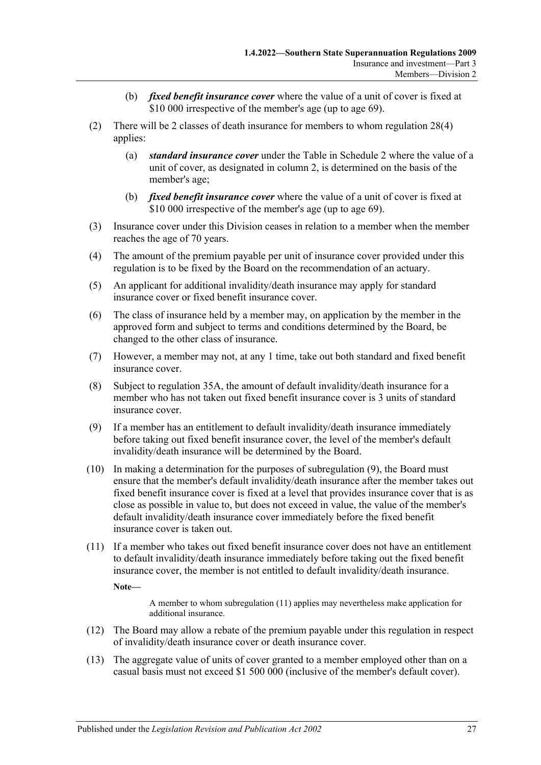(b) ***fixed benefit insurance cover*** where the value of a unit of cover is fixed at $10 000 irrespective of the member's age (up to age 69).

(2) There will be 2 classes of death insurance for members to whom regulation 28(4) applies:

(a) ***standard insurance cover*** under the Table in Schedule 2 where the value of a unit of cover, as designated in column 2, is determined on the basis of the member's age;

(b) ***fixed benefit insurance cover*** where the value of a unit of cover is fixed at $10 000 irrespective of the member's age (up to age 69).

(3) Insurance cover under this Division ceases in relation to a member when the member reaches the age of 70 years.

(4) The amount of the premium payable per unit of insurance cover provided under this regulation is to be fixed by the Board on the recommendation of an actuary.

(5) An applicant for additional invalidity/death insurance may apply for standard insurance cover or fixed benefit insurance cover.

(6) The class of insurance held by a member may, on application by the member in the approved form and subject to terms and conditions determined by the Board, be changed to the other class of insurance.

(7) However, a member may not, at any 1 time, take out both standard and fixed benefit insurance cover.

(8) Subject to regulation 35A, the amount of default invalidity/death insurance for a member who has not taken out fixed benefit insurance cover is 3 units of standard insurance cover.

(9) If a member has an entitlement to default invalidity/death insurance immediately before taking out fixed benefit insurance cover, the level of the member's default invalidity/death insurance will be determined by the Board.

(10) In making a determination for the purposes of subregulation (9), the Board must ensure that the member's default invalidity/death insurance after the member takes out fixed benefit insurance cover is fixed at a level that provides insurance cover that is as close as possible in value to, but does not exceed in value, the value of the member's default invalidity/death insurance cover immediately before the fixed benefit insurance cover is taken out.

(11) If a member who takes out fixed benefit insurance cover does not have an entitlement to default invalidity/death insurance immediately before taking out the fixed benefit insurance cover, the member is not entitled to default invalidity/death insurance.

**Note—**

A member to whom subregulation (11) applies may nevertheless make application for additional insurance.

(12) The Board may allow a rebate of the premium payable under this regulation in respect of invalidity/death insurance cover or death insurance cover.

(13) The aggregate value of units of cover granted to a member employed other than on a casual basis must not exceed $1 500 000 (inclusive of the member's default cover).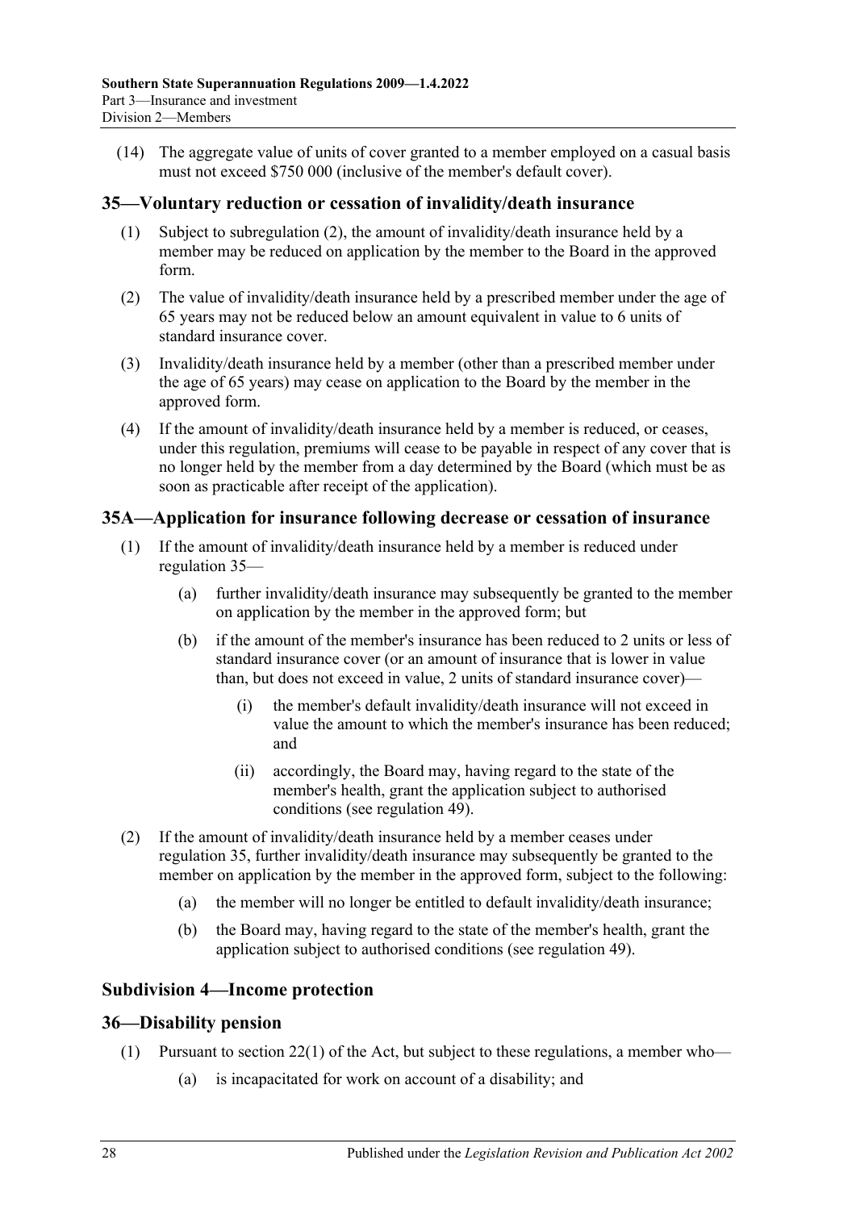(14) The aggregate value of units of cover granted to a member employed on a casual basis must not exceed $750 000 (inclusive of the member's default cover).

## 35—Voluntary reduction or cessation of invalidity/death insurance

(1) Subject to subregulation (2), the amount of invalidity/death insurance held by a member may be reduced on application by the member to the Board in the approved form.

(2) The value of invalidity/death insurance held by a prescribed member under the age of 65 years may not be reduced below an amount equivalent in value to 6 units of standard insurance cover.

(3) Invalidity/death insurance held by a member (other than a prescribed member under the age of 65 years) may cease on application to the Board by the member in the approved form.

(4) If the amount of invalidity/death insurance held by a member is reduced, or ceases, under this regulation, premiums will cease to be payable in respect of any cover that is no longer held by the member from a day determined by the Board (which must be as soon as practicable after receipt of the application).

## 35A—Application for insurance following decrease or cessation of insurance

(1) If the amount of invalidity/death insurance held by a member is reduced under regulation 35—

(a) further invalidity/death insurance may subsequently be granted to the member on application by the member in the approved form; but

(b) if the amount of the member's insurance has been reduced to 2 units or less of standard insurance cover (or an amount of insurance that is lower in value than, but does not exceed in value, 2 units of standard insurance cover)—

(i) the member's default invalidity/death insurance will not exceed in value the amount to which the member's insurance has been reduced; and

(ii) accordingly, the Board may, having regard to the state of the member's health, grant the application subject to authorised conditions (see regulation 49).

(2) If the amount of invalidity/death insurance held by a member ceases under regulation 35, further invalidity/death insurance may subsequently be granted to the member on application by the member in the approved form, subject to the following:

(a) the member will no longer be entitled to default invalidity/death insurance;

(b) the Board may, having regard to the state of the member's health, grant the application subject to authorised conditions (see regulation 49).

### Subdivision 4—Income protection

## 36—Disability pension

(1) Pursuant to section 22(1) of the Act, but subject to these regulations, a member who—

(a) is incapacitated for work on account of a disability; and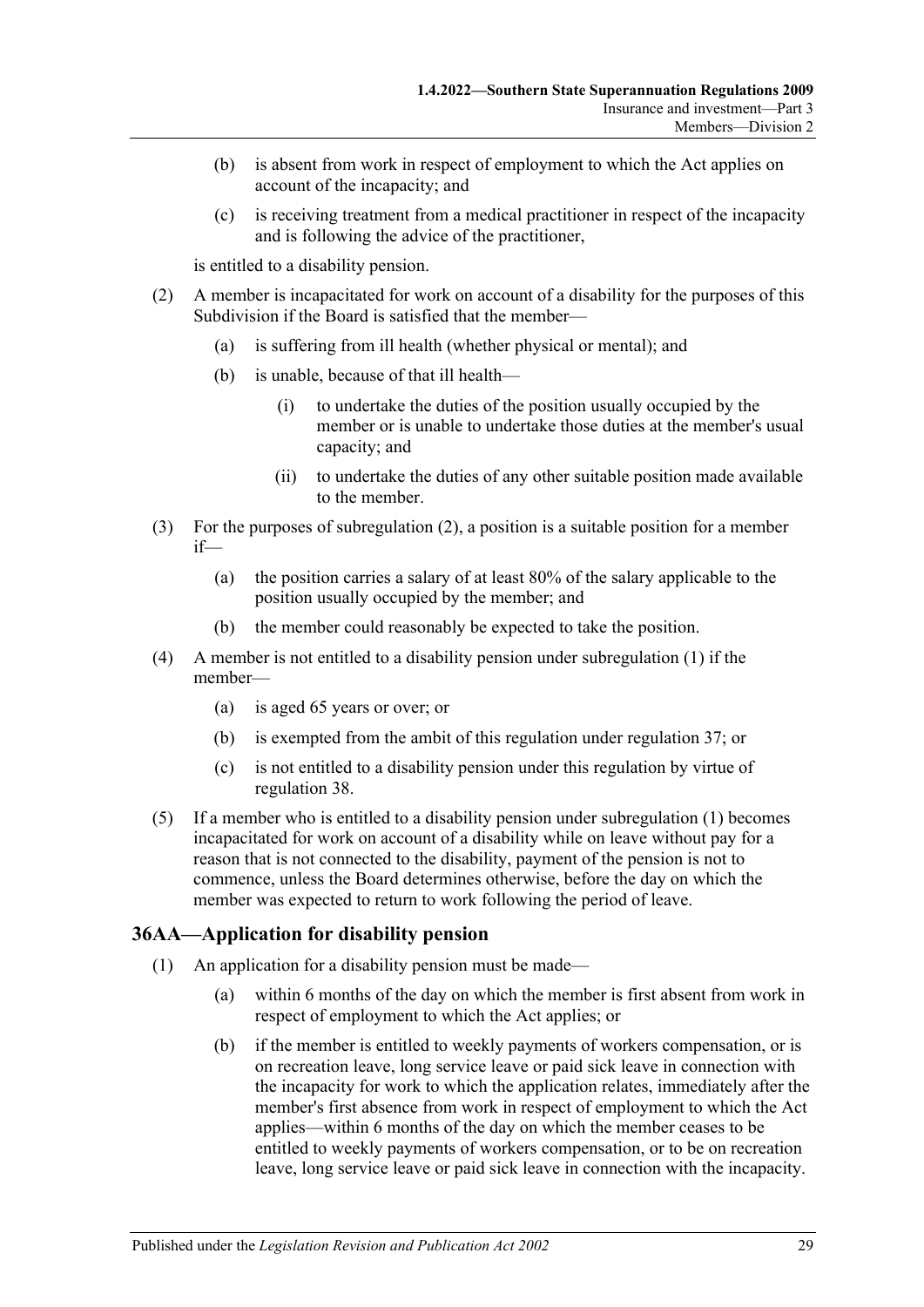(b) is absent from work in respect of employment to which the Act applies on account of the incapacity; and

(c) is receiving treatment from a medical practitioner in respect of the incapacity and is following the advice of the practitioner,

is entitled to a disability pension.

(2) A member is incapacitated for work on account of a disability for the purposes of this Subdivision if the Board is satisfied that the member—

(a) is suffering from ill health (whether physical or mental); and

(b) is unable, because of that ill health—

(i) to undertake the duties of the position usually occupied by the member or is unable to undertake those duties at the member's usual capacity; and

(ii) to undertake the duties of any other suitable position made available to the member.

(3) For the purposes of subregulation (2), a position is a suitable position for a member if—

(a) the position carries a salary of at least 80% of the salary applicable to the position usually occupied by the member; and

(b) the member could reasonably be expected to take the position.

(4) A member is not entitled to a disability pension under subregulation (1) if the member—

(a) is aged 65 years or over; or

(b) is exempted from the ambit of this regulation under regulation 37; or

(c) is not entitled to a disability pension under this regulation by virtue of regulation 38.

(5) If a member who is entitled to a disability pension under subregulation (1) becomes incapacitated for work on account of a disability while on leave without pay for a reason that is not connected to the disability, payment of the pension is not to commence, unless the Board determines otherwise, before the day on which the member was expected to return to work following the period of leave.

## 36AA—Application for disability pension

(1) An application for a disability pension must be made—

(a) within 6 months of the day on which the member is first absent from work in respect of employment to which the Act applies; or

(b) if the member is entitled to weekly payments of workers compensation, or is on recreation leave, long service leave or paid sick leave in connection with the incapacity for work to which the application relates, immediately after the member's first absence from work in respect of employment to which the Act applies—within 6 months of the day on which the member ceases to be entitled to weekly payments of workers compensation, or to be on recreation leave, long service leave or paid sick leave in connection with the incapacity.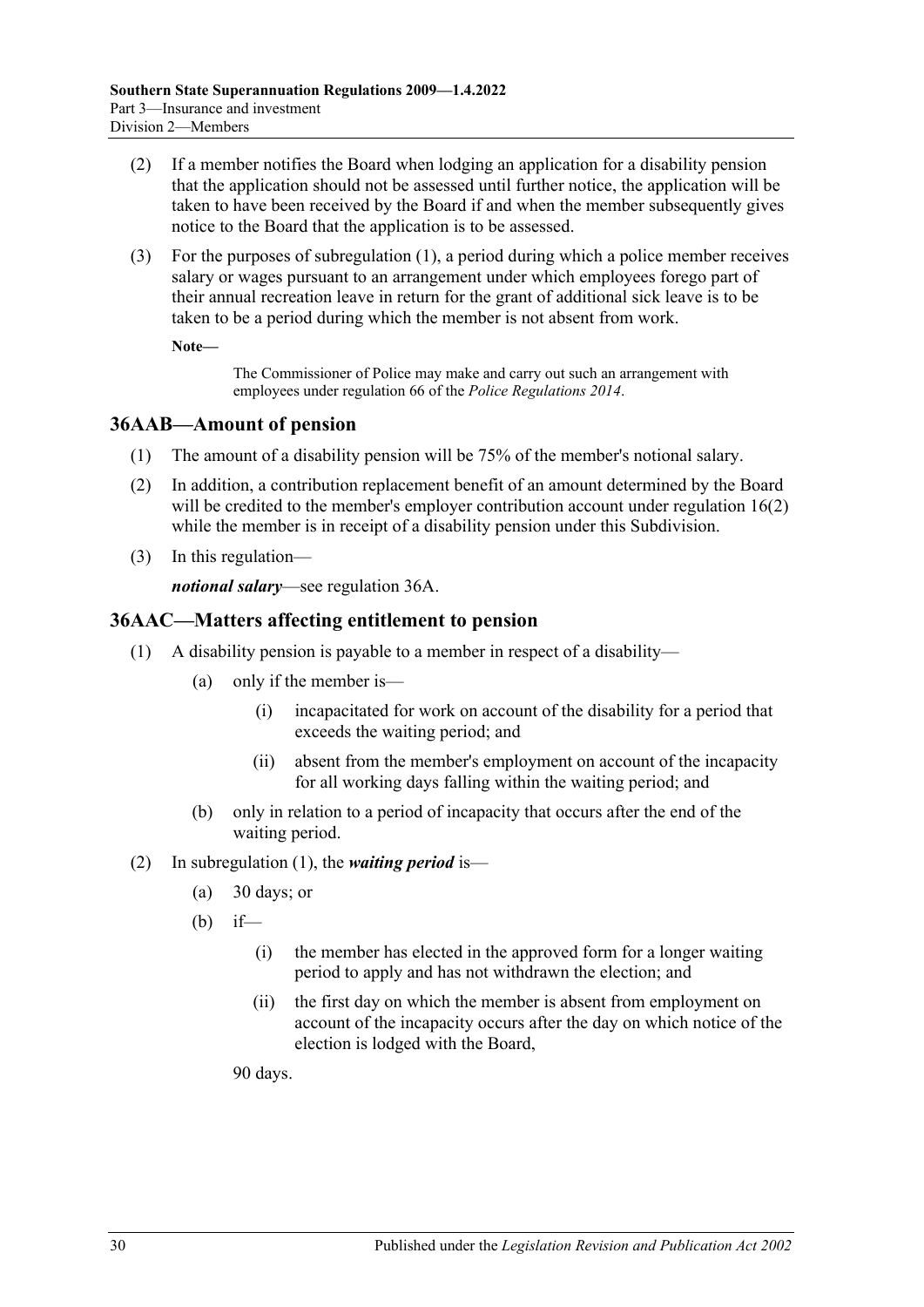(2) If a member notifies the Board when lodging an application for a disability pension that the application should not be assessed until further notice, the application will be taken to have been received by the Board if and when the member subsequently gives notice to the Board that the application is to be assessed.

(3) For the purposes of subregulation (1), a period during which a police member receives salary or wages pursuant to an arrangement under which employees forego part of their annual recreation leave in return for the grant of additional sick leave is to be taken to be a period during which the member is not absent from work.

**Note—**

The Commissioner of Police may make and carry out such an arrangement with employees under regulation 66 of the *Police Regulations 2014*.

## 36AAB—Amount of pension

(1) The amount of a disability pension will be 75% of the member's notional salary.

(2) In addition, a contribution replacement benefit of an amount determined by the Board will be credited to the member's employer contribution account under regulation 16(2) while the member is in receipt of a disability pension under this Subdivision.

(3) In this regulation—

***notional salary***—see regulation 36A.

## 36AAC—Matters affecting entitlement to pension

(1) A disability pension is payable to a member in respect of a disability—

(a) only if the member is—

(i) incapacitated for work on account of the disability for a period that exceeds the waiting period; and

(ii) absent from the member's employment on account of the incapacity for all working days falling within the waiting period; and

(b) only in relation to a period of incapacity that occurs after the end of the waiting period.

(2) In subregulation (1), the ***waiting period*** is—

(a) 30 days; or

(b) if—

(i) the member has elected in the approved form for a longer waiting period to apply and has not withdrawn the election; and

(ii) the first day on which the member is absent from employment on account of the incapacity occurs after the day on which notice of the election is lodged with the Board,

90 days.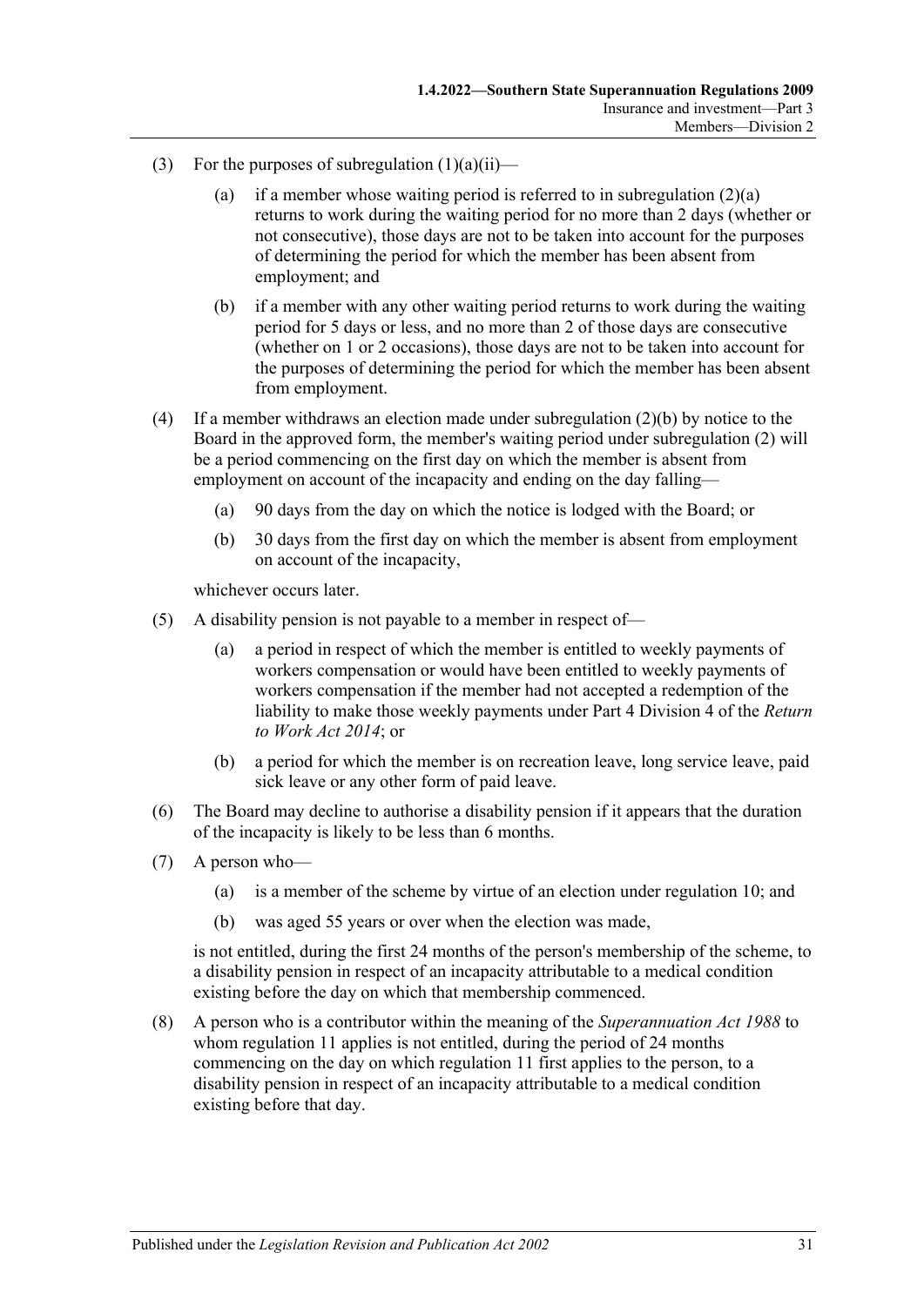(3) For the purposes of subregulation (1)(a)(ii)—

(a) if a member whose waiting period is referred to in subregulation (2)(a) returns to work during the waiting period for no more than 2 days (whether or not consecutive), those days are not to be taken into account for the purposes of determining the period for which the member has been absent from employment; and

(b) if a member with any other waiting period returns to work during the waiting period for 5 days or less, and no more than 2 of those days are consecutive (whether on 1 or 2 occasions), those days are not to be taken into account for the purposes of determining the period for which the member has been absent from employment.

(4) If a member withdraws an election made under subregulation (2)(b) by notice to the Board in the approved form, the member's waiting period under subregulation (2) will be a period commencing on the first day on which the member is absent from employment on account of the incapacity and ending on the day falling—

(a) 90 days from the day on which the notice is lodged with the Board; or

(b) 30 days from the first day on which the member is absent from employment on account of the incapacity,

whichever occurs later.

(5) A disability pension is not payable to a member in respect of—

(a) a period in respect of which the member is entitled to weekly payments of workers compensation or would have been entitled to weekly payments of workers compensation if the member had not accepted a redemption of the liability to make those weekly payments under Part 4 Division 4 of the *Return to Work Act 2014*; or

(b) a period for which the member is on recreation leave, long service leave, paid sick leave or any other form of paid leave.

(6) The Board may decline to authorise a disability pension if it appears that the duration of the incapacity is likely to be less than 6 months.

(7) A person who—

(a) is a member of the scheme by virtue of an election under regulation 10; and

(b) was aged 55 years or over when the election was made,

is not entitled, during the first 24 months of the person's membership of the scheme, to a disability pension in respect of an incapacity attributable to a medical condition existing before the day on which that membership commenced.

(8) A person who is a contributor within the meaning of the *Superannuation Act 1988* to whom regulation 11 applies is not entitled, during the period of 24 months commencing on the day on which regulation 11 first applies to the person, to a disability pension in respect of an incapacity attributable to a medical condition existing before that day.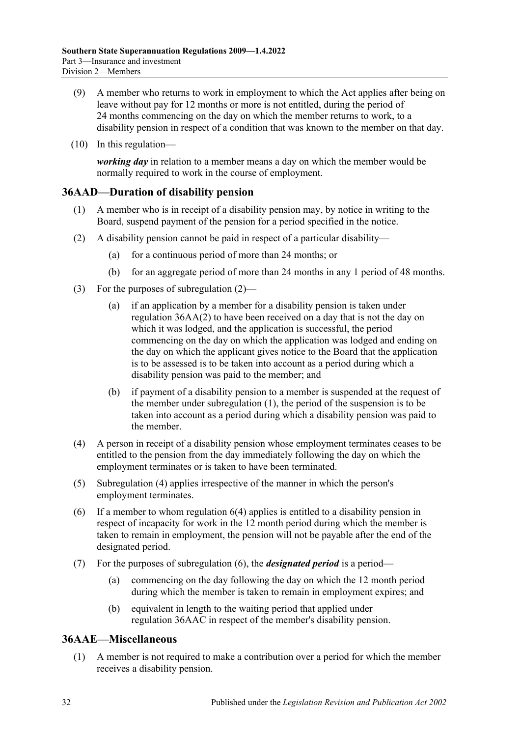(9) A member who returns to work in employment to which the Act applies after being on leave without pay for 12 months or more is not entitled, during the period of 24 months commencing on the day on which the member returns to work, to a disability pension in respect of a condition that was known to the member on that day.

(10) In this regulation—

***working day*** in relation to a member means a day on which the member would be normally required to work in the course of employment.

## 36AAD—Duration of disability pension

(1) A member who is in receipt of a disability pension may, by notice in writing to the Board, suspend payment of the pension for a period specified in the notice.

(2) A disability pension cannot be paid in respect of a particular disability—

(a) for a continuous period of more than 24 months; or

(b) for an aggregate period of more than 24 months in any 1 period of 48 months.

(3) For the purposes of subregulation (2)—

(a) if an application by a member for a disability pension is taken under regulation 36AA(2) to have been received on a day that is not the day on which it was lodged, and the application is successful, the period commencing on the day on which the application was lodged and ending on the day on which the applicant gives notice to the Board that the application is to be assessed is to be taken into account as a period during which a disability pension was paid to the member; and

(b) if payment of a disability pension to a member is suspended at the request of the member under subregulation (1), the period of the suspension is to be taken into account as a period during which a disability pension was paid to the member.

(4) A person in receipt of a disability pension whose employment terminates ceases to be entitled to the pension from the day immediately following the day on which the employment terminates or is taken to have been terminated.

(5) Subregulation (4) applies irrespective of the manner in which the person's employment terminates.

(6) If a member to whom regulation 6(4) applies is entitled to a disability pension in respect of incapacity for work in the 12 month period during which the member is taken to remain in employment, the pension will not be payable after the end of the designated period.

(7) For the purposes of subregulation (6), the ***designated period*** is a period—

(a) commencing on the day following the day on which the 12 month period during which the member is taken to remain in employment expires; and

(b) equivalent in length to the waiting period that applied under regulation 36AAC in respect of the member's disability pension.

## 36AAE—Miscellaneous

(1) A member is not required to make a contribution over a period for which the member receives a disability pension.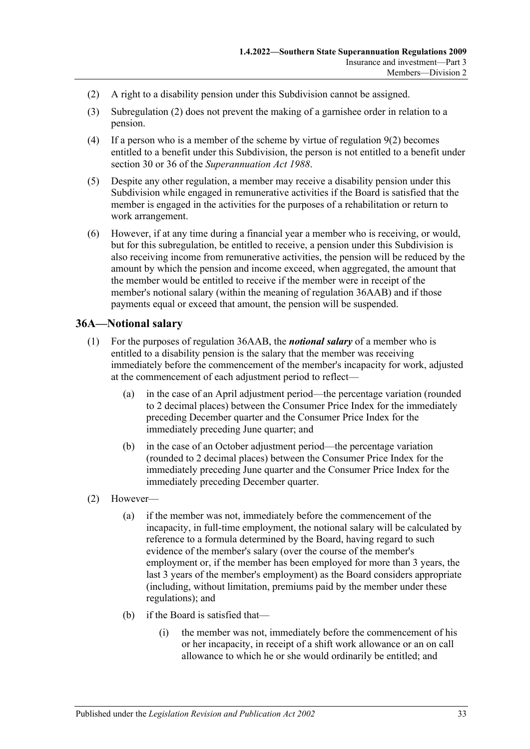(2) A right to a disability pension under this Subdivision cannot be assigned.

(3) Subregulation (2) does not prevent the making of a garnishee order in relation to a pension.

(4) If a person who is a member of the scheme by virtue of regulation 9(2) becomes entitled to a benefit under this Subdivision, the person is not entitled to a benefit under section 30 or 36 of the *Superannuation Act 1988*.

(5) Despite any other regulation, a member may receive a disability pension under this Subdivision while engaged in remunerative activities if the Board is satisfied that the member is engaged in the activities for the purposes of a rehabilitation or return to work arrangement.

(6) However, if at any time during a financial year a member who is receiving, or would, but for this subregulation, be entitled to receive, a pension under this Subdivision is also receiving income from remunerative activities, the pension will be reduced by the amount by which the pension and income exceed, when aggregated, the amount that the member would be entitled to receive if the member were in receipt of the member's notional salary (within the meaning of regulation 36AAB) and if those payments equal or exceed that amount, the pension will be suspended.

## 36A—Notional salary

(1) For the purposes of regulation 36AAB, the ***notional salary*** of a member who is entitled to a disability pension is the salary that the member was receiving immediately before the commencement of the member's incapacity for work, adjusted at the commencement of each adjustment period to reflect—

(a) in the case of an April adjustment period—the percentage variation (rounded to 2 decimal places) between the Consumer Price Index for the immediately preceding December quarter and the Consumer Price Index for the immediately preceding June quarter; and

(b) in the case of an October adjustment period—the percentage variation (rounded to 2 decimal places) between the Consumer Price Index for the immediately preceding June quarter and the Consumer Price Index for the immediately preceding December quarter.

(2) However—

(a) if the member was not, immediately before the commencement of the incapacity, in full-time employment, the notional salary will be calculated by reference to a formula determined by the Board, having regard to such evidence of the member's salary (over the course of the member's employment or, if the member has been employed for more than 3 years, the last 3 years of the member's employment) as the Board considers appropriate (including, without limitation, premiums paid by the member under these regulations); and

(b) if the Board is satisfied that—

(i) the member was not, immediately before the commencement of his or her incapacity, in receipt of a shift work allowance or an on call allowance to which he or she would ordinarily be entitled; and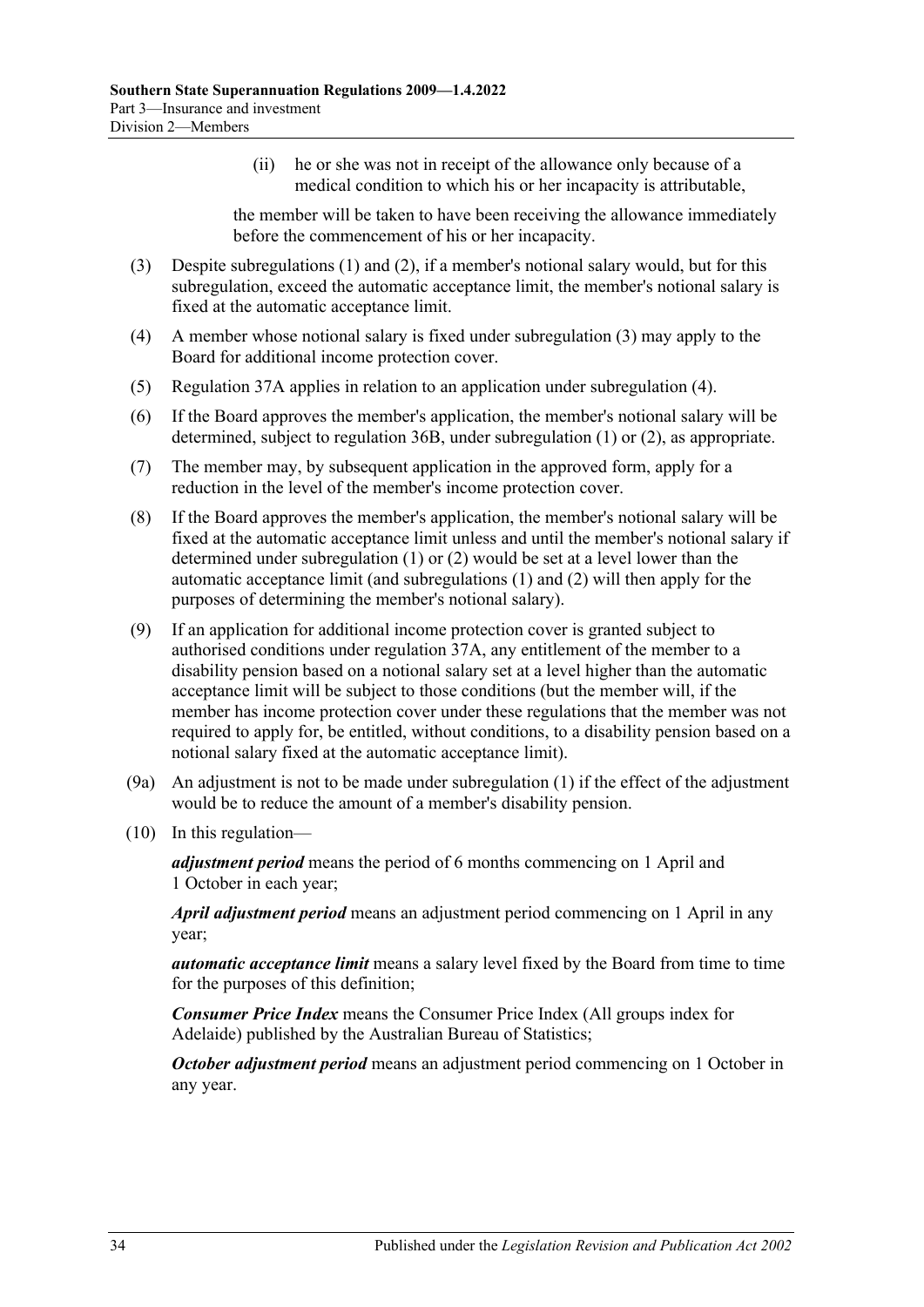(ii) he or she was not in receipt of the allowance only because of a medical condition to which his or her incapacity is attributable,

the member will be taken to have been receiving the allowance immediately before the commencement of his or her incapacity.

(3) Despite subregulations (1) and (2), if a member's notional salary would, but for this subregulation, exceed the automatic acceptance limit, the member's notional salary is fixed at the automatic acceptance limit.

(4) A member whose notional salary is fixed under subregulation (3) may apply to the Board for additional income protection cover.

(5) Regulation 37A applies in relation to an application under subregulation (4).

(6) If the Board approves the member's application, the member's notional salary will be determined, subject to regulation 36B, under subregulation (1) or (2), as appropriate.

(7) The member may, by subsequent application in the approved form, apply for a reduction in the level of the member's income protection cover.

(8) If the Board approves the member's application, the member's notional salary will be fixed at the automatic acceptance limit unless and until the member's notional salary if determined under subregulation (1) or (2) would be set at a level lower than the automatic acceptance limit (and subregulations (1) and (2) will then apply for the purposes of determining the member's notional salary).

(9) If an application for additional income protection cover is granted subject to authorised conditions under regulation 37A, any entitlement of the member to a disability pension based on a notional salary set at a level higher than the automatic acceptance limit will be subject to those conditions (but the member will, if the member has income protection cover under these regulations that the member was not required to apply for, be entitled, without conditions, to a disability pension based on a notional salary fixed at the automatic acceptance limit).

(9a) An adjustment is not to be made under subregulation (1) if the effect of the adjustment would be to reduce the amount of a member's disability pension.

(10) In this regulation—

***adjustment period*** means the period of 6 months commencing on 1 April and 1 October in each year;

***April adjustment period*** means an adjustment period commencing on 1 April in any year;

***automatic acceptance limit*** means a salary level fixed by the Board from time to time for the purposes of this definition;

***Consumer Price Index*** means the Consumer Price Index (All groups index for Adelaide) published by the Australian Bureau of Statistics;

***October adjustment period*** means an adjustment period commencing on 1 October in any year.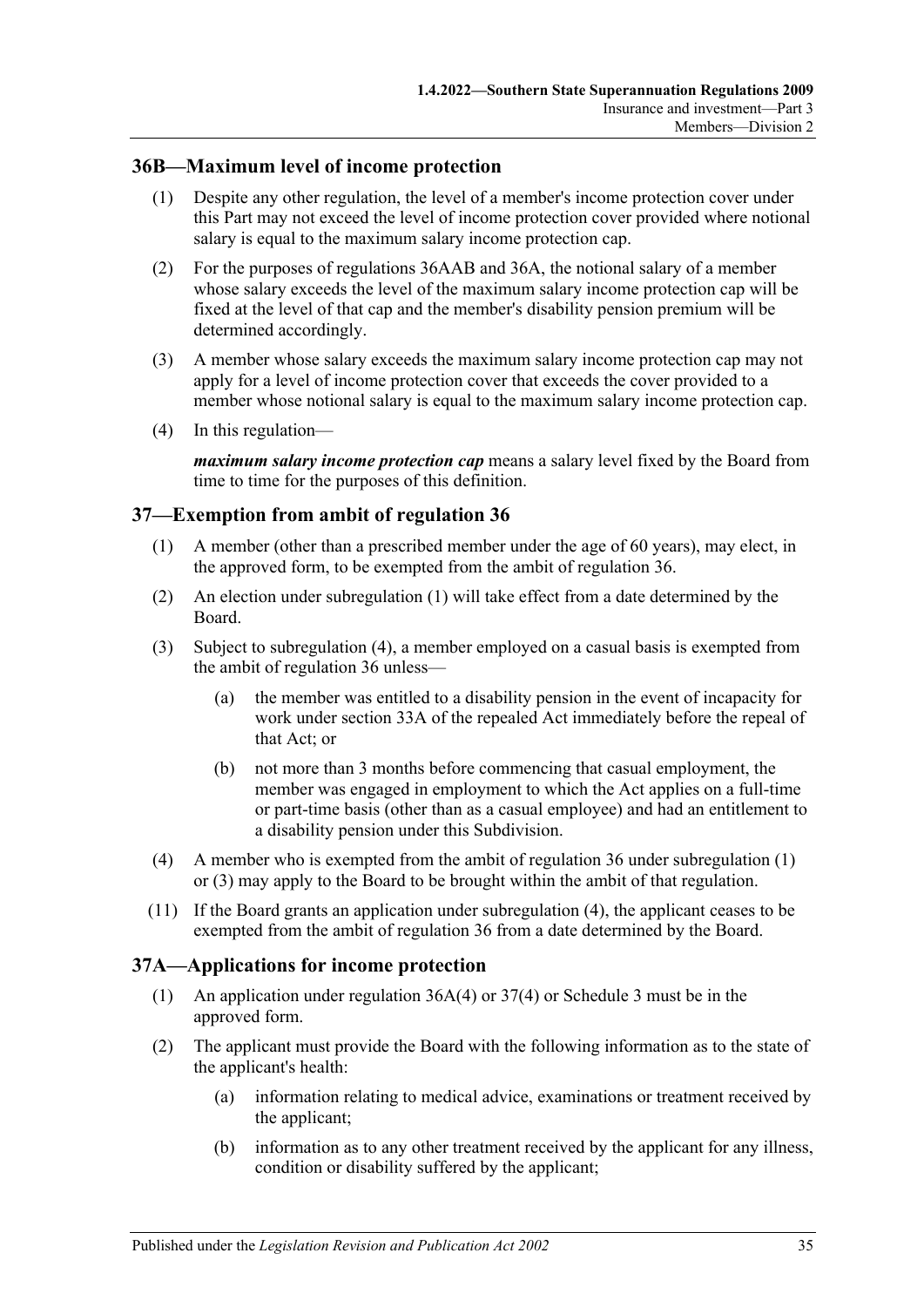## 36B—Maximum level of income protection

(1) Despite any other regulation, the level of a member's income protection cover under this Part may not exceed the level of income protection cover provided where notional salary is equal to the maximum salary income protection cap.

(2) For the purposes of regulations 36AAB and 36A, the notional salary of a member whose salary exceeds the level of the maximum salary income protection cap will be fixed at the level of that cap and the member's disability pension premium will be determined accordingly.

(3) A member whose salary exceeds the maximum salary income protection cap may not apply for a level of income protection cover that exceeds the cover provided to a member whose notional salary is equal to the maximum salary income protection cap.

(4) In this regulation—

***maximum salary income protection cap*** means a salary level fixed by the Board from time to time for the purposes of this definition.

## 37—Exemption from ambit of regulation 36

(1) A member (other than a prescribed member under the age of 60 years), may elect, in the approved form, to be exempted from the ambit of regulation 36.

(2) An election under subregulation (1) will take effect from a date determined by the Board.

(3) Subject to subregulation (4), a member employed on a casual basis is exempted from the ambit of regulation 36 unless—

   (a) the member was entitled to a disability pension in the event of incapacity for work under section 33A of the repealed Act immediately before the repeal of that Act; or

   (b) not more than 3 months before commencing that casual employment, the member was engaged in employment to which the Act applies on a full-time or part-time basis (other than as a casual employee) and had an entitlement to a disability pension under this Subdivision.

(4) A member who is exempted from the ambit of regulation 36 under subregulation (1) or (3) may apply to the Board to be brought within the ambit of that regulation.

(11) If the Board grants an application under subregulation (4), the applicant ceases to be exempted from the ambit of regulation 36 from a date determined by the Board.

## 37A—Applications for income protection

(1) An application under regulation 36A(4) or 37(4) or Schedule 3 must be in the approved form.

(2) The applicant must provide the Board with the following information as to the state of the applicant's health:

   (a) information relating to medical advice, examinations or treatment received by the applicant;

   (b) information as to any other treatment received by the applicant for any illness, condition or disability suffered by the applicant;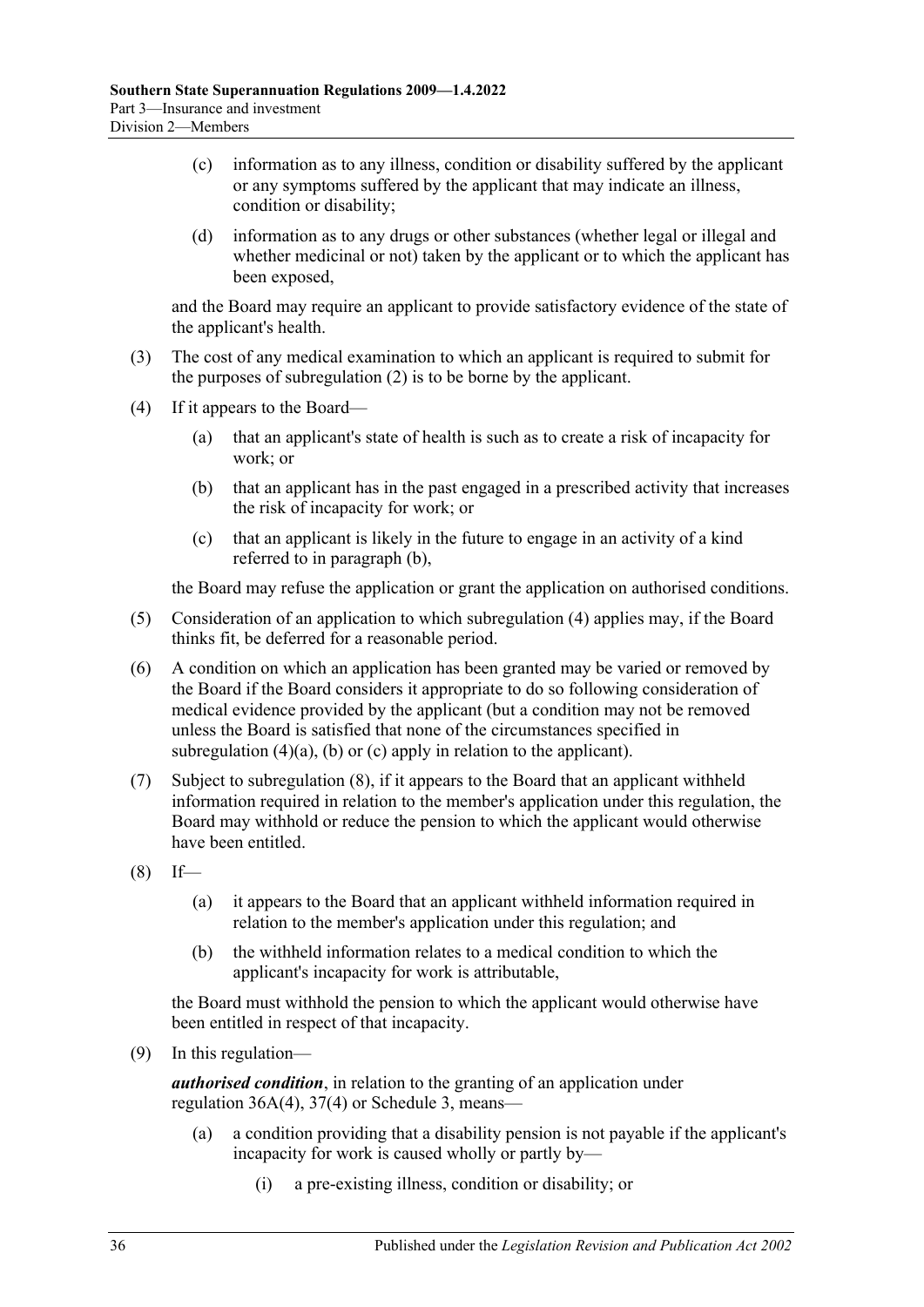(c) information as to any illness, condition or disability suffered by the applicant or any symptoms suffered by the applicant that may indicate an illness, condition or disability;

(d) information as to any drugs or other substances (whether legal or illegal and whether medicinal or not) taken by the applicant or to which the applicant has been exposed,

and the Board may require an applicant to provide satisfactory evidence of the state of the applicant's health.

(3) The cost of any medical examination to which an applicant is required to submit for the purposes of subregulation (2) is to be borne by the applicant.

(4) If it appears to the Board—

(a) that an applicant's state of health is such as to create a risk of incapacity for work; or

(b) that an applicant has in the past engaged in a prescribed activity that increases the risk of incapacity for work; or

(c) that an applicant is likely in the future to engage in an activity of a kind referred to in paragraph (b),

the Board may refuse the application or grant the application on authorised conditions.

(5) Consideration of an application to which subregulation (4) applies may, if the Board thinks fit, be deferred for a reasonable period.

(6) A condition on which an application has been granted may be varied or removed by the Board if the Board considers it appropriate to do so following consideration of medical evidence provided by the applicant (but a condition may not be removed unless the Board is satisfied that none of the circumstances specified in subregulation (4)(a), (b) or (c) apply in relation to the applicant).

(7) Subject to subregulation (8), if it appears to the Board that an applicant withheld information required in relation to the member's application under this regulation, the Board may withhold or reduce the pension to which the applicant would otherwise have been entitled.

(8) If—

(a) it appears to the Board that an applicant withheld information required in relation to the member's application under this regulation; and

(b) the withheld information relates to a medical condition to which the applicant's incapacity for work is attributable,

the Board must withhold the pension to which the applicant would otherwise have been entitled in respect of that incapacity.

(9) In this regulation—

***authorised condition***, in relation to the granting of an application under regulation 36A(4), 37(4) or Schedule 3, means—

(a) a condition providing that a disability pension is not payable if the applicant's incapacity for work is caused wholly or partly by—

(i) a pre-existing illness, condition or disability; or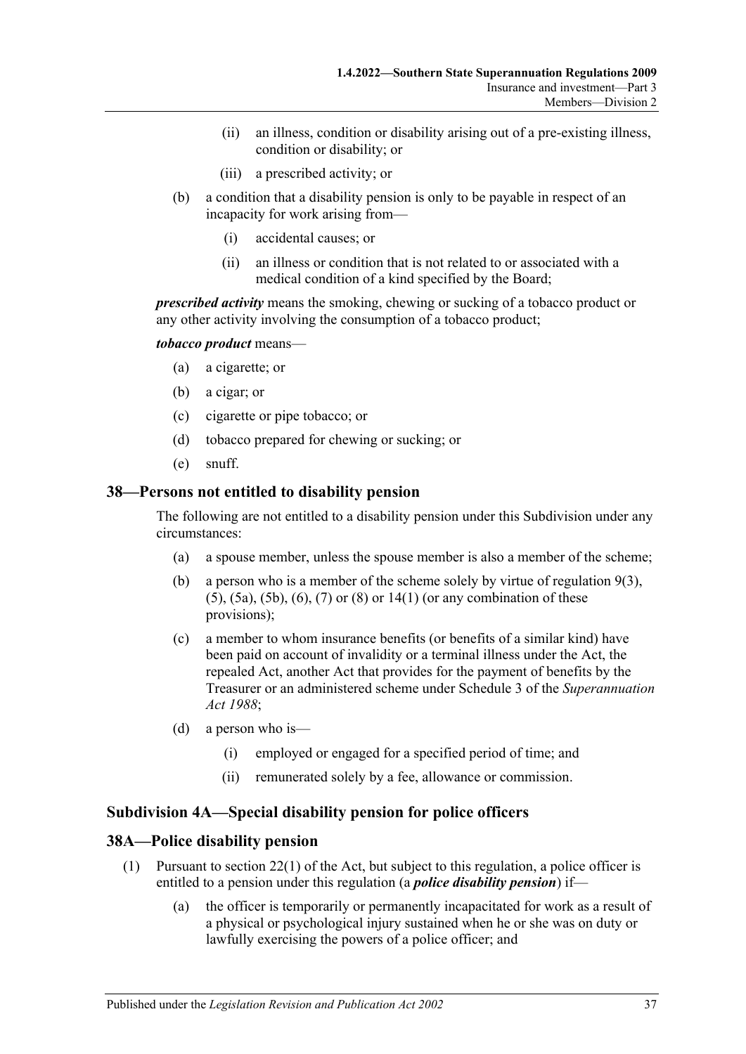(ii) an illness, condition or disability arising out of a pre-existing illness, condition or disability; or

(iii) a prescribed activity; or

(b) a condition that a disability pension is only to be payable in respect of an incapacity for work arising from—

(i) accidental causes; or

(ii) an illness or condition that is not related to or associated with a medical condition of a kind specified by the Board;

***prescribed activity*** means the smoking, chewing or sucking of a tobacco product or any other activity involving the consumption of a tobacco product;

***tobacco product*** means—

(a) a cigarette; or

(b) a cigar; or

(c) cigarette or pipe tobacco; or

(d) tobacco prepared for chewing or sucking; or

(e) snuff.

## 38—Persons not entitled to disability pension

The following are not entitled to a disability pension under this Subdivision under any circumstances:

(a) a spouse member, unless the spouse member is also a member of the scheme;

(b) a person who is a member of the scheme solely by virtue of regulation 9(3), (5), (5a), (5b), (6), (7) or (8) or 14(1) (or any combination of these provisions);

(c) a member to whom insurance benefits (or benefits of a similar kind) have been paid on account of invalidity or a terminal illness under the Act, the repealed Act, another Act that provides for the payment of benefits by the Treasurer or an administered scheme under Schedule 3 of the *Superannuation Act 1988*;

(d) a person who is—

(i) employed or engaged for a specified period of time; and

(ii) remunerated solely by a fee, allowance or commission.

### Subdivision 4A—Special disability pension for police officers

## 38A—Police disability pension

(1) Pursuant to section 22(1) of the Act, but subject to this regulation, a police officer is entitled to a pension under this regulation (a ***police disability pension***) if—

(a) the officer is temporarily or permanently incapacitated for work as a result of a physical or psychological injury sustained when he or she was on duty or lawfully exercising the powers of a police officer; and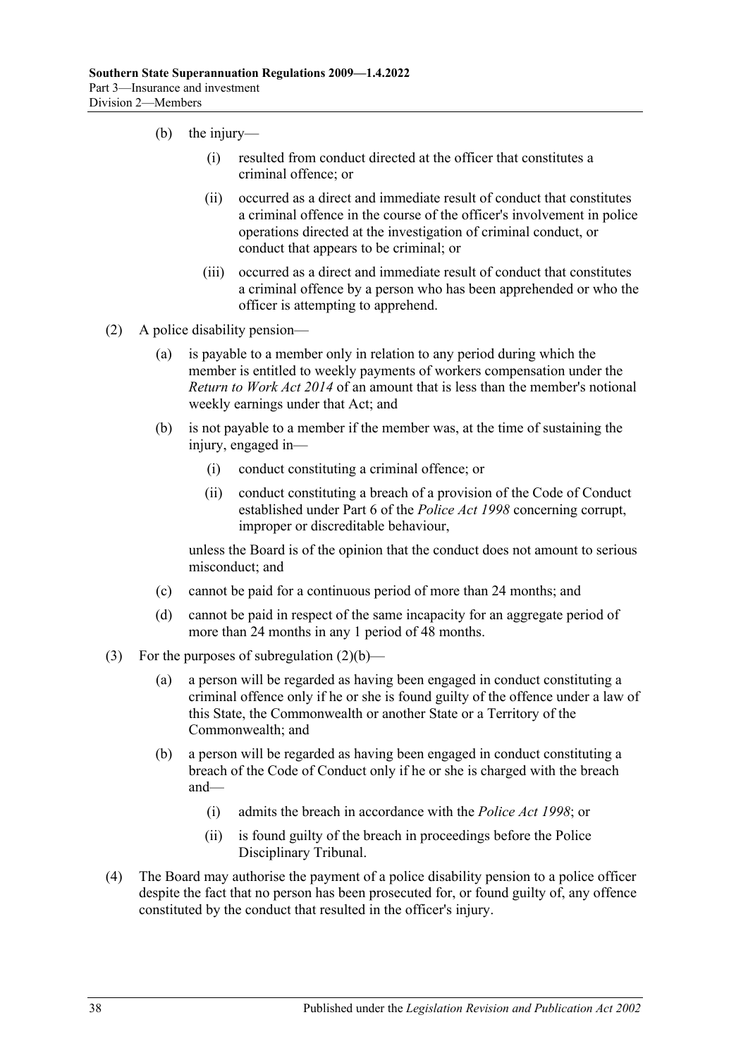(b) the injury—

  (i) resulted from conduct directed at the officer that constitutes a criminal offence; or

  (ii) occurred as a direct and immediate result of conduct that constitutes a criminal offence in the course of the officer's involvement in police operations directed at the investigation of criminal conduct, or conduct that appears to be criminal; or

  (iii) occurred as a direct and immediate result of conduct that constitutes a criminal offence by a person who has been apprehended or who the officer is attempting to apprehend.

(2) A police disability pension—

  (a) is payable to a member only in relation to any period during which the member is entitled to weekly payments of workers compensation under the *Return to Work Act 2014* of an amount that is less than the member's notional weekly earnings under that Act; and

  (b) is not payable to a member if the member was, at the time of sustaining the injury, engaged in—

    (i) conduct constituting a criminal offence; or

    (ii) conduct constituting a breach of a provision of the Code of Conduct established under Part 6 of the *Police Act 1998* concerning corrupt, improper or discreditable behaviour,

  unless the Board is of the opinion that the conduct does not amount to serious misconduct; and

  (c) cannot be paid for a continuous period of more than 24 months; and

  (d) cannot be paid in respect of the same incapacity for an aggregate period of more than 24 months in any 1 period of 48 months.

(3) For the purposes of subregulation (2)(b)—

  (a) a person will be regarded as having been engaged in conduct constituting a criminal offence only if he or she is found guilty of the offence under a law of this State, the Commonwealth or another State or a Territory of the Commonwealth; and

  (b) a person will be regarded as having been engaged in conduct constituting a breach of the Code of Conduct only if he or she is charged with the breach and—

    (i) admits the breach in accordance with the *Police Act 1998*; or

    (ii) is found guilty of the breach in proceedings before the Police Disciplinary Tribunal.

(4) The Board may authorise the payment of a police disability pension to a police officer despite the fact that no person has been prosecuted for, or found guilty of, any offence constituted by the conduct that resulted in the officer's injury.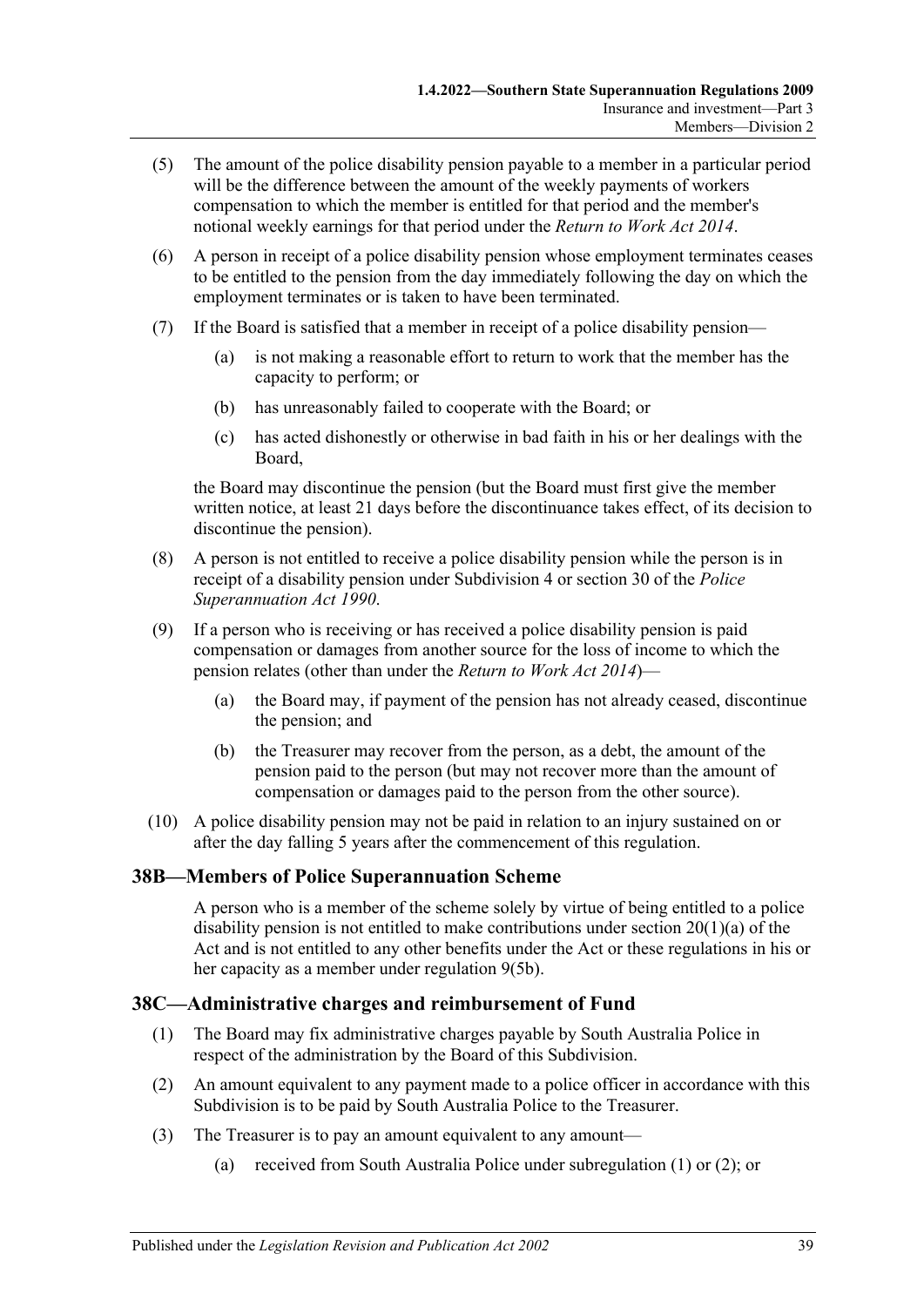(5) The amount of the police disability pension payable to a member in a particular period will be the difference between the amount of the weekly payments of workers compensation to which the member is entitled for that period and the member's notional weekly earnings for that period under the *Return to Work Act 2014*.

(6) A person in receipt of a police disability pension whose employment terminates ceases to be entitled to the pension from the day immediately following the day on which the employment terminates or is taken to have been terminated.

(7) If the Board is satisfied that a member in receipt of a police disability pension—

(a) is not making a reasonable effort to return to work that the member has the capacity to perform; or

(b) has unreasonably failed to cooperate with the Board; or

(c) has acted dishonestly or otherwise in bad faith in his or her dealings with the Board,

the Board may discontinue the pension (but the Board must first give the member written notice, at least 21 days before the discontinuance takes effect, of its decision to discontinue the pension).

(8) A person is not entitled to receive a police disability pension while the person is in receipt of a disability pension under Subdivision 4 or section 30 of the *Police Superannuation Act 1990*.

(9) If a person who is receiving or has received a police disability pension is paid compensation or damages from another source for the loss of income to which the pension relates (other than under the *Return to Work Act 2014*)—

(a) the Board may, if payment of the pension has not already ceased, discontinue the pension; and

(b) the Treasurer may recover from the person, as a debt, the amount of the pension paid to the person (but may not recover more than the amount of compensation or damages paid to the person from the other source).

(10) A police disability pension may not be paid in relation to an injury sustained on or after the day falling 5 years after the commencement of this regulation.

## 38B—Members of Police Superannuation Scheme

A person who is a member of the scheme solely by virtue of being entitled to a police disability pension is not entitled to make contributions under section 20(1)(a) of the Act and is not entitled to any other benefits under the Act or these regulations in his or her capacity as a member under regulation 9(5b).

## 38C—Administrative charges and reimbursement of Fund

(1) The Board may fix administrative charges payable by South Australia Police in respect of the administration by the Board of this Subdivision.

(2) An amount equivalent to any payment made to a police officer in accordance with this Subdivision is to be paid by South Australia Police to the Treasurer.

(3) The Treasurer is to pay an amount equivalent to any amount—

(a) received from South Australia Police under subregulation (1) or (2); or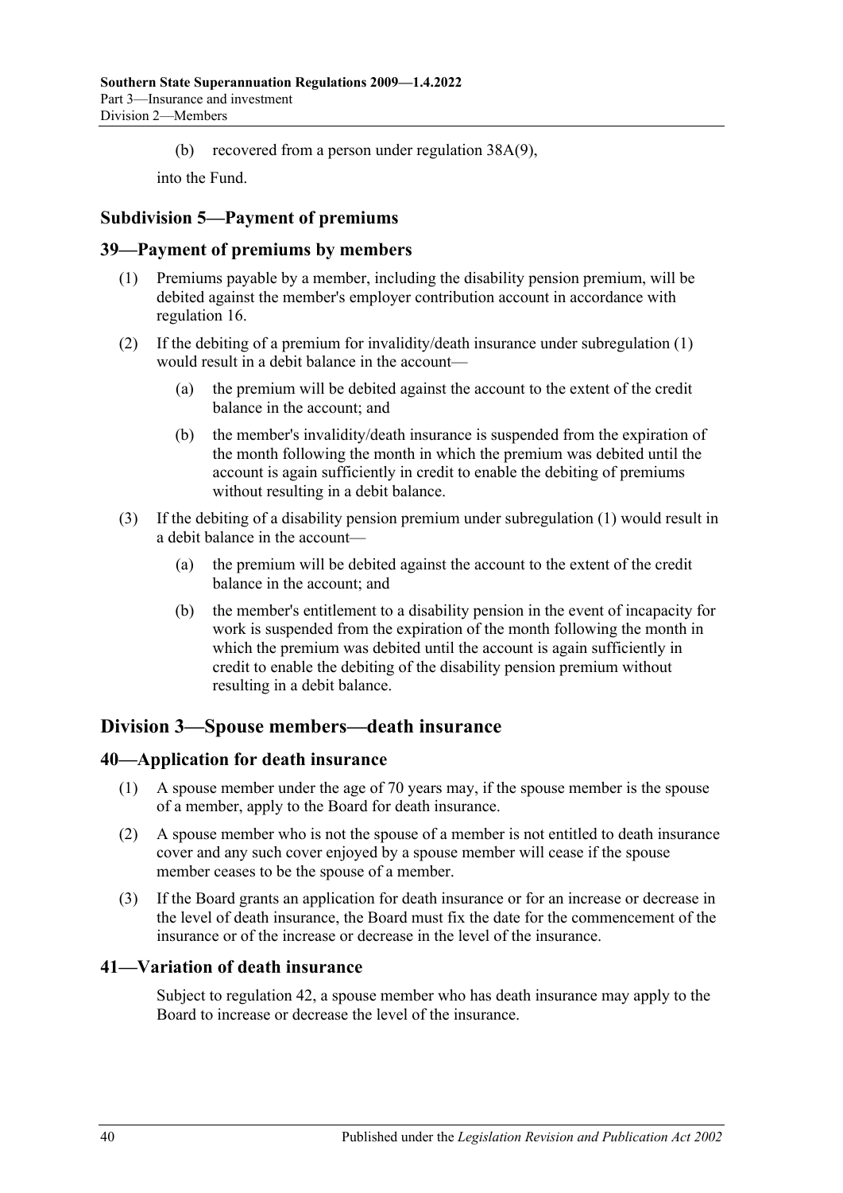(b) recovered from a person under regulation 38A(9),

into the Fund.

### Subdivision 5—Payment of premiums

### 39—Payment of premiums by members

(1) Premiums payable by a member, including the disability pension premium, will be debited against the member's employer contribution account in accordance with regulation 16.

(2) If the debiting of a premium for invalidity/death insurance under subregulation (1) would result in a debit balance in the account—

(a) the premium will be debited against the account to the extent of the credit balance in the account; and

(b) the member's invalidity/death insurance is suspended from the expiration of the month following the month in which the premium was debited until the account is again sufficiently in credit to enable the debiting of premiums without resulting in a debit balance.

(3) If the debiting of a disability pension premium under subregulation (1) would result in a debit balance in the account—

(a) the premium will be debited against the account to the extent of the credit balance in the account; and

(b) the member's entitlement to a disability pension in the event of incapacity for work is suspended from the expiration of the month following the month in which the premium was debited until the account is again sufficiently in credit to enable the debiting of the disability pension premium without resulting in a debit balance.

## Division 3—Spouse members—death insurance

### 40—Application for death insurance

(1) A spouse member under the age of 70 years may, if the spouse member is the spouse of a member, apply to the Board for death insurance.

(2) A spouse member who is not the spouse of a member is not entitled to death insurance cover and any such cover enjoyed by a spouse member will cease if the spouse member ceases to be the spouse of a member.

(3) If the Board grants an application for death insurance or for an increase or decrease in the level of death insurance, the Board must fix the date for the commencement of the insurance or of the increase or decrease in the level of the insurance.

### 41—Variation of death insurance

Subject to regulation 42, a spouse member who has death insurance may apply to the Board to increase or decrease the level of the insurance.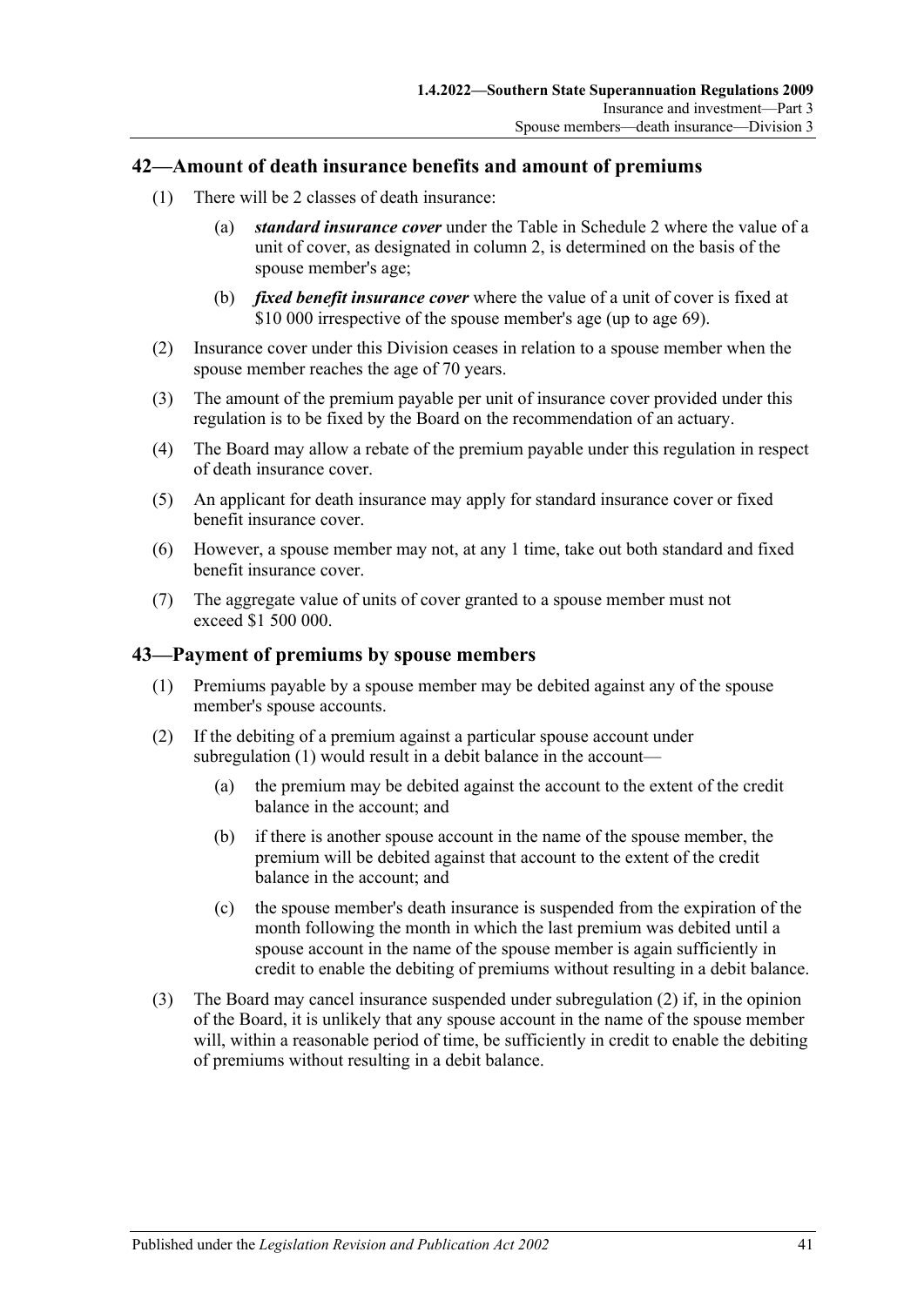## 42—Amount of death insurance benefits and amount of premiums

(1) There will be 2 classes of death insurance:

(a) ***standard insurance cover*** under the Table in Schedule 2 where the value of a unit of cover, as designated in column 2, is determined on the basis of the spouse member's age;

(b) ***fixed benefit insurance cover*** where the value of a unit of cover is fixed at $10 000 irrespective of the spouse member's age (up to age 69).

(2) Insurance cover under this Division ceases in relation to a spouse member when the spouse member reaches the age of 70 years.

(3) The amount of the premium payable per unit of insurance cover provided under this regulation is to be fixed by the Board on the recommendation of an actuary.

(4) The Board may allow a rebate of the premium payable under this regulation in respect of death insurance cover.

(5) An applicant for death insurance may apply for standard insurance cover or fixed benefit insurance cover.

(6) However, a spouse member may not, at any 1 time, take out both standard and fixed benefit insurance cover.

(7) The aggregate value of units of cover granted to a spouse member must not exceed $1 500 000.

## 43—Payment of premiums by spouse members

(1) Premiums payable by a spouse member may be debited against any of the spouse member's spouse accounts.

(2) If the debiting of a premium against a particular spouse account under subregulation (1) would result in a debit balance in the account—

(a) the premium may be debited against the account to the extent of the credit balance in the account; and

(b) if there is another spouse account in the name of the spouse member, the premium will be debited against that account to the extent of the credit balance in the account; and

(c) the spouse member's death insurance is suspended from the expiration of the month following the month in which the last premium was debited until a spouse account in the name of the spouse member is again sufficiently in credit to enable the debiting of premiums without resulting in a debit balance.

(3) The Board may cancel insurance suspended under subregulation (2) if, in the opinion of the Board, it is unlikely that any spouse account in the name of the spouse member will, within a reasonable period of time, be sufficiently in credit to enable the debiting of premiums without resulting in a debit balance.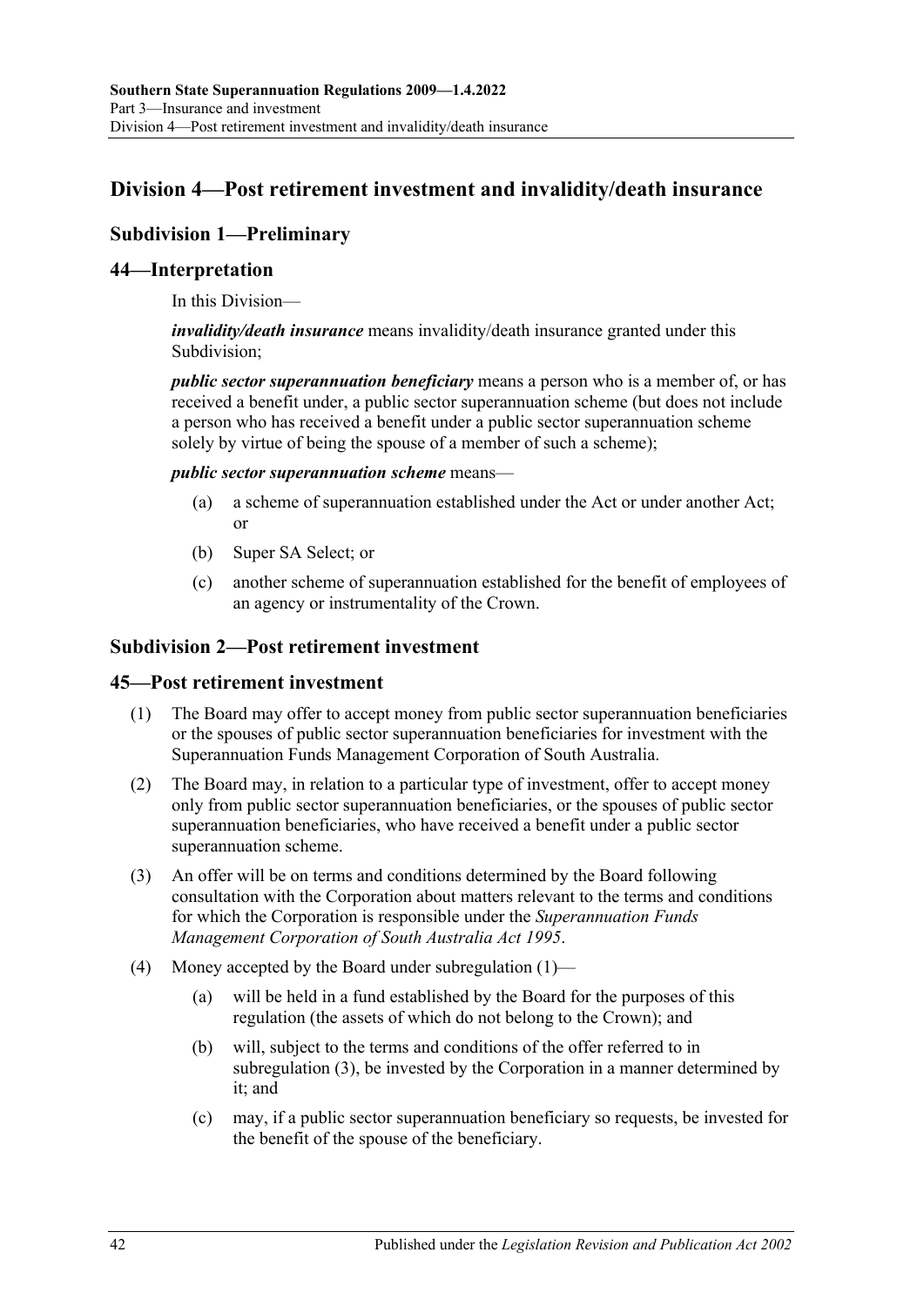## Division 4—Post retirement investment and invalidity/death insurance

### Subdivision 1—Preliminary

### 44—Interpretation

In this Division—

***invalidity/death insurance*** means invalidity/death insurance granted under this Subdivision;

***public sector superannuation beneficiary*** means a person who is a member of, or has received a benefit under, a public sector superannuation scheme (but does not include a person who has received a benefit under a public sector superannuation scheme solely by virtue of being the spouse of a member of such a scheme);

***public sector superannuation scheme*** means—

(a) a scheme of superannuation established under the Act or under another Act; or

(b) Super SA Select; or

(c) another scheme of superannuation established for the benefit of employees of an agency or instrumentality of the Crown.

### Subdivision 2—Post retirement investment

### 45—Post retirement investment

(1) The Board may offer to accept money from public sector superannuation beneficiaries or the spouses of public sector superannuation beneficiaries for investment with the Superannuation Funds Management Corporation of South Australia.

(2) The Board may, in relation to a particular type of investment, offer to accept money only from public sector superannuation beneficiaries, or the spouses of public sector superannuation beneficiaries, who have received a benefit under a public sector superannuation scheme.

(3) An offer will be on terms and conditions determined by the Board following consultation with the Corporation about matters relevant to the terms and conditions for which the Corporation is responsible under the *Superannuation Funds Management Corporation of South Australia Act 1995*.

(4) Money accepted by the Board under subregulation (1)—

(a) will be held in a fund established by the Board for the purposes of this regulation (the assets of which do not belong to the Crown); and

(b) will, subject to the terms and conditions of the offer referred to in subregulation (3), be invested by the Corporation in a manner determined by it; and

(c) may, if a public sector superannuation beneficiary so requests, be invested for the benefit of the spouse of the beneficiary.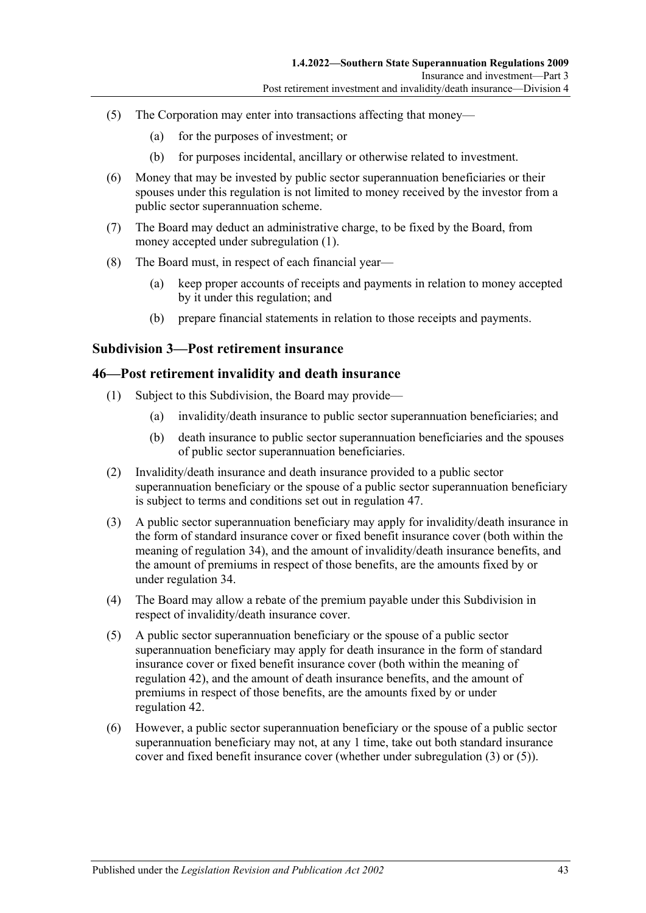(5) The Corporation may enter into transactions affecting that money—

(a) for the purposes of investment; or

(b) for purposes incidental, ancillary or otherwise related to investment.

(6) Money that may be invested by public sector superannuation beneficiaries or their spouses under this regulation is not limited to money received by the investor from a public sector superannuation scheme.

(7) The Board may deduct an administrative charge, to be fixed by the Board, from money accepted under subregulation (1).

(8) The Board must, in respect of each financial year—

(a) keep proper accounts of receipts and payments in relation to money accepted by it under this regulation; and

(b) prepare financial statements in relation to those receipts and payments.

### Subdivision 3—Post retirement insurance

## 46—Post retirement invalidity and death insurance

(1) Subject to this Subdivision, the Board may provide—

(a) invalidity/death insurance to public sector superannuation beneficiaries; and

(b) death insurance to public sector superannuation beneficiaries and the spouses of public sector superannuation beneficiaries.

(2) Invalidity/death insurance and death insurance provided to a public sector superannuation beneficiary or the spouse of a public sector superannuation beneficiary is subject to terms and conditions set out in regulation 47.

(3) A public sector superannuation beneficiary may apply for invalidity/death insurance in the form of standard insurance cover or fixed benefit insurance cover (both within the meaning of regulation 34), and the amount of invalidity/death insurance benefits, and the amount of premiums in respect of those benefits, are the amounts fixed by or under regulation 34.

(4) The Board may allow a rebate of the premium payable under this Subdivision in respect of invalidity/death insurance cover.

(5) A public sector superannuation beneficiary or the spouse of a public sector superannuation beneficiary may apply for death insurance in the form of standard insurance cover or fixed benefit insurance cover (both within the meaning of regulation 42), and the amount of death insurance benefits, and the amount of premiums in respect of those benefits, are the amounts fixed by or under regulation 42.

(6) However, a public sector superannuation beneficiary or the spouse of a public sector superannuation beneficiary may not, at any 1 time, take out both standard insurance cover and fixed benefit insurance cover (whether under subregulation (3) or (5)).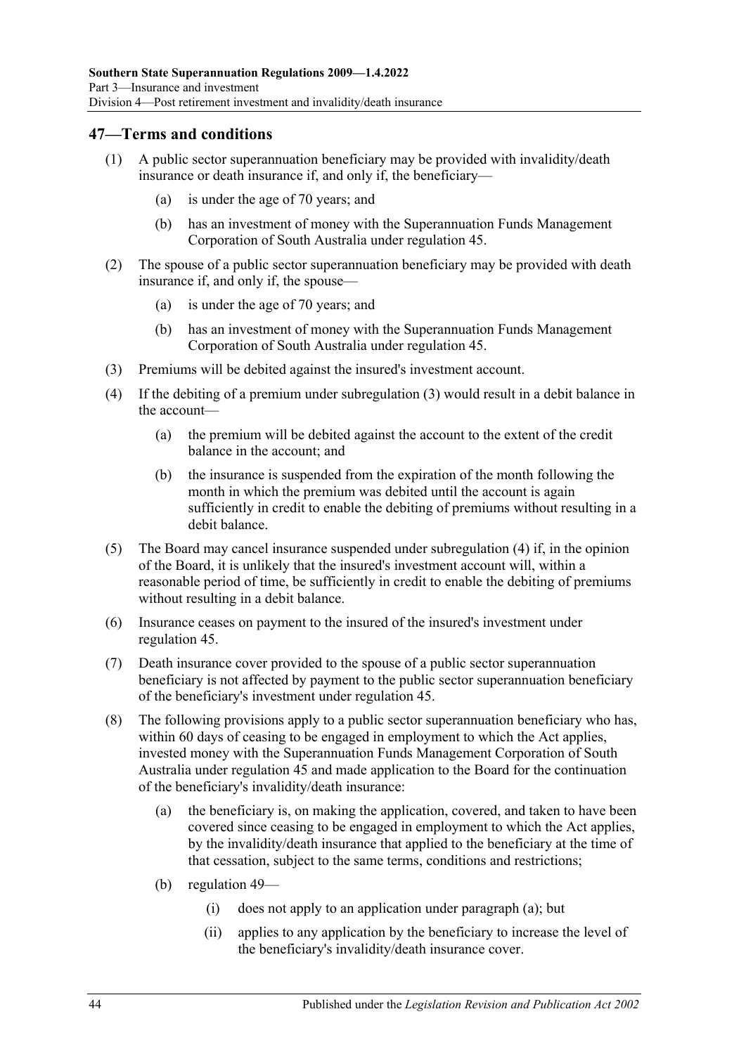## 47—Terms and conditions

(1) A public sector superannuation beneficiary may be provided with invalidity/death insurance or death insurance if, and only if, the beneficiary—

(a) is under the age of 70 years; and

(b) has an investment of money with the Superannuation Funds Management Corporation of South Australia under regulation 45.

(2) The spouse of a public sector superannuation beneficiary may be provided with death insurance if, and only if, the spouse—

(a) is under the age of 70 years; and

(b) has an investment of money with the Superannuation Funds Management Corporation of South Australia under regulation 45.

(3) Premiums will be debited against the insured's investment account.

(4) If the debiting of a premium under subregulation (3) would result in a debit balance in the account—

(a) the premium will be debited against the account to the extent of the credit balance in the account; and

(b) the insurance is suspended from the expiration of the month following the month in which the premium was debited until the account is again sufficiently in credit to enable the debiting of premiums without resulting in a debit balance.

(5) The Board may cancel insurance suspended under subregulation (4) if, in the opinion of the Board, it is unlikely that the insured's investment account will, within a reasonable period of time, be sufficiently in credit to enable the debiting of premiums without resulting in a debit balance.

(6) Insurance ceases on payment to the insured of the insured's investment under regulation 45.

(7) Death insurance cover provided to the spouse of a public sector superannuation beneficiary is not affected by payment to the public sector superannuation beneficiary of the beneficiary's investment under regulation 45.

(8) The following provisions apply to a public sector superannuation beneficiary who has, within 60 days of ceasing to be engaged in employment to which the Act applies, invested money with the Superannuation Funds Management Corporation of South Australia under regulation 45 and made application to the Board for the continuation of the beneficiary's invalidity/death insurance:

(a) the beneficiary is, on making the application, covered, and taken to have been covered since ceasing to be engaged in employment to which the Act applies, by the invalidity/death insurance that applied to the beneficiary at the time of that cessation, subject to the same terms, conditions and restrictions;

(b) regulation 49—

(i) does not apply to an application under paragraph (a); but

(ii) applies to any application by the beneficiary to increase the level of the beneficiary's invalidity/death insurance cover.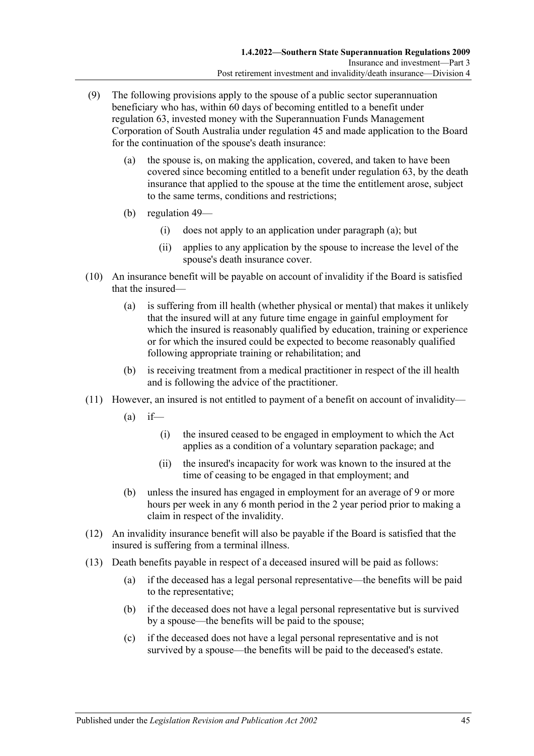(9) The following provisions apply to the spouse of a public sector superannuation beneficiary who has, within 60 days of becoming entitled to a benefit under regulation 63, invested money with the Superannuation Funds Management Corporation of South Australia under regulation 45 and made application to the Board for the continuation of the spouse's death insurance:

(a) the spouse is, on making the application, covered, and taken to have been covered since becoming entitled to a benefit under regulation 63, by the death insurance that applied to the spouse at the time the entitlement arose, subject to the same terms, conditions and restrictions;

(b) regulation 49—

(i) does not apply to an application under paragraph (a); but

(ii) applies to any application by the spouse to increase the level of the spouse's death insurance cover.

(10) An insurance benefit will be payable on account of invalidity if the Board is satisfied that the insured—

(a) is suffering from ill health (whether physical or mental) that makes it unlikely that the insured will at any future time engage in gainful employment for which the insured is reasonably qualified by education, training or experience or for which the insured could be expected to become reasonably qualified following appropriate training or rehabilitation; and

(b) is receiving treatment from a medical practitioner in respect of the ill health and is following the advice of the practitioner.

(11) However, an insured is not entitled to payment of a benefit on account of invalidity—

(a) if—

(i) the insured ceased to be engaged in employment to which the Act applies as a condition of a voluntary separation package; and

(ii) the insured's incapacity for work was known to the insured at the time of ceasing to be engaged in that employment; and

(b) unless the insured has engaged in employment for an average of 9 or more hours per week in any 6 month period in the 2 year period prior to making a claim in respect of the invalidity.

(12) An invalidity insurance benefit will also be payable if the Board is satisfied that the insured is suffering from a terminal illness.

(13) Death benefits payable in respect of a deceased insured will be paid as follows:

(a) if the deceased has a legal personal representative—the benefits will be paid to the representative;

(b) if the deceased does not have a legal personal representative but is survived by a spouse—the benefits will be paid to the spouse;

(c) if the deceased does not have a legal personal representative and is not survived by a spouse—the benefits will be paid to the deceased's estate.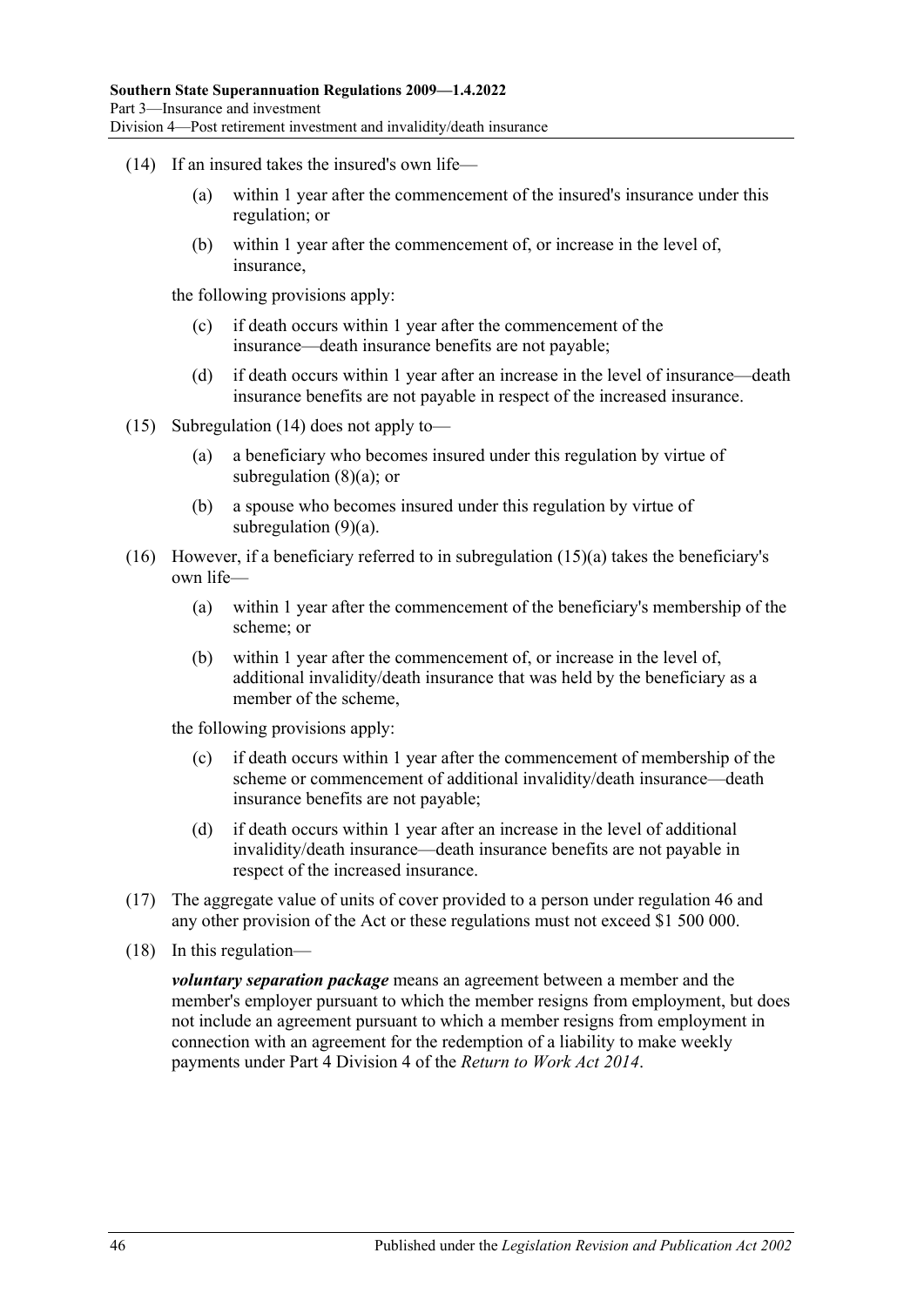(14) If an insured takes the insured's own life—

(a) within 1 year after the commencement of the insured's insurance under this regulation; or

(b) within 1 year after the commencement of, or increase in the level of, insurance,

the following provisions apply:

(c) if death occurs within 1 year after the commencement of the insurance—death insurance benefits are not payable;

(d) if death occurs within 1 year after an increase in the level of insurance—death insurance benefits are not payable in respect of the increased insurance.

(15) Subregulation (14) does not apply to—

(a) a beneficiary who becomes insured under this regulation by virtue of subregulation (8)(a); or

(b) a spouse who becomes insured under this regulation by virtue of subregulation (9)(a).

(16) However, if a beneficiary referred to in subregulation (15)(a) takes the beneficiary's own life—

(a) within 1 year after the commencement of the beneficiary's membership of the scheme; or

(b) within 1 year after the commencement of, or increase in the level of, additional invalidity/death insurance that was held by the beneficiary as a member of the scheme,

the following provisions apply:

(c) if death occurs within 1 year after the commencement of membership of the scheme or commencement of additional invalidity/death insurance—death insurance benefits are not payable;

(d) if death occurs within 1 year after an increase in the level of additional invalidity/death insurance—death insurance benefits are not payable in respect of the increased insurance.

(17) The aggregate value of units of cover provided to a person under regulation 46 and any other provision of the Act or these regulations must not exceed $1 500 000.

(18) In this regulation—

***voluntary separation package*** means an agreement between a member and the member's employer pursuant to which the member resigns from employment, but does not include an agreement pursuant to which a member resigns from employment in connection with an agreement for the redemption of a liability to make weekly payments under Part 4 Division 4 of the *Return to Work Act 2014*.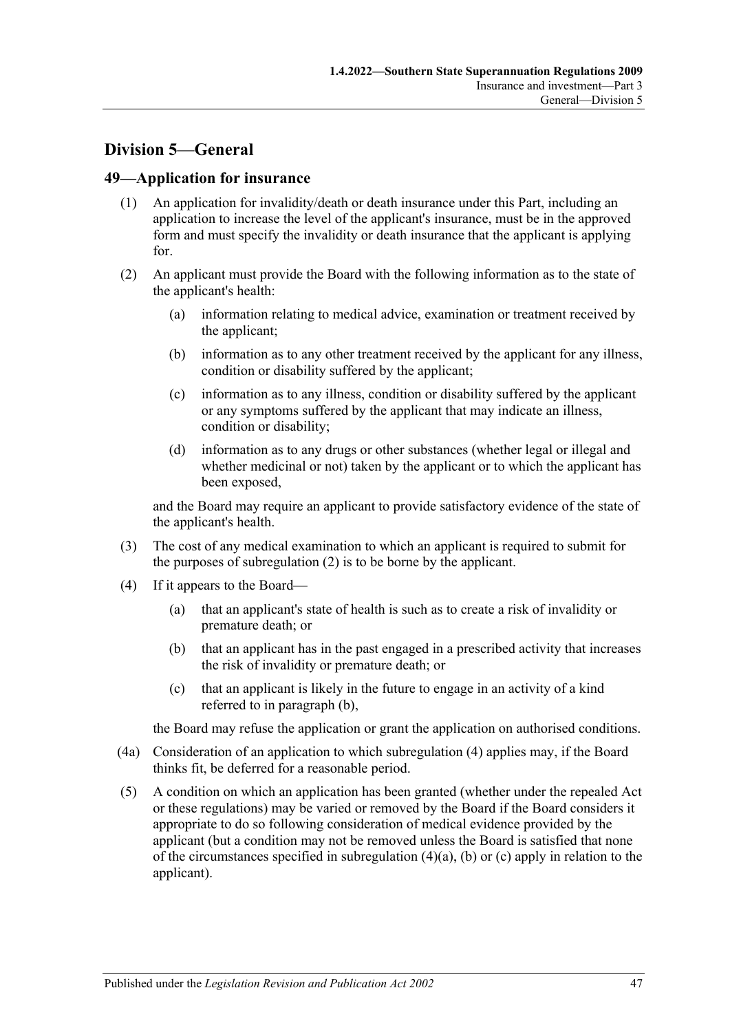## Division 5—General

### 49—Application for insurance

(1) An application for invalidity/death or death insurance under this Part, including an application to increase the level of the applicant's insurance, must be in the approved form and must specify the invalidity or death insurance that the applicant is applying for.

(2) An applicant must provide the Board with the following information as to the state of the applicant's health:

- (a) information relating to medical advice, examination or treatment received by the applicant;
- (b) information as to any other treatment received by the applicant for any illness, condition or disability suffered by the applicant;
- (c) information as to any illness, condition or disability suffered by the applicant or any symptoms suffered by the applicant that may indicate an illness, condition or disability;
- (d) information as to any drugs or other substances (whether legal or illegal and whether medicinal or not) taken by the applicant or to which the applicant has been exposed,

and the Board may require an applicant to provide satisfactory evidence of the state of the applicant's health.

(3) The cost of any medical examination to which an applicant is required to submit for the purposes of subregulation (2) is to be borne by the applicant.

(4) If it appears to the Board—

- (a) that an applicant's state of health is such as to create a risk of invalidity or premature death; or
- (b) that an applicant has in the past engaged in a prescribed activity that increases the risk of invalidity or premature death; or
- (c) that an applicant is likely in the future to engage in an activity of a kind referred to in paragraph (b),

the Board may refuse the application or grant the application on authorised conditions.

(4a) Consideration of an application to which subregulation (4) applies may, if the Board thinks fit, be deferred for a reasonable period.

(5) A condition on which an application has been granted (whether under the repealed Act or these regulations) may be varied or removed by the Board if the Board considers it appropriate to do so following consideration of medical evidence provided by the applicant (but a condition may not be removed unless the Board is satisfied that none of the circumstances specified in subregulation (4)(a), (b) or (c) apply in relation to the applicant).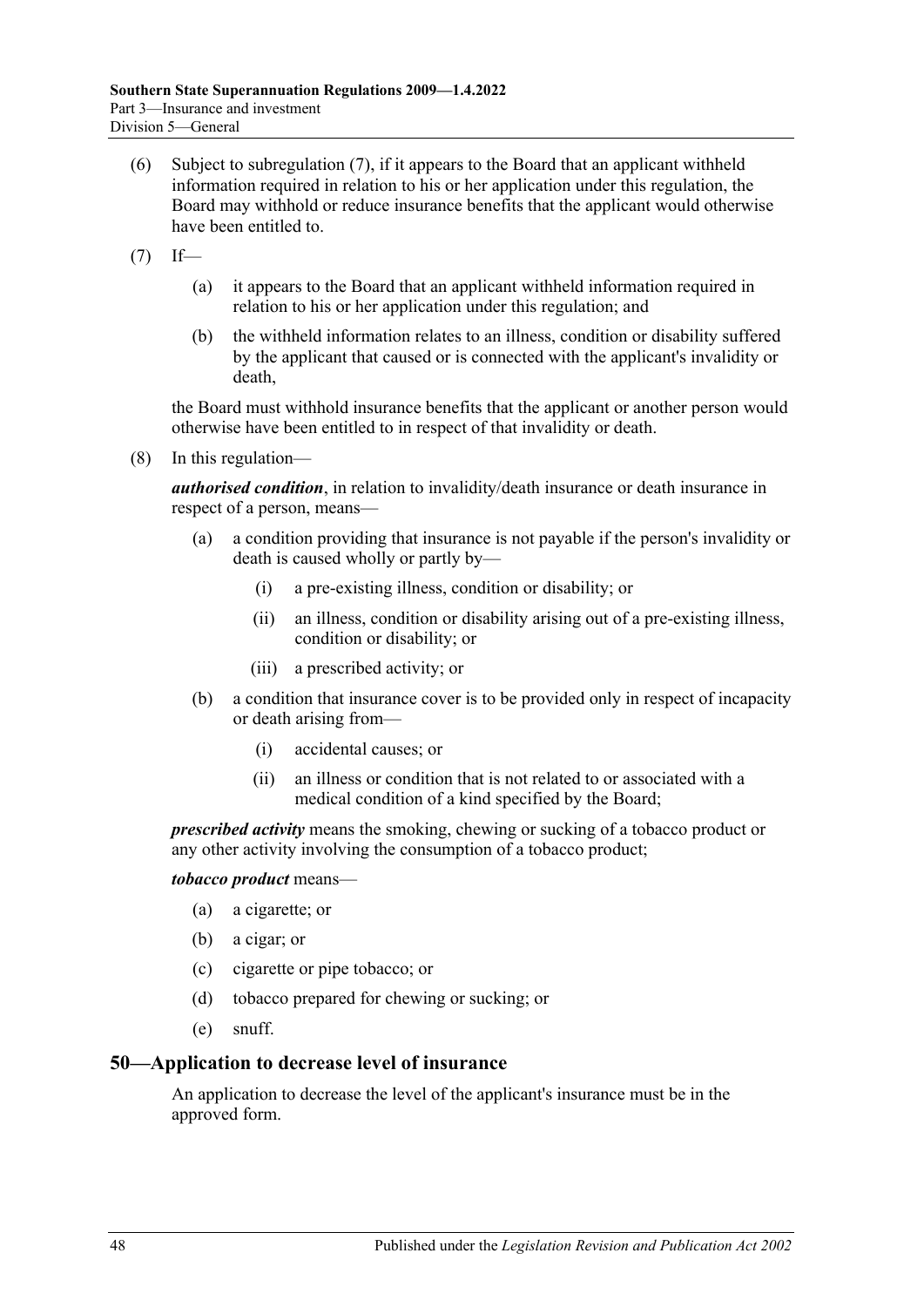(6) Subject to subregulation (7), if it appears to the Board that an applicant withheld information required in relation to his or her application under this regulation, the Board may withhold or reduce insurance benefits that the applicant would otherwise have been entitled to.

(7) If—

 (a) it appears to the Board that an applicant withheld information required in relation to his or her application under this regulation; and

 (b) the withheld information relates to an illness, condition or disability suffered by the applicant that caused or is connected with the applicant's invalidity or death,

the Board must withhold insurance benefits that the applicant or another person would otherwise have been entitled to in respect of that invalidity or death.

(8) In this regulation—

***authorised condition***, in relation to invalidity/death insurance or death insurance in respect of a person, means—

 (a) a condition providing that insurance is not payable if the person's invalidity or death is caused wholly or partly by—

  (i) a pre-existing illness, condition or disability; or

  (ii) an illness, condition or disability arising out of a pre-existing illness, condition or disability; or

  (iii) a prescribed activity; or

 (b) a condition that insurance cover is to be provided only in respect of incapacity or death arising from—

  (i) accidental causes; or

  (ii) an illness or condition that is not related to or associated with a medical condition of a kind specified by the Board;

***prescribed activity*** means the smoking, chewing or sucking of a tobacco product or any other activity involving the consumption of a tobacco product;

***tobacco product*** means—

 (a) a cigarette; or

 (b) a cigar; or

 (c) cigarette or pipe tobacco; or

 (d) tobacco prepared for chewing or sucking; or

 (e) snuff.

## 50—Application to decrease level of insurance

An application to decrease the level of the applicant's insurance must be in the approved form.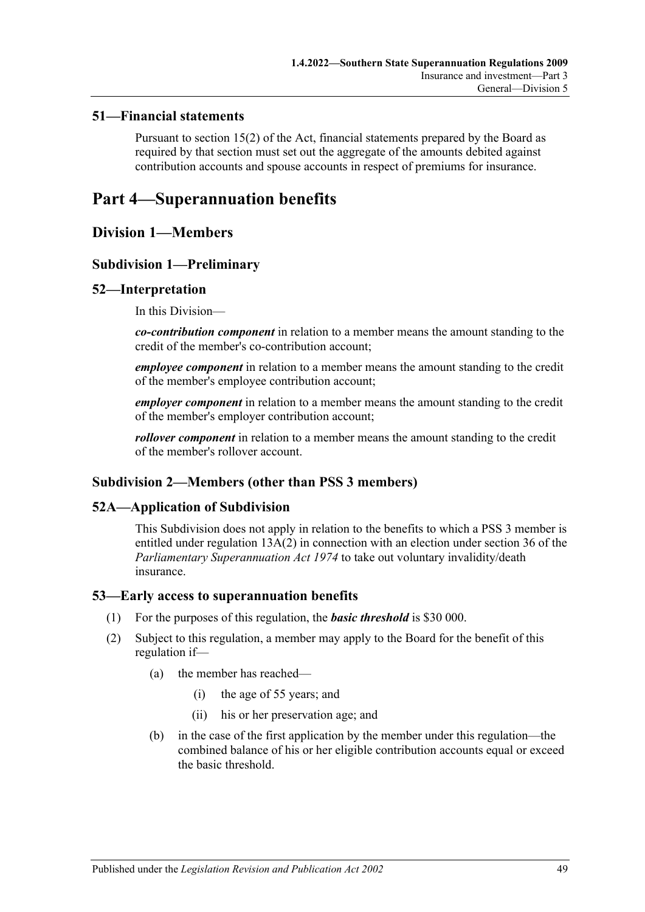### 51—Financial statements

Pursuant to section 15(2) of the Act, financial statements prepared by the Board as required by that section must set out the aggregate of the amounts debited against contribution accounts and spouse accounts in respect of premiums for insurance.

# Part 4—Superannuation benefits

## Division 1—Members

### Subdivision 1—Preliminary

### 52—Interpretation

In this Division—

***co-contribution component*** in relation to a member means the amount standing to the credit of the member's co-contribution account;

***employee component*** in relation to a member means the amount standing to the credit of the member's employee contribution account;

***employer component*** in relation to a member means the amount standing to the credit of the member's employer contribution account;

***rollover component*** in relation to a member means the amount standing to the credit of the member's rollover account.

### Subdivision 2—Members (other than PSS 3 members)

### 52A—Application of Subdivision

This Subdivision does not apply in relation to the benefits to which a PSS 3 member is entitled under regulation 13A(2) in connection with an election under section 36 of the *Parliamentary Superannuation Act 1974* to take out voluntary invalidity/death insurance.

### 53—Early access to superannuation benefits

(1) For the purposes of this regulation, the ***basic threshold*** is $30 000.

(2) Subject to this regulation, a member may apply to the Board for the benefit of this regulation if—

- (a) the member has reached—
    - (i) the age of 55 years; and
    - (ii) his or her preservation age; and
- (b) in the case of the first application by the member under this regulation—the combined balance of his or her eligible contribution accounts equal or exceed the basic threshold.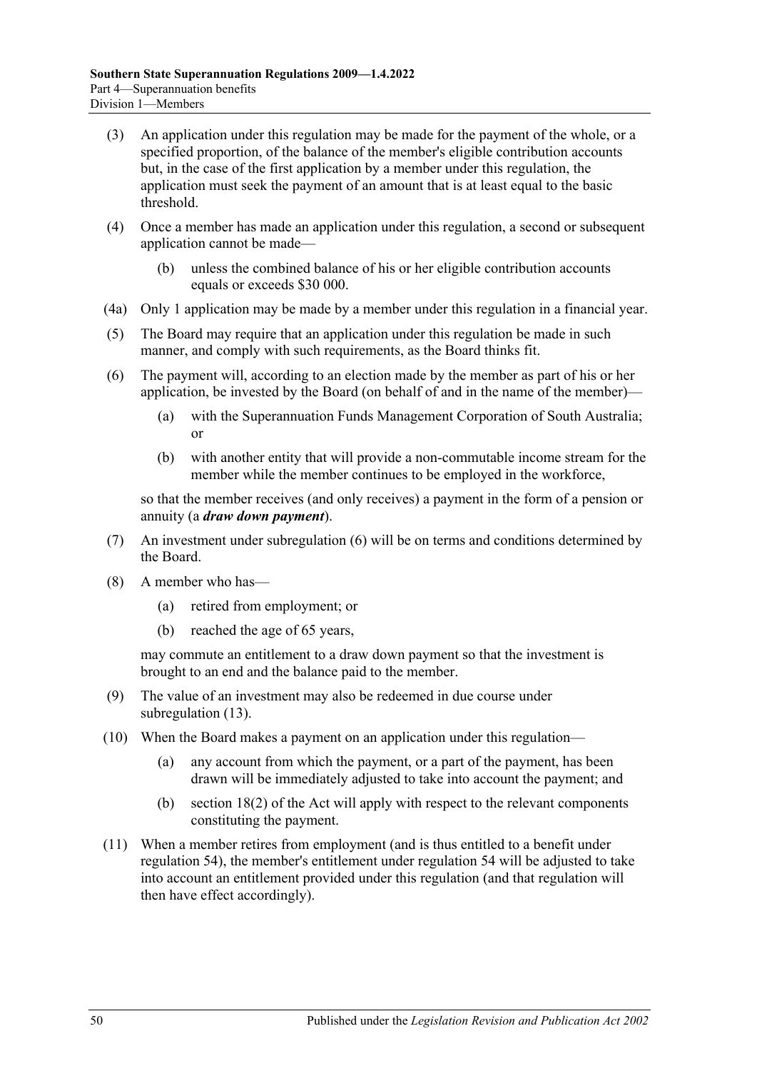(3) An application under this regulation may be made for the payment of the whole, or a specified proportion, of the balance of the member's eligible contribution accounts but, in the case of the first application by a member under this regulation, the application must seek the payment of an amount that is at least equal to the basic threshold.

(4) Once a member has made an application under this regulation, a second or subsequent application cannot be made—

(b) unless the combined balance of his or her eligible contribution accounts equals or exceeds $30 000.

(4a) Only 1 application may be made by a member under this regulation in a financial year.

(5) The Board may require that an application under this regulation be made in such manner, and comply with such requirements, as the Board thinks fit.

(6) The payment will, according to an election made by the member as part of his or her application, be invested by the Board (on behalf of and in the name of the member)—

(a) with the Superannuation Funds Management Corporation of South Australia; or

(b) with another entity that will provide a non-commutable income stream for the member while the member continues to be employed in the workforce,

so that the member receives (and only receives) a payment in the form of a pension or annuity (a ***draw down payment***).

(7) An investment under subregulation (6) will be on terms and conditions determined by the Board.

(8) A member who has—

(a) retired from employment; or

(b) reached the age of 65 years,

may commute an entitlement to a draw down payment so that the investment is brought to an end and the balance paid to the member.

(9) The value of an investment may also be redeemed in due course under subregulation (13).

(10) When the Board makes a payment on an application under this regulation—

(a) any account from which the payment, or a part of the payment, has been drawn will be immediately adjusted to take into account the payment; and

(b) section 18(2) of the Act will apply with respect to the relevant components constituting the payment.

(11) When a member retires from employment (and is thus entitled to a benefit under regulation 54), the member's entitlement under regulation 54 will be adjusted to take into account an entitlement provided under this regulation (and that regulation will then have effect accordingly).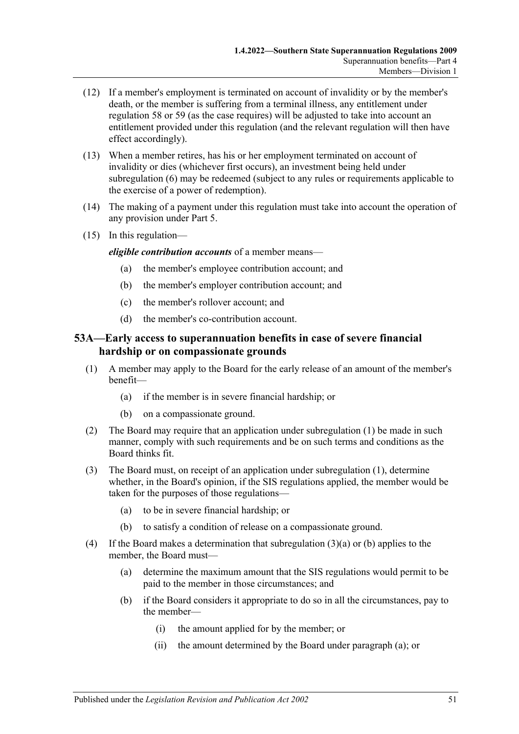(12) If a member's employment is terminated on account of invalidity or by the member's death, or the member is suffering from a terminal illness, any entitlement under regulation 58 or 59 (as the case requires) will be adjusted to take into account an entitlement provided under this regulation (and the relevant regulation will then have effect accordingly).

(13) When a member retires, has his or her employment terminated on account of invalidity or dies (whichever first occurs), an investment being held under subregulation (6) may be redeemed (subject to any rules or requirements applicable to the exercise of a power of redemption).

(14) The making of a payment under this regulation must take into account the operation of any provision under Part 5.

(15) In this regulation—

***eligible contribution accounts*** of a member means—

- (a) the member's employee contribution account; and
- (b) the member's employer contribution account; and
- (c) the member's rollover account; and
- (d) the member's co-contribution account.

## 53A—Early access to superannuation benefits in case of severe financial hardship or on compassionate grounds

(1) A member may apply to the Board for the early release of an amount of the member's benefit—

- (a) if the member is in severe financial hardship; or
- (b) on a compassionate ground.

(2) The Board may require that an application under subregulation (1) be made in such manner, comply with such requirements and be on such terms and conditions as the Board thinks fit.

(3) The Board must, on receipt of an application under subregulation (1), determine whether, in the Board's opinion, if the SIS regulations applied, the member would be taken for the purposes of those regulations—

- (a) to be in severe financial hardship; or
- (b) to satisfy a condition of release on a compassionate ground.

(4) If the Board makes a determination that subregulation (3)(a) or (b) applies to the member, the Board must—

- (a) determine the maximum amount that the SIS regulations would permit to be paid to the member in those circumstances; and
- (b) if the Board considers it appropriate to do so in all the circumstances, pay to the member—
  - (i) the amount applied for by the member; or
  - (ii) the amount determined by the Board under paragraph (a); or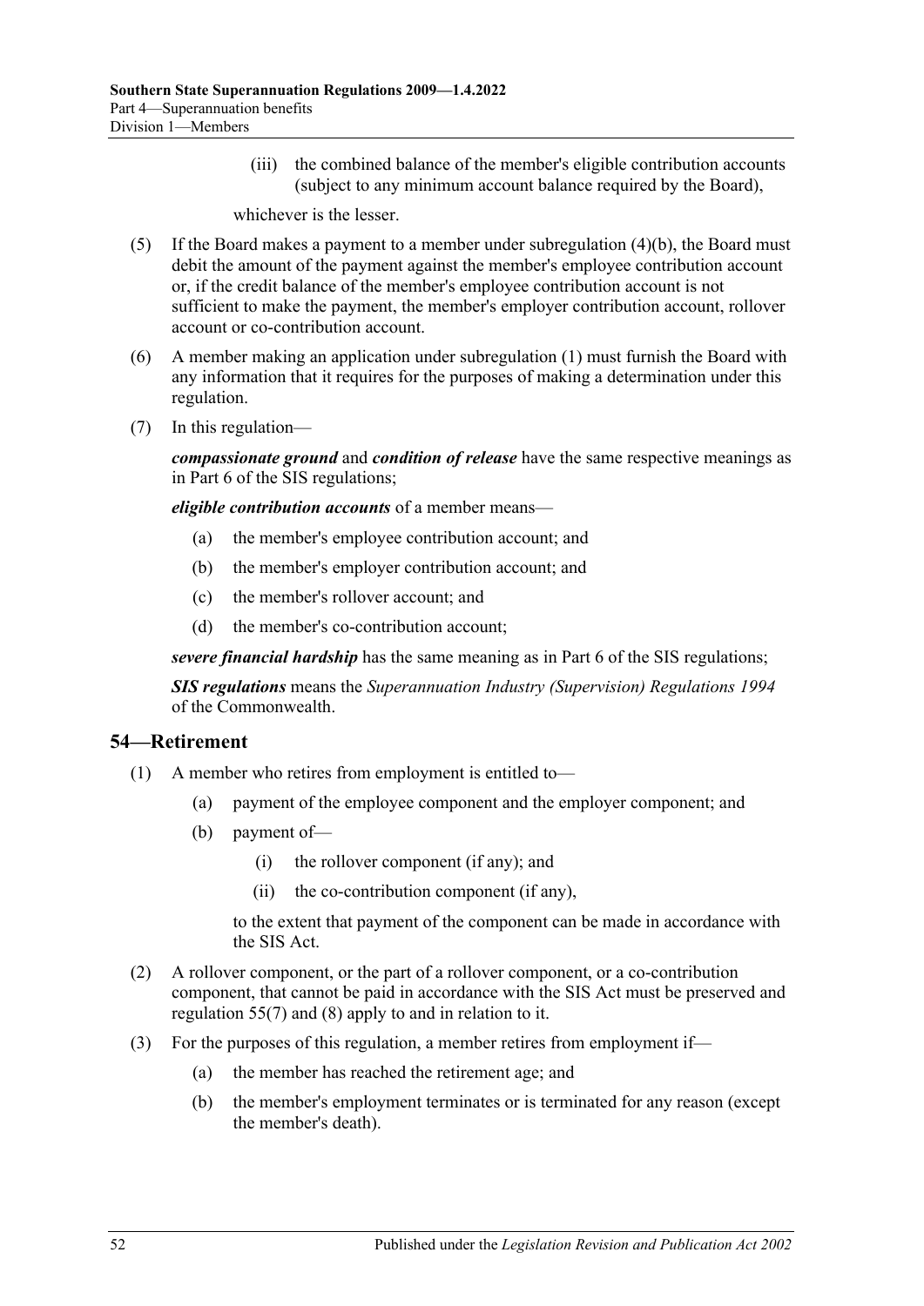(iii) the combined balance of the member's eligible contribution accounts (subject to any minimum account balance required by the Board),

whichever is the lesser.

(5) If the Board makes a payment to a member under subregulation (4)(b), the Board must debit the amount of the payment against the member's employee contribution account or, if the credit balance of the member's employee contribution account is not sufficient to make the payment, the member's employer contribution account, rollover account or co-contribution account.

(6) A member making an application under subregulation (1) must furnish the Board with any information that it requires for the purposes of making a determination under this regulation.

(7) In this regulation—

***compassionate ground*** and ***condition of release*** have the same respective meanings as in Part 6 of the SIS regulations;

***eligible contribution accounts*** of a member means—

(a) the member's employee contribution account; and

(b) the member's employer contribution account; and

(c) the member's rollover account; and

(d) the member's co-contribution account;

***severe financial hardship*** has the same meaning as in Part 6 of the SIS regulations;

***SIS regulations*** means the *Superannuation Industry (Supervision) Regulations 1994* of the Commonwealth.

## 54—Retirement

(1) A member who retires from employment is entitled to—

(a) payment of the employee component and the employer component; and

(b) payment of—

(i) the rollover component (if any); and

(ii) the co-contribution component (if any),

to the extent that payment of the component can be made in accordance with the SIS Act.

(2) A rollover component, or the part of a rollover component, or a co-contribution component, that cannot be paid in accordance with the SIS Act must be preserved and regulation 55(7) and (8) apply to and in relation to it.

(3) For the purposes of this regulation, a member retires from employment if—

(a) the member has reached the retirement age; and

(b) the member's employment terminates or is terminated for any reason (except the member's death).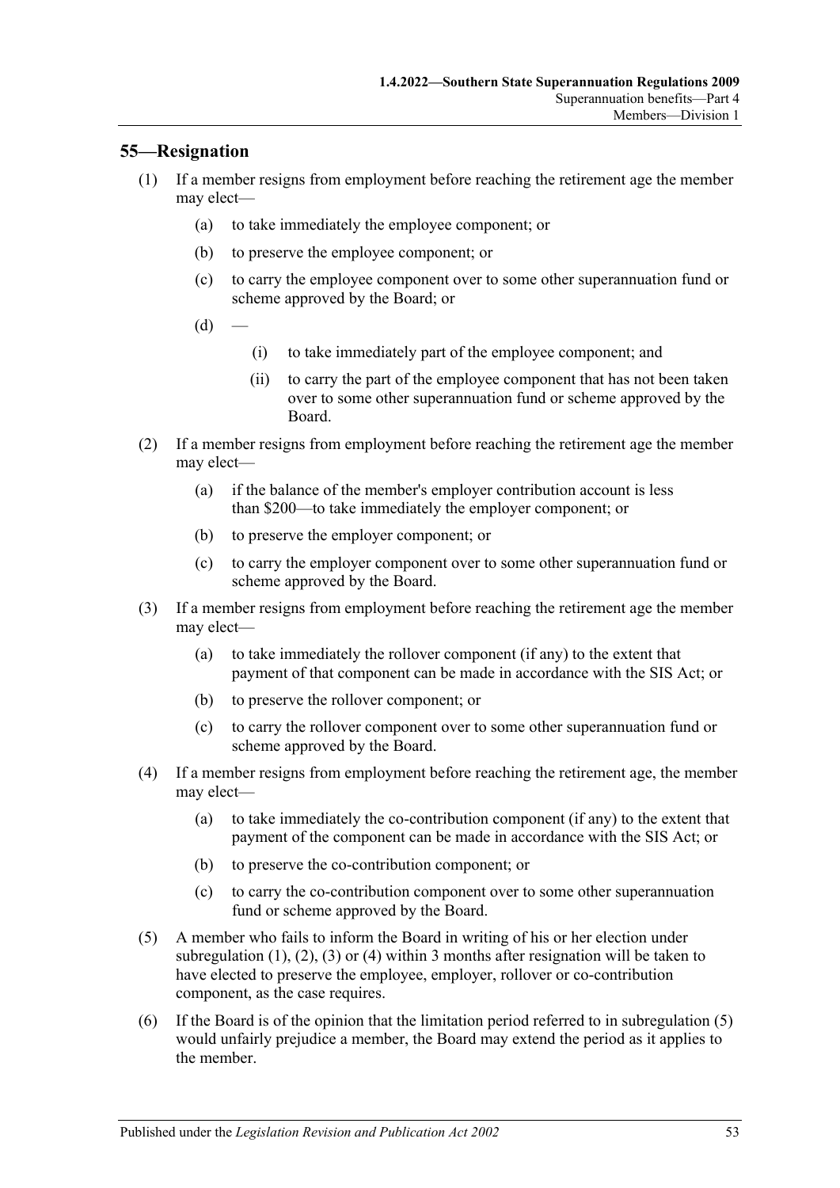## 55—Resignation

(1) If a member resigns from employment before reaching the retirement age the member may elect—

(a) to take immediately the employee component; or

(b) to preserve the employee component; or

(c) to carry the employee component over to some other superannuation fund or scheme approved by the Board; or

(d) —

(i) to take immediately part of the employee component; and

(ii) to carry the part of the employee component that has not been taken over to some other superannuation fund or scheme approved by the Board.

(2) If a member resigns from employment before reaching the retirement age the member may elect—

(a) if the balance of the member's employer contribution account is less than $200—to take immediately the employer component; or

(b) to preserve the employer component; or

(c) to carry the employer component over to some other superannuation fund or scheme approved by the Board.

(3) If a member resigns from employment before reaching the retirement age the member may elect—

(a) to take immediately the rollover component (if any) to the extent that payment of that component can be made in accordance with the SIS Act; or

(b) to preserve the rollover component; or

(c) to carry the rollover component over to some other superannuation fund or scheme approved by the Board.

(4) If a member resigns from employment before reaching the retirement age, the member may elect—

(a) to take immediately the co-contribution component (if any) to the extent that payment of the component can be made in accordance with the SIS Act; or

(b) to preserve the co-contribution component; or

(c) to carry the co-contribution component over to some other superannuation fund or scheme approved by the Board.

(5) A member who fails to inform the Board in writing of his or her election under subregulation (1), (2), (3) or (4) within 3 months after resignation will be taken to have elected to preserve the employee, employer, rollover or co-contribution component, as the case requires.

(6) If the Board is of the opinion that the limitation period referred to in subregulation (5) would unfairly prejudice a member, the Board may extend the period as it applies to the member.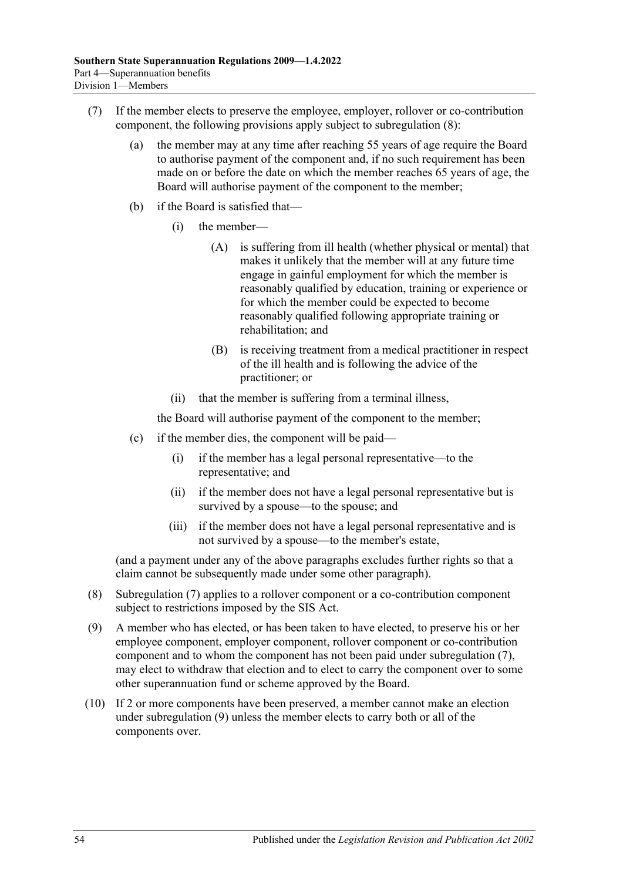(7) If the member elects to preserve the employee, employer, rollover or co-contribution component, the following provisions apply subject to subregulation (8):

- (a) the member may at any time after reaching 55 years of age require the Board to authorise payment of the component and, if no such requirement has been made on or before the date on which the member reaches 65 years of age, the Board will authorise payment of the component to the member;
- (b) if the Board is satisfied that—
  - (i) the member—
    - (A) is suffering from ill health (whether physical or mental) that makes it unlikely that the member will at any future time engage in gainful employment for which the member is reasonably qualified by education, training or experience or for which the member could be expected to become reasonably qualified following appropriate training or rehabilitation; and
    - (B) is receiving treatment from a medical practitioner in respect of the ill health and is following the advice of the practitioner; or
  - (ii) that the member is suffering from a terminal illness,

  the Board will authorise payment of the component to the member;
- (c) if the member dies, the component will be paid—
  - (i) if the member has a legal personal representative—to the representative; and
  - (ii) if the member does not have a legal personal representative but is survived by a spouse—to the spouse; and
  - (iii) if the member does not have a legal personal representative and is not survived by a spouse—to the member's estate,

(and a payment under any of the above paragraphs excludes further rights so that a claim cannot be subsequently made under some other paragraph).

(8) Subregulation (7) applies to a rollover component or a co-contribution component subject to restrictions imposed by the SIS Act.

(9) A member who has elected, or has been taken to have elected, to preserve his or her employee component, employer component, rollover component or co-contribution component and to whom the component has not been paid under subregulation (7), may elect to withdraw that election and to elect to carry the component over to some other superannuation fund or scheme approved by the Board.

(10) If 2 or more components have been preserved, a member cannot make an election under subregulation (9) unless the member elects to carry both or all of the components over.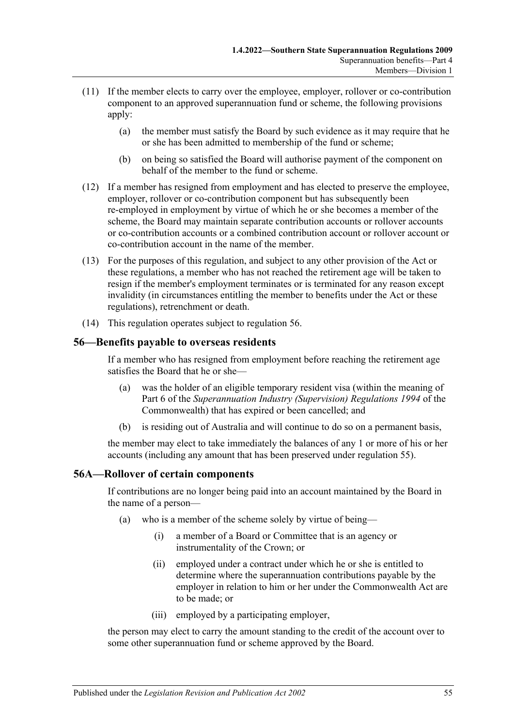(11) If the member elects to carry over the employee, employer, rollover or co-contribution component to an approved superannuation fund or scheme, the following provisions apply:

(a) the member must satisfy the Board by such evidence as it may require that he or she has been admitted to membership of the fund or scheme;

(b) on being so satisfied the Board will authorise payment of the component on behalf of the member to the fund or scheme.

(12) If a member has resigned from employment and has elected to preserve the employee, employer, rollover or co-contribution component but has subsequently been re-employed in employment by virtue of which he or she becomes a member of the scheme, the Board may maintain separate contribution accounts or rollover accounts or co-contribution accounts or a combined contribution account or rollover account or co-contribution account in the name of the member.

(13) For the purposes of this regulation, and subject to any other provision of the Act or these regulations, a member who has not reached the retirement age will be taken to resign if the member's employment terminates or is terminated for any reason except invalidity (in circumstances entitling the member to benefits under the Act or these regulations), retrenchment or death.

(14) This regulation operates subject to regulation 56.

## 56—Benefits payable to overseas residents

If a member who has resigned from employment before reaching the retirement age satisfies the Board that he or she—

(a) was the holder of an eligible temporary resident visa (within the meaning of Part 6 of the *Superannuation Industry (Supervision) Regulations 1994* of the Commonwealth) that has expired or been cancelled; and

(b) is residing out of Australia and will continue to do so on a permanent basis,

the member may elect to take immediately the balances of any 1 or more of his or her accounts (including any amount that has been preserved under regulation 55).

## 56A—Rollover of certain components

If contributions are no longer being paid into an account maintained by the Board in the name of a person—

(a) who is a member of the scheme solely by virtue of being—

(i) a member of a Board or Committee that is an agency or instrumentality of the Crown; or

(ii) employed under a contract under which he or she is entitled to determine where the superannuation contributions payable by the employer in relation to him or her under the Commonwealth Act are to be made; or

(iii) employed by a participating employer,

the person may elect to carry the amount standing to the credit of the account over to some other superannuation fund or scheme approved by the Board.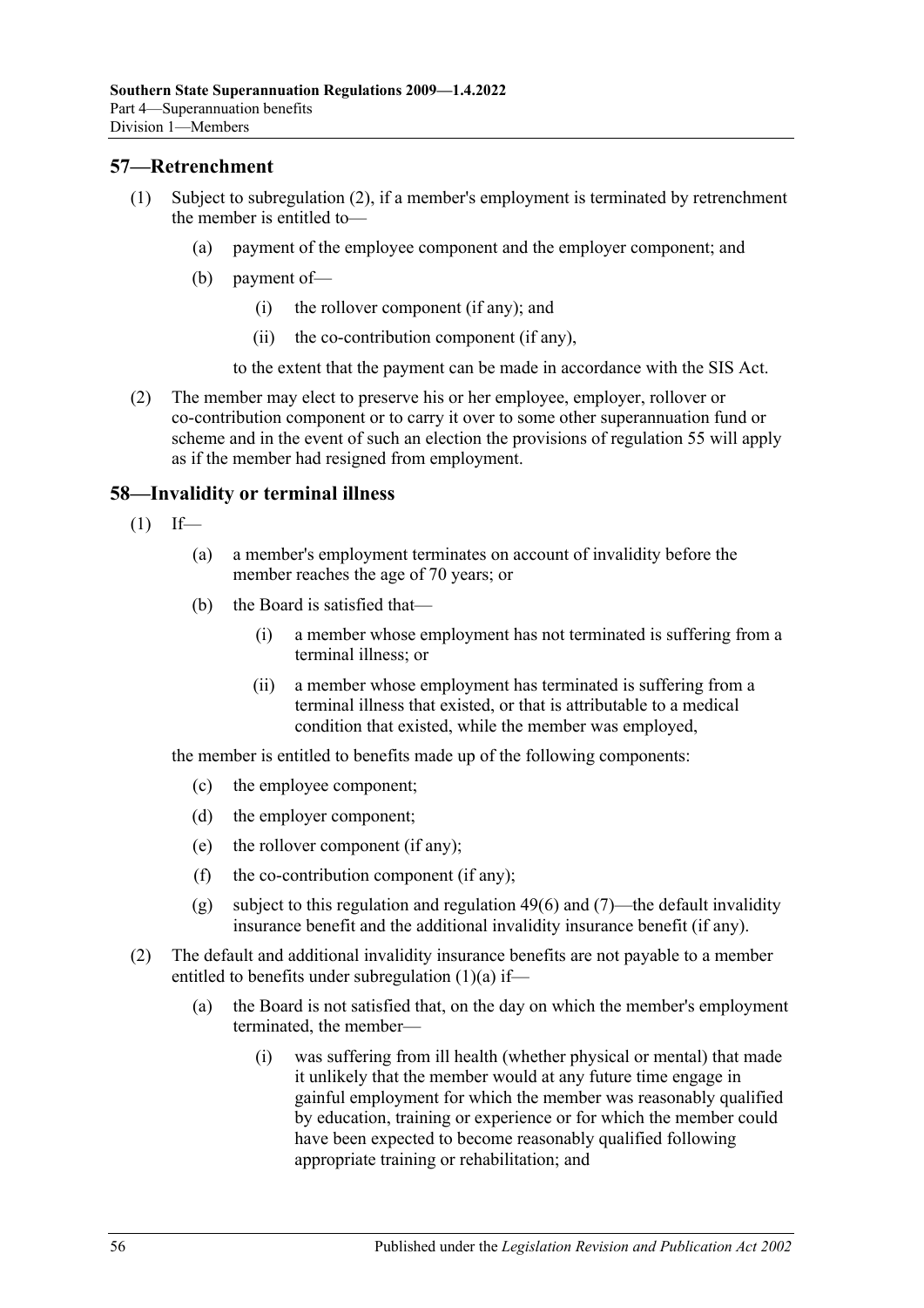## 57—Retrenchment

(1) Subject to subregulation (2), if a member's employment is terminated by retrenchment the member is entitled to—

(a) payment of the employee component and the employer component; and

(b) payment of—

(i) the rollover component (if any); and

(ii) the co-contribution component (if any),

to the extent that the payment can be made in accordance with the SIS Act.

(2) The member may elect to preserve his or her employee, employer, rollover or co-contribution component or to carry it over to some other superannuation fund or scheme and in the event of such an election the provisions of regulation 55 will apply as if the member had resigned from employment.

## 58—Invalidity or terminal illness

(1) If—

(a) a member's employment terminates on account of invalidity before the member reaches the age of 70 years; or

(b) the Board is satisfied that—

(i) a member whose employment has not terminated is suffering from a terminal illness; or

(ii) a member whose employment has terminated is suffering from a terminal illness that existed, or that is attributable to a medical condition that existed, while the member was employed,

the member is entitled to benefits made up of the following components:

(c) the employee component;

(d) the employer component;

(e) the rollover component (if any);

(f) the co-contribution component (if any);

(g) subject to this regulation and regulation 49(6) and (7)—the default invalidity insurance benefit and the additional invalidity insurance benefit (if any).

(2) The default and additional invalidity insurance benefits are not payable to a member entitled to benefits under subregulation (1)(a) if—

(a) the Board is not satisfied that, on the day on which the member's employment terminated, the member—

(i) was suffering from ill health (whether physical or mental) that made it unlikely that the member would at any future time engage in gainful employment for which the member was reasonably qualified by education, training or experience or for which the member could have been expected to become reasonably qualified following appropriate training or rehabilitation; and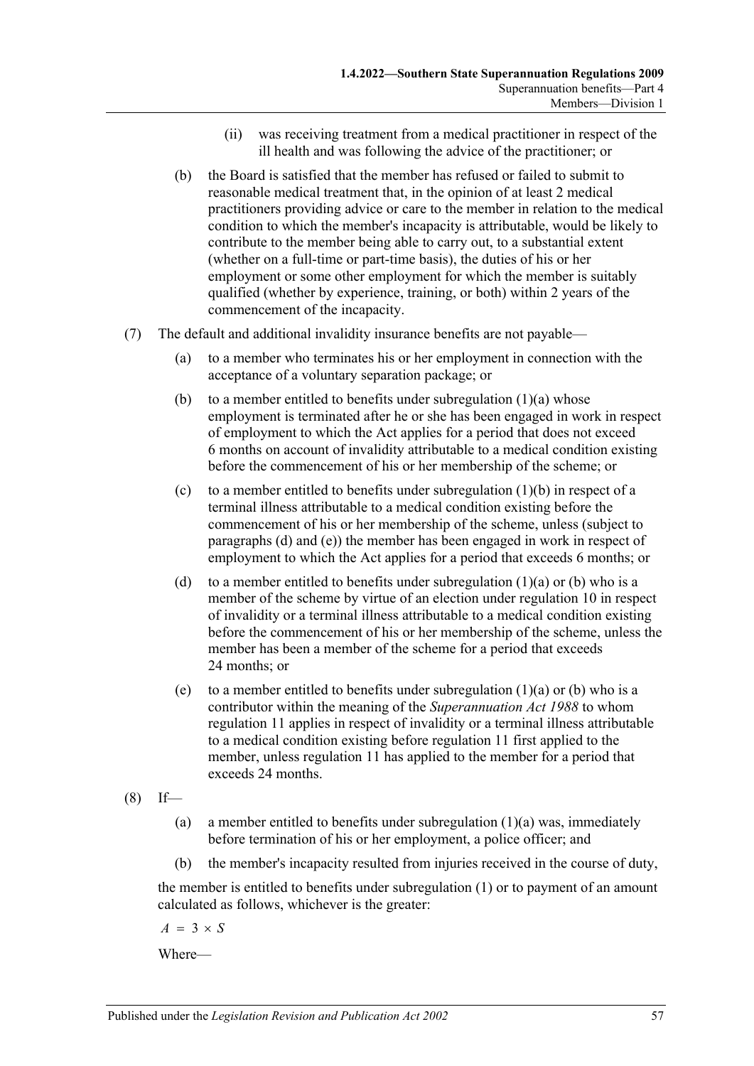(ii) was receiving treatment from a medical practitioner in respect of the ill health and was following the advice of the practitioner; or

(b) the Board is satisfied that the member has refused or failed to submit to reasonable medical treatment that, in the opinion of at least 2 medical practitioners providing advice or care to the member in relation to the medical condition to which the member's incapacity is attributable, would be likely to contribute to the member being able to carry out, to a substantial extent (whether on a full-time or part-time basis), the duties of his or her employment or some other employment for which the member is suitably qualified (whether by experience, training, or both) within 2 years of the commencement of the incapacity.

(7) The default and additional invalidity insurance benefits are not payable—

(a) to a member who terminates his or her employment in connection with the acceptance of a voluntary separation package; or

(b) to a member entitled to benefits under subregulation (1)(a) whose employment is terminated after he or she has been engaged in work in respect of employment to which the Act applies for a period that does not exceed 6 months on account of invalidity attributable to a medical condition existing before the commencement of his or her membership of the scheme; or

(c) to a member entitled to benefits under subregulation (1)(b) in respect of a terminal illness attributable to a medical condition existing before the commencement of his or her membership of the scheme, unless (subject to paragraphs (d) and (e)) the member has been engaged in work in respect of employment to which the Act applies for a period that exceeds 6 months; or

(d) to a member entitled to benefits under subregulation (1)(a) or (b) who is a member of the scheme by virtue of an election under regulation 10 in respect of invalidity or a terminal illness attributable to a medical condition existing before the commencement of his or her membership of the scheme, unless the member has been a member of the scheme for a period that exceeds 24 months; or

(e) to a member entitled to benefits under subregulation (1)(a) or (b) who is a contributor within the meaning of the *Superannuation Act 1988* to whom regulation 11 applies in respect of invalidity or a terminal illness attributable to a medical condition existing before regulation 11 first applied to the member, unless regulation 11 has applied to the member for a period that exceeds 24 months.

(8) If—

(a) a member entitled to benefits under subregulation (1)(a) was, immediately before termination of his or her employment, a police officer; and

(b) the member's incapacity resulted from injuries received in the course of duty,

the member is entitled to benefits under subregulation (1) or to payment of an amount calculated as follows, whichever is the greater:

$$A = 3 \times S$$

Where—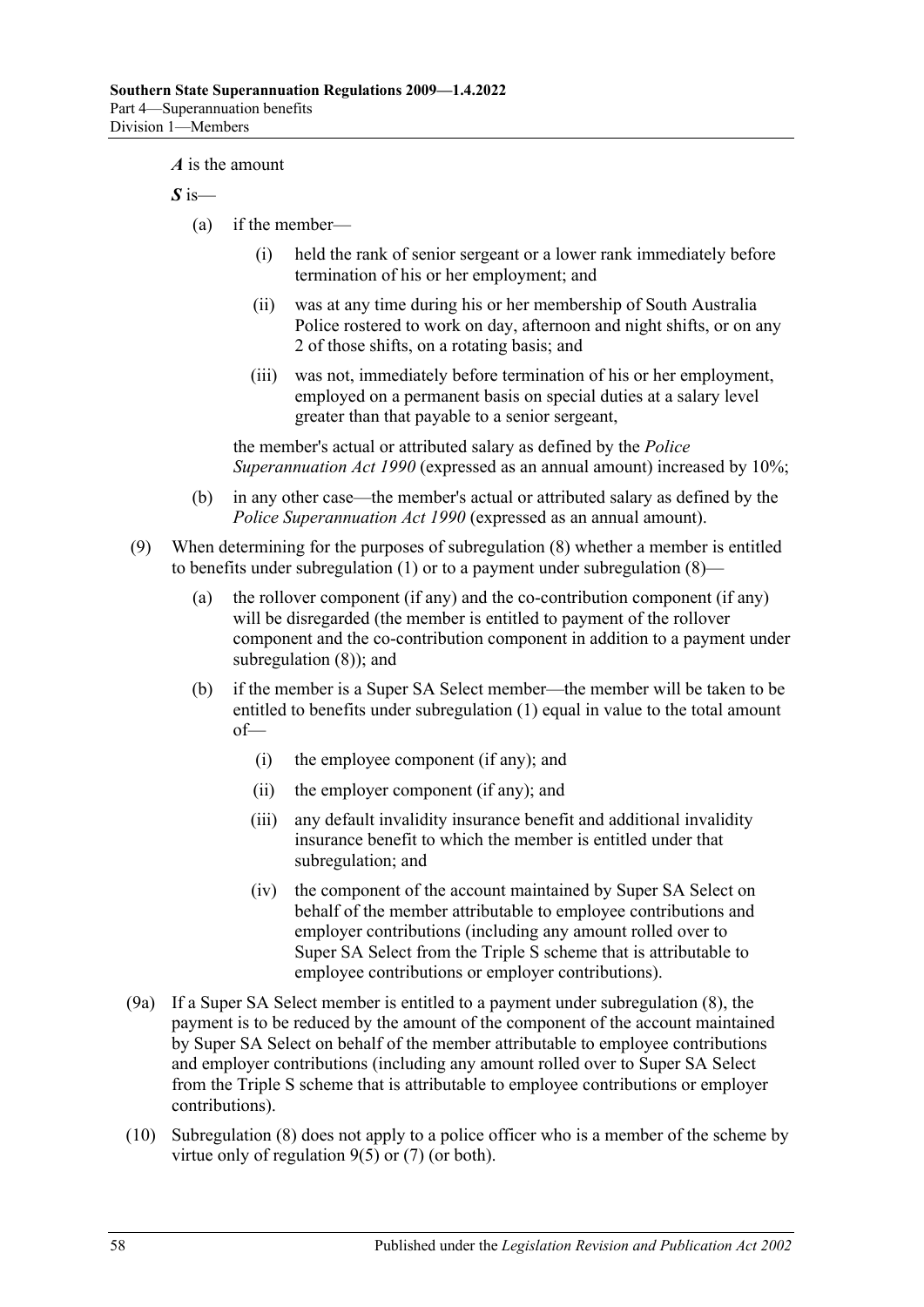***A*** is the amount

***S*** is—

(a) if the member—

(i) held the rank of senior sergeant or a lower rank immediately before termination of his or her employment; and

(ii) was at any time during his or her membership of South Australia Police rostered to work on day, afternoon and night shifts, or on any 2 of those shifts, on a rotating basis; and

(iii) was not, immediately before termination of his or her employment, employed on a permanent basis on special duties at a salary level greater than that payable to a senior sergeant,

the member's actual or attributed salary as defined by the *Police Superannuation Act 1990* (expressed as an annual amount) increased by 10%;

(b) in any other case—the member's actual or attributed salary as defined by the *Police Superannuation Act 1990* (expressed as an annual amount).

(9) When determining for the purposes of subregulation (8) whether a member is entitled to benefits under subregulation (1) or to a payment under subregulation (8)—

(a) the rollover component (if any) and the co-contribution component (if any) will be disregarded (the member is entitled to payment of the rollover component and the co-contribution component in addition to a payment under subregulation (8)); and

(b) if the member is a Super SA Select member—the member will be taken to be entitled to benefits under subregulation (1) equal in value to the total amount of—

(i) the employee component (if any); and

(ii) the employer component (if any); and

(iii) any default invalidity insurance benefit and additional invalidity insurance benefit to which the member is entitled under that subregulation; and

(iv) the component of the account maintained by Super SA Select on behalf of the member attributable to employee contributions and employer contributions (including any amount rolled over to Super SA Select from the Triple S scheme that is attributable to employee contributions or employer contributions).

(9a) If a Super SA Select member is entitled to a payment under subregulation (8), the payment is to be reduced by the amount of the component of the account maintained by Super SA Select on behalf of the member attributable to employee contributions and employer contributions (including any amount rolled over to Super SA Select from the Triple S scheme that is attributable to employee contributions or employer contributions).

(10) Subregulation (8) does not apply to a police officer who is a member of the scheme by virtue only of regulation 9(5) or (7) (or both).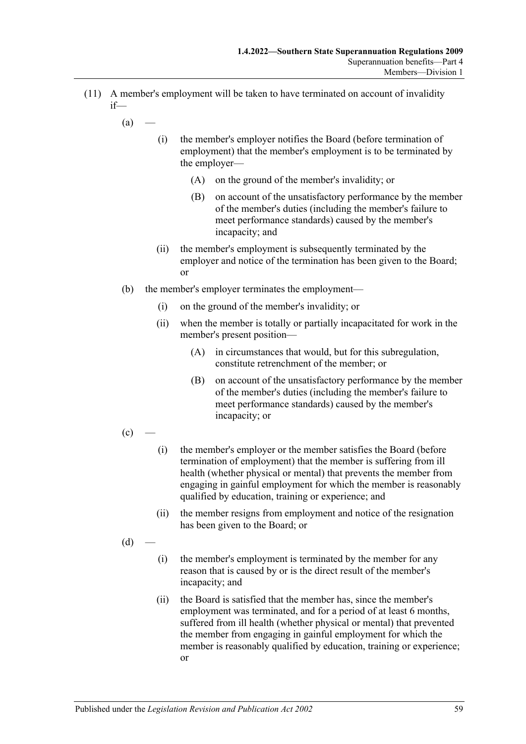(11) A member's employment will be taken to have terminated on account of invalidity if—

(a) —

(i) the member's employer notifies the Board (before termination of employment) that the member's employment is to be terminated by the employer—

(A) on the ground of the member's invalidity; or

(B) on account of the unsatisfactory performance by the member of the member's duties (including the member's failure to meet performance standards) caused by the member's incapacity; and

(ii) the member's employment is subsequently terminated by the employer and notice of the termination has been given to the Board; or

(b) the member's employer terminates the employment—

(i) on the ground of the member's invalidity; or

(ii) when the member is totally or partially incapacitated for work in the member's present position—

(A) in circumstances that would, but for this subregulation, constitute retrenchment of the member; or

(B) on account of the unsatisfactory performance by the member of the member's duties (including the member's failure to meet performance standards) caused by the member's incapacity; or

(c) —

(i) the member's employer or the member satisfies the Board (before termination of employment) that the member is suffering from ill health (whether physical or mental) that prevents the member from engaging in gainful employment for which the member is reasonably qualified by education, training or experience; and

(ii) the member resigns from employment and notice of the resignation has been given to the Board; or

(d) —

(i) the member's employment is terminated by the member for any reason that is caused by or is the direct result of the member's incapacity; and

(ii) the Board is satisfied that the member has, since the member's employment was terminated, and for a period of at least 6 months, suffered from ill health (whether physical or mental) that prevented the member from engaging in gainful employment for which the member is reasonably qualified by education, training or experience; or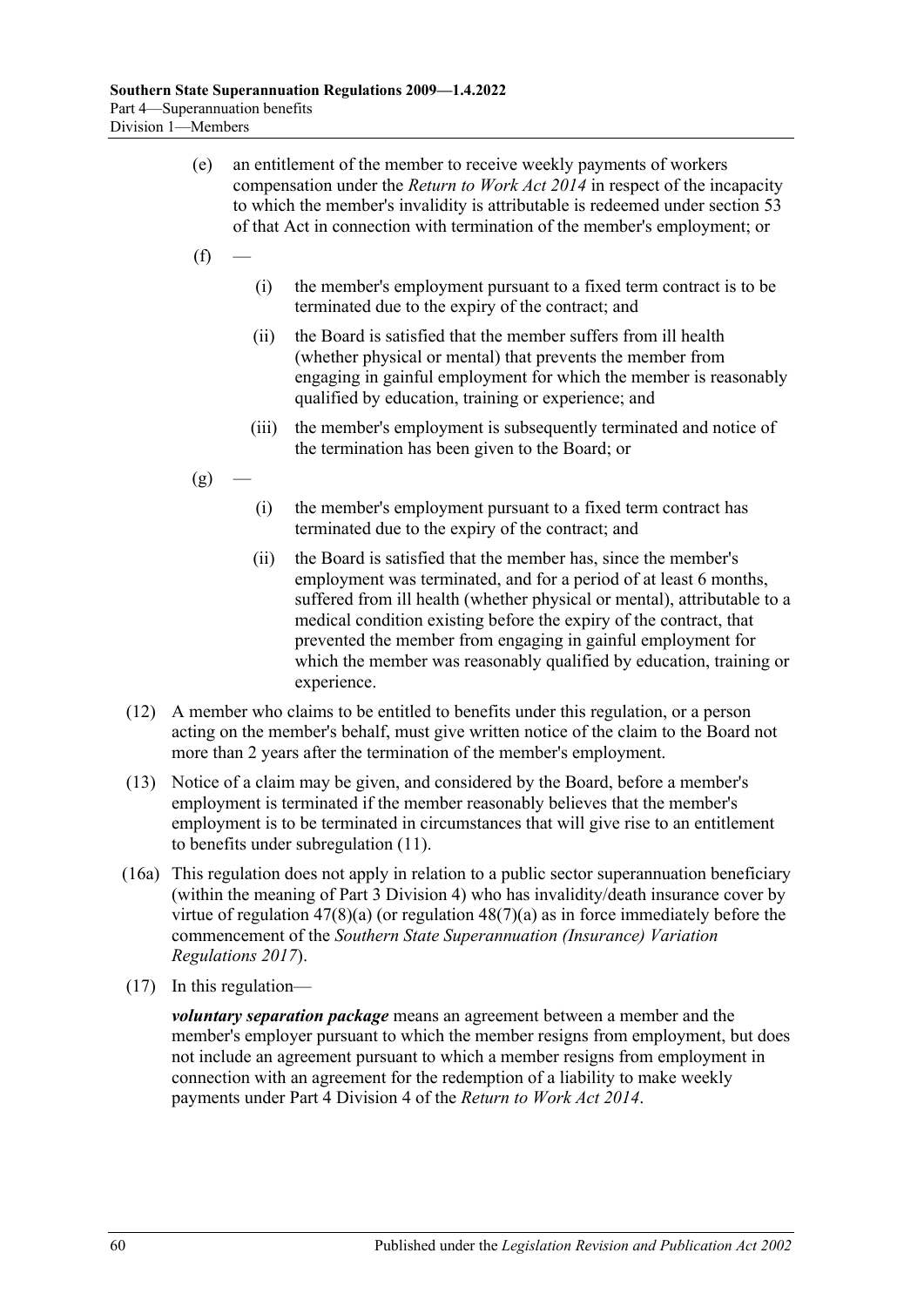(e) an entitlement of the member to receive weekly payments of workers compensation under the *Return to Work Act 2014* in respect of the incapacity to which the member's invalidity is attributable is redeemed under section 53 of that Act in connection with termination of the member's employment; or

(f) —

  (i) the member's employment pursuant to a fixed term contract is to be terminated due to the expiry of the contract; and

  (ii) the Board is satisfied that the member suffers from ill health (whether physical or mental) that prevents the member from engaging in gainful employment for which the member is reasonably qualified by education, training or experience; and

  (iii) the member's employment is subsequently terminated and notice of the termination has been given to the Board; or

(g) —

  (i) the member's employment pursuant to a fixed term contract has terminated due to the expiry of the contract; and

  (ii) the Board is satisfied that the member has, since the member's employment was terminated, and for a period of at least 6 months, suffered from ill health (whether physical or mental), attributable to a medical condition existing before the expiry of the contract, that prevented the member from engaging in gainful employment for which the member was reasonably qualified by education, training or experience.

(12) A member who claims to be entitled to benefits under this regulation, or a person acting on the member's behalf, must give written notice of the claim to the Board not more than 2 years after the termination of the member's employment.

(13) Notice of a claim may be given, and considered by the Board, before a member's employment is terminated if the member reasonably believes that the member's employment is to be terminated in circumstances that will give rise to an entitlement to benefits under subregulation (11).

(16a) This regulation does not apply in relation to a public sector superannuation beneficiary (within the meaning of Part 3 Division 4) who has invalidity/death insurance cover by virtue of regulation 47(8)(a) (or regulation 48(7)(a) as in force immediately before the commencement of the *Southern State Superannuation (Insurance) Variation Regulations 2017*).

(17) In this regulation—

***voluntary separation package*** means an agreement between a member and the member's employer pursuant to which the member resigns from employment, but does not include an agreement pursuant to which a member resigns from employment in connection with an agreement for the redemption of a liability to make weekly payments under Part 4 Division 4 of the *Return to Work Act 2014*.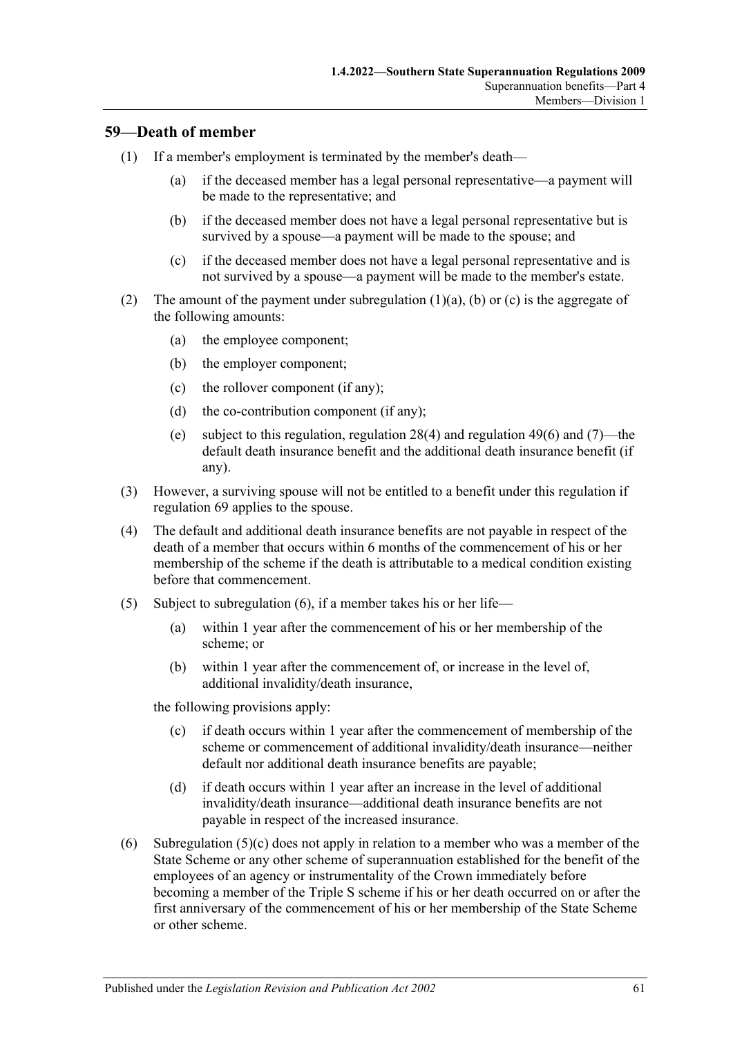## 59—Death of member

(1) If a member's employment is terminated by the member's death—

(a) if the deceased member has a legal personal representative—a payment will be made to the representative; and

(b) if the deceased member does not have a legal personal representative but is survived by a spouse—a payment will be made to the spouse; and

(c) if the deceased member does not have a legal personal representative and is not survived by a spouse—a payment will be made to the member's estate.

(2) The amount of the payment under subregulation (1)(a), (b) or (c) is the aggregate of the following amounts:

(a) the employee component;

(b) the employer component;

(c) the rollover component (if any);

(d) the co-contribution component (if any);

(e) subject to this regulation, regulation 28(4) and regulation 49(6) and (7)—the default death insurance benefit and the additional death insurance benefit (if any).

(3) However, a surviving spouse will not be entitled to a benefit under this regulation if regulation 69 applies to the spouse.

(4) The default and additional death insurance benefits are not payable in respect of the death of a member that occurs within 6 months of the commencement of his or her membership of the scheme if the death is attributable to a medical condition existing before that commencement.

(5) Subject to subregulation (6), if a member takes his or her life—

(a) within 1 year after the commencement of his or her membership of the scheme; or

(b) within 1 year after the commencement of, or increase in the level of, additional invalidity/death insurance,

the following provisions apply:

(c) if death occurs within 1 year after the commencement of membership of the scheme or commencement of additional invalidity/death insurance—neither default nor additional death insurance benefits are payable;

(d) if death occurs within 1 year after an increase in the level of additional invalidity/death insurance—additional death insurance benefits are not payable in respect of the increased insurance.

(6) Subregulation (5)(c) does not apply in relation to a member who was a member of the State Scheme or any other scheme of superannuation established for the benefit of the employees of an agency or instrumentality of the Crown immediately before becoming a member of the Triple S scheme if his or her death occurred on or after the first anniversary of the commencement of his or her membership of the State Scheme or other scheme.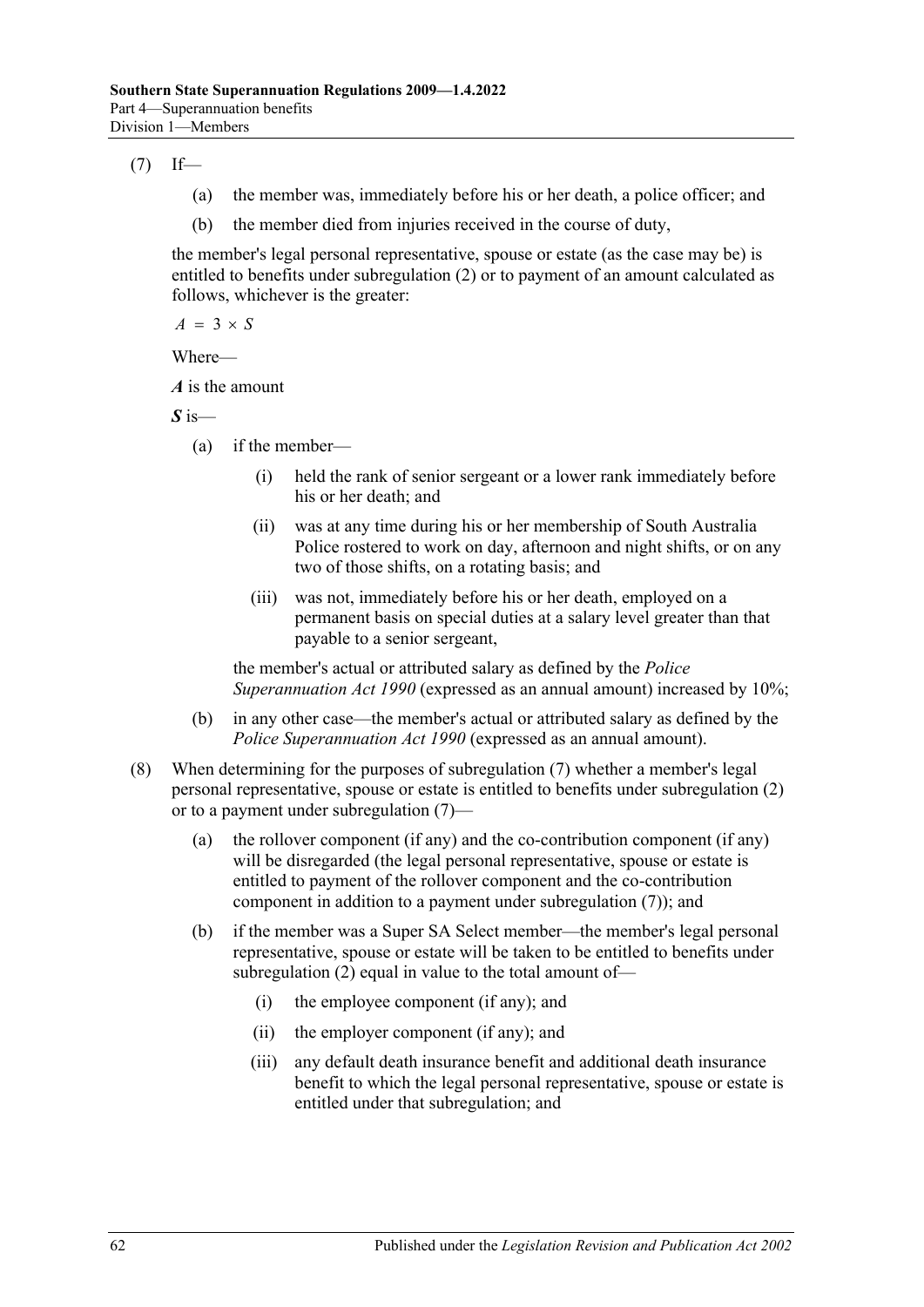(7) If—

(a) the member was, immediately before his or her death, a police officer; and

(b) the member died from injuries received in the course of duty,

the member's legal personal representative, spouse or estate (as the case may be) is entitled to benefits under subregulation (2) or to payment of an amount calculated as follows, whichever is the greater:

$$A = 3 \times S$$

Where—

***A*** is the amount

***S*** is—

(a) if the member—

(i) held the rank of senior sergeant or a lower rank immediately before his or her death; and

(ii) was at any time during his or her membership of South Australia Police rostered to work on day, afternoon and night shifts, or on any two of those shifts, on a rotating basis; and

(iii) was not, immediately before his or her death, employed on a permanent basis on special duties at a salary level greater than that payable to a senior sergeant,

the member's actual or attributed salary as defined by the *Police Superannuation Act 1990* (expressed as an annual amount) increased by 10%;

(b) in any other case—the member's actual or attributed salary as defined by the *Police Superannuation Act 1990* (expressed as an annual amount).

(8) When determining for the purposes of subregulation (7) whether a member's legal personal representative, spouse or estate is entitled to benefits under subregulation (2) or to a payment under subregulation (7)—

(a) the rollover component (if any) and the co-contribution component (if any) will be disregarded (the legal personal representative, spouse or estate is entitled to payment of the rollover component and the co-contribution component in addition to a payment under subregulation (7)); and

(b) if the member was a Super SA Select member—the member's legal personal representative, spouse or estate will be taken to be entitled to benefits under subregulation (2) equal in value to the total amount of—

(i) the employee component (if any); and

(ii) the employer component (if any); and

(iii) any default death insurance benefit and additional death insurance benefit to which the legal personal representative, spouse or estate is entitled under that subregulation; and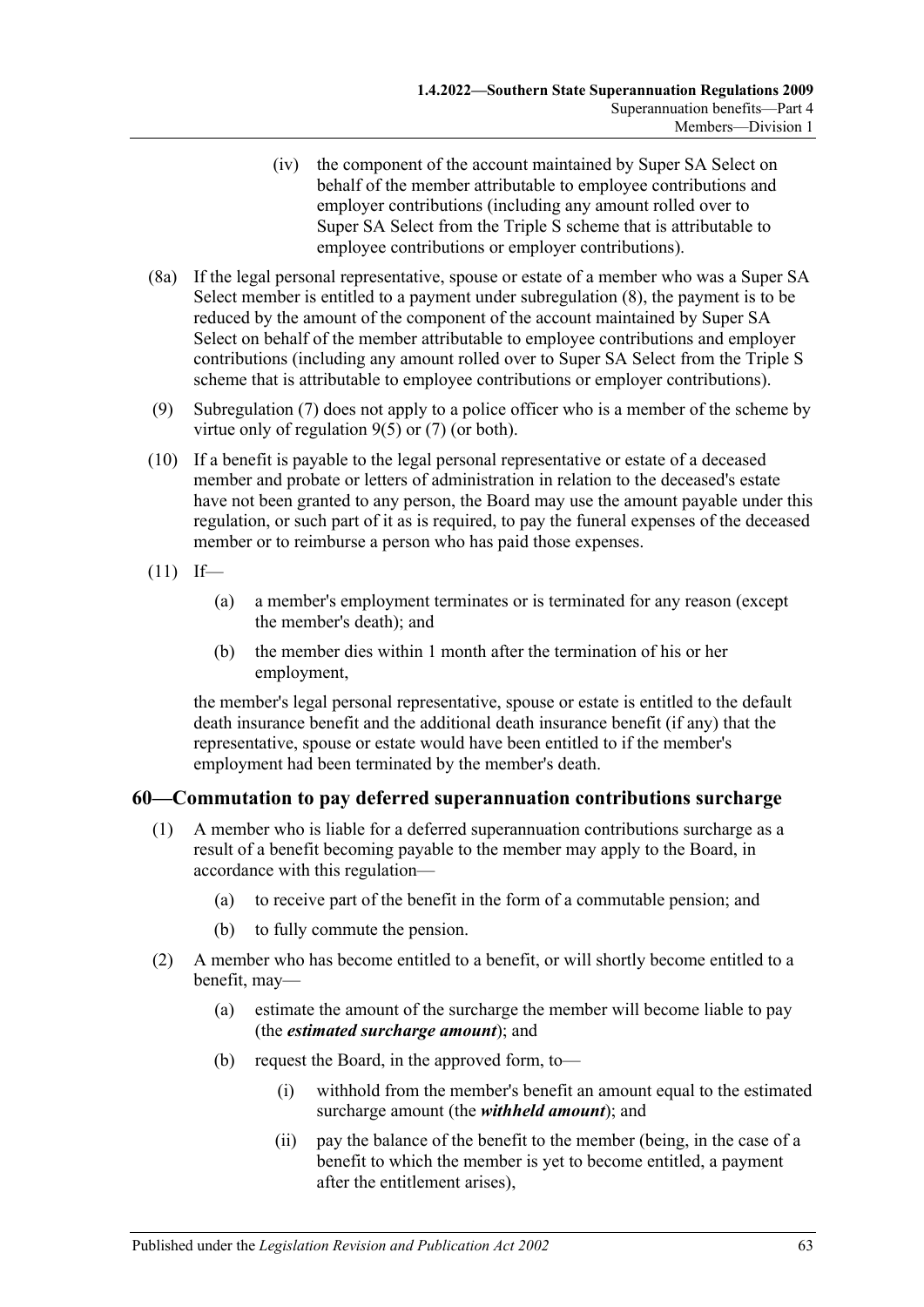(iv) the component of the account maintained by Super SA Select on behalf of the member attributable to employee contributions and employer contributions (including any amount rolled over to Super SA Select from the Triple S scheme that is attributable to employee contributions or employer contributions).

(8a) If the legal personal representative, spouse or estate of a member who was a Super SA Select member is entitled to a payment under subregulation (8), the payment is to be reduced by the amount of the component of the account maintained by Super SA Select on behalf of the member attributable to employee contributions and employer contributions (including any amount rolled over to Super SA Select from the Triple S scheme that is attributable to employee contributions or employer contributions).

(9) Subregulation (7) does not apply to a police officer who is a member of the scheme by virtue only of regulation 9(5) or (7) (or both).

(10) If a benefit is payable to the legal personal representative or estate of a deceased member and probate or letters of administration in relation to the deceased's estate have not been granted to any person, the Board may use the amount payable under this regulation, or such part of it as is required, to pay the funeral expenses of the deceased member or to reimburse a person who has paid those expenses.

(11) If—

(a) a member's employment terminates or is terminated for any reason (except the member's death); and

(b) the member dies within 1 month after the termination of his or her employment,

the member's legal personal representative, spouse or estate is entitled to the default death insurance benefit and the additional death insurance benefit (if any) that the representative, spouse or estate would have been entitled to if the member's employment had been terminated by the member's death.

## 60—Commutation to pay deferred superannuation contributions surcharge

(1) A member who is liable for a deferred superannuation contributions surcharge as a result of a benefit becoming payable to the member may apply to the Board, in accordance with this regulation—

(a) to receive part of the benefit in the form of a commutable pension; and

(b) to fully commute the pension.

(2) A member who has become entitled to a benefit, or will shortly become entitled to a benefit, may—

(a) estimate the amount of the surcharge the member will become liable to pay (the ***estimated surcharge amount***); and

(b) request the Board, in the approved form, to—

(i) withhold from the member's benefit an amount equal to the estimated surcharge amount (the ***withheld amount***); and

(ii) pay the balance of the benefit to the member (being, in the case of a benefit to which the member is yet to become entitled, a payment after the entitlement arises),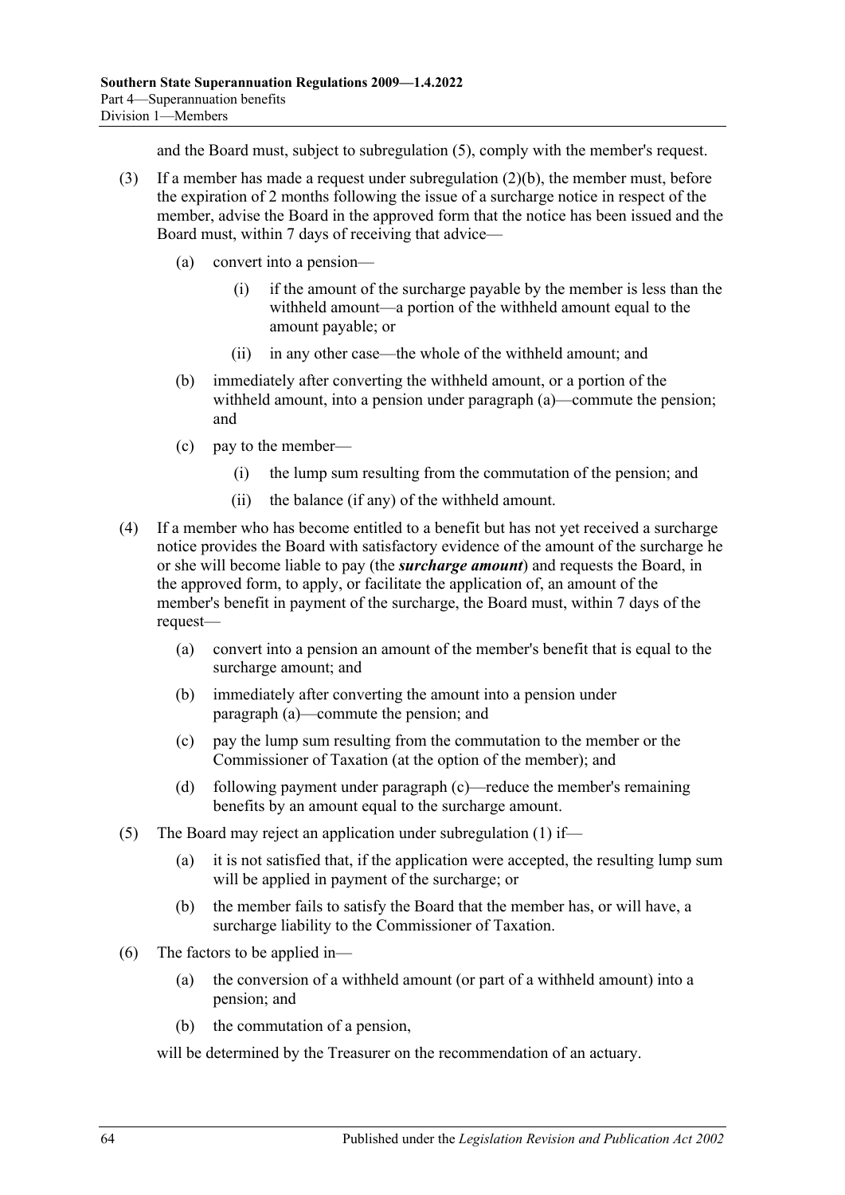and the Board must, subject to subregulation (5), comply with the member's request.

(3) If a member has made a request under subregulation (2)(b), the member must, before the expiration of 2 months following the issue of a surcharge notice in respect of the member, advise the Board in the approved form that the notice has been issued and the Board must, within 7 days of receiving that advice—

(a) convert into a pension—

(i) if the amount of the surcharge payable by the member is less than the withheld amount—a portion of the withheld amount equal to the amount payable; or

(ii) in any other case—the whole of the withheld amount; and

(b) immediately after converting the withheld amount, or a portion of the withheld amount, into a pension under paragraph (a)—commute the pension; and

(c) pay to the member—

(i) the lump sum resulting from the commutation of the pension; and

(ii) the balance (if any) of the withheld amount.

(4) If a member who has become entitled to a benefit but has not yet received a surcharge notice provides the Board with satisfactory evidence of the amount of the surcharge he or she will become liable to pay (the ***surcharge amount***) and requests the Board, in the approved form, to apply, or facilitate the application of, an amount of the member's benefit in payment of the surcharge, the Board must, within 7 days of the request—

(a) convert into a pension an amount of the member's benefit that is equal to the surcharge amount; and

(b) immediately after converting the amount into a pension under paragraph (a)—commute the pension; and

(c) pay the lump sum resulting from the commutation to the member or the Commissioner of Taxation (at the option of the member); and

(d) following payment under paragraph (c)—reduce the member's remaining benefits by an amount equal to the surcharge amount.

(5) The Board may reject an application under subregulation (1) if—

(a) it is not satisfied that, if the application were accepted, the resulting lump sum will be applied in payment of the surcharge; or

(b) the member fails to satisfy the Board that the member has, or will have, a surcharge liability to the Commissioner of Taxation.

(6) The factors to be applied in—

(a) the conversion of a withheld amount (or part of a withheld amount) into a pension; and

(b) the commutation of a pension,

will be determined by the Treasurer on the recommendation of an actuary.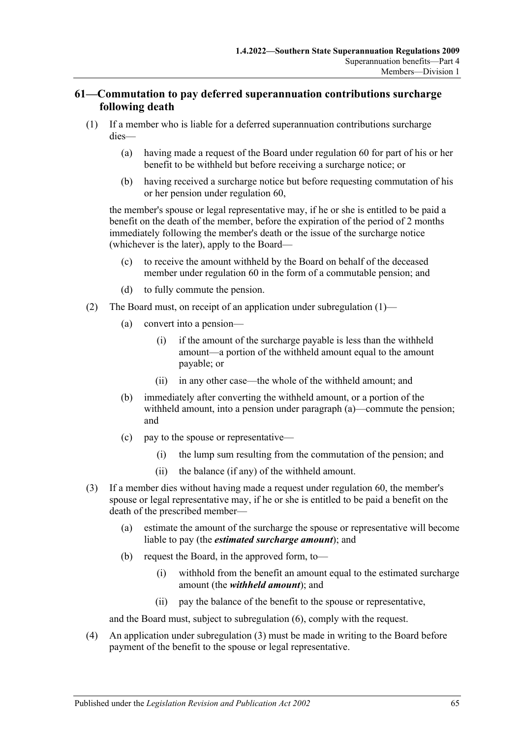## 61—Commutation to pay deferred superannuation contributions surcharge following death

(1) If a member who is liable for a deferred superannuation contributions surcharge dies—

(a) having made a request of the Board under regulation 60 for part of his or her benefit to be withheld but before receiving a surcharge notice; or

(b) having received a surcharge notice but before requesting commutation of his or her pension under regulation 60,

the member's spouse or legal representative may, if he or she is entitled to be paid a benefit on the death of the member, before the expiration of the period of 2 months immediately following the member's death or the issue of the surcharge notice (whichever is the later), apply to the Board—

(c) to receive the amount withheld by the Board on behalf of the deceased member under regulation 60 in the form of a commutable pension; and

(d) to fully commute the pension.

(2) The Board must, on receipt of an application under subregulation (1)—

(a) convert into a pension—

(i) if the amount of the surcharge payable is less than the withheld amount—a portion of the withheld amount equal to the amount payable; or

(ii) in any other case—the whole of the withheld amount; and

(b) immediately after converting the withheld amount, or a portion of the withheld amount, into a pension under paragraph (a)—commute the pension; and

(c) pay to the spouse or representative—

(i) the lump sum resulting from the commutation of the pension; and

(ii) the balance (if any) of the withheld amount.

(3) If a member dies without having made a request under regulation 60, the member's spouse or legal representative may, if he or she is entitled to be paid a benefit on the death of the prescribed member—

(a) estimate the amount of the surcharge the spouse or representative will become liable to pay (the ***estimated surcharge amount***); and

(b) request the Board, in the approved form, to—

(i) withhold from the benefit an amount equal to the estimated surcharge amount (the ***withheld amount***); and

(ii) pay the balance of the benefit to the spouse or representative,

and the Board must, subject to subregulation (6), comply with the request.

(4) An application under subregulation (3) must be made in writing to the Board before payment of the benefit to the spouse or legal representative.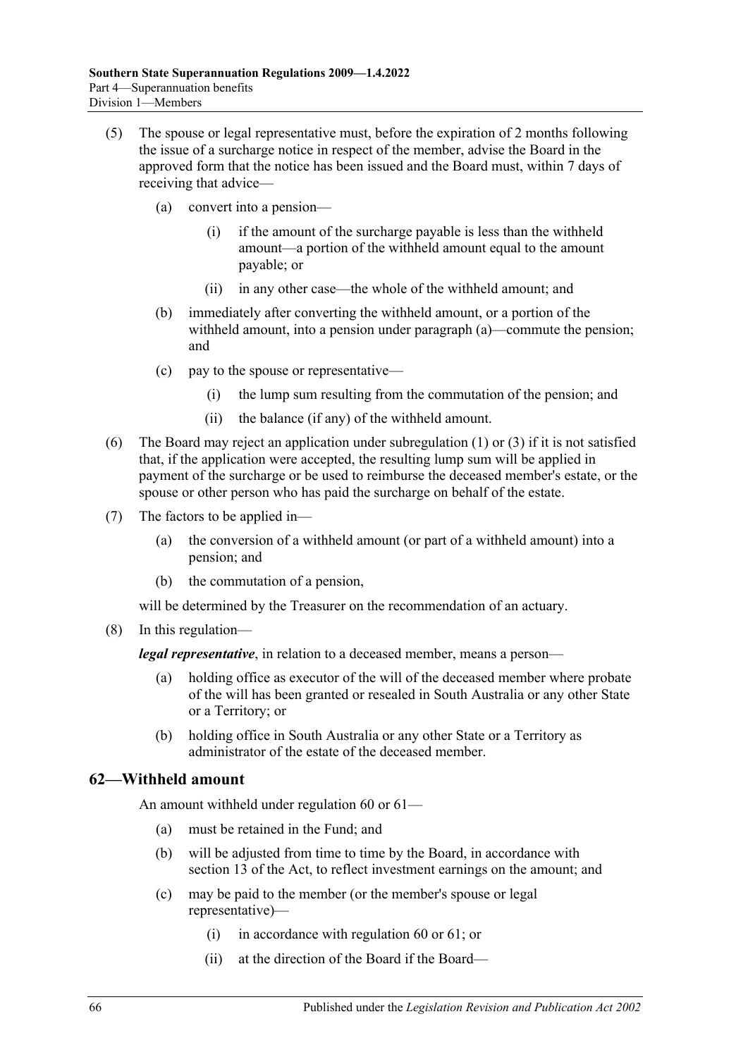(5) The spouse or legal representative must, before the expiration of 2 months following the issue of a surcharge notice in respect of the member, advise the Board in the approved form that the notice has been issued and the Board must, within 7 days of receiving that advice—

(a) convert into a pension—

(i) if the amount of the surcharge payable is less than the withheld amount—a portion of the withheld amount equal to the amount payable; or

(ii) in any other case—the whole of the withheld amount; and

(b) immediately after converting the withheld amount, or a portion of the withheld amount, into a pension under paragraph (a)—commute the pension; and

(c) pay to the spouse or representative—

(i) the lump sum resulting from the commutation of the pension; and

(ii) the balance (if any) of the withheld amount.

(6) The Board may reject an application under subregulation (1) or (3) if it is not satisfied that, if the application were accepted, the resulting lump sum will be applied in payment of the surcharge or be used to reimburse the deceased member's estate, or the spouse or other person who has paid the surcharge on behalf of the estate.

(7) The factors to be applied in—

(a) the conversion of a withheld amount (or part of a withheld amount) into a pension; and

(b) the commutation of a pension,

will be determined by the Treasurer on the recommendation of an actuary.

(8) In this regulation—

***legal representative***, in relation to a deceased member, means a person—

(a) holding office as executor of the will of the deceased member where probate of the will has been granted or resealed in South Australia or any other State or a Territory; or

(b) holding office in South Australia or any other State or a Territory as administrator of the estate of the deceased member.

## 62—Withheld amount

An amount withheld under regulation 60 or 61—

(a) must be retained in the Fund; and

(b) will be adjusted from time to time by the Board, in accordance with section 13 of the Act, to reflect investment earnings on the amount; and

(c) may be paid to the member (or the member's spouse or legal representative)—

(i) in accordance with regulation 60 or 61; or

(ii) at the direction of the Board if the Board—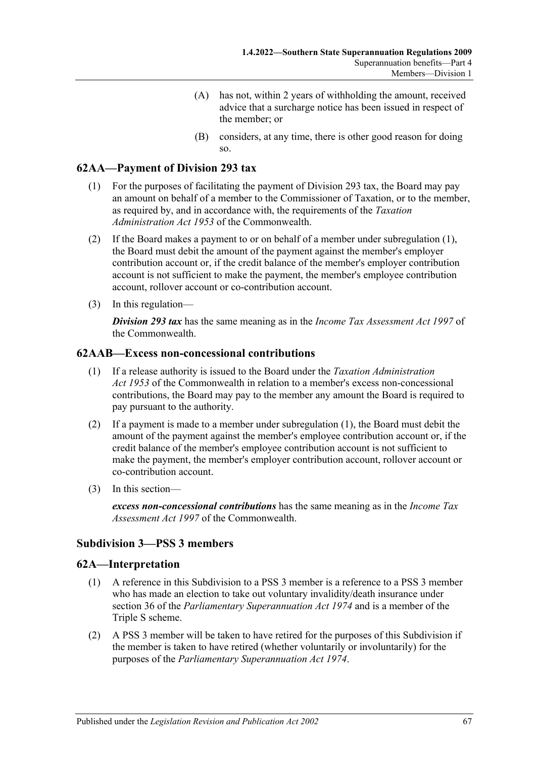(A) has not, within 2 years of withholding the amount, received advice that a surcharge notice has been issued in respect of the member; or

(B) considers, at any time, there is other good reason for doing so.

## 62AA—Payment of Division 293 tax

(1) For the purposes of facilitating the payment of Division 293 tax, the Board may pay an amount on behalf of a member to the Commissioner of Taxation, or to the member, as required by, and in accordance with, the requirements of the *Taxation Administration Act 1953* of the Commonwealth.

(2) If the Board makes a payment to or on behalf of a member under subregulation (1), the Board must debit the amount of the payment against the member's employer contribution account or, if the credit balance of the member's employer contribution account is not sufficient to make the payment, the member's employee contribution account, rollover account or co-contribution account.

(3) In this regulation—

***Division 293 tax*** has the same meaning as in the *Income Tax Assessment Act 1997* of the Commonwealth.

## 62AAB—Excess non-concessional contributions

(1) If a release authority is issued to the Board under the *Taxation Administration Act 1953* of the Commonwealth in relation to a member's excess non-concessional contributions, the Board may pay to the member any amount the Board is required to pay pursuant to the authority.

(2) If a payment is made to a member under subregulation (1), the Board must debit the amount of the payment against the member's employee contribution account or, if the credit balance of the member's employee contribution account is not sufficient to make the payment, the member's employer contribution account, rollover account or co-contribution account.

(3) In this section—

***excess non-concessional contributions*** has the same meaning as in the *Income Tax Assessment Act 1997* of the Commonwealth.

### Subdivision 3—PSS 3 members

## 62A—Interpretation

(1) A reference in this Subdivision to a PSS 3 member is a reference to a PSS 3 member who has made an election to take out voluntary invalidity/death insurance under section 36 of the *Parliamentary Superannuation Act 1974* and is a member of the Triple S scheme.

(2) A PSS 3 member will be taken to have retired for the purposes of this Subdivision if the member is taken to have retired (whether voluntarily or involuntarily) for the purposes of the *Parliamentary Superannuation Act 1974*.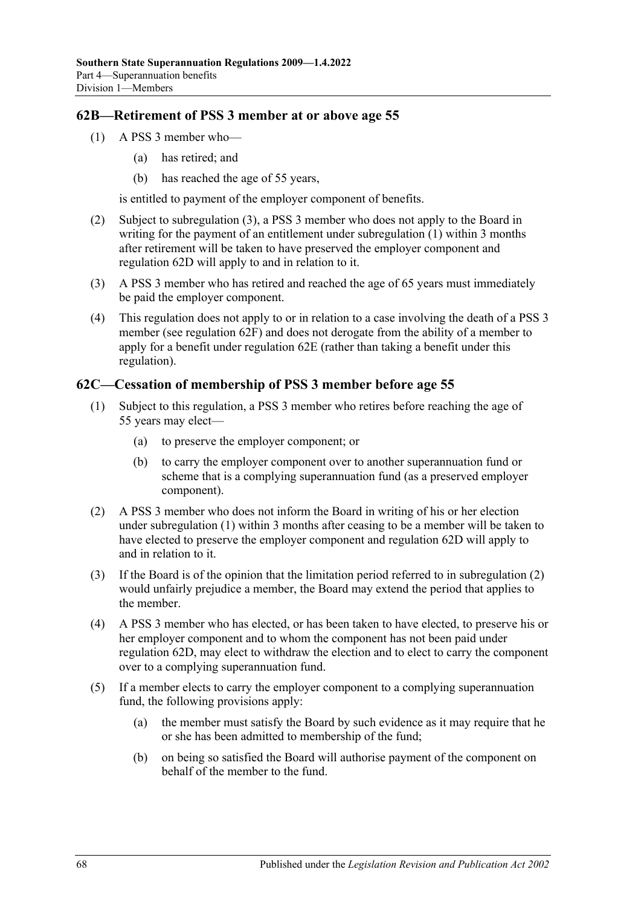## 62B—Retirement of PSS 3 member at or above age 55

(1) A PSS 3 member who—

(a) has retired; and

(b) has reached the age of 55 years,

is entitled to payment of the employer component of benefits.

(2) Subject to subregulation (3), a PSS 3 member who does not apply to the Board in writing for the payment of an entitlement under subregulation (1) within 3 months after retirement will be taken to have preserved the employer component and regulation 62D will apply to and in relation to it.

(3) A PSS 3 member who has retired and reached the age of 65 years must immediately be paid the employer component.

(4) This regulation does not apply to or in relation to a case involving the death of a PSS 3 member (see regulation 62F) and does not derogate from the ability of a member to apply for a benefit under regulation 62E (rather than taking a benefit under this regulation).

## 62C—Cessation of membership of PSS 3 member before age 55

(1) Subject to this regulation, a PSS 3 member who retires before reaching the age of 55 years may elect—

(a) to preserve the employer component; or

(b) to carry the employer component over to another superannuation fund or scheme that is a complying superannuation fund (as a preserved employer component).

(2) A PSS 3 member who does not inform the Board in writing of his or her election under subregulation (1) within 3 months after ceasing to be a member will be taken to have elected to preserve the employer component and regulation 62D will apply to and in relation to it.

(3) If the Board is of the opinion that the limitation period referred to in subregulation (2) would unfairly prejudice a member, the Board may extend the period that applies to the member.

(4) A PSS 3 member who has elected, or has been taken to have elected, to preserve his or her employer component and to whom the component has not been paid under regulation 62D, may elect to withdraw the election and to elect to carry the component over to a complying superannuation fund.

(5) If a member elects to carry the employer component to a complying superannuation fund, the following provisions apply:

(a) the member must satisfy the Board by such evidence as it may require that he or she has been admitted to membership of the fund;

(b) on being so satisfied the Board will authorise payment of the component on behalf of the member to the fund.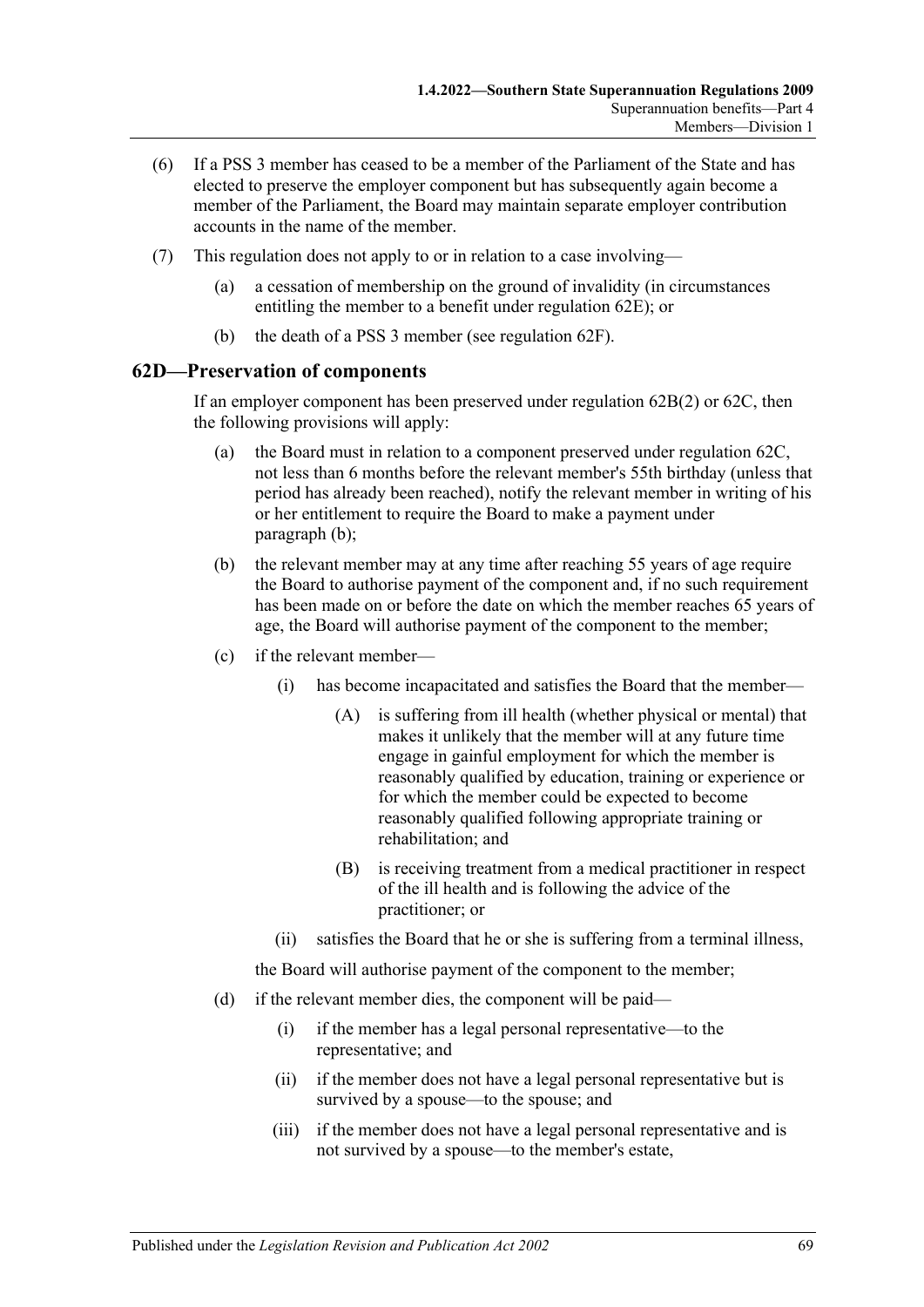(6) If a PSS 3 member has ceased to be a member of the Parliament of the State and has elected to preserve the employer component but has subsequently again become a member of the Parliament, the Board may maintain separate employer contribution accounts in the name of the member.

(7) This regulation does not apply to or in relation to a case involving—

(a) a cessation of membership on the ground of invalidity (in circumstances entitling the member to a benefit under regulation 62E); or

(b) the death of a PSS 3 member (see regulation 62F).

## 62D—Preservation of components

If an employer component has been preserved under regulation 62B(2) or 62C, then the following provisions will apply:

(a) the Board must in relation to a component preserved under regulation 62C, not less than 6 months before the relevant member's 55th birthday (unless that period has already been reached), notify the relevant member in writing of his or her entitlement to require the Board to make a payment under paragraph (b);

(b) the relevant member may at any time after reaching 55 years of age require the Board to authorise payment of the component and, if no such requirement has been made on or before the date on which the member reaches 65 years of age, the Board will authorise payment of the component to the member;

(c) if the relevant member—

(i) has become incapacitated and satisfies the Board that the member—

(A) is suffering from ill health (whether physical or mental) that makes it unlikely that the member will at any future time engage in gainful employment for which the member is reasonably qualified by education, training or experience or for which the member could be expected to become reasonably qualified following appropriate training or rehabilitation; and

(B) is receiving treatment from a medical practitioner in respect of the ill health and is following the advice of the practitioner; or

(ii) satisfies the Board that he or she is suffering from a terminal illness,

the Board will authorise payment of the component to the member;

(d) if the relevant member dies, the component will be paid—

(i) if the member has a legal personal representative—to the representative; and

(ii) if the member does not have a legal personal representative but is survived by a spouse—to the spouse; and

(iii) if the member does not have a legal personal representative and is not survived by a spouse—to the member's estate,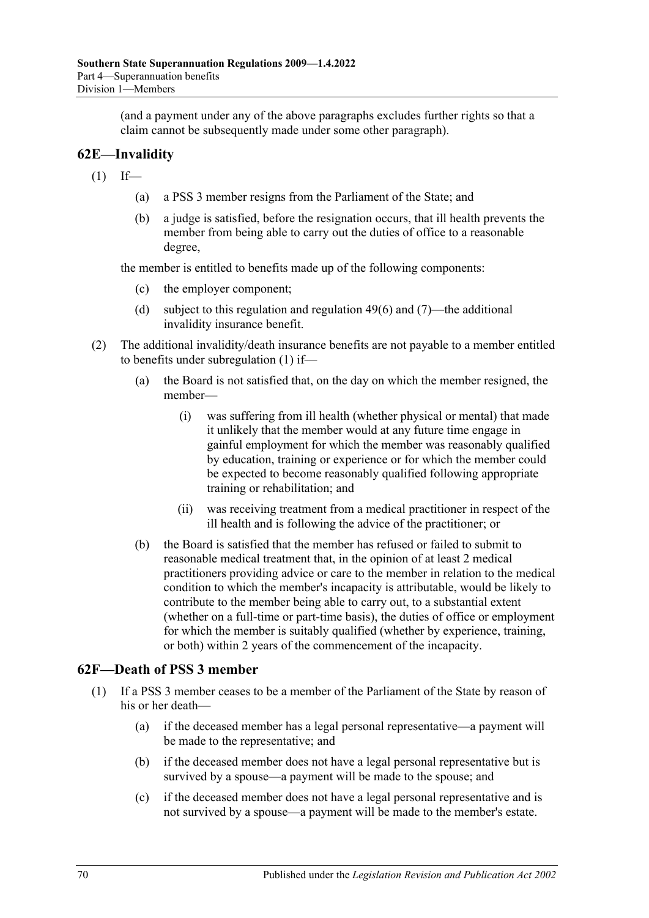(and a payment under any of the above paragraphs excludes further rights so that a claim cannot be subsequently made under some other paragraph).

## 62E—Invalidity

(1) If—

- (a) a PSS 3 member resigns from the Parliament of the State; and
- (b) a judge is satisfied, before the resignation occurs, that ill health prevents the member from being able to carry out the duties of office to a reasonable degree,

the member is entitled to benefits made up of the following components:

- (c) the employer component;
- (d) subject to this regulation and regulation 49(6) and (7)—the additional invalidity insurance benefit.

(2) The additional invalidity/death insurance benefits are not payable to a member entitled to benefits under subregulation (1) if—

- (a) the Board is not satisfied that, on the day on which the member resigned, the member—
  - (i) was suffering from ill health (whether physical or mental) that made it unlikely that the member would at any future time engage in gainful employment for which the member was reasonably qualified by education, training or experience or for which the member could be expected to become reasonably qualified following appropriate training or rehabilitation; and
  - (ii) was receiving treatment from a medical practitioner in respect of the ill health and is following the advice of the practitioner; or
- (b) the Board is satisfied that the member has refused or failed to submit to reasonable medical treatment that, in the opinion of at least 2 medical practitioners providing advice or care to the member in relation to the medical condition to which the member's incapacity is attributable, would be likely to contribute to the member being able to carry out, to a substantial extent (whether on a full-time or part-time basis), the duties of office or employment for which the member is suitably qualified (whether by experience, training, or both) within 2 years of the commencement of the incapacity.

## 62F—Death of PSS 3 member

(1) If a PSS 3 member ceases to be a member of the Parliament of the State by reason of his or her death—

- (a) if the deceased member has a legal personal representative—a payment will be made to the representative; and
- (b) if the deceased member does not have a legal personal representative but is survived by a spouse—a payment will be made to the spouse; and
- (c) if the deceased member does not have a legal personal representative and is not survived by a spouse—a payment will be made to the member's estate.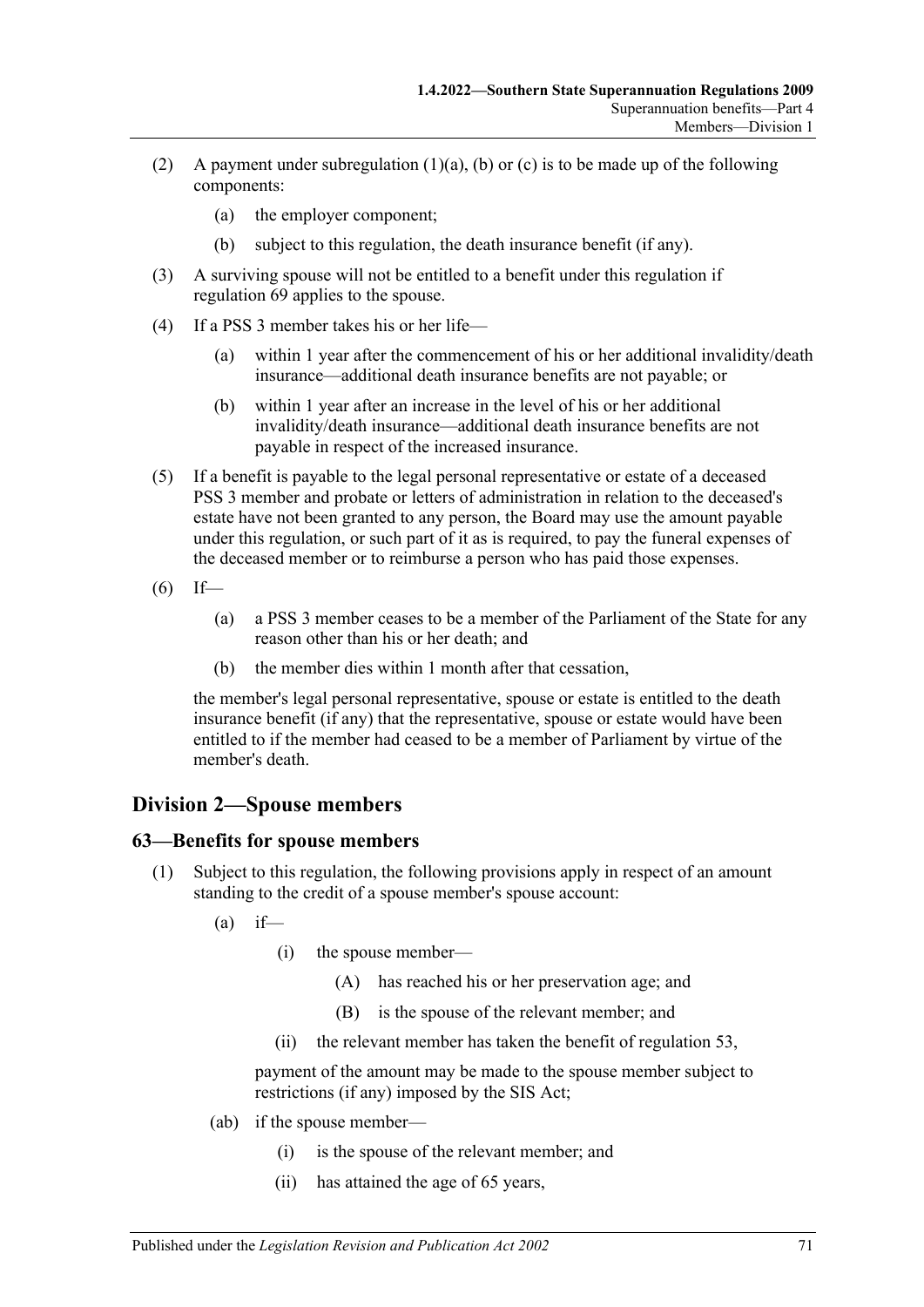(2) A payment under subregulation (1)(a), (b) or (c) is to be made up of the following components:

(a) the employer component;

(b) subject to this regulation, the death insurance benefit (if any).

(3) A surviving spouse will not be entitled to a benefit under this regulation if regulation 69 applies to the spouse.

(4) If a PSS 3 member takes his or her life—

(a) within 1 year after the commencement of his or her additional invalidity/death insurance—additional death insurance benefits are not payable; or

(b) within 1 year after an increase in the level of his or her additional invalidity/death insurance—additional death insurance benefits are not payable in respect of the increased insurance.

(5) If a benefit is payable to the legal personal representative or estate of a deceased PSS 3 member and probate or letters of administration in relation to the deceased's estate have not been granted to any person, the Board may use the amount payable under this regulation, or such part of it as is required, to pay the funeral expenses of the deceased member or to reimburse a person who has paid those expenses.

(6) If—

(a) a PSS 3 member ceases to be a member of the Parliament of the State for any reason other than his or her death; and

(b) the member dies within 1 month after that cessation,

the member's legal personal representative, spouse or estate is entitled to the death insurance benefit (if any) that the representative, spouse or estate would have been entitled to if the member had ceased to be a member of Parliament by virtue of the member's death.

## Division 2—Spouse members

### 63—Benefits for spouse members

(1) Subject to this regulation, the following provisions apply in respect of an amount standing to the credit of a spouse member's spouse account:

(a) if—

(i) the spouse member—

(A) has reached his or her preservation age; and

(B) is the spouse of the relevant member; and

(ii) the relevant member has taken the benefit of regulation 53,

payment of the amount may be made to the spouse member subject to restrictions (if any) imposed by the SIS Act;

(ab) if the spouse member—

(i) is the spouse of the relevant member; and

(ii) has attained the age of 65 years,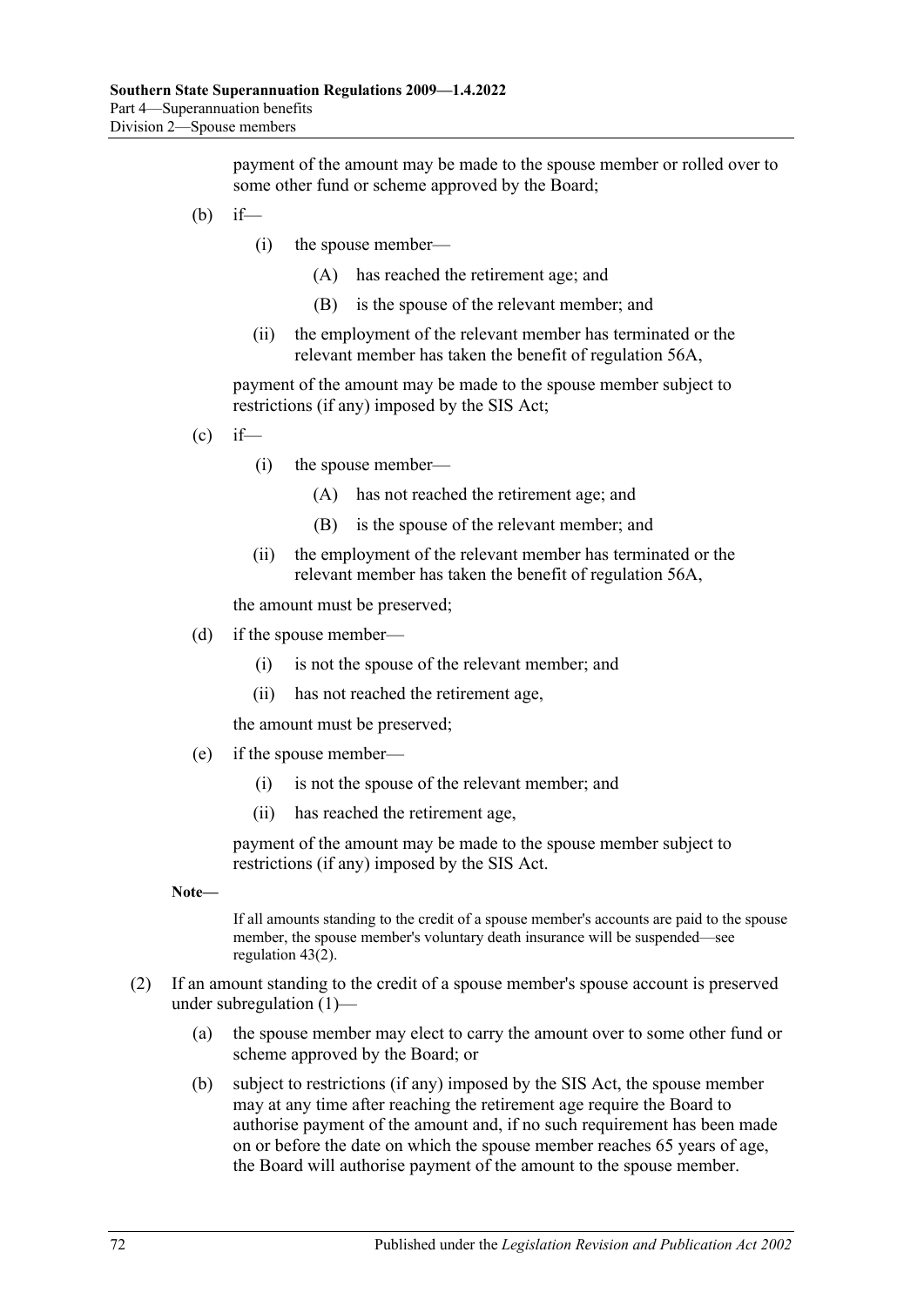payment of the amount may be made to the spouse member or rolled over to some other fund or scheme approved by the Board;

(b) if—

(i) the spouse member—

(A) has reached the retirement age; and

(B) is the spouse of the relevant member; and

(ii) the employment of the relevant member has terminated or the relevant member has taken the benefit of regulation 56A,

payment of the amount may be made to the spouse member subject to restrictions (if any) imposed by the SIS Act;

(c) if—

(i) the spouse member—

(A) has not reached the retirement age; and

(B) is the spouse of the relevant member; and

(ii) the employment of the relevant member has terminated or the relevant member has taken the benefit of regulation 56A,

the amount must be preserved;

(d) if the spouse member—

(i) is not the spouse of the relevant member; and

(ii) has not reached the retirement age,

the amount must be preserved;

(e) if the spouse member—

(i) is not the spouse of the relevant member; and

(ii) has reached the retirement age,

payment of the amount may be made to the spouse member subject to restrictions (if any) imposed by the SIS Act.

**Note—**

If all amounts standing to the credit of a spouse member's accounts are paid to the spouse member, the spouse member's voluntary death insurance will be suspended—see regulation 43(2).

(2) If an amount standing to the credit of a spouse member's spouse account is preserved under subregulation (1)—

(a) the spouse member may elect to carry the amount over to some other fund or scheme approved by the Board; or

(b) subject to restrictions (if any) imposed by the SIS Act, the spouse member may at any time after reaching the retirement age require the Board to authorise payment of the amount and, if no such requirement has been made on or before the date on which the spouse member reaches 65 years of age, the Board will authorise payment of the amount to the spouse member.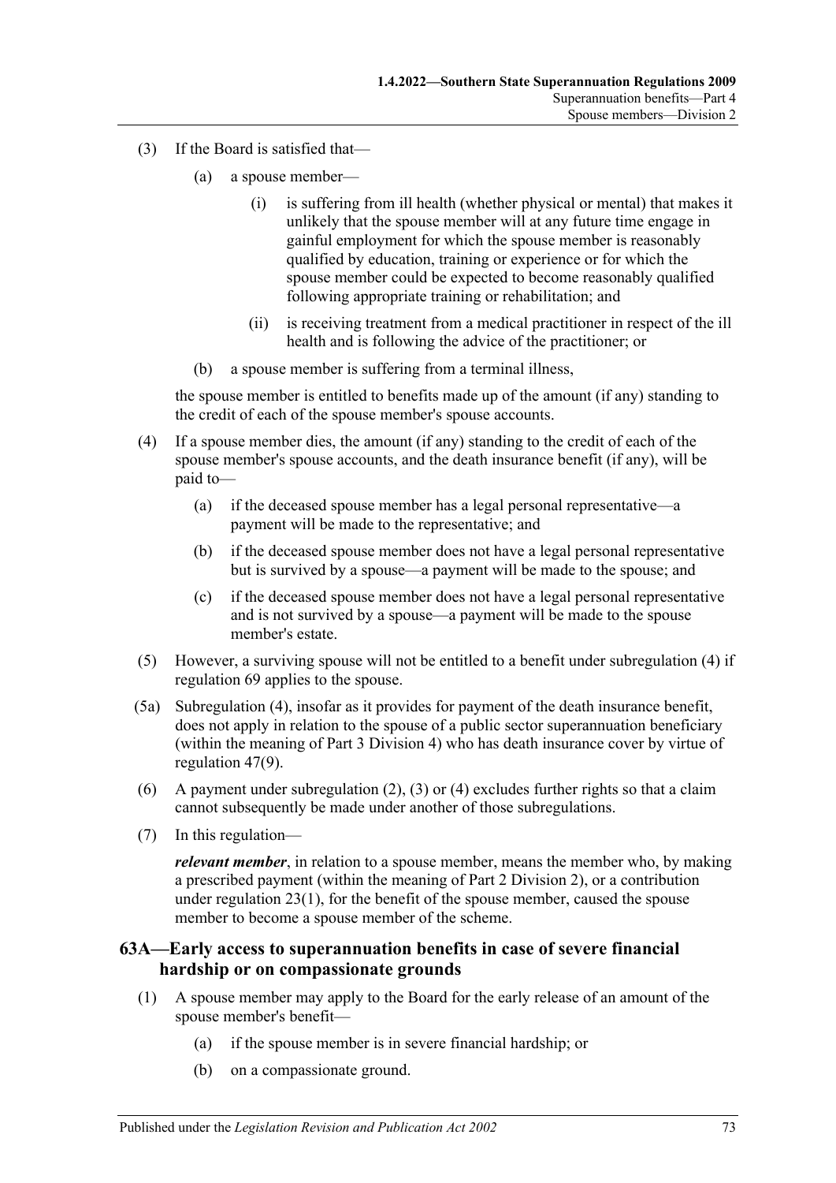(3) If the Board is satisfied that—

(a) a spouse member—

(i) is suffering from ill health (whether physical or mental) that makes it unlikely that the spouse member will at any future time engage in gainful employment for which the spouse member is reasonably qualified by education, training or experience or for which the spouse member could be expected to become reasonably qualified following appropriate training or rehabilitation; and

(ii) is receiving treatment from a medical practitioner in respect of the ill health and is following the advice of the practitioner; or

(b) a spouse member is suffering from a terminal illness,

the spouse member is entitled to benefits made up of the amount (if any) standing to the credit of each of the spouse member's spouse accounts.

(4) If a spouse member dies, the amount (if any) standing to the credit of each of the spouse member's spouse accounts, and the death insurance benefit (if any), will be paid to—

(a) if the deceased spouse member has a legal personal representative—a payment will be made to the representative; and

(b) if the deceased spouse member does not have a legal personal representative but is survived by a spouse—a payment will be made to the spouse; and

(c) if the deceased spouse member does not have a legal personal representative and is not survived by a spouse—a payment will be made to the spouse member's estate.

(5) However, a surviving spouse will not be entitled to a benefit under subregulation (4) if regulation 69 applies to the spouse.

(5a) Subregulation (4), insofar as it provides for payment of the death insurance benefit, does not apply in relation to the spouse of a public sector superannuation beneficiary (within the meaning of Part 3 Division 4) who has death insurance cover by virtue of regulation 47(9).

(6) A payment under subregulation (2), (3) or (4) excludes further rights so that a claim cannot subsequently be made under another of those subregulations.

(7) In this regulation—

***relevant member***, in relation to a spouse member, means the member who, by making a prescribed payment (within the meaning of Part 2 Division 2), or a contribution under regulation 23(1), for the benefit of the spouse member, caused the spouse member to become a spouse member of the scheme.

## 63A—Early access to superannuation benefits in case of severe financial hardship or on compassionate grounds

(1) A spouse member may apply to the Board for the early release of an amount of the spouse member's benefit—

(a) if the spouse member is in severe financial hardship; or

(b) on a compassionate ground.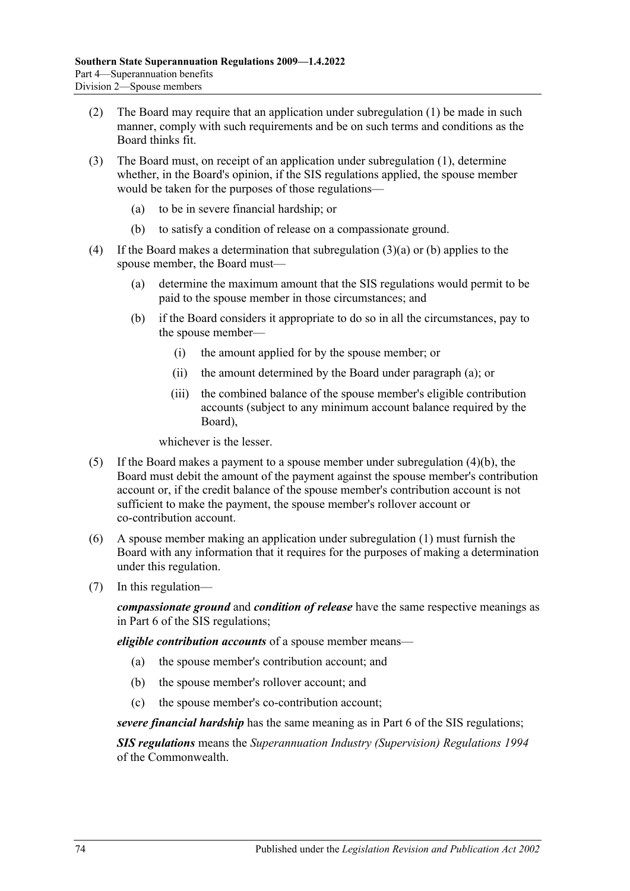(2) The Board may require that an application under subregulation (1) be made in such manner, comply with such requirements and be on such terms and conditions as the Board thinks fit.

(3) The Board must, on receipt of an application under subregulation (1), determine whether, in the Board's opinion, if the SIS regulations applied, the spouse member would be taken for the purposes of those regulations—

- (a) to be in severe financial hardship; or
- (b) to satisfy a condition of release on a compassionate ground.

(4) If the Board makes a determination that subregulation (3)(a) or (b) applies to the spouse member, the Board must—

- (a) determine the maximum amount that the SIS regulations would permit to be paid to the spouse member in those circumstances; and
- (b) if the Board considers it appropriate to do so in all the circumstances, pay to the spouse member—
  - (i) the amount applied for by the spouse member; or
  - (ii) the amount determined by the Board under paragraph (a); or
  - (iii) the combined balance of the spouse member's eligible contribution accounts (subject to any minimum account balance required by the Board),

  whichever is the lesser.

(5) If the Board makes a payment to a spouse member under subregulation (4)(b), the Board must debit the amount of the payment against the spouse member's contribution account or, if the credit balance of the spouse member's contribution account is not sufficient to make the payment, the spouse member's rollover account or co-contribution account.

(6) A spouse member making an application under subregulation (1) must furnish the Board with any information that it requires for the purposes of making a determination under this regulation.

(7) In this regulation—

***compassionate ground*** and ***condition of release*** have the same respective meanings as in Part 6 of the SIS regulations;

***eligible contribution accounts*** of a spouse member means—

- (a) the spouse member's contribution account; and
- (b) the spouse member's rollover account; and
- (c) the spouse member's co-contribution account;

***severe financial hardship*** has the same meaning as in Part 6 of the SIS regulations;

***SIS regulations*** means the *Superannuation Industry (Supervision) Regulations 1994* of the Commonwealth.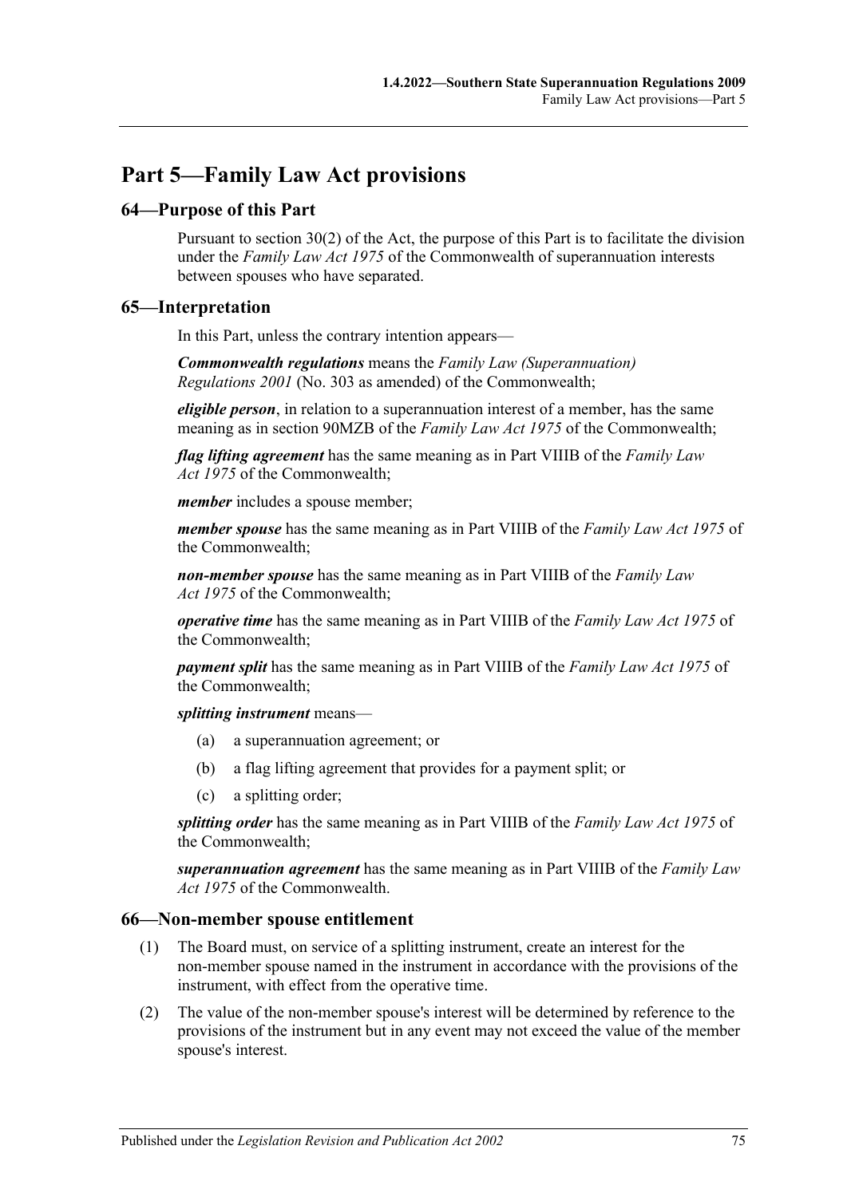# Part 5—Family Law Act provisions

## 64—Purpose of this Part

Pursuant to section 30(2) of the Act, the purpose of this Part is to facilitate the division under the *Family Law Act 1975* of the Commonwealth of superannuation interests between spouses who have separated.

## 65—Interpretation

In this Part, unless the contrary intention appears—

***Commonwealth regulations*** means the *Family Law (Superannuation) Regulations 2001* (No. 303 as amended) of the Commonwealth;

***eligible person***, in relation to a superannuation interest of a member, has the same meaning as in section 90MZB of the *Family Law Act 1975* of the Commonwealth;

***flag lifting agreement*** has the same meaning as in Part VIIIB of the *Family Law Act 1975* of the Commonwealth;

***member*** includes a spouse member;

***member spouse*** has the same meaning as in Part VIIIB of the *Family Law Act 1975* of the Commonwealth;

***non-member spouse*** has the same meaning as in Part VIIIB of the *Family Law Act 1975* of the Commonwealth;

***operative time*** has the same meaning as in Part VIIIB of the *Family Law Act 1975* of the Commonwealth;

***payment split*** has the same meaning as in Part VIIIB of the *Family Law Act 1975* of the Commonwealth;

***splitting instrument*** means—

(a) a superannuation agreement; or

(b) a flag lifting agreement that provides for a payment split; or

(c) a splitting order;

***splitting order*** has the same meaning as in Part VIIIB of the *Family Law Act 1975* of the Commonwealth;

***superannuation agreement*** has the same meaning as in Part VIIIB of the *Family Law Act 1975* of the Commonwealth.

## 66—Non-member spouse entitlement

(1) The Board must, on service of a splitting instrument, create an interest for the non-member spouse named in the instrument in accordance with the provisions of the instrument, with effect from the operative time.

(2) The value of the non-member spouse's interest will be determined by reference to the provisions of the instrument but in any event may not exceed the value of the member spouse's interest.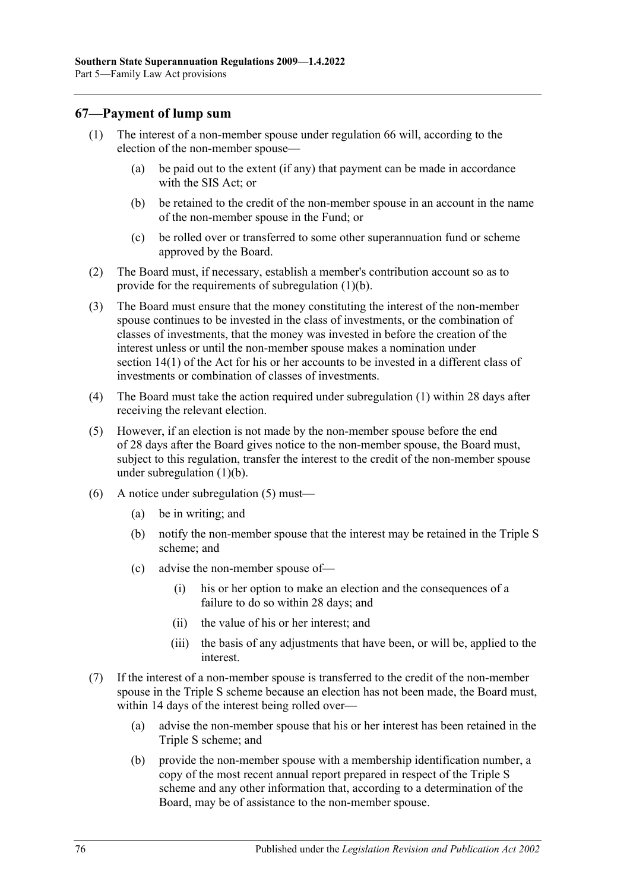## 67—Payment of lump sum

(1) The interest of a non-member spouse under regulation 66 will, according to the election of the non-member spouse—

(a) be paid out to the extent (if any) that payment can be made in accordance with the SIS Act; or

(b) be retained to the credit of the non-member spouse in an account in the name of the non-member spouse in the Fund; or

(c) be rolled over or transferred to some other superannuation fund or scheme approved by the Board.

(2) The Board must, if necessary, establish a member's contribution account so as to provide for the requirements of subregulation (1)(b).

(3) The Board must ensure that the money constituting the interest of the non-member spouse continues to be invested in the class of investments, or the combination of classes of investments, that the money was invested in before the creation of the interest unless or until the non-member spouse makes a nomination under section 14(1) of the Act for his or her accounts to be invested in a different class of investments or combination of classes of investments.

(4) The Board must take the action required under subregulation (1) within 28 days after receiving the relevant election.

(5) However, if an election is not made by the non-member spouse before the end of 28 days after the Board gives notice to the non-member spouse, the Board must, subject to this regulation, transfer the interest to the credit of the non-member spouse under subregulation (1)(b).

(6) A notice under subregulation (5) must—

(a) be in writing; and

(b) notify the non-member spouse that the interest may be retained in the Triple S scheme; and

(c) advise the non-member spouse of—

(i) his or her option to make an election and the consequences of a failure to do so within 28 days; and

(ii) the value of his or her interest; and

(iii) the basis of any adjustments that have been, or will be, applied to the interest.

(7) If the interest of a non-member spouse is transferred to the credit of the non-member spouse in the Triple S scheme because an election has not been made, the Board must, within 14 days of the interest being rolled over—

(a) advise the non-member spouse that his or her interest has been retained in the Triple S scheme; and

(b) provide the non-member spouse with a membership identification number, a copy of the most recent annual report prepared in respect of the Triple S scheme and any other information that, according to a determination of the Board, may be of assistance to the non-member spouse.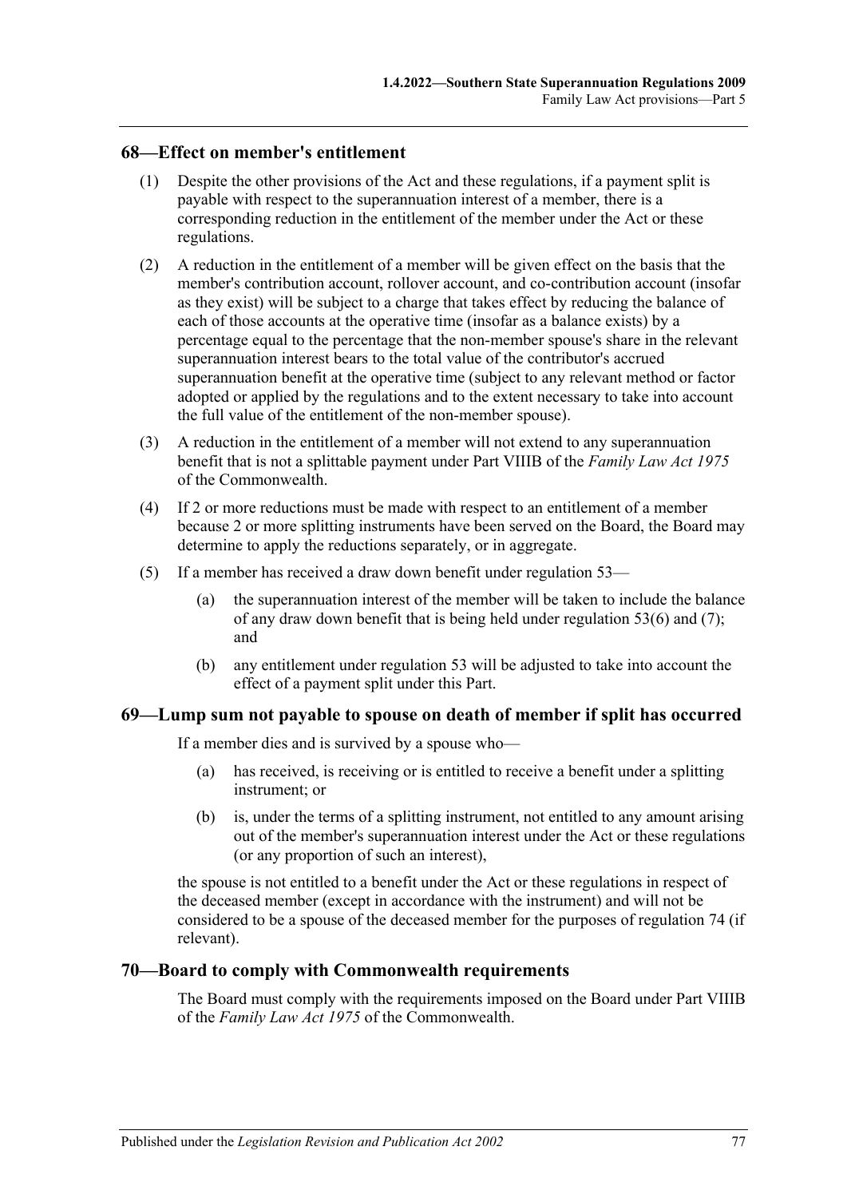## 68—Effect on member's entitlement

(1) Despite the other provisions of the Act and these regulations, if a payment split is payable with respect to the superannuation interest of a member, there is a corresponding reduction in the entitlement of the member under the Act or these regulations.

(2) A reduction in the entitlement of a member will be given effect on the basis that the member's contribution account, rollover account, and co-contribution account (insofar as they exist) will be subject to a charge that takes effect by reducing the balance of each of those accounts at the operative time (insofar as a balance exists) by a percentage equal to the percentage that the non-member spouse's share in the relevant superannuation interest bears to the total value of the contributor's accrued superannuation benefit at the operative time (subject to any relevant method or factor adopted or applied by the regulations and to the extent necessary to take into account the full value of the entitlement of the non-member spouse).

(3) A reduction in the entitlement of a member will not extend to any superannuation benefit that is not a splittable payment under Part VIIIB of the *Family Law Act 1975* of the Commonwealth.

(4) If 2 or more reductions must be made with respect to an entitlement of a member because 2 or more splitting instruments have been served on the Board, the Board may determine to apply the reductions separately, or in aggregate.

(5) If a member has received a draw down benefit under regulation 53—

(a) the superannuation interest of the member will be taken to include the balance of any draw down benefit that is being held under regulation 53(6) and (7); and

(b) any entitlement under regulation 53 will be adjusted to take into account the effect of a payment split under this Part.

## 69—Lump sum not payable to spouse on death of member if split has occurred

If a member dies and is survived by a spouse who—

(a) has received, is receiving or is entitled to receive a benefit under a splitting instrument; or

(b) is, under the terms of a splitting instrument, not entitled to any amount arising out of the member's superannuation interest under the Act or these regulations (or any proportion of such an interest),

the spouse is not entitled to a benefit under the Act or these regulations in respect of the deceased member (except in accordance with the instrument) and will not be considered to be a spouse of the deceased member for the purposes of regulation 74 (if relevant).

## 70—Board to comply with Commonwealth requirements

The Board must comply with the requirements imposed on the Board under Part VIIIB of the *Family Law Act 1975* of the Commonwealth.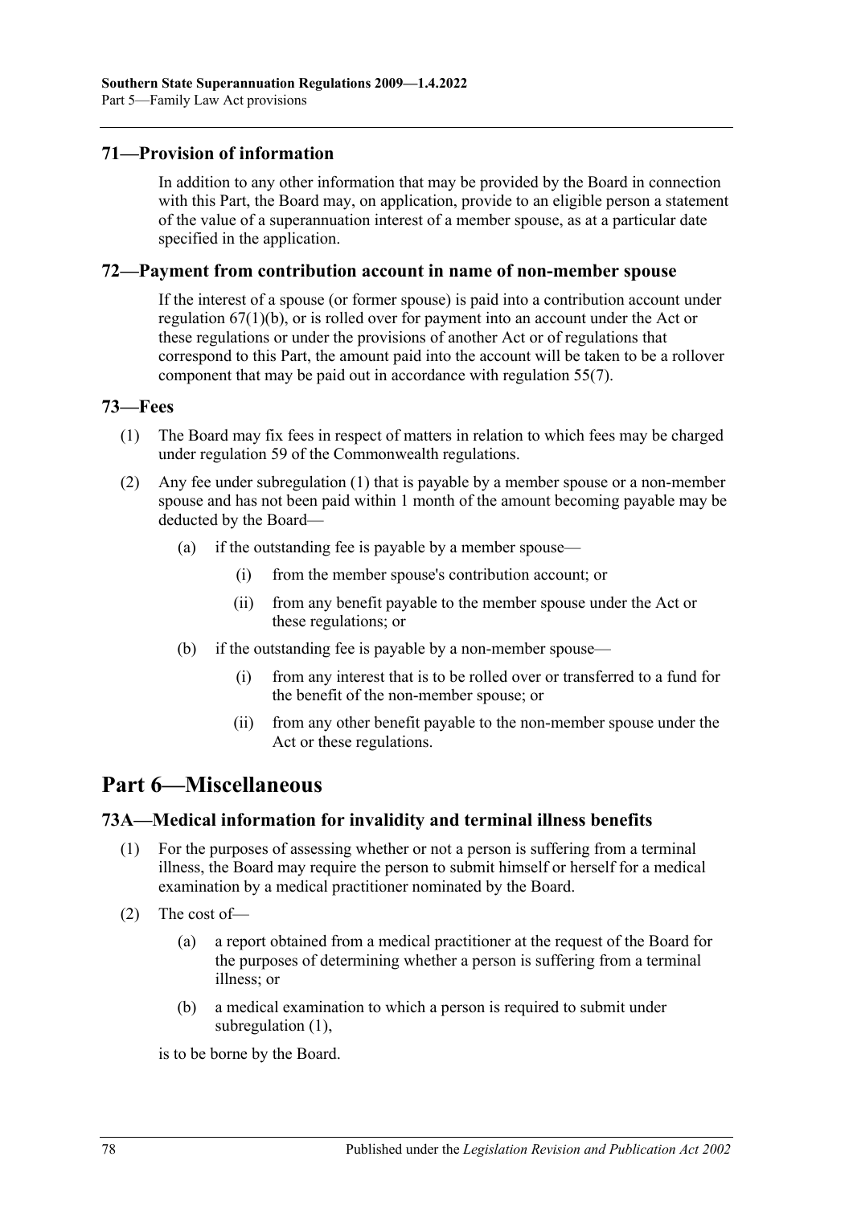### 71—Provision of information

In addition to any other information that may be provided by the Board in connection with this Part, the Board may, on application, provide to an eligible person a statement of the value of a superannuation interest of a member spouse, as at a particular date specified in the application.

### 72—Payment from contribution account in name of non-member spouse

If the interest of a spouse (or former spouse) is paid into a contribution account under regulation 67(1)(b), or is rolled over for payment into an account under the Act or these regulations or under the provisions of another Act or of regulations that correspond to this Part, the amount paid into the account will be taken to be a rollover component that may be paid out in accordance with regulation 55(7).

### 73—Fees

(1) The Board may fix fees in respect of matters in relation to which fees may be charged under regulation 59 of the Commonwealth regulations.

(2) Any fee under subregulation (1) that is payable by a member spouse or a non-member spouse and has not been paid within 1 month of the amount becoming payable may be deducted by the Board—

(a) if the outstanding fee is payable by a member spouse—

(i) from the member spouse's contribution account; or

(ii) from any benefit payable to the member spouse under the Act or these regulations; or

(b) if the outstanding fee is payable by a non-member spouse—

(i) from any interest that is to be rolled over or transferred to a fund for the benefit of the non-member spouse; or

(ii) from any other benefit payable to the non-member spouse under the Act or these regulations.

## Part 6—Miscellaneous

### 73A—Medical information for invalidity and terminal illness benefits

(1) For the purposes of assessing whether or not a person is suffering from a terminal illness, the Board may require the person to submit himself or herself for a medical examination by a medical practitioner nominated by the Board.

(2) The cost of—

(a) a report obtained from a medical practitioner at the request of the Board for the purposes of determining whether a person is suffering from a terminal illness; or

(b) a medical examination to which a person is required to submit under subregulation (1),

is to be borne by the Board.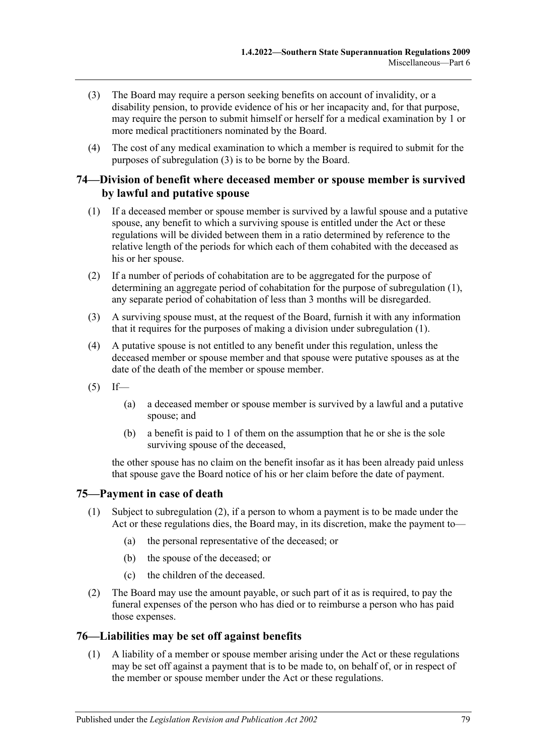(3) The Board may require a person seeking benefits on account of invalidity, or a disability pension, to provide evidence of his or her incapacity and, for that purpose, may require the person to submit himself or herself for a medical examination by 1 or more medical practitioners nominated by the Board.

(4) The cost of any medical examination to which a member is required to submit for the purposes of subregulation (3) is to be borne by the Board.

## 74—Division of benefit where deceased member or spouse member is survived by lawful and putative spouse

(1) If a deceased member or spouse member is survived by a lawful spouse and a putative spouse, any benefit to which a surviving spouse is entitled under the Act or these regulations will be divided between them in a ratio determined by reference to the relative length of the periods for which each of them cohabited with the deceased as his or her spouse.

(2) If a number of periods of cohabitation are to be aggregated for the purpose of determining an aggregate period of cohabitation for the purpose of subregulation (1), any separate period of cohabitation of less than 3 months will be disregarded.

(3) A surviving spouse must, at the request of the Board, furnish it with any information that it requires for the purposes of making a division under subregulation (1).

(4) A putative spouse is not entitled to any benefit under this regulation, unless the deceased member or spouse member and that spouse were putative spouses as at the date of the death of the member or spouse member.

(5) If—

(a) a deceased member or spouse member is survived by a lawful and a putative spouse; and

(b) a benefit is paid to 1 of them on the assumption that he or she is the sole surviving spouse of the deceased,

the other spouse has no claim on the benefit insofar as it has been already paid unless that spouse gave the Board notice of his or her claim before the date of payment.

## 75—Payment in case of death

(1) Subject to subregulation (2), if a person to whom a payment is to be made under the Act or these regulations dies, the Board may, in its discretion, make the payment to—

(a) the personal representative of the deceased; or

(b) the spouse of the deceased; or

(c) the children of the deceased.

(2) The Board may use the amount payable, or such part of it as is required, to pay the funeral expenses of the person who has died or to reimburse a person who has paid those expenses.

## 76—Liabilities may be set off against benefits

(1) A liability of a member or spouse member arising under the Act or these regulations may be set off against a payment that is to be made to, on behalf of, or in respect of the member or spouse member under the Act or these regulations.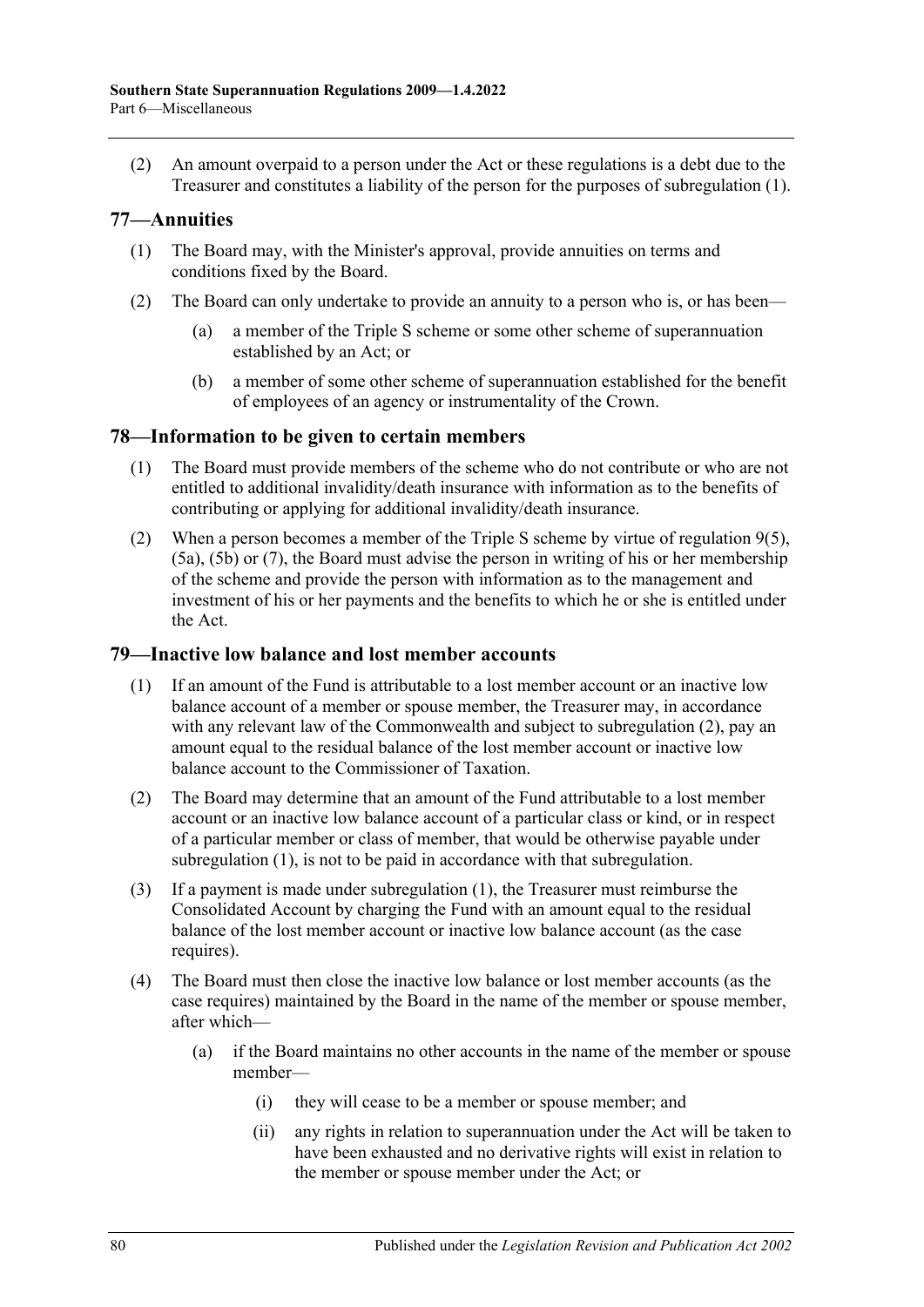(2) An amount overpaid to a person under the Act or these regulations is a debt due to the Treasurer and constitutes a liability of the person for the purposes of subregulation (1).

## 77—Annuities

(1) The Board may, with the Minister's approval, provide annuities on terms and conditions fixed by the Board.

(2) The Board can only undertake to provide an annuity to a person who is, or has been—

(a) a member of the Triple S scheme or some other scheme of superannuation established by an Act; or

(b) a member of some other scheme of superannuation established for the benefit of employees of an agency or instrumentality of the Crown.

## 78—Information to be given to certain members

(1) The Board must provide members of the scheme who do not contribute or who are not entitled to additional invalidity/death insurance with information as to the benefits of contributing or applying for additional invalidity/death insurance.

(2) When a person becomes a member of the Triple S scheme by virtue of regulation 9(5), (5a), (5b) or (7), the Board must advise the person in writing of his or her membership of the scheme and provide the person with information as to the management and investment of his or her payments and the benefits to which he or she is entitled under the Act.

## 79—Inactive low balance and lost member accounts

(1) If an amount of the Fund is attributable to a lost member account or an inactive low balance account of a member or spouse member, the Treasurer may, in accordance with any relevant law of the Commonwealth and subject to subregulation (2), pay an amount equal to the residual balance of the lost member account or inactive low balance account to the Commissioner of Taxation.

(2) The Board may determine that an amount of the Fund attributable to a lost member account or an inactive low balance account of a particular class or kind, or in respect of a particular member or class of member, that would be otherwise payable under subregulation (1), is not to be paid in accordance with that subregulation.

(3) If a payment is made under subregulation (1), the Treasurer must reimburse the Consolidated Account by charging the Fund with an amount equal to the residual balance of the lost member account or inactive low balance account (as the case requires).

(4) The Board must then close the inactive low balance or lost member accounts (as the case requires) maintained by the Board in the name of the member or spouse member, after which—

(a) if the Board maintains no other accounts in the name of the member or spouse member—

(i) they will cease to be a member or spouse member; and

(ii) any rights in relation to superannuation under the Act will be taken to have been exhausted and no derivative rights will exist in relation to the member or spouse member under the Act; or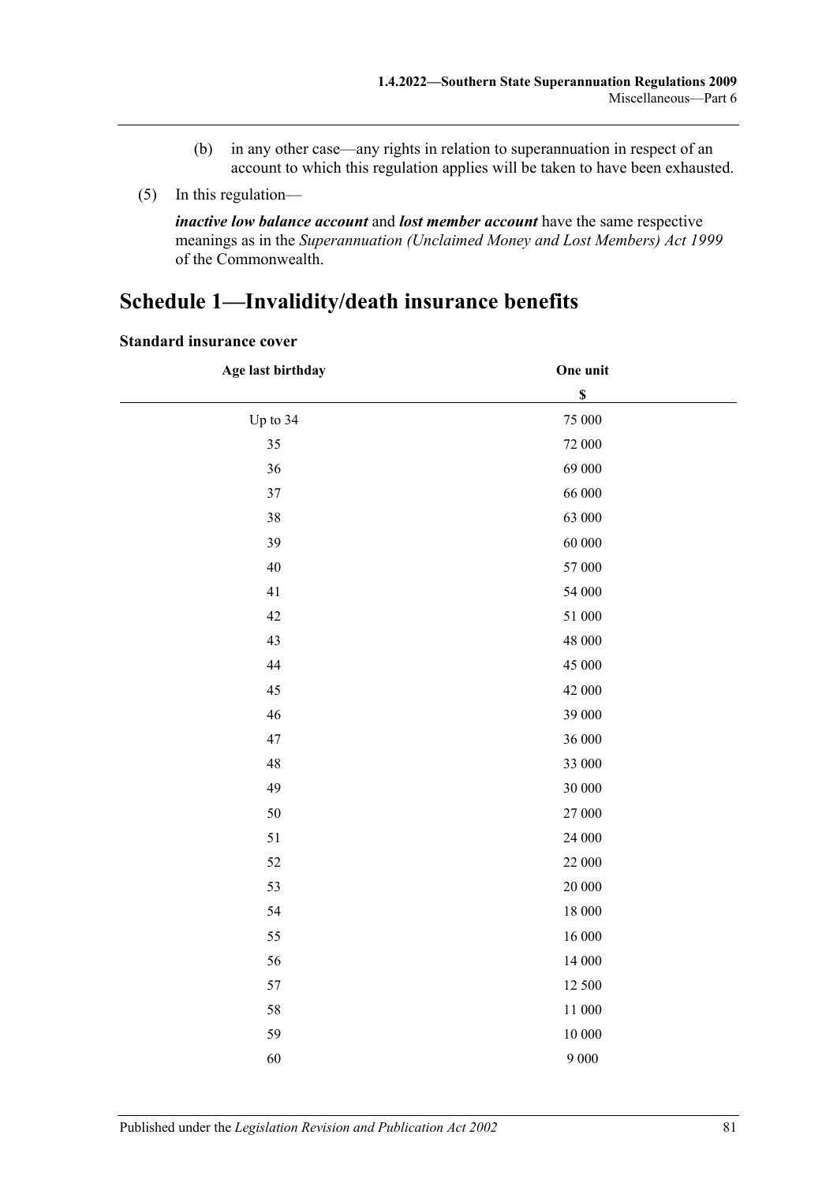(b) in any other case—any rights in relation to superannuation in respect of an account to which this regulation applies will be taken to have been exhausted.

(5) In this regulation—

***inactive low balance account*** and ***lost member account*** have the same respective meanings as in the *Superannuation (Unclaimed Money and Lost Members) Act 1999* of the Commonwealth.

# Schedule 1—Invalidity/death insurance benefits

**Standard insurance cover**

| Age last birthday | One unit |
|---|---|
| | $ |
| Up to 34 | 75 000 |
| 35 | 72 000 |
| 36 | 69 000 |
| 37 | 66 000 |
| 38 | 63 000 |
| 39 | 60 000 |
| 40 | 57 000 |
| 41 | 54 000 |
| 42 | 51 000 |
| 43 | 48 000 |
| 44 | 45 000 |
| 45 | 42 000 |
| 46 | 39 000 |
| 47 | 36 000 |
| 48 | 33 000 |
| 49 | 30 000 |
| 50 | 27 000 |
| 51 | 24 000 |
| 52 | 22 000 |
| 53 | 20 000 |
| 54 | 18 000 |
| 55 | 16 000 |
| 56 | 14 000 |
| 57 | 12 500 |
| 58 | 11 000 |
| 59 | 10 000 |
| 60 | 9 000 |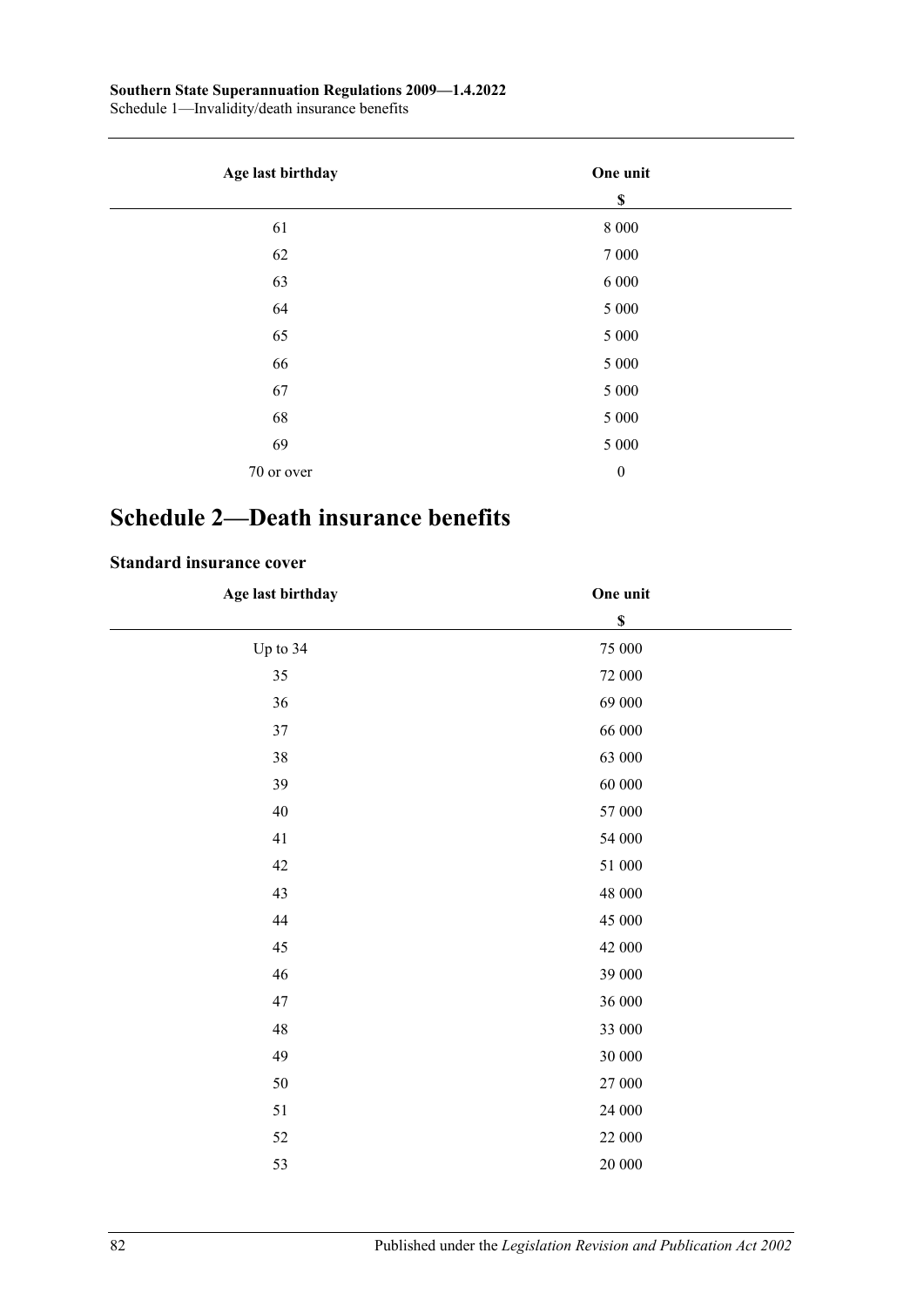| Age last birthday | One unit |
|---|---|
| | $ |
| 61 | 8 000 |
| 62 | 7 000 |
| 63 | 6 000 |
| 64 | 5 000 |
| 65 | 5 000 |
| 66 | 5 000 |
| 67 | 5 000 |
| 68 | 5 000 |
| 69 | 5 000 |
| 70 or over | 0 |

# Schedule 2—Death insurance benefits

### Standard insurance cover

| Age last birthday | One unit |
|---|---|
| | $ |
| Up to 34 | 75 000 |
| 35 | 72 000 |
| 36 | 69 000 |
| 37 | 66 000 |
| 38 | 63 000 |
| 39 | 60 000 |
| 40 | 57 000 |
| 41 | 54 000 |
| 42 | 51 000 |
| 43 | 48 000 |
| 44 | 45 000 |
| 45 | 42 000 |
| 46 | 39 000 |
| 47 | 36 000 |
| 48 | 33 000 |
| 49 | 30 000 |
| 50 | 27 000 |
| 51 | 24 000 |
| 52 | 22 000 |
| 53 | 20 000 |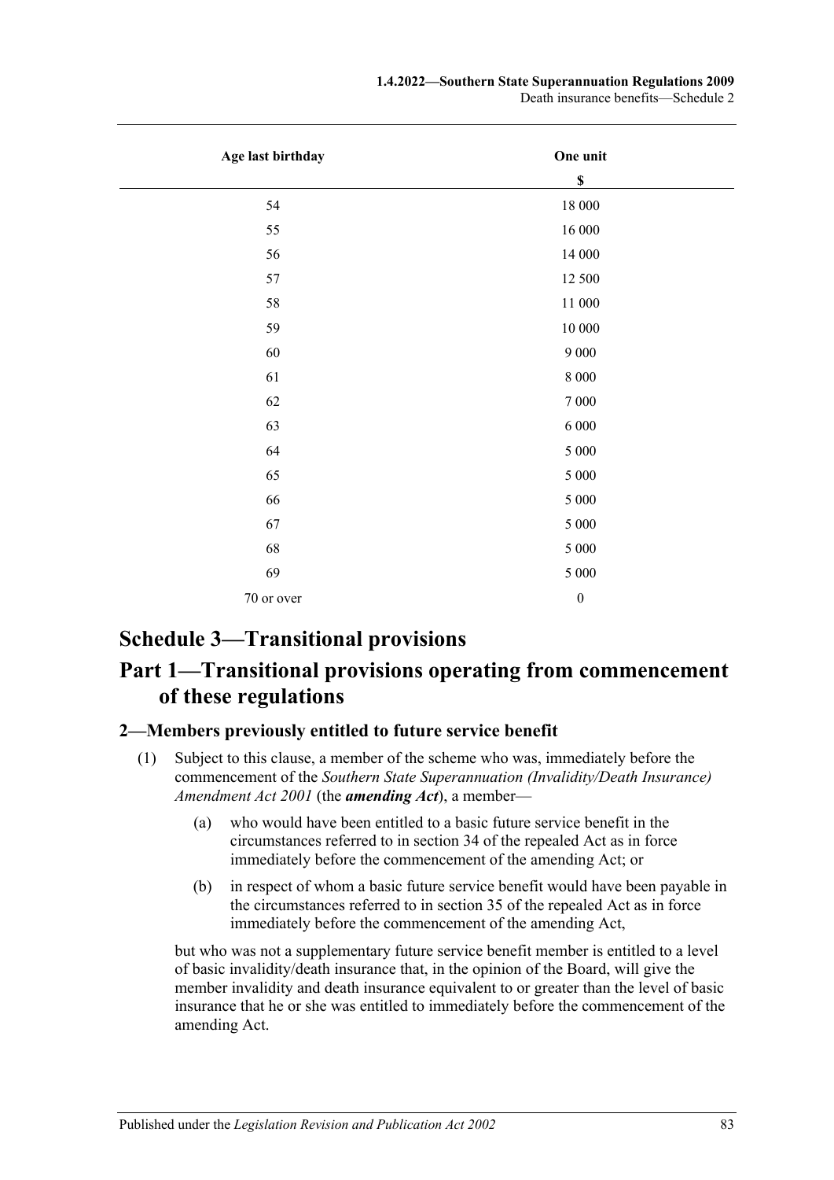| Age last birthday | One unit |
|---|---|
| | $ |
| 54 | 18 000 |
| 55 | 16 000 |
| 56 | 14 000 |
| 57 | 12 500 |
| 58 | 11 000 |
| 59 | 10 000 |
| 60 | 9 000 |
| 61 | 8 000 |
| 62 | 7 000 |
| 63 | 6 000 |
| 64 | 5 000 |
| 65 | 5 000 |
| 66 | 5 000 |
| 67 | 5 000 |
| 68 | 5 000 |
| 69 | 5 000 |
| 70 or over | 0 |

# Schedule 3—Transitional provisions

# Part 1—Transitional provisions operating from commencement of these regulations

## 2—Members previously entitled to future service benefit

(1) Subject to this clause, a member of the scheme who was, immediately before the commencement of the *Southern State Superannuation (Invalidity/Death Insurance) Amendment Act 2001* (the ***amending Act***), a member—

(a) who would have been entitled to a basic future service benefit in the circumstances referred to in section 34 of the repealed Act as in force immediately before the commencement of the amending Act; or

(b) in respect of whom a basic future service benefit would have been payable in the circumstances referred to in section 35 of the repealed Act as in force immediately before the commencement of the amending Act,

but who was not a supplementary future service benefit member is entitled to a level of basic invalidity/death insurance that, in the opinion of the Board, will give the member invalidity and death insurance equivalent to or greater than the level of basic insurance that he or she was entitled to immediately before the commencement of the amending Act.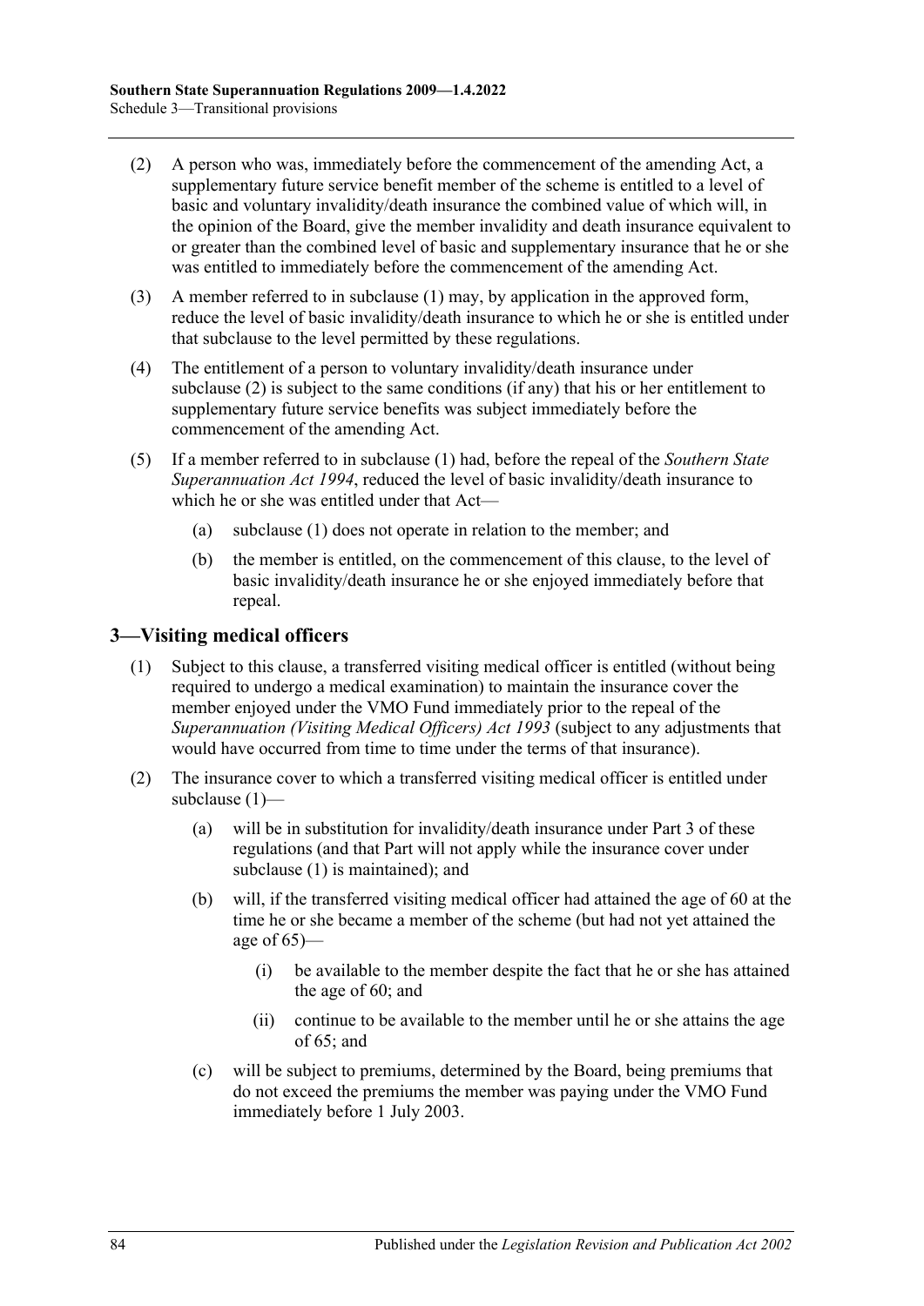(2) A person who was, immediately before the commencement of the amending Act, a supplementary future service benefit member of the scheme is entitled to a level of basic and voluntary invalidity/death insurance the combined value of which will, in the opinion of the Board, give the member invalidity and death insurance equivalent to or greater than the combined level of basic and supplementary insurance that he or she was entitled to immediately before the commencement of the amending Act.

(3) A member referred to in subclause (1) may, by application in the approved form, reduce the level of basic invalidity/death insurance to which he or she is entitled under that subclause to the level permitted by these regulations.

(4) The entitlement of a person to voluntary invalidity/death insurance under subclause (2) is subject to the same conditions (if any) that his or her entitlement to supplementary future service benefits was subject immediately before the commencement of the amending Act.

(5) If a member referred to in subclause (1) had, before the repeal of the *Southern State Superannuation Act 1994*, reduced the level of basic invalidity/death insurance to which he or she was entitled under that Act—

(a) subclause (1) does not operate in relation to the member; and

(b) the member is entitled, on the commencement of this clause, to the level of basic invalidity/death insurance he or she enjoyed immediately before that repeal.

## 3—Visiting medical officers

(1) Subject to this clause, a transferred visiting medical officer is entitled (without being required to undergo a medical examination) to maintain the insurance cover the member enjoyed under the VMO Fund immediately prior to the repeal of the *Superannuation (Visiting Medical Officers) Act 1993* (subject to any adjustments that would have occurred from time to time under the terms of that insurance).

(2) The insurance cover to which a transferred visiting medical officer is entitled under subclause (1)—

(a) will be in substitution for invalidity/death insurance under Part 3 of these regulations (and that Part will not apply while the insurance cover under subclause (1) is maintained); and

(b) will, if the transferred visiting medical officer had attained the age of 60 at the time he or she became a member of the scheme (but had not yet attained the age of 65)—

(i) be available to the member despite the fact that he or she has attained the age of 60; and

(ii) continue to be available to the member until he or she attains the age of 65; and

(c) will be subject to premiums, determined by the Board, being premiums that do not exceed the premiums the member was paying under the VMO Fund immediately before 1 July 2003.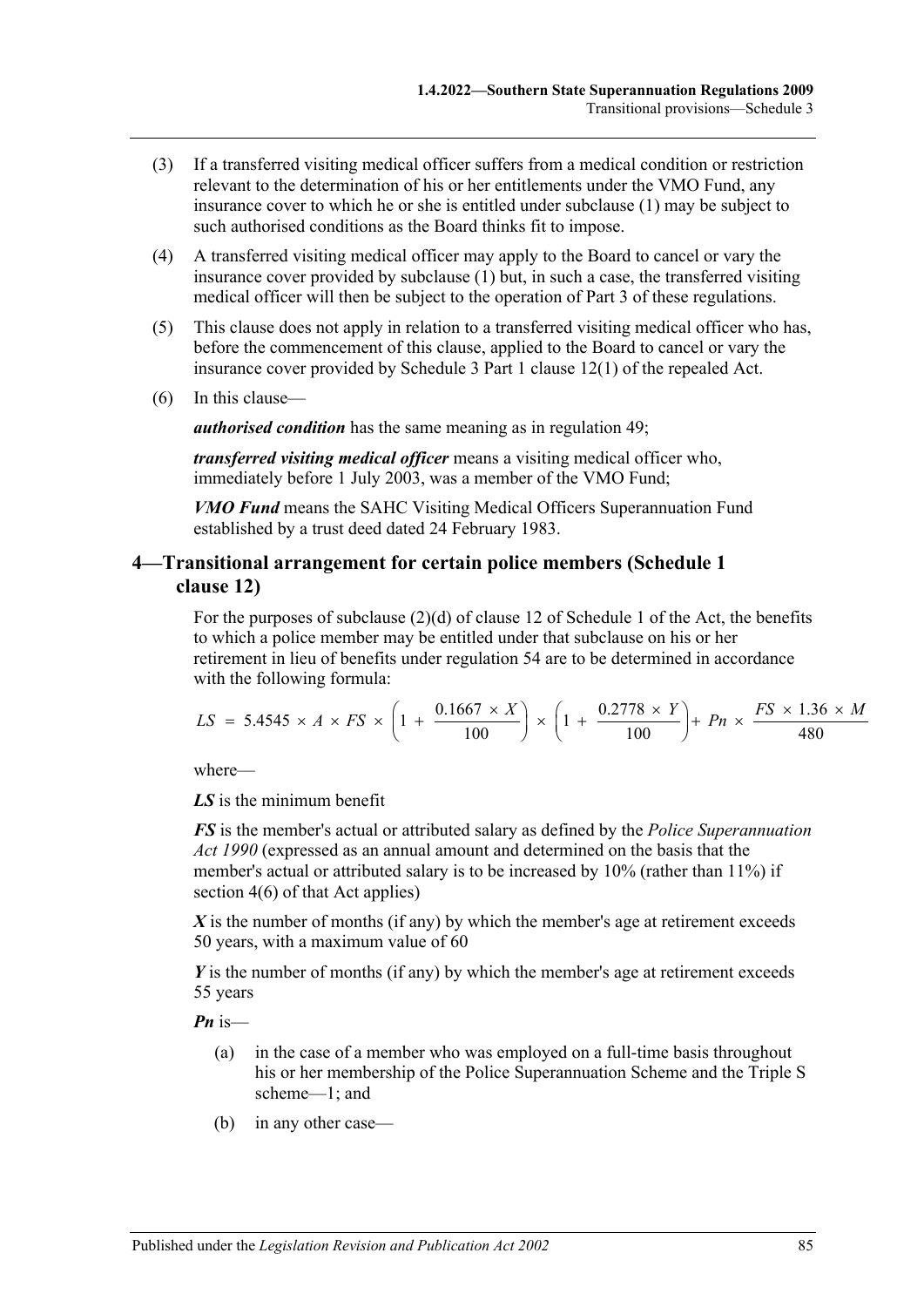(3) If a transferred visiting medical officer suffers from a medical condition or restriction relevant to the determination of his or her entitlements under the VMO Fund, any insurance cover to which he or she is entitled under subclause (1) may be subject to such authorised conditions as the Board thinks fit to impose.

(4) A transferred visiting medical officer may apply to the Board to cancel or vary the insurance cover provided by subclause (1) but, in such a case, the transferred visiting medical officer will then be subject to the operation of Part 3 of these regulations.

(5) This clause does not apply in relation to a transferred visiting medical officer who has, before the commencement of this clause, applied to the Board to cancel or vary the insurance cover provided by Schedule 3 Part 1 clause 12(1) of the repealed Act.

(6) In this clause—

***authorised condition*** has the same meaning as in regulation 49;

***transferred visiting medical officer*** means a visiting medical officer who, immediately before 1 July 2003, was a member of the VMO Fund;

***VMO Fund*** means the SAHC Visiting Medical Officers Superannuation Fund established by a trust deed dated 24 February 1983.

## 4—Transitional arrangement for certain police members (Schedule 1 clause 12)

For the purposes of subclause (2)(d) of clause 12 of Schedule 1 of the Act, the benefits to which a police member may be entitled under that subclause on his or her retirement in lieu of benefits under regulation 54 are to be determined in accordance with the following formula:

$$LS = 5.4545 \times A \times FS \times \left(1 + \frac{0.1667 \times X}{100}\right) \times \left(1 + \frac{0.2778 \times Y}{100}\right) + Pn \times \frac{FS \times 1.36 \times M}{480}$$

where—

***LS*** is the minimum benefit

***FS*** is the member's actual or attributed salary as defined by the *Police Superannuation Act 1990* (expressed as an annual amount and determined on the basis that the member's actual or attributed salary is to be increased by 10% (rather than 11%) if section 4(6) of that Act applies)

***X*** is the number of months (if any) by which the member's age at retirement exceeds 50 years, with a maximum value of 60

***Y*** is the number of months (if any) by which the member's age at retirement exceeds 55 years

***Pn*** is—

(a) in the case of a member who was employed on a full-time basis throughout his or her membership of the Police Superannuation Scheme and the Triple S scheme—1; and

(b) in any other case—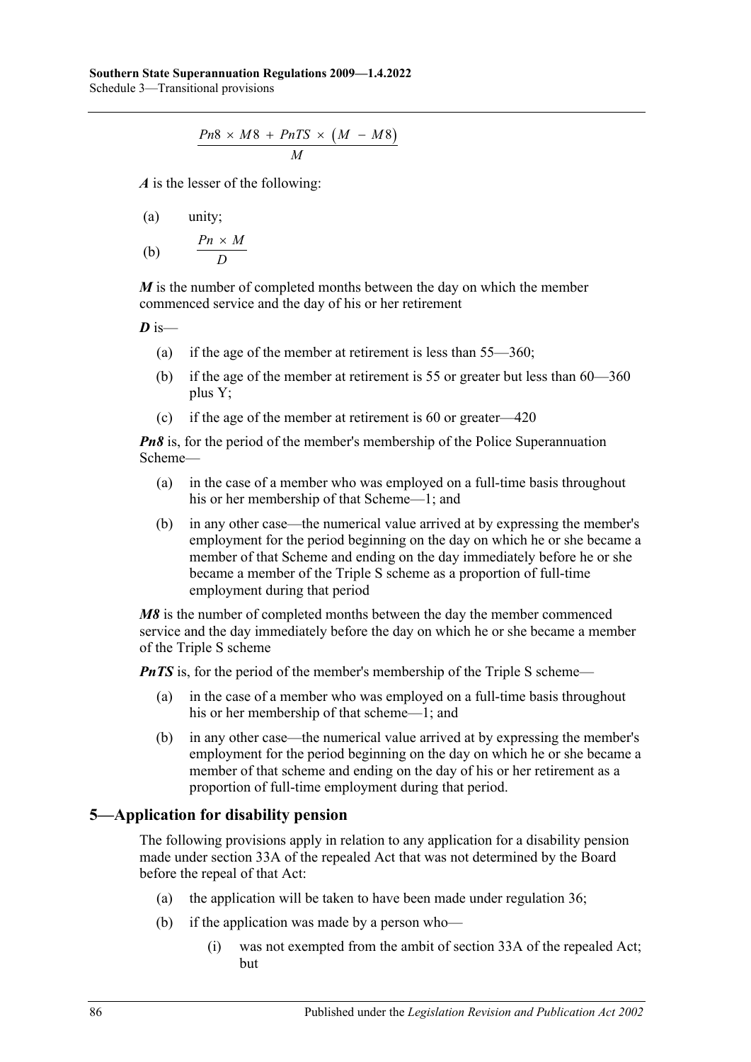$$\frac{Pn8 \times M8 + PnTS \times (M - M8)}{M}$$

***A*** is the lesser of the following:

(a) unity;

(b) $\frac{Pn \times M}{D}$

***M*** is the number of completed months between the day on which the member commenced service and the day of his or her retirement

***D*** is—

(a) if the age of the member at retirement is less than 55—360;

(b) if the age of the member at retirement is 55 or greater but less than 60—360 plus Y;

(c) if the age of the member at retirement is 60 or greater—420

***Pn8*** is, for the period of the member's membership of the Police Superannuation Scheme—

(a) in the case of a member who was employed on a full-time basis throughout his or her membership of that Scheme—1; and

(b) in any other case—the numerical value arrived at by expressing the member's employment for the period beginning on the day on which he or she became a member of that Scheme and ending on the day immediately before he or she became a member of the Triple S scheme as a proportion of full-time employment during that period

***M8*** is the number of completed months between the day the member commenced service and the day immediately before the day on which he or she became a member of the Triple S scheme

***PnTS*** is, for the period of the member's membership of the Triple S scheme—

(a) in the case of a member who was employed on a full-time basis throughout his or her membership of that scheme—1; and

(b) in any other case—the numerical value arrived at by expressing the member's employment for the period beginning on the day on which he or she became a member of that scheme and ending on the day of his or her retirement as a proportion of full-time employment during that period.

## 5—Application for disability pension

The following provisions apply in relation to any application for a disability pension made under section 33A of the repealed Act that was not determined by the Board before the repeal of that Act:

(a) the application will be taken to have been made under regulation 36;

(b) if the application was made by a person who—

(i) was not exempted from the ambit of section 33A of the repealed Act; but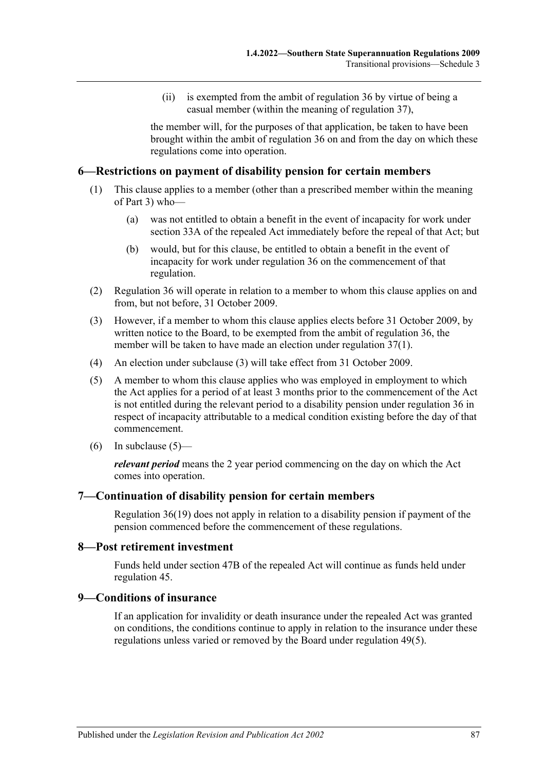(ii) is exempted from the ambit of regulation 36 by virtue of being a casual member (within the meaning of regulation 37),

the member will, for the purposes of that application, be taken to have been brought within the ambit of regulation 36 on and from the day on which these regulations come into operation.

## 6—Restrictions on payment of disability pension for certain members

(1) This clause applies to a member (other than a prescribed member within the meaning of Part 3) who—

(a) was not entitled to obtain a benefit in the event of incapacity for work under section 33A of the repealed Act immediately before the repeal of that Act; but

(b) would, but for this clause, be entitled to obtain a benefit in the event of incapacity for work under regulation 36 on the commencement of that regulation.

(2) Regulation 36 will operate in relation to a member to whom this clause applies on and from, but not before, 31 October 2009.

(3) However, if a member to whom this clause applies elects before 31 October 2009, by written notice to the Board, to be exempted from the ambit of regulation 36, the member will be taken to have made an election under regulation 37(1).

(4) An election under subclause (3) will take effect from 31 October 2009.

(5) A member to whom this clause applies who was employed in employment to which the Act applies for a period of at least 3 months prior to the commencement of the Act is not entitled during the relevant period to a disability pension under regulation 36 in respect of incapacity attributable to a medical condition existing before the day of that commencement.

(6) In subclause (5)—

***relevant period*** means the 2 year period commencing on the day on which the Act comes into operation.

## 7—Continuation of disability pension for certain members

Regulation 36(19) does not apply in relation to a disability pension if payment of the pension commenced before the commencement of these regulations.

## 8—Post retirement investment

Funds held under section 47B of the repealed Act will continue as funds held under regulation 45.

## 9—Conditions of insurance

If an application for invalidity or death insurance under the repealed Act was granted on conditions, the conditions continue to apply in relation to the insurance under these regulations unless varied or removed by the Board under regulation 49(5).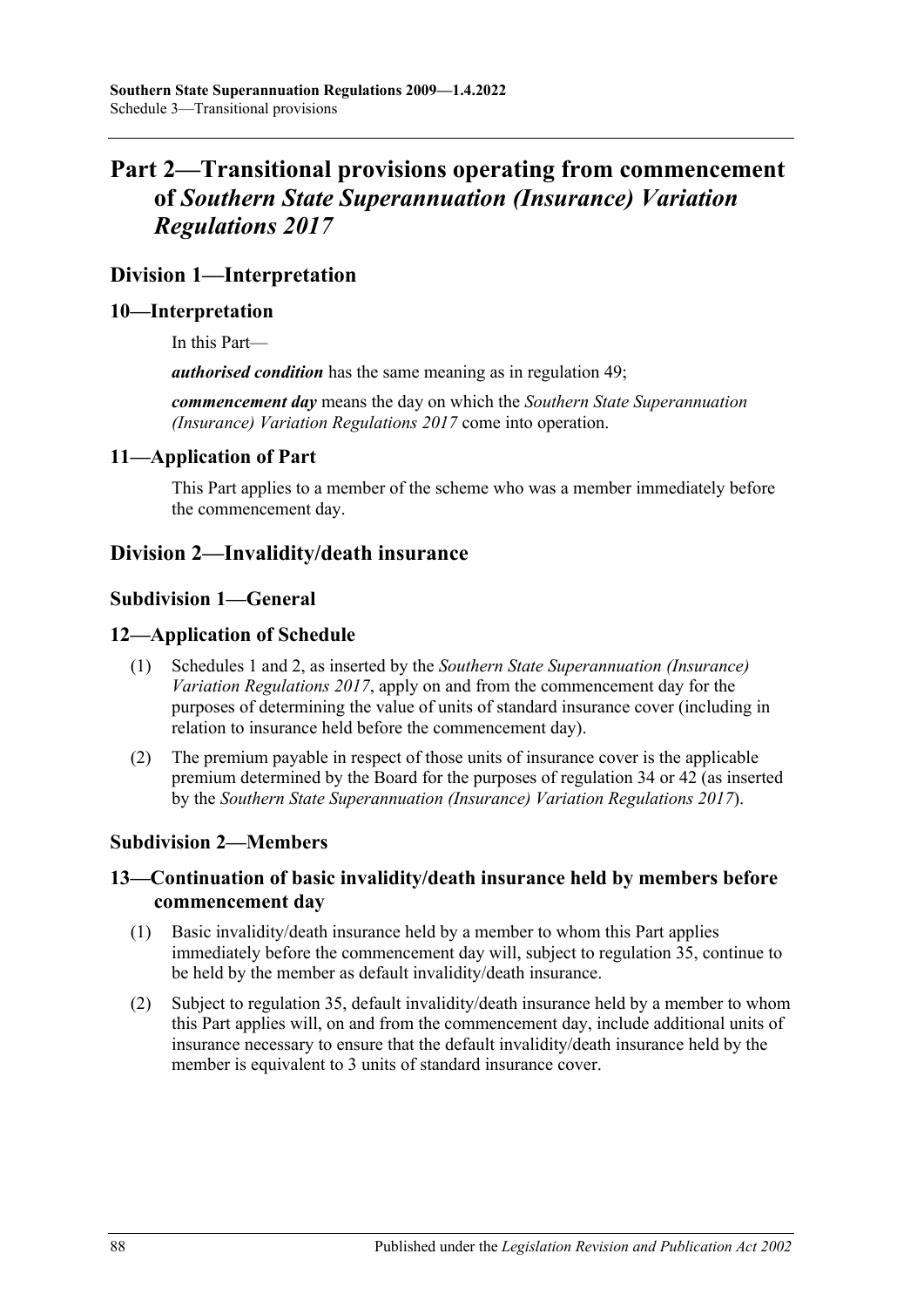# Part 2—Transitional provisions operating from commencement of *Southern State Superannuation (Insurance) Variation Regulations 2017*

## Division 1—Interpretation

### 10—Interpretation

In this Part—

***authorised condition*** has the same meaning as in regulation 49;

***commencement day*** means the day on which the *Southern State Superannuation (Insurance) Variation Regulations 2017* come into operation.

### 11—Application of Part

This Part applies to a member of the scheme who was a member immediately before the commencement day.

## Division 2—Invalidity/death insurance

### Subdivision 1—General

### 12—Application of Schedule

(1) Schedules 1 and 2, as inserted by the *Southern State Superannuation (Insurance) Variation Regulations 2017*, apply on and from the commencement day for the purposes of determining the value of units of standard insurance cover (including in relation to insurance held before the commencement day).

(2) The premium payable in respect of those units of insurance cover is the applicable premium determined by the Board for the purposes of regulation 34 or 42 (as inserted by the *Southern State Superannuation (Insurance) Variation Regulations 2017*).

### Subdivision 2—Members

### 13—Continuation of basic invalidity/death insurance held by members before commencement day

(1) Basic invalidity/death insurance held by a member to whom this Part applies immediately before the commencement day will, subject to regulation 35, continue to be held by the member as default invalidity/death insurance.

(2) Subject to regulation 35, default invalidity/death insurance held by a member to whom this Part applies will, on and from the commencement day, include additional units of insurance necessary to ensure that the default invalidity/death insurance held by the member is equivalent to 3 units of standard insurance cover.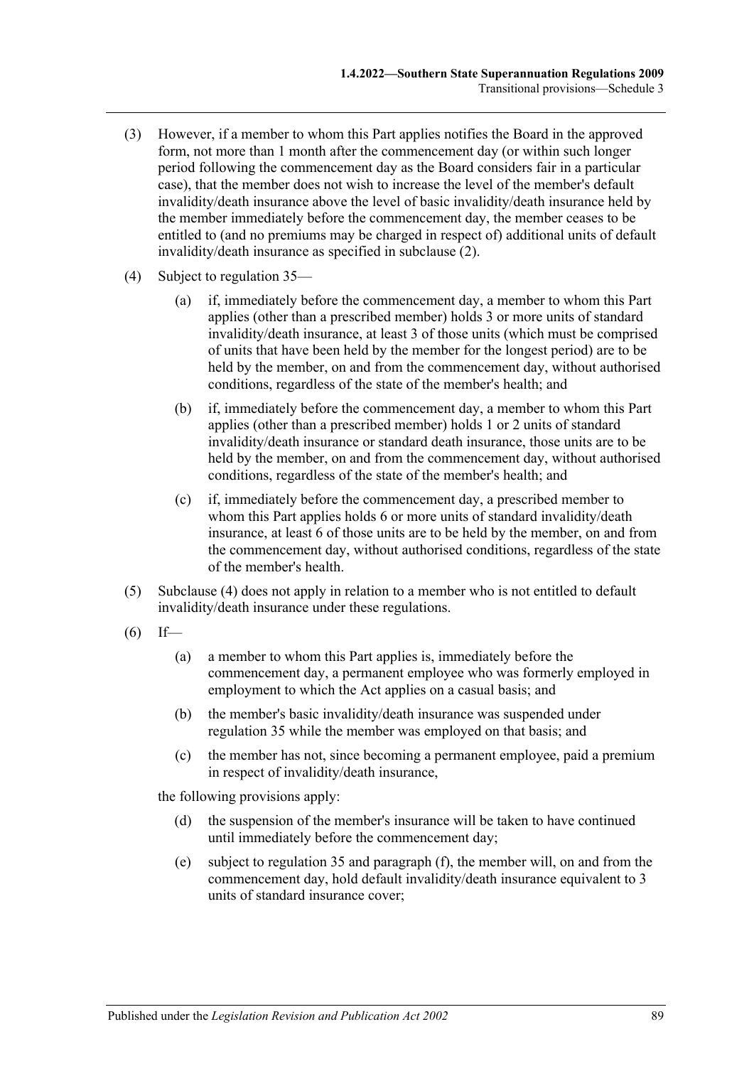(3) However, if a member to whom this Part applies notifies the Board in the approved form, not more than 1 month after the commencement day (or within such longer period following the commencement day as the Board considers fair in a particular case), that the member does not wish to increase the level of the member's default invalidity/death insurance above the level of basic invalidity/death insurance held by the member immediately before the commencement day, the member ceases to be entitled to (and no premiums may be charged in respect of) additional units of default invalidity/death insurance as specified in subclause (2).

(4) Subject to regulation 35—

(a) if, immediately before the commencement day, a member to whom this Part applies (other than a prescribed member) holds 3 or more units of standard invalidity/death insurance, at least 3 of those units (which must be comprised of units that have been held by the member for the longest period) are to be held by the member, on and from the commencement day, without authorised conditions, regardless of the state of the member's health; and

(b) if, immediately before the commencement day, a member to whom this Part applies (other than a prescribed member) holds 1 or 2 units of standard invalidity/death insurance or standard death insurance, those units are to be held by the member, on and from the commencement day, without authorised conditions, regardless of the state of the member's health; and

(c) if, immediately before the commencement day, a prescribed member to whom this Part applies holds 6 or more units of standard invalidity/death insurance, at least 6 of those units are to be held by the member, on and from the commencement day, without authorised conditions, regardless of the state of the member's health.

(5) Subclause (4) does not apply in relation to a member who is not entitled to default invalidity/death insurance under these regulations.

(6) If—

(a) a member to whom this Part applies is, immediately before the commencement day, a permanent employee who was formerly employed in employment to which the Act applies on a casual basis; and

(b) the member's basic invalidity/death insurance was suspended under regulation 35 while the member was employed on that basis; and

(c) the member has not, since becoming a permanent employee, paid a premium in respect of invalidity/death insurance,

the following provisions apply:

(d) the suspension of the member's insurance will be taken to have continued until immediately before the commencement day;

(e) subject to regulation 35 and paragraph (f), the member will, on and from the commencement day, hold default invalidity/death insurance equivalent to 3 units of standard insurance cover;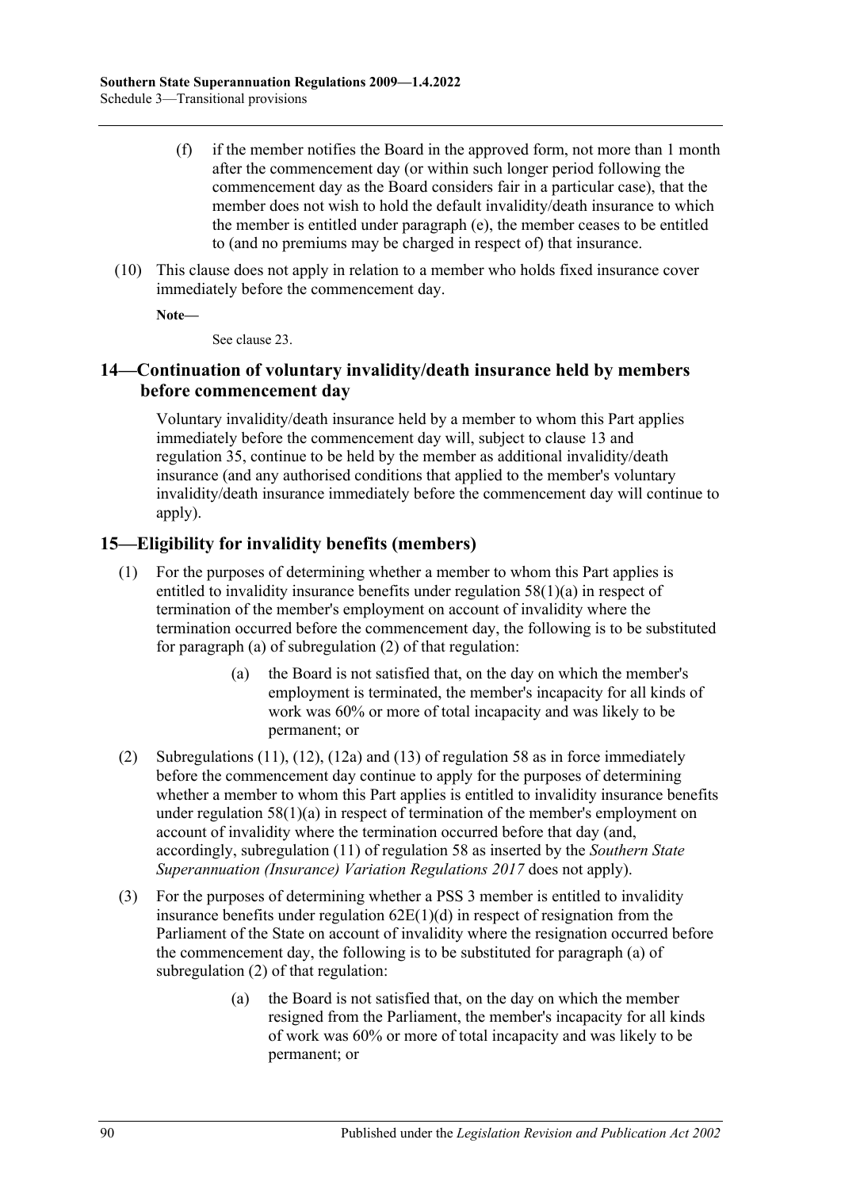(f) if the member notifies the Board in the approved form, not more than 1 month after the commencement day (or within such longer period following the commencement day as the Board considers fair in a particular case), that the member does not wish to hold the default invalidity/death insurance to which the member is entitled under paragraph (e), the member ceases to be entitled to (and no premiums may be charged in respect of) that insurance.

(10) This clause does not apply in relation to a member who holds fixed insurance cover immediately before the commencement day.

**Note—**

See clause 23.

## 14—Continuation of voluntary invalidity/death insurance held by members before commencement day

Voluntary invalidity/death insurance held by a member to whom this Part applies immediately before the commencement day will, subject to clause 13 and regulation 35, continue to be held by the member as additional invalidity/death insurance (and any authorised conditions that applied to the member's voluntary invalidity/death insurance immediately before the commencement day will continue to apply).

## 15—Eligibility for invalidity benefits (members)

(1) For the purposes of determining whether a member to whom this Part applies is entitled to invalidity insurance benefits under regulation 58(1)(a) in respect of termination of the member's employment on account of invalidity where the termination occurred before the commencement day, the following is to be substituted for paragraph (a) of subregulation (2) of that regulation:

> (a) the Board is not satisfied that, on the day on which the member's employment is terminated, the member's incapacity for all kinds of work was 60% or more of total incapacity and was likely to be permanent; or

(2) Subregulations (11), (12), (12a) and (13) of regulation 58 as in force immediately before the commencement day continue to apply for the purposes of determining whether a member to whom this Part applies is entitled to invalidity insurance benefits under regulation 58(1)(a) in respect of termination of the member's employment on account of invalidity where the termination occurred before that day (and, accordingly, subregulation (11) of regulation 58 as inserted by the *Southern State Superannuation (Insurance) Variation Regulations 2017* does not apply).

(3) For the purposes of determining whether a PSS 3 member is entitled to invalidity insurance benefits under regulation 62E(1)(d) in respect of resignation from the Parliament of the State on account of invalidity where the resignation occurred before the commencement day, the following is to be substituted for paragraph (a) of subregulation (2) of that regulation:

> (a) the Board is not satisfied that, on the day on which the member resigned from the Parliament, the member's incapacity for all kinds of work was 60% or more of total incapacity and was likely to be permanent; or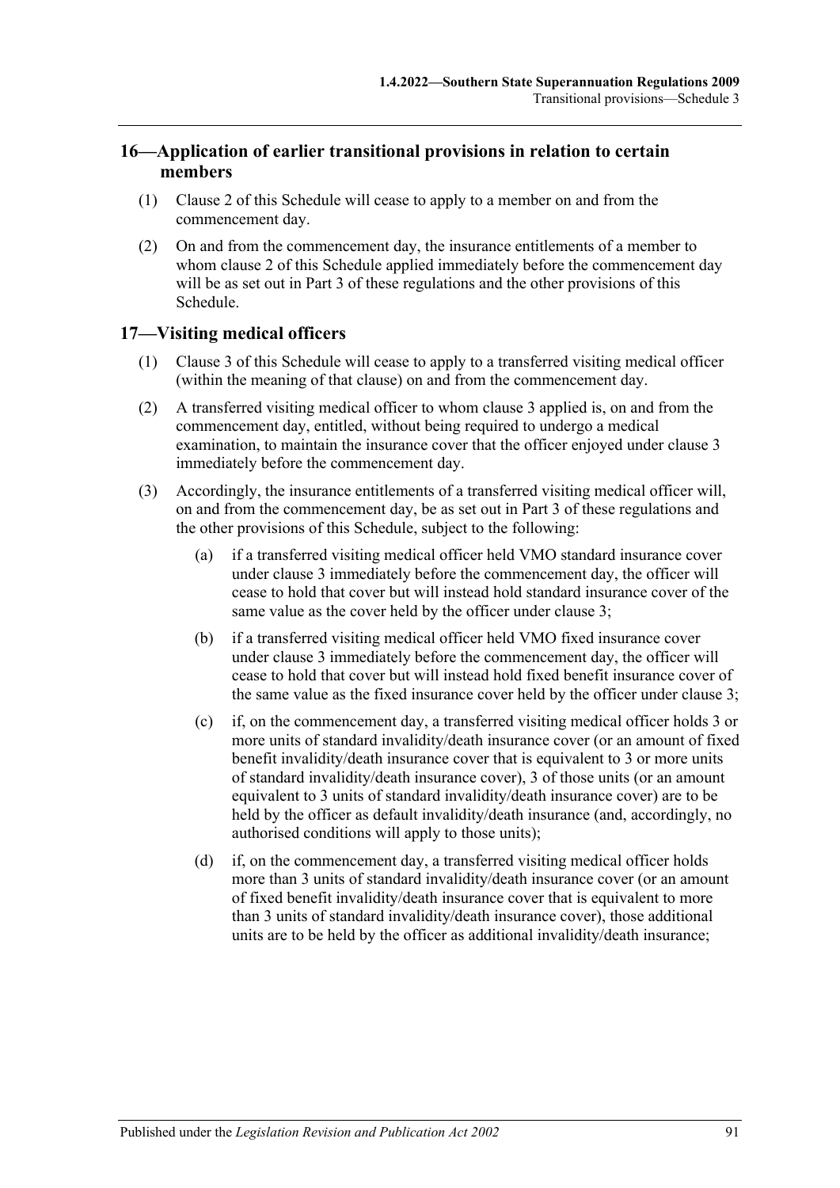## 16—Application of earlier transitional provisions in relation to certain members

(1) Clause 2 of this Schedule will cease to apply to a member on and from the commencement day.

(2) On and from the commencement day, the insurance entitlements of a member to whom clause 2 of this Schedule applied immediately before the commencement day will be as set out in Part 3 of these regulations and the other provisions of this Schedule.

## 17—Visiting medical officers

(1) Clause 3 of this Schedule will cease to apply to a transferred visiting medical officer (within the meaning of that clause) on and from the commencement day.

(2) A transferred visiting medical officer to whom clause 3 applied is, on and from the commencement day, entitled, without being required to undergo a medical examination, to maintain the insurance cover that the officer enjoyed under clause 3 immediately before the commencement day.

(3) Accordingly, the insurance entitlements of a transferred visiting medical officer will, on and from the commencement day, be as set out in Part 3 of these regulations and the other provisions of this Schedule, subject to the following:

(a) if a transferred visiting medical officer held VMO standard insurance cover under clause 3 immediately before the commencement day, the officer will cease to hold that cover but will instead hold standard insurance cover of the same value as the cover held by the officer under clause 3;

(b) if a transferred visiting medical officer held VMO fixed insurance cover under clause 3 immediately before the commencement day, the officer will cease to hold that cover but will instead hold fixed benefit insurance cover of the same value as the fixed insurance cover held by the officer under clause 3;

(c) if, on the commencement day, a transferred visiting medical officer holds 3 or more units of standard invalidity/death insurance cover (or an amount of fixed benefit invalidity/death insurance cover that is equivalent to 3 or more units of standard invalidity/death insurance cover), 3 of those units (or an amount equivalent to 3 units of standard invalidity/death insurance cover) are to be held by the officer as default invalidity/death insurance (and, accordingly, no authorised conditions will apply to those units);

(d) if, on the commencement day, a transferred visiting medical officer holds more than 3 units of standard invalidity/death insurance cover (or an amount of fixed benefit invalidity/death insurance cover that is equivalent to more than 3 units of standard invalidity/death insurance cover), those additional units are to be held by the officer as additional invalidity/death insurance;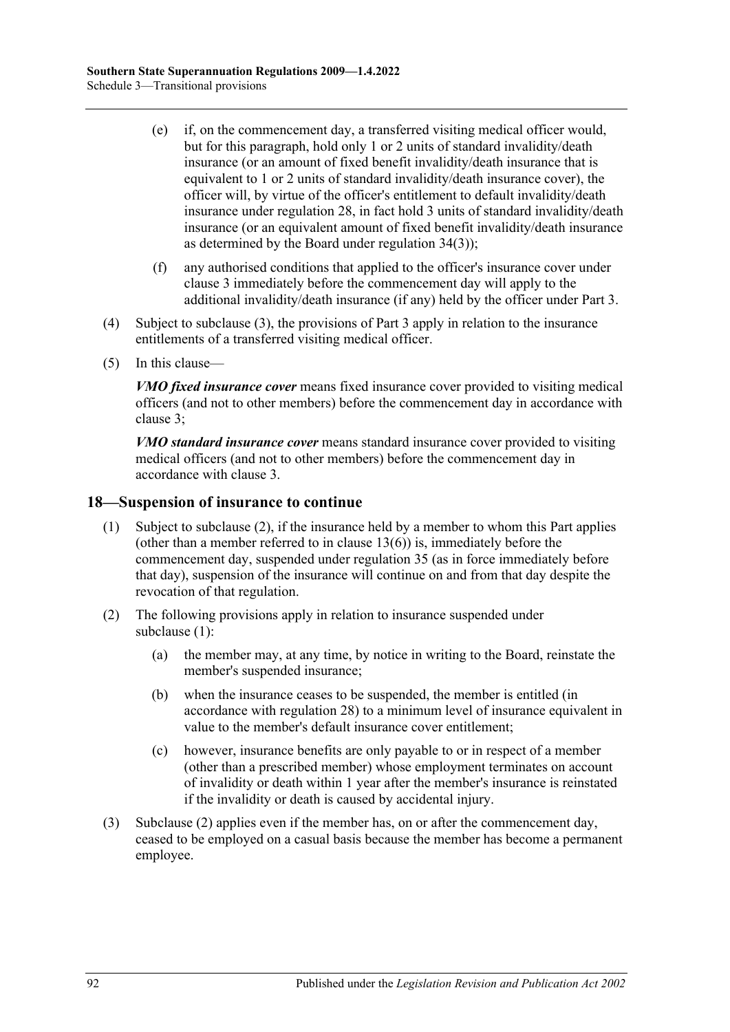(e) if, on the commencement day, a transferred visiting medical officer would, but for this paragraph, hold only 1 or 2 units of standard invalidity/death insurance (or an amount of fixed benefit invalidity/death insurance that is equivalent to 1 or 2 units of standard invalidity/death insurance cover), the officer will, by virtue of the officer's entitlement to default invalidity/death insurance under regulation 28, in fact hold 3 units of standard invalidity/death insurance (or an equivalent amount of fixed benefit invalidity/death insurance as determined by the Board under regulation 34(3));

(f) any authorised conditions that applied to the officer's insurance cover under clause 3 immediately before the commencement day will apply to the additional invalidity/death insurance (if any) held by the officer under Part 3.

(4) Subject to subclause (3), the provisions of Part 3 apply in relation to the insurance entitlements of a transferred visiting medical officer.

(5) In this clause—

***VMO fixed insurance cover*** means fixed insurance cover provided to visiting medical officers (and not to other members) before the commencement day in accordance with clause 3;

***VMO standard insurance cover*** means standard insurance cover provided to visiting medical officers (and not to other members) before the commencement day in accordance with clause 3.

## 18—Suspension of insurance to continue

(1) Subject to subclause (2), if the insurance held by a member to whom this Part applies (other than a member referred to in clause 13(6)) is, immediately before the commencement day, suspended under regulation 35 (as in force immediately before that day), suspension of the insurance will continue on and from that day despite the revocation of that regulation.

(2) The following provisions apply in relation to insurance suspended under subclause (1):

(a) the member may, at any time, by notice in writing to the Board, reinstate the member's suspended insurance;

(b) when the insurance ceases to be suspended, the member is entitled (in accordance with regulation 28) to a minimum level of insurance equivalent in value to the member's default insurance cover entitlement;

(c) however, insurance benefits are only payable to or in respect of a member (other than a prescribed member) whose employment terminates on account of invalidity or death within 1 year after the member's insurance is reinstated if the invalidity or death is caused by accidental injury.

(3) Subclause (2) applies even if the member has, on or after the commencement day, ceased to be employed on a casual basis because the member has become a permanent employee.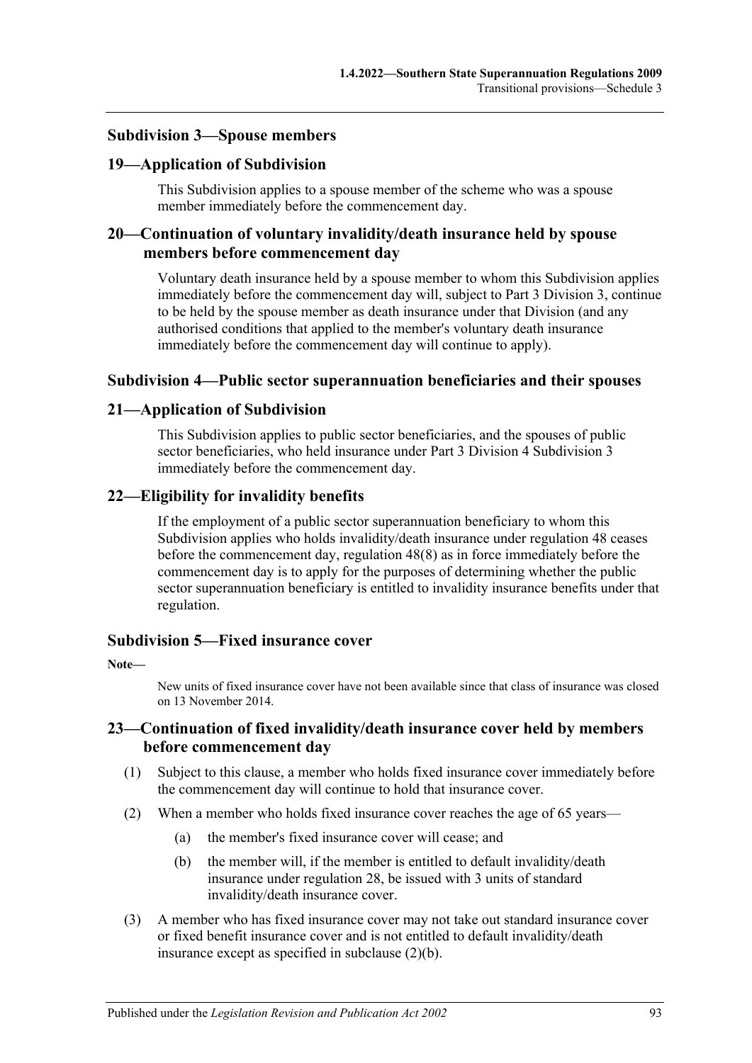### Subdivision 3—Spouse members

#### 19—Application of Subdivision

This Subdivision applies to a spouse member of the scheme who was a spouse member immediately before the commencement day.

#### 20—Continuation of voluntary invalidity/death insurance held by spouse members before commencement day

Voluntary death insurance held by a spouse member to whom this Subdivision applies immediately before the commencement day will, subject to Part 3 Division 3, continue to be held by the spouse member as death insurance under that Division (and any authorised conditions that applied to the member's voluntary death insurance immediately before the commencement day will continue to apply).

### Subdivision 4—Public sector superannuation beneficiaries and their spouses

#### 21—Application of Subdivision

This Subdivision applies to public sector beneficiaries, and the spouses of public sector beneficiaries, who held insurance under Part 3 Division 4 Subdivision 3 immediately before the commencement day.

#### 22—Eligibility for invalidity benefits

If the employment of a public sector superannuation beneficiary to whom this Subdivision applies who holds invalidity/death insurance under regulation 48 ceases before the commencement day, regulation 48(8) as in force immediately before the commencement day is to apply for the purposes of determining whether the public sector superannuation beneficiary is entitled to invalidity insurance benefits under that regulation.

### Subdivision 5—Fixed insurance cover

**Note—**

New units of fixed insurance cover have not been available since that class of insurance was closed on 13 November 2014.

#### 23—Continuation of fixed invalidity/death insurance cover held by members before commencement day

(1) Subject to this clause, a member who holds fixed insurance cover immediately before the commencement day will continue to hold that insurance cover.

(2) When a member who holds fixed insurance cover reaches the age of 65 years—

  (a) the member's fixed insurance cover will cease; and

  (b) the member will, if the member is entitled to default invalidity/death insurance under regulation 28, be issued with 3 units of standard invalidity/death insurance cover.

(3) A member who has fixed insurance cover may not take out standard insurance cover or fixed benefit insurance cover and is not entitled to default invalidity/death insurance except as specified in subclause (2)(b).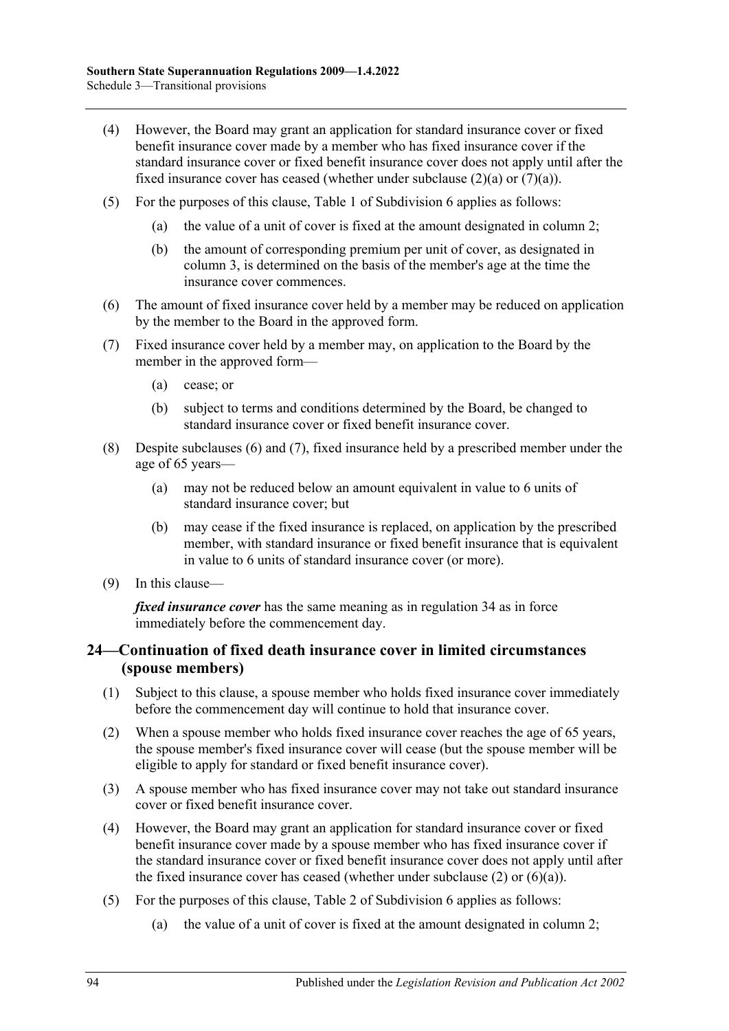(4) However, the Board may grant an application for standard insurance cover or fixed benefit insurance cover made by a member who has fixed insurance cover if the standard insurance cover or fixed benefit insurance cover does not apply until after the fixed insurance cover has ceased (whether under subclause (2)(a) or (7)(a)).

(5) For the purposes of this clause, Table 1 of Subdivision 6 applies as follows:

   (a) the value of a unit of cover is fixed at the amount designated in column 2;

   (b) the amount of corresponding premium per unit of cover, as designated in column 3, is determined on the basis of the member's age at the time the insurance cover commences.

(6) The amount of fixed insurance cover held by a member may be reduced on application by the member to the Board in the approved form.

(7) Fixed insurance cover held by a member may, on application to the Board by the member in the approved form—

   (a) cease; or

   (b) subject to terms and conditions determined by the Board, be changed to standard insurance cover or fixed benefit insurance cover.

(8) Despite subclauses (6) and (7), fixed insurance held by a prescribed member under the age of 65 years—

   (a) may not be reduced below an amount equivalent in value to 6 units of standard insurance cover; but

   (b) may cease if the fixed insurance is replaced, on application by the prescribed member, with standard insurance or fixed benefit insurance that is equivalent in value to 6 units of standard insurance cover (or more).

(9) In this clause—

***fixed insurance cover*** has the same meaning as in regulation 34 as in force immediately before the commencement day.

## 24—Continuation of fixed death insurance cover in limited circumstances (spouse members)

(1) Subject to this clause, a spouse member who holds fixed insurance cover immediately before the commencement day will continue to hold that insurance cover.

(2) When a spouse member who holds fixed insurance cover reaches the age of 65 years, the spouse member's fixed insurance cover will cease (but the spouse member will be eligible to apply for standard or fixed benefit insurance cover).

(3) A spouse member who has fixed insurance cover may not take out standard insurance cover or fixed benefit insurance cover.

(4) However, the Board may grant an application for standard insurance cover or fixed benefit insurance cover made by a spouse member who has fixed insurance cover if the standard insurance cover or fixed benefit insurance cover does not apply until after the fixed insurance cover has ceased (whether under subclause (2) or (6)(a)).

(5) For the purposes of this clause, Table 2 of Subdivision 6 applies as follows:

   (a) the value of a unit of cover is fixed at the amount designated in column 2;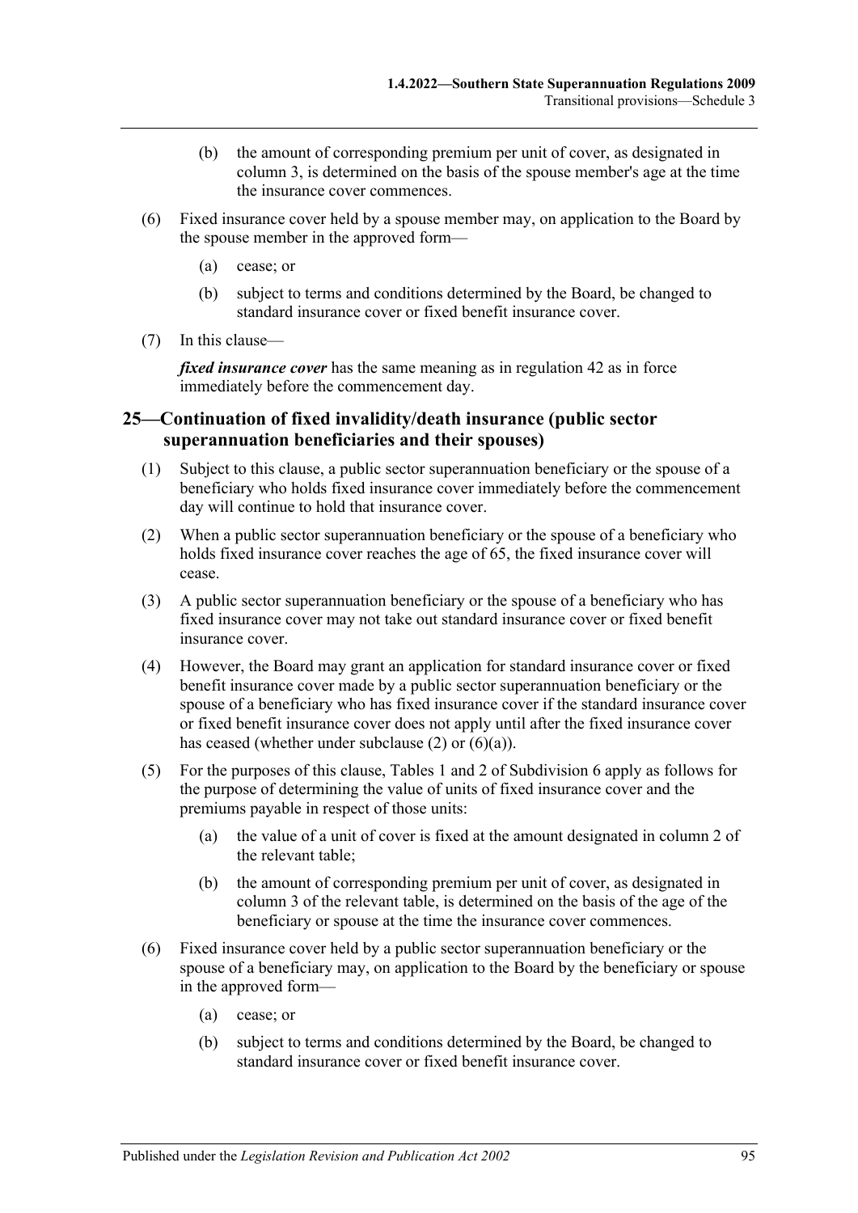(b) the amount of corresponding premium per unit of cover, as designated in column 3, is determined on the basis of the spouse member's age at the time the insurance cover commences.

(6) Fixed insurance cover held by a spouse member may, on application to the Board by the spouse member in the approved form—

(a) cease; or

(b) subject to terms and conditions determined by the Board, be changed to standard insurance cover or fixed benefit insurance cover.

(7) In this clause—

***fixed insurance cover*** has the same meaning as in regulation 42 as in force immediately before the commencement day.

## 25—Continuation of fixed invalidity/death insurance (public sector superannuation beneficiaries and their spouses)

(1) Subject to this clause, a public sector superannuation beneficiary or the spouse of a beneficiary who holds fixed insurance cover immediately before the commencement day will continue to hold that insurance cover.

(2) When a public sector superannuation beneficiary or the spouse of a beneficiary who holds fixed insurance cover reaches the age of 65, the fixed insurance cover will cease.

(3) A public sector superannuation beneficiary or the spouse of a beneficiary who has fixed insurance cover may not take out standard insurance cover or fixed benefit insurance cover.

(4) However, the Board may grant an application for standard insurance cover or fixed benefit insurance cover made by a public sector superannuation beneficiary or the spouse of a beneficiary who has fixed insurance cover if the standard insurance cover or fixed benefit insurance cover does not apply until after the fixed insurance cover has ceased (whether under subclause (2) or (6)(a)).

(5) For the purposes of this clause, Tables 1 and 2 of Subdivision 6 apply as follows for the purpose of determining the value of units of fixed insurance cover and the premiums payable in respect of those units:

(a) the value of a unit of cover is fixed at the amount designated in column 2 of the relevant table;

(b) the amount of corresponding premium per unit of cover, as designated in column 3 of the relevant table, is determined on the basis of the age of the beneficiary or spouse at the time the insurance cover commences.

(6) Fixed insurance cover held by a public sector superannuation beneficiary or the spouse of a beneficiary may, on application to the Board by the beneficiary or spouse in the approved form—

(a) cease; or

(b) subject to terms and conditions determined by the Board, be changed to standard insurance cover or fixed benefit insurance cover.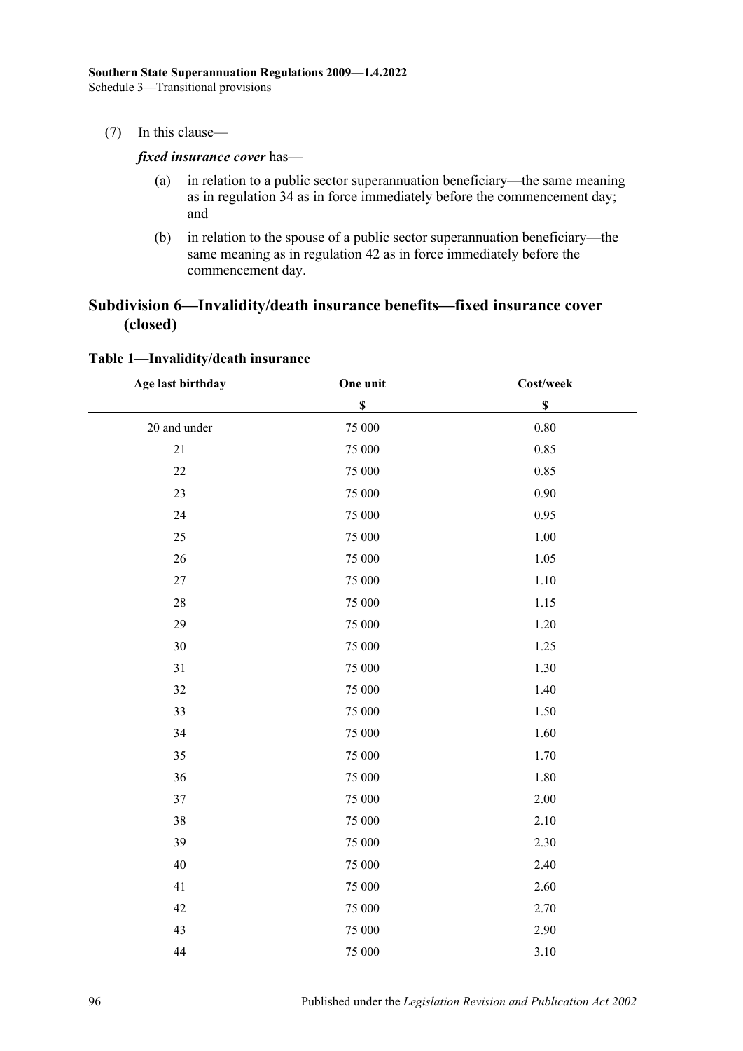(7) In this clause—

***fixed insurance cover*** has—

(a) in relation to a public sector superannuation beneficiary—the same meaning as in regulation 34 as in force immediately before the commencement day; and

(b) in relation to the spouse of a public sector superannuation beneficiary—the same meaning as in regulation 42 as in force immediately before the commencement day.

## Subdivision 6—Invalidity/death insurance benefits—fixed insurance cover (closed)

**Table 1—Invalidity/death insurance**

| Age last birthday | One unit | Cost/week |
|---|---|---|
| | $ | $ |
| 20 and under | 75 000 | 0.80 |
| 21 | 75 000 | 0.85 |
| 22 | 75 000 | 0.85 |
| 23 | 75 000 | 0.90 |
| 24 | 75 000 | 0.95 |
| 25 | 75 000 | 1.00 |
| 26 | 75 000 | 1.05 |
| 27 | 75 000 | 1.10 |
| 28 | 75 000 | 1.15 |
| 29 | 75 000 | 1.20 |
| 30 | 75 000 | 1.25 |
| 31 | 75 000 | 1.30 |
| 32 | 75 000 | 1.40 |
| 33 | 75 000 | 1.50 |
| 34 | 75 000 | 1.60 |
| 35 | 75 000 | 1.70 |
| 36 | 75 000 | 1.80 |
| 37 | 75 000 | 2.00 |
| 38 | 75 000 | 2.10 |
| 39 | 75 000 | 2.30 |
| 40 | 75 000 | 2.40 |
| 41 | 75 000 | 2.60 |
| 42 | 75 000 | 2.70 |
| 43 | 75 000 | 2.90 |
| 44 | 75 000 | 3.10 |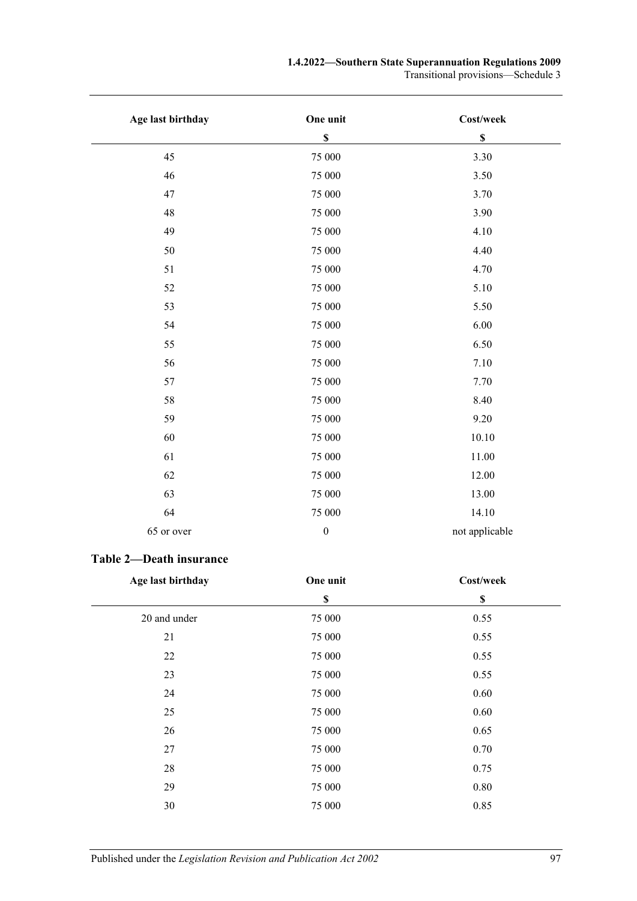| Age last birthday | One unit | Cost/week |
|---|---|---|
| | $ | $ |
| 45 | 75 000 | 3.30 |
| 46 | 75 000 | 3.50 |
| 47 | 75 000 | 3.70 |
| 48 | 75 000 | 3.90 |
| 49 | 75 000 | 4.10 |
| 50 | 75 000 | 4.40 |
| 51 | 75 000 | 4.70 |
| 52 | 75 000 | 5.10 |
| 53 | 75 000 | 5.50 |
| 54 | 75 000 | 6.00 |
| 55 | 75 000 | 6.50 |
| 56 | 75 000 | 7.10 |
| 57 | 75 000 | 7.70 |
| 58 | 75 000 | 8.40 |
| 59 | 75 000 | 9.20 |
| 60 | 75 000 | 10.10 |
| 61 | 75 000 | 11.00 |
| 62 | 75 000 | 12.00 |
| 63 | 75 000 | 13.00 |
| 64 | 75 000 | 14.10 |
| 65 or over | 0 | not applicable |

### Table 2—Death insurance

| Age last birthday | One unit | Cost/week |
|---|---|---|
| | $ | $ |
| 20 and under | 75 000 | 0.55 |
| 21 | 75 000 | 0.55 |
| 22 | 75 000 | 0.55 |
| 23 | 75 000 | 0.55 |
| 24 | 75 000 | 0.60 |
| 25 | 75 000 | 0.60 |
| 26 | 75 000 | 0.65 |
| 27 | 75 000 | 0.70 |
| 28 | 75 000 | 0.75 |
| 29 | 75 000 | 0.80 |
| 30 | 75 000 | 0.85 |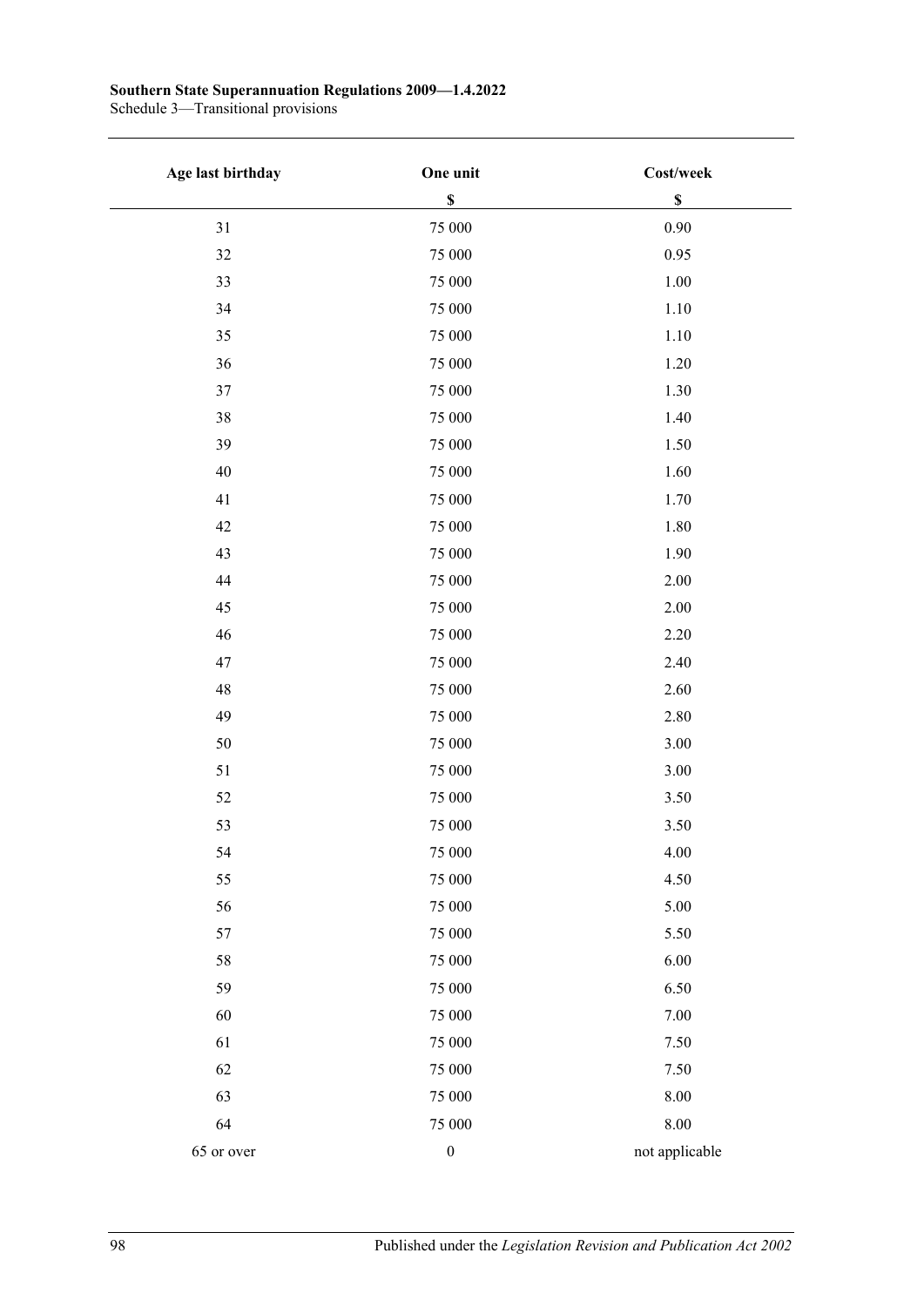| Age last birthday | One unit | Cost/week |
|---|---|---|
| | $ | $ |
| 31 | 75 000 | 0.90 |
| 32 | 75 000 | 0.95 |
| 33 | 75 000 | 1.00 |
| 34 | 75 000 | 1.10 |
| 35 | 75 000 | 1.10 |
| 36 | 75 000 | 1.20 |
| 37 | 75 000 | 1.30 |
| 38 | 75 000 | 1.40 |
| 39 | 75 000 | 1.50 |
| 40 | 75 000 | 1.60 |
| 41 | 75 000 | 1.70 |
| 42 | 75 000 | 1.80 |
| 43 | 75 000 | 1.90 |
| 44 | 75 000 | 2.00 |
| 45 | 75 000 | 2.00 |
| 46 | 75 000 | 2.20 |
| 47 | 75 000 | 2.40 |
| 48 | 75 000 | 2.60 |
| 49 | 75 000 | 2.80 |
| 50 | 75 000 | 3.00 |
| 51 | 75 000 | 3.00 |
| 52 | 75 000 | 3.50 |
| 53 | 75 000 | 3.50 |
| 54 | 75 000 | 4.00 |
| 55 | 75 000 | 4.50 |
| 56 | 75 000 | 5.00 |
| 57 | 75 000 | 5.50 |
| 58 | 75 000 | 6.00 |
| 59 | 75 000 | 6.50 |
| 60 | 75 000 | 7.00 |
| 61 | 75 000 | 7.50 |
| 62 | 75 000 | 7.50 |
| 63 | 75 000 | 8.00 |
| 64 | 75 000 | 8.00 |
| 65 or over | 0 | not applicable |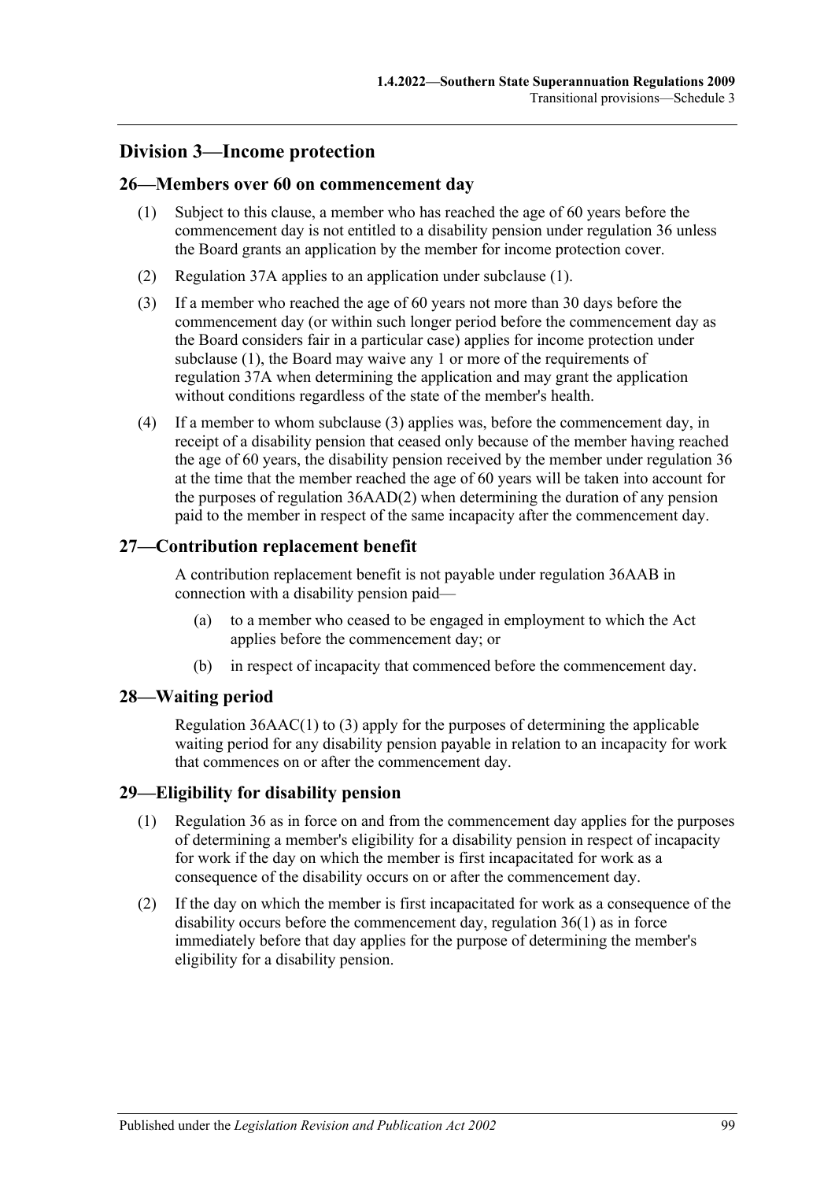## Division 3—Income protection

### 26—Members over 60 on commencement day

(1) Subject to this clause, a member who has reached the age of 60 years before the commencement day is not entitled to a disability pension under regulation 36 unless the Board grants an application by the member for income protection cover.

(2) Regulation 37A applies to an application under subclause (1).

(3) If a member who reached the age of 60 years not more than 30 days before the commencement day (or within such longer period before the commencement day as the Board considers fair in a particular case) applies for income protection under subclause (1), the Board may waive any 1 or more of the requirements of regulation 37A when determining the application and may grant the application without conditions regardless of the state of the member's health.

(4) If a member to whom subclause (3) applies was, before the commencement day, in receipt of a disability pension that ceased only because of the member having reached the age of 60 years, the disability pension received by the member under regulation 36 at the time that the member reached the age of 60 years will be taken into account for the purposes of regulation 36AAD(2) when determining the duration of any pension paid to the member in respect of the same incapacity after the commencement day.

### 27—Contribution replacement benefit

A contribution replacement benefit is not payable under regulation 36AAB in connection with a disability pension paid—

(a) to a member who ceased to be engaged in employment to which the Act applies before the commencement day; or

(b) in respect of incapacity that commenced before the commencement day.

### 28—Waiting period

Regulation 36AAC(1) to (3) apply for the purposes of determining the applicable waiting period for any disability pension payable in relation to an incapacity for work that commences on or after the commencement day.

### 29—Eligibility for disability pension

(1) Regulation 36 as in force on and from the commencement day applies for the purposes of determining a member's eligibility for a disability pension in respect of incapacity for work if the day on which the member is first incapacitated for work as a consequence of the disability occurs on or after the commencement day.

(2) If the day on which the member is first incapacitated for work as a consequence of the disability occurs before the commencement day, regulation 36(1) as in force immediately before that day applies for the purpose of determining the member's eligibility for a disability pension.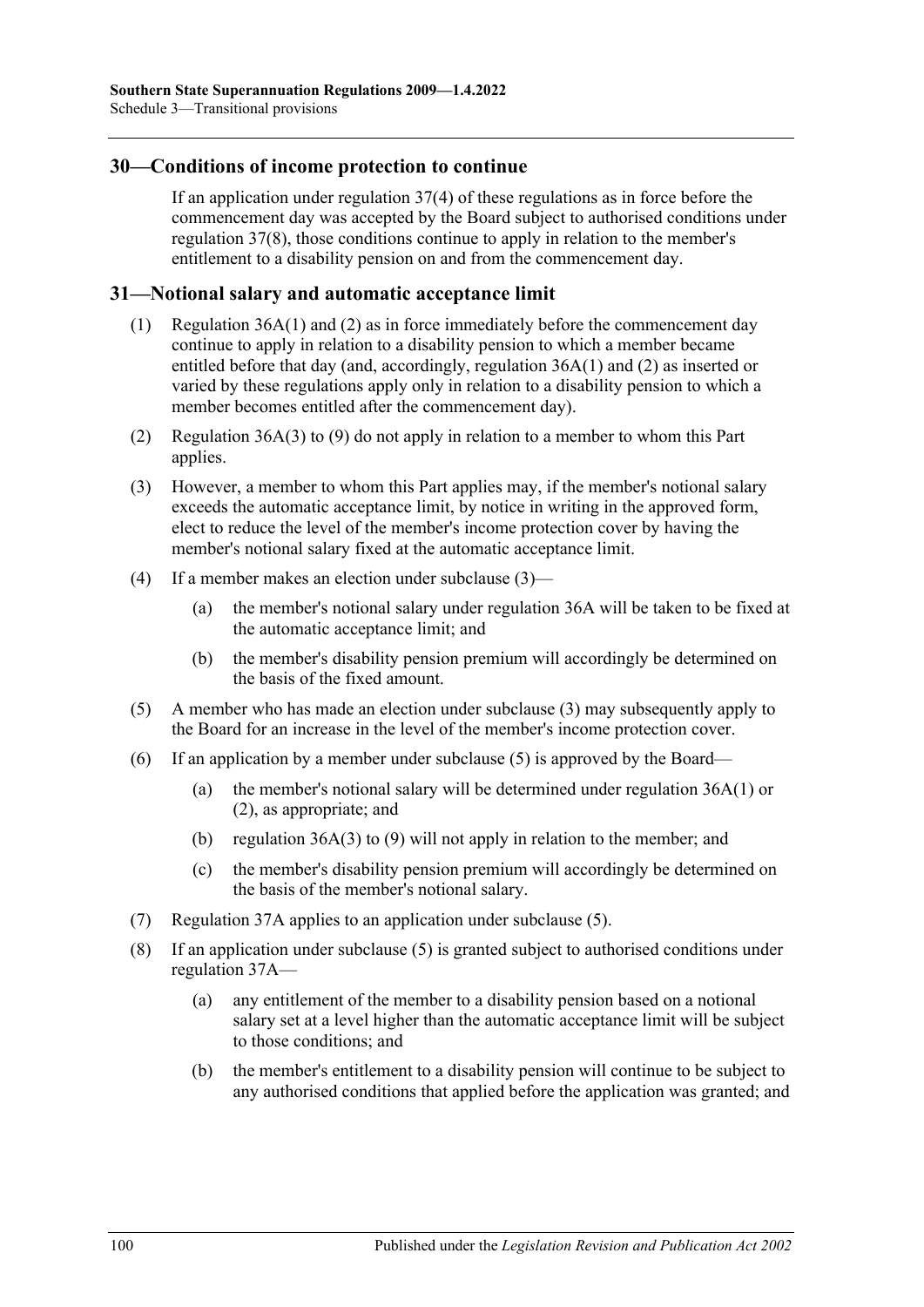## 30—Conditions of income protection to continue

If an application under regulation 37(4) of these regulations as in force before the commencement day was accepted by the Board subject to authorised conditions under regulation 37(8), those conditions continue to apply in relation to the member's entitlement to a disability pension on and from the commencement day.

## 31—Notional salary and automatic acceptance limit

(1) Regulation 36A(1) and (2) as in force immediately before the commencement day continue to apply in relation to a disability pension to which a member became entitled before that day (and, accordingly, regulation 36A(1) and (2) as inserted or varied by these regulations apply only in relation to a disability pension to which a member becomes entitled after the commencement day).

(2) Regulation 36A(3) to (9) do not apply in relation to a member to whom this Part applies.

(3) However, a member to whom this Part applies may, if the member's notional salary exceeds the automatic acceptance limit, by notice in writing in the approved form, elect to reduce the level of the member's income protection cover by having the member's notional salary fixed at the automatic acceptance limit.

(4) If a member makes an election under subclause (3)—

(a) the member's notional salary under regulation 36A will be taken to be fixed at the automatic acceptance limit; and

(b) the member's disability pension premium will accordingly be determined on the basis of the fixed amount.

(5) A member who has made an election under subclause (3) may subsequently apply to the Board for an increase in the level of the member's income protection cover.

(6) If an application by a member under subclause (5) is approved by the Board—

(a) the member's notional salary will be determined under regulation 36A(1) or (2), as appropriate; and

(b) regulation 36A(3) to (9) will not apply in relation to the member; and

(c) the member's disability pension premium will accordingly be determined on the basis of the member's notional salary.

(7) Regulation 37A applies to an application under subclause (5).

(8) If an application under subclause (5) is granted subject to authorised conditions under regulation 37A—

(a) any entitlement of the member to a disability pension based on a notional salary set at a level higher than the automatic acceptance limit will be subject to those conditions; and

(b) the member's entitlement to a disability pension will continue to be subject to any authorised conditions that applied before the application was granted; and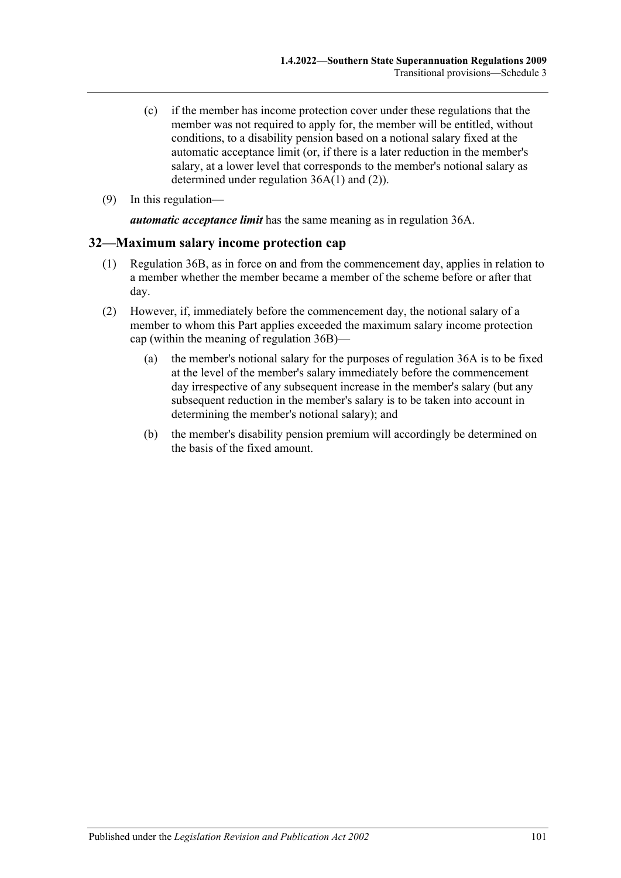(c) if the member has income protection cover under these regulations that the member was not required to apply for, the member will be entitled, without conditions, to a disability pension based on a notional salary fixed at the automatic acceptance limit (or, if there is a later reduction in the member's salary, at a lower level that corresponds to the member's notional salary as determined under regulation 36A(1) and (2)).

(9) In this regulation—

***automatic acceptance limit*** has the same meaning as in regulation 36A.

## 32—Maximum salary income protection cap

(1) Regulation 36B, as in force on and from the commencement day, applies in relation to a member whether the member became a member of the scheme before or after that day.

(2) However, if, immediately before the commencement day, the notional salary of a member to whom this Part applies exceeded the maximum salary income protection cap (within the meaning of regulation 36B)—

(a) the member's notional salary for the purposes of regulation 36A is to be fixed at the level of the member's salary immediately before the commencement day irrespective of any subsequent increase in the member's salary (but any subsequent reduction in the member's salary is to be taken into account in determining the member's notional salary); and

(b) the member's disability pension premium will accordingly be determined on the basis of the fixed amount.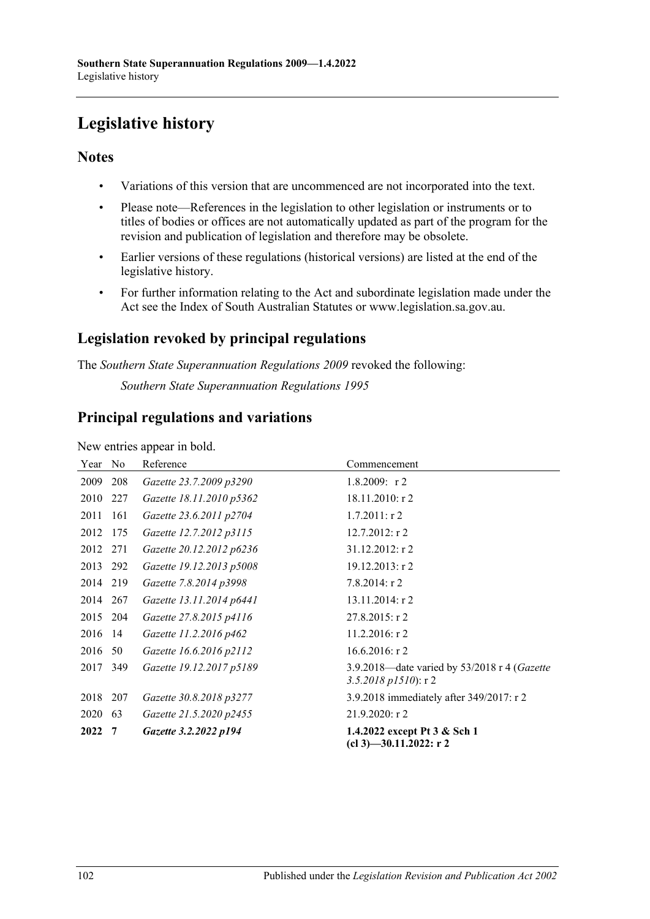# Legislative history

## Notes

- Variations of this version that are uncommenced are not incorporated into the text.
- Please note—References in the legislation to other legislation or instruments or to titles of bodies or offices are not automatically updated as part of the program for the revision and publication of legislation and therefore may be obsolete.
- Earlier versions of these regulations (historical versions) are listed at the end of the legislative history.
- For further information relating to the Act and subordinate legislation made under the Act see the Index of South Australian Statutes or www.legislation.sa.gov.au.

## Legislation revoked by principal regulations

The *Southern State Superannuation Regulations 2009* revoked the following:

*Southern State Superannuation Regulations 1995*

## Principal regulations and variations

New entries appear in bold.

| Year | No | Reference | Commencement |
|---|---|---|---|
| 2009 | 208 | *Gazette 23.7.2009 p3290* | 1.8.2009: r 2 |
| 2010 | 227 | *Gazette 18.11.2010 p5362* | 18.11.2010: r 2 |
| 2011 | 161 | *Gazette 23.6.2011 p2704* | 1.7.2011: r 2 |
| 2012 | 175 | *Gazette 12.7.2012 p3115* | 12.7.2012: r 2 |
| 2012 | 271 | *Gazette 20.12.2012 p6236* | 31.12.2012: r 2 |
| 2013 | 292 | *Gazette 19.12.2013 p5008* | 19.12.2013: r 2 |
| 2014 | 219 | *Gazette 7.8.2014 p3998* | 7.8.2014: r 2 |
| 2014 | 267 | *Gazette 13.11.2014 p6441* | 13.11.2014: r 2 |
| 2015 | 204 | *Gazette 27.8.2015 p4116* | 27.8.2015: r 2 |
| 2016 | 14 | *Gazette 11.2.2016 p462* | 11.2.2016: r 2 |
| 2016 | 50 | *Gazette 16.6.2016 p2112* | 16.6.2016: r 2 |
| 2017 | 349 | *Gazette 19.12.2017 p5189* | 3.9.2018—date varied by 53/2018 r 4 (*Gazette 3.5.2018 p1510*): r 2 |
| 2018 | 207 | *Gazette 30.8.2018 p3277* | 3.9.2018 immediately after 349/2017: r 2 |
| 2020 | 63 | *Gazette 21.5.2020 p2455* | 21.9.2020: r 2 |
| **2022** | **7** | ***Gazette 3.2.2022 p194*** | **1.4.2022 except Pt 3 & Sch 1 (cl 3)—30.11.2022: r 2** |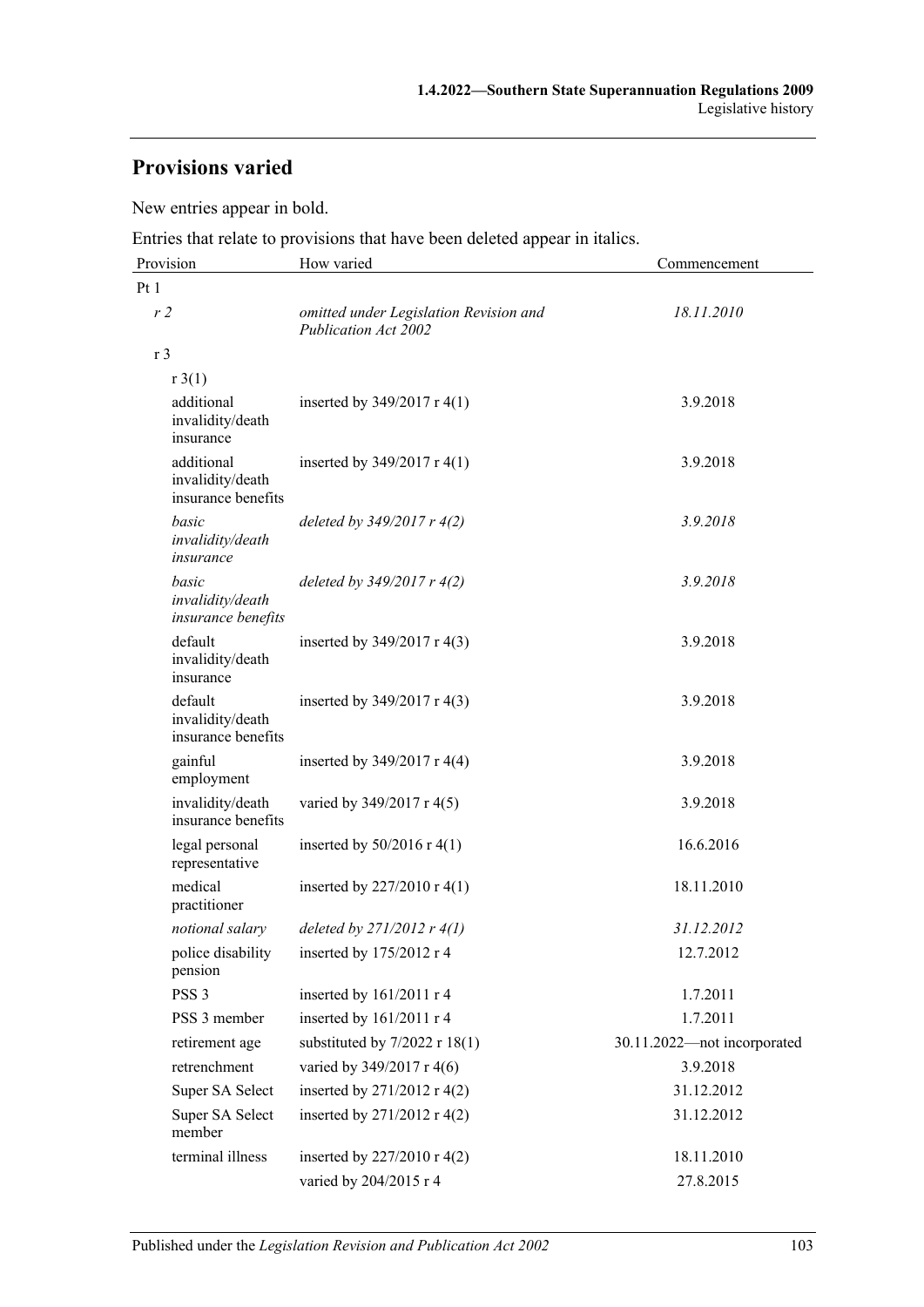## Provisions varied

New entries appear in bold.

Entries that relate to provisions that have been deleted appear in italics.

| Provision | How varied | Commencement |
|---|---|---|
| Pt 1 | | |
| *r 2* | *omitted under Legislation Revision and Publication Act 2002* | *18.11.2010* |
| r 3 | | |
| r 3(1) | | |
| additional invalidity/death insurance | inserted by 349/2017 r 4(1) | 3.9.2018 |
| additional invalidity/death insurance benefits | inserted by 349/2017 r 4(1) | 3.9.2018 |
| *basic invalidity/death insurance* | *deleted by 349/2017 r 4(2)* | *3.9.2018* |
| *basic invalidity/death insurance benefits* | *deleted by 349/2017 r 4(2)* | *3.9.2018* |
| default invalidity/death insurance | inserted by 349/2017 r 4(3) | 3.9.2018 |
| default invalidity/death insurance benefits | inserted by 349/2017 r 4(3) | 3.9.2018 |
| gainful employment | inserted by 349/2017 r 4(4) | 3.9.2018 |
| invalidity/death insurance benefits | varied by 349/2017 r 4(5) | 3.9.2018 |
| legal personal representative | inserted by 50/2016 r 4(1) | 16.6.2016 |
| medical practitioner | inserted by 227/2010 r 4(1) | 18.11.2010 |
| *notional salary* | *deleted by 271/2012 r 4(1)* | *31.12.2012* |
| police disability pension | inserted by 175/2012 r 4 | 12.7.2012 |
| PSS 3 | inserted by 161/2011 r 4 | 1.7.2011 |
| PSS 3 member | inserted by 161/2011 r 4 | 1.7.2011 |
| retirement age | substituted by 7/2022 r 18(1) | 30.11.2022—not incorporated |
| retrenchment | varied by 349/2017 r 4(6) | 3.9.2018 |
| Super SA Select | inserted by 271/2012 r 4(2) | 31.12.2012 |
| Super SA Select member | inserted by 271/2012 r 4(2) | 31.12.2012 |
| terminal illness | inserted by 227/2010 r 4(2) | 18.11.2010 |
| | varied by 204/2015 r 4 | 27.8.2015 |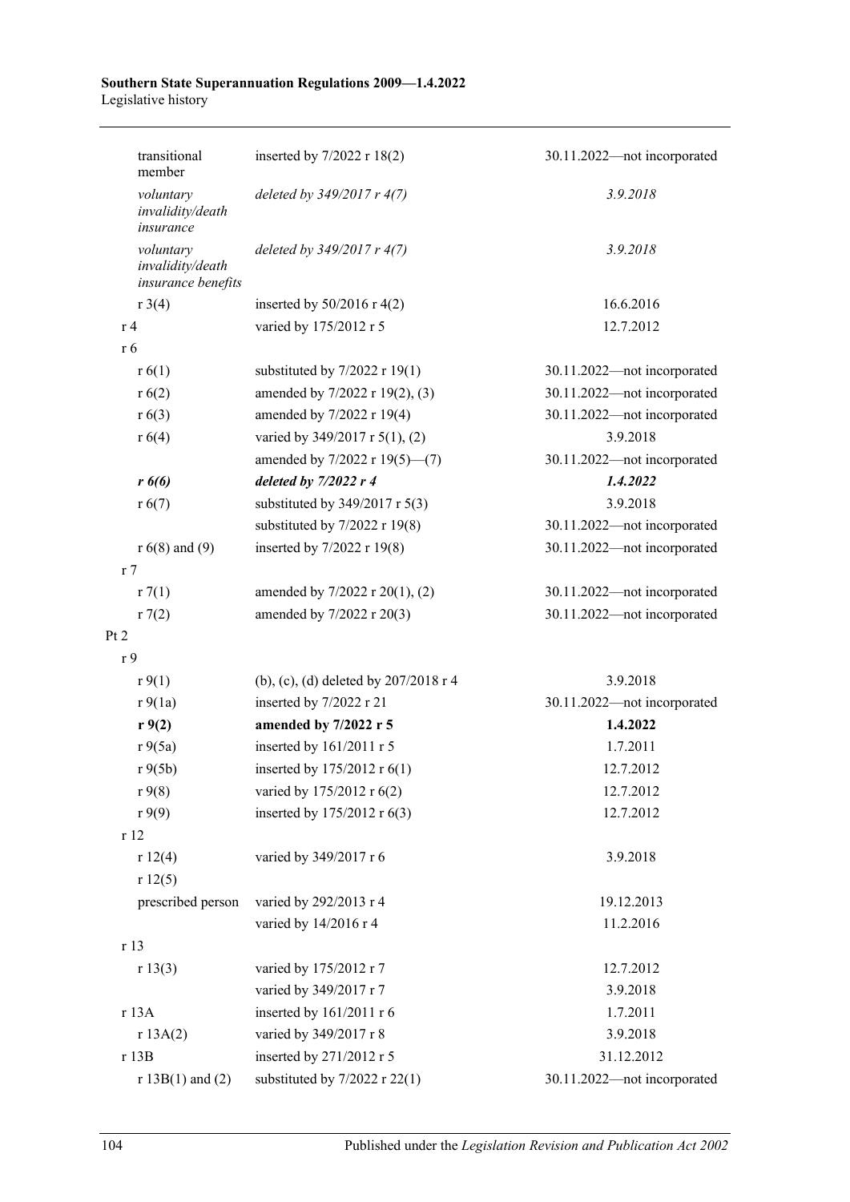| | | |
|---|---|---|
| transitional member | inserted by 7/2022 r 18(2) | 30.11.2022—not incorporated |
| *voluntary invalidity/death insurance* | *deleted by 349/2017 r 4(7)* | *3.9.2018* |
| *voluntary invalidity/death insurance benefits* | *deleted by 349/2017 r 4(7)* | *3.9.2018* |
| r 3(4) | inserted by 50/2016 r 4(2) | 16.6.2016 |
| r 4 | varied by 175/2012 r 5 | 12.7.2012 |
| r 6 | | |
| r 6(1) | substituted by 7/2022 r 19(1) | 30.11.2022—not incorporated |
| r 6(2) | amended by 7/2022 r 19(2), (3) | 30.11.2022—not incorporated |
| r 6(3) | amended by 7/2022 r 19(4) | 30.11.2022—not incorporated |
| r 6(4) | varied by 349/2017 r 5(1), (2) | 3.9.2018 |
| | amended by 7/2022 r 19(5)—(7) | 30.11.2022—not incorporated |
| ***r 6(6)*** | ***deleted by 7/2022 r 4*** | ***1.4.2022*** |
| r 6(7) | substituted by 349/2017 r 5(3) | 3.9.2018 |
| | substituted by 7/2022 r 19(8) | 30.11.2022—not incorporated |
| r 6(8) and (9) | inserted by 7/2022 r 19(8) | 30.11.2022—not incorporated |
| r 7 | | |
| r 7(1) | amended by 7/2022 r 20(1), (2) | 30.11.2022—not incorporated |
| r 7(2) | amended by 7/2022 r 20(3) | 30.11.2022—not incorporated |
| Pt 2 | | |
| r 9 | | |
| r 9(1) | (b), (c), (d) deleted by 207/2018 r 4 | 3.9.2018 |
| r 9(1a) | inserted by 7/2022 r 21 | 30.11.2022—not incorporated |
| **r 9(2)** | **amended by 7/2022 r 5** | **1.4.2022** |
| r 9(5a) | inserted by 161/2011 r 5 | 1.7.2011 |
| r 9(5b) | inserted by 175/2012 r 6(1) | 12.7.2012 |
| r 9(8) | varied by 175/2012 r 6(2) | 12.7.2012 |
| r 9(9) | inserted by 175/2012 r 6(3) | 12.7.2012 |
| r 12 | | |
| r 12(4) | varied by 349/2017 r 6 | 3.9.2018 |
| r 12(5) | | |
| prescribed person | varied by 292/2013 r 4 | 19.12.2013 |
| | varied by 14/2016 r 4 | 11.2.2016 |
| r 13 | | |
| r 13(3) | varied by 175/2012 r 7 | 12.7.2012 |
| | varied by 349/2017 r 7 | 3.9.2018 |
| r 13A | inserted by 161/2011 r 6 | 1.7.2011 |
| r 13A(2) | varied by 349/2017 r 8 | 3.9.2018 |
| r 13B | inserted by 271/2012 r 5 | 31.12.2012 |
| r 13B(1) and (2) | substituted by 7/2022 r 22(1) | 30.11.2022—not incorporated |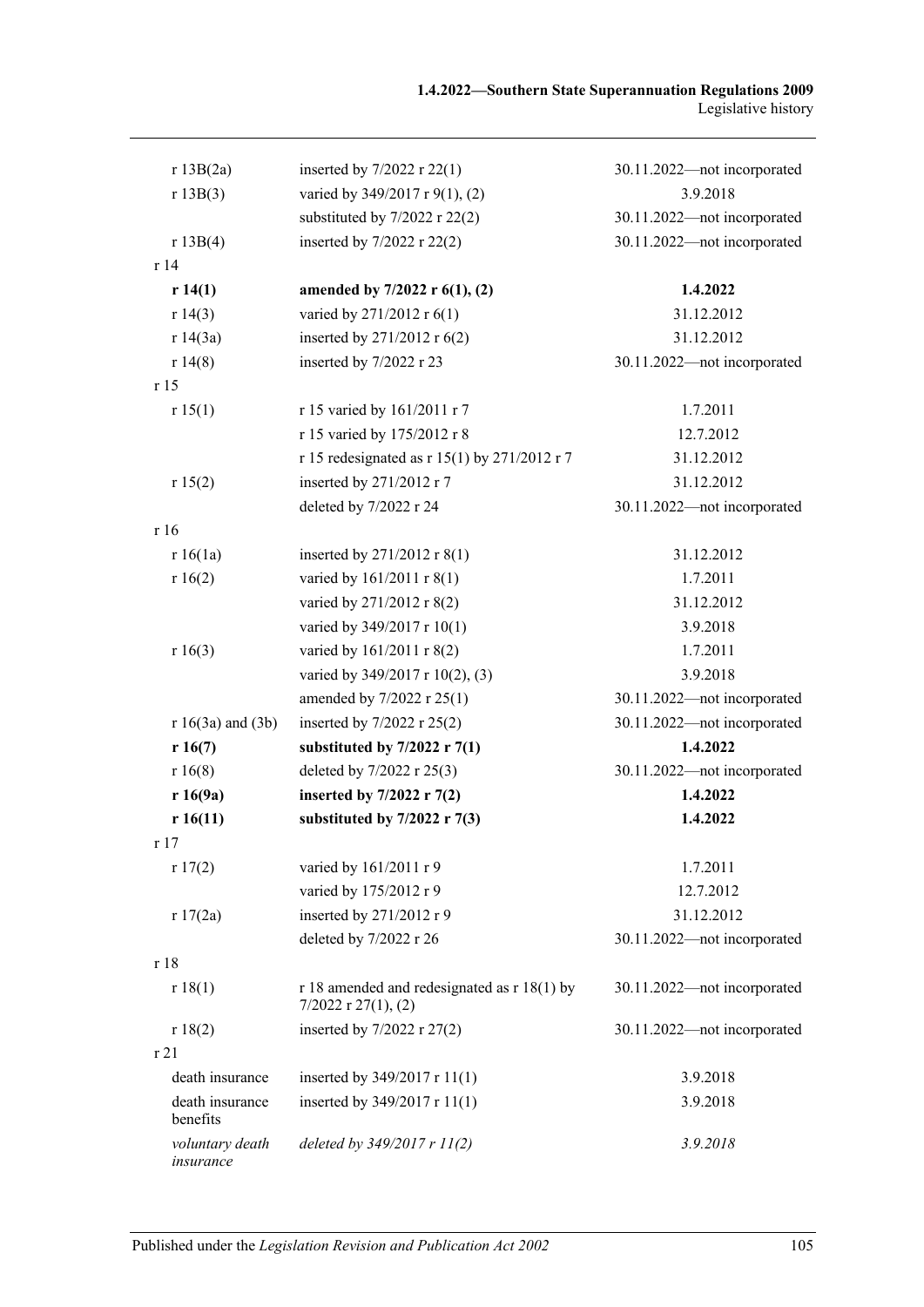| | | |
|---|---|---|
| r 13B(2a) | inserted by 7/2022 r 22(1) | 30.11.2022—not incorporated |
| r 13B(3) | varied by 349/2017 r 9(1), (2) | 3.9.2018 |
| | substituted by 7/2022 r 22(2) | 30.11.2022—not incorporated |
| r 13B(4) | inserted by 7/2022 r 22(2) | 30.11.2022—not incorporated |
| r 14 | | |
| **r 14(1)** | **amended by 7/2022 r 6(1), (2)** | **1.4.2022** |
| r 14(3) | varied by 271/2012 r 6(1) | 31.12.2012 |
| r 14(3a) | inserted by 271/2012 r 6(2) | 31.12.2012 |
| r 14(8) | inserted by 7/2022 r 23 | 30.11.2022—not incorporated |
| r 15 | | |
| r 15(1) | r 15 varied by 161/2011 r 7 | 1.7.2011 |
| | r 15 varied by 175/2012 r 8 | 12.7.2012 |
| | r 15 redesignated as r 15(1) by 271/2012 r 7 | 31.12.2012 |
| r 15(2) | inserted by 271/2012 r 7 | 31.12.2012 |
| | deleted by 7/2022 r 24 | 30.11.2022—not incorporated |
| r 16 | | |
| r 16(1a) | inserted by 271/2012 r 8(1) | 31.12.2012 |
| r 16(2) | varied by 161/2011 r 8(1) | 1.7.2011 |
| | varied by 271/2012 r 8(2) | 31.12.2012 |
| | varied by 349/2017 r 10(1) | 3.9.2018 |
| r 16(3) | varied by 161/2011 r 8(2) | 1.7.2011 |
| | varied by 349/2017 r 10(2), (3) | 3.9.2018 |
| | amended by 7/2022 r 25(1) | 30.11.2022—not incorporated |
| r 16(3a) and (3b) | inserted by 7/2022 r 25(2) | 30.11.2022—not incorporated |
| **r 16(7)** | **substituted by 7/2022 r 7(1)** | **1.4.2022** |
| r 16(8) | deleted by 7/2022 r 25(3) | 30.11.2022—not incorporated |
| **r 16(9a)** | **inserted by 7/2022 r 7(2)** | **1.4.2022** |
| **r 16(11)** | **substituted by 7/2022 r 7(3)** | **1.4.2022** |
| r 17 | | |
| r 17(2) | varied by 161/2011 r 9 | 1.7.2011 |
| | varied by 175/2012 r 9 | 12.7.2012 |
| r 17(2a) | inserted by 271/2012 r 9 | 31.12.2012 |
| | deleted by 7/2022 r 26 | 30.11.2022—not incorporated |
| r 18 | | |
| r 18(1) | r 18 amended and redesignated as r 18(1) by 7/2022 r 27(1), (2) | 30.11.2022—not incorporated |
| r 18(2) | inserted by 7/2022 r 27(2) | 30.11.2022—not incorporated |
| r 21 | | |
| death insurance | inserted by 349/2017 r 11(1) | 3.9.2018 |
| death insurance benefits | inserted by 349/2017 r 11(1) | 3.9.2018 |
| *voluntary death insurance* | *deleted by 349/2017 r 11(2)* | *3.9.2018* |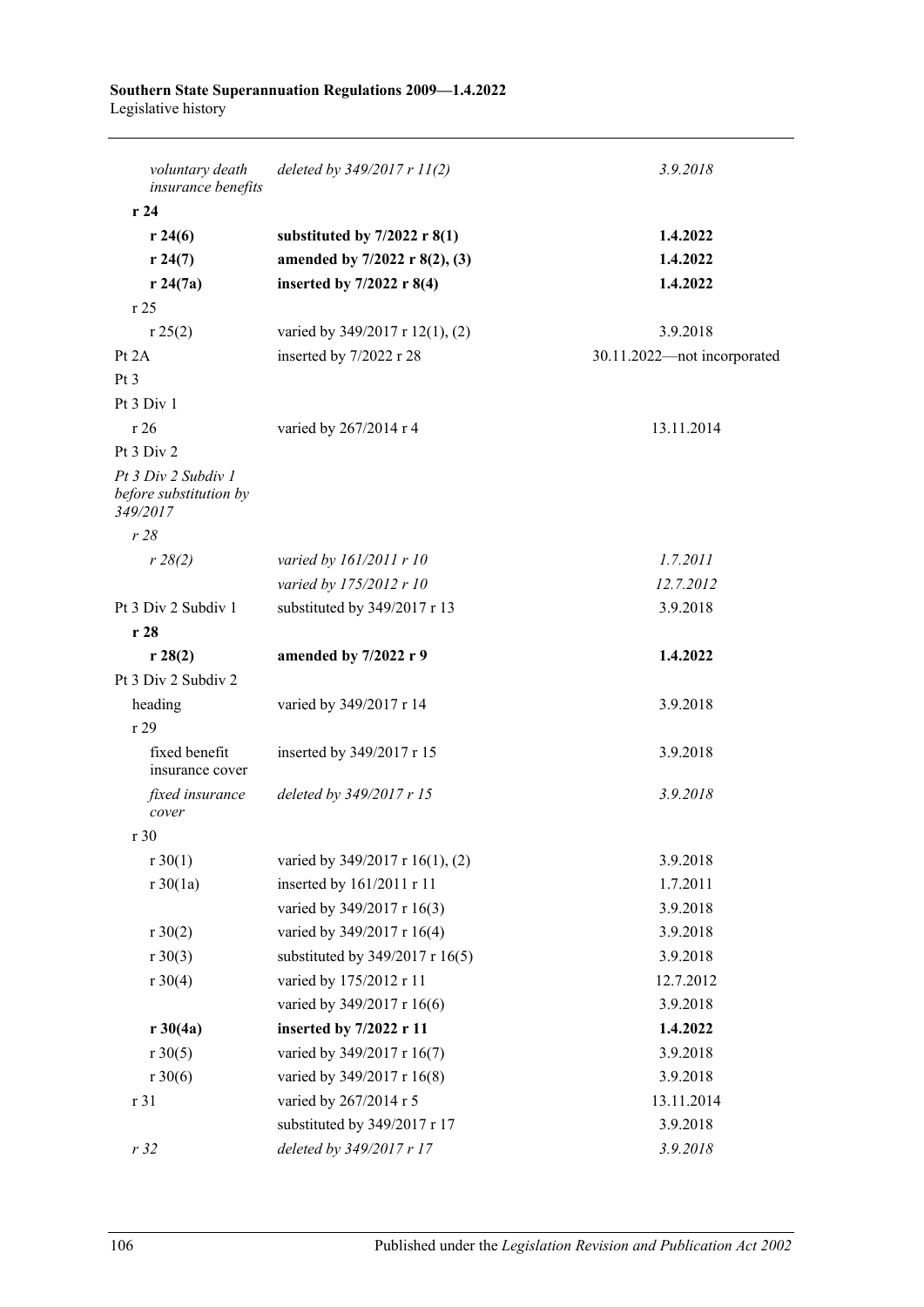| | | |
|---|---|---|
| *voluntary death insurance benefits* | *deleted by 349/2017 r 11(2)* | *3.9.2018* |
| **r 24** | | |
| **r 24(6)** | **substituted by 7/2022 r 8(1)** | **1.4.2022** |
| **r 24(7)** | **amended by 7/2022 r 8(2), (3)** | **1.4.2022** |
| **r 24(7a)** | **inserted by 7/2022 r 8(4)** | **1.4.2022** |
| r 25 | | |
| r 25(2) | varied by 349/2017 r 12(1), (2) | 3.9.2018 |
| Pt 2A | inserted by 7/2022 r 28 | 30.11.2022—not incorporated |
| Pt 3 | | |
| Pt 3 Div 1 | | |
| r 26 | varied by 267/2014 r 4 | 13.11.2014 |
| Pt 3 Div 2 | | |
| *Pt 3 Div 2 Subdiv 1 before substitution by 349/2017* | | |
| *r 28* | | |
| *r 28(2)* | *varied by 161/2011 r 10* | *1.7.2011* |
| | *varied by 175/2012 r 10* | *12.7.2012* |
| Pt 3 Div 2 Subdiv 1 | substituted by 349/2017 r 13 | 3.9.2018 |
| **r 28** | | |
| **r 28(2)** | **amended by 7/2022 r 9** | **1.4.2022** |
| Pt 3 Div 2 Subdiv 2 | | |
| heading | varied by 349/2017 r 14 | 3.9.2018 |
| r 29 | | |
| fixed benefit insurance cover | inserted by 349/2017 r 15 | 3.9.2018 |
| *fixed insurance cover* | *deleted by 349/2017 r 15* | *3.9.2018* |
| r 30 | | |
| r 30(1) | varied by 349/2017 r 16(1), (2) | 3.9.2018 |
| r 30(1a) | inserted by 161/2011 r 11 | 1.7.2011 |
| | varied by 349/2017 r 16(3) | 3.9.2018 |
| r 30(2) | varied by 349/2017 r 16(4) | 3.9.2018 |
| r 30(3) | substituted by 349/2017 r 16(5) | 3.9.2018 |
| r 30(4) | varied by 175/2012 r 11 | 12.7.2012 |
| | varied by 349/2017 r 16(6) | 3.9.2018 |
| **r 30(4a)** | **inserted by 7/2022 r 11** | **1.4.2022** |
| r 30(5) | varied by 349/2017 r 16(7) | 3.9.2018 |
| r 30(6) | varied by 349/2017 r 16(8) | 3.9.2018 |
| r 31 | varied by 267/2014 r 5 | 13.11.2014 |
| | substituted by 349/2017 r 17 | 3.9.2018 |
| *r 32* | *deleted by 349/2017 r 17* | *3.9.2018* |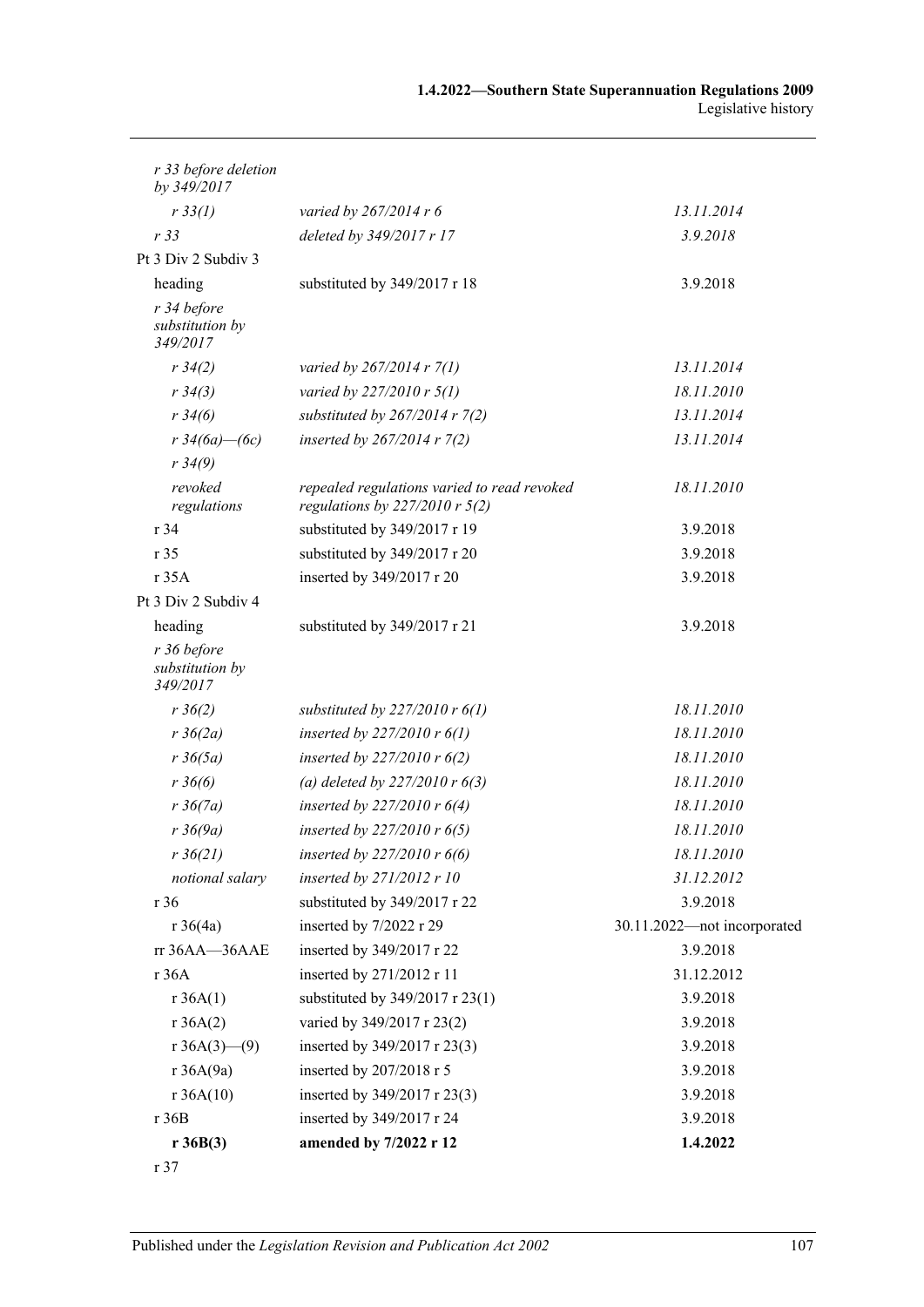| | | |
|---|---|---|
| *r 33 before deletion by 349/2017* | | |
| *r 33(1)* | *varied by 267/2014 r 6* | *13.11.2014* |
| *r 33* | *deleted by 349/2017 r 17* | *3.9.2018* |
| Pt 3 Div 2 Subdiv 3 | | |
| heading | substituted by 349/2017 r 18 | 3.9.2018 |
| *r 34 before substitution by 349/2017* | | |
| *r 34(2)* | *varied by 267/2014 r 7(1)* | *13.11.2014* |
| *r 34(3)* | *varied by 227/2010 r 5(1)* | *18.11.2010* |
| *r 34(6)* | *substituted by 267/2014 r 7(2)* | *13.11.2014* |
| *r 34(6a)—(6c)* | *inserted by 267/2014 r 7(2)* | *13.11.2014* |
| *r 34(9)* | | |
| *revoked regulations* | *repealed regulations varied to read revoked regulations by 227/2010 r 5(2)* | *18.11.2010* |
| r 34 | substituted by 349/2017 r 19 | 3.9.2018 |
| r 35 | substituted by 349/2017 r 20 | 3.9.2018 |
| r 35A | inserted by 349/2017 r 20 | 3.9.2018 |
| Pt 3 Div 2 Subdiv 4 | | |
| heading | substituted by 349/2017 r 21 | 3.9.2018 |
| *r 36 before substitution by 349/2017* | | |
| *r 36(2)* | *substituted by 227/2010 r 6(1)* | *18.11.2010* |
| *r 36(2a)* | *inserted by 227/2010 r 6(1)* | *18.11.2010* |
| *r 36(5a)* | *inserted by 227/2010 r 6(2)* | *18.11.2010* |
| *r 36(6)* | *(a) deleted by 227/2010 r 6(3)* | *18.11.2010* |
| *r 36(7a)* | *inserted by 227/2010 r 6(4)* | *18.11.2010* |
| *r 36(9a)* | *inserted by 227/2010 r 6(5)* | *18.11.2010* |
| *r 36(21)* | *inserted by 227/2010 r 6(6)* | *18.11.2010* |
| *notional salary* | *inserted by 271/2012 r 10* | *31.12.2012* |
| r 36 | substituted by 349/2017 r 22 | 3.9.2018 |
| r 36(4a) | inserted by 7/2022 r 29 | 30.11.2022—not incorporated |
| rr 36AA—36AAE | inserted by 349/2017 r 22 | 3.9.2018 |
| r 36A | inserted by 271/2012 r 11 | 31.12.2012 |
| r 36A(1) | substituted by 349/2017 r 23(1) | 3.9.2018 |
| r 36A(2) | varied by 349/2017 r 23(2) | 3.9.2018 |
| r 36A(3)—(9) | inserted by 349/2017 r 23(3) | 3.9.2018 |
| r 36A(9a) | inserted by 207/2018 r 5 | 3.9.2018 |
| r 36A(10) | inserted by 349/2017 r 23(3) | 3.9.2018 |
| r 36B | inserted by 349/2017 r 24 | 3.9.2018 |
| **r 36B(3)** | **amended by 7/2022 r 12** | **1.4.2022** |
| r 37 | | |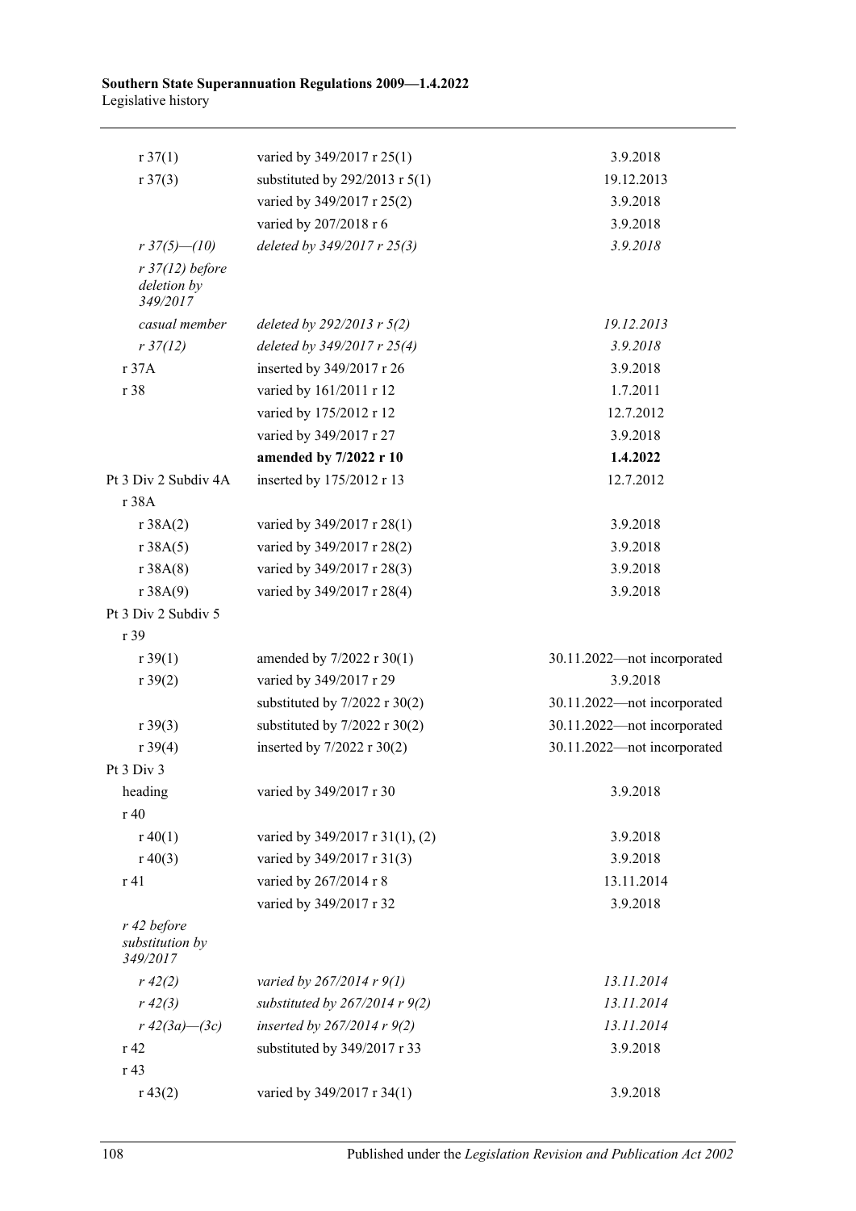| | | |
|---|---|---|
| r 37(1) | varied by 349/2017 r 25(1) | 3.9.2018 |
| r 37(3) | substituted by 292/2013 r 5(1) | 19.12.2013 |
| | varied by 349/2017 r 25(2) | 3.9.2018 |
| | varied by 207/2018 r 6 | 3.9.2018 |
| *r 37(5)—(10)* | *deleted by 349/2017 r 25(3)* | *3.9.2018* |
| *r 37(12) before deletion by 349/2017* | | |
| *casual member* | *deleted by 292/2013 r 5(2)* | *19.12.2013* |
| *r 37(12)* | *deleted by 349/2017 r 25(4)* | *3.9.2018* |
| r 37A | inserted by 349/2017 r 26 | 3.9.2018 |
| r 38 | varied by 161/2011 r 12 | 1.7.2011 |
| | varied by 175/2012 r 12 | 12.7.2012 |
| | varied by 349/2017 r 27 | 3.9.2018 |
| | **amended by 7/2022 r 10** | **1.4.2022** |
| Pt 3 Div 2 Subdiv 4A | inserted by 175/2012 r 13 | 12.7.2012 |
| r 38A | | |
| r 38A(2) | varied by 349/2017 r 28(1) | 3.9.2018 |
| r 38A(5) | varied by 349/2017 r 28(2) | 3.9.2018 |
| r 38A(8) | varied by 349/2017 r 28(3) | 3.9.2018 |
| r 38A(9) | varied by 349/2017 r 28(4) | 3.9.2018 |
| Pt 3 Div 2 Subdiv 5 | | |
| r 39 | | |
| r 39(1) | amended by 7/2022 r 30(1) | 30.11.2022—not incorporated |
| r 39(2) | varied by 349/2017 r 29 | 3.9.2018 |
| | substituted by 7/2022 r 30(2) | 30.11.2022—not incorporated |
| r 39(3) | substituted by 7/2022 r 30(2) | 30.11.2022—not incorporated |
| r 39(4) | inserted by 7/2022 r 30(2) | 30.11.2022—not incorporated |
| Pt 3 Div 3 | | |
| heading | varied by 349/2017 r 30 | 3.9.2018 |
| r 40 | | |
| r 40(1) | varied by 349/2017 r 31(1), (2) | 3.9.2018 |
| r 40(3) | varied by 349/2017 r 31(3) | 3.9.2018 |
| r 41 | varied by 267/2014 r 8 | 13.11.2014 |
| | varied by 349/2017 r 32 | 3.9.2018 |
| *r 42 before substitution by 349/2017* | | |
| *r 42(2)* | *varied by 267/2014 r 9(1)* | *13.11.2014* |
| *r 42(3)* | *substituted by 267/2014 r 9(2)* | *13.11.2014* |
| *r 42(3a)—(3c)* | *inserted by 267/2014 r 9(2)* | *13.11.2014* |
| r 42 | substituted by 349/2017 r 33 | 3.9.2018 |
| r 43 | | |
| r 43(2) | varied by 349/2017 r 34(1) | 3.9.2018 |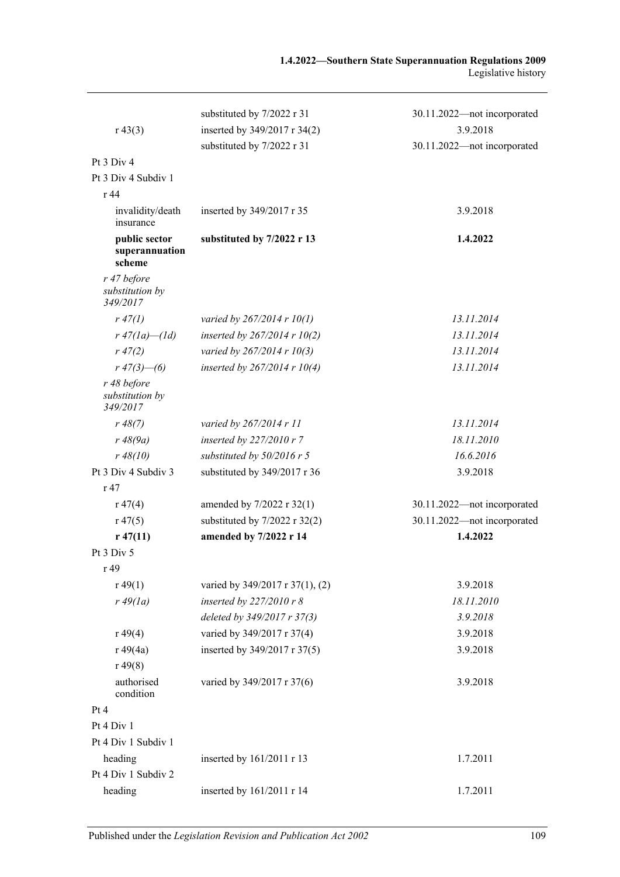| | | |
|---|---|---|
| | substituted by 7/2022 r 31 | 30.11.2022—not incorporated |
| r 43(3) | inserted by 349/2017 r 34(2) | 3.9.2018 |
| | substituted by 7/2022 r 31 | 30.11.2022—not incorporated |
| Pt 3 Div 4 | | |
| Pt 3 Div 4 Subdiv 1 | | |
| r 44 | | |
| invalidity/death insurance | inserted by 349/2017 r 35 | 3.9.2018 |
| **public sector superannuation scheme** | **substituted by 7/2022 r 13** | **1.4.2022** |
| *r 47 before substitution by 349/2017* | | |
| *r 47(1)* | *varied by 267/2014 r 10(1)* | *13.11.2014* |
| *r 47(1a)—(1d)* | *inserted by 267/2014 r 10(2)* | *13.11.2014* |
| *r 47(2)* | *varied by 267/2014 r 10(3)* | *13.11.2014* |
| *r 47(3)—(6)* | *inserted by 267/2014 r 10(4)* | *13.11.2014* |
| *r 48 before substitution by 349/2017* | | |
| *r 48(7)* | *varied by 267/2014 r 11* | *13.11.2014* |
| *r 48(9a)* | *inserted by 227/2010 r 7* | *18.11.2010* |
| *r 48(10)* | *substituted by 50/2016 r 5* | *16.6.2016* |
| Pt 3 Div 4 Subdiv 3 | substituted by 349/2017 r 36 | 3.9.2018 |
| r 47 | | |
| r 47(4) | amended by 7/2022 r 32(1) | 30.11.2022—not incorporated |
| r 47(5) | substituted by 7/2022 r 32(2) | 30.11.2022—not incorporated |
| **r 47(11)** | **amended by 7/2022 r 14** | **1.4.2022** |
| Pt 3 Div 5 | | |
| r 49 | | |
| r 49(1) | varied by 349/2017 r 37(1), (2) | 3.9.2018 |
| *r 49(1a)* | *inserted by 227/2010 r 8* | *18.11.2010* |
| | *deleted by 349/2017 r 37(3)* | *3.9.2018* |
| r 49(4) | varied by 349/2017 r 37(4) | 3.9.2018 |
| r 49(4a) | inserted by 349/2017 r 37(5) | 3.9.2018 |
| r 49(8) | | |
| authorised condition | varied by 349/2017 r 37(6) | 3.9.2018 |
| Pt 4 | | |
| Pt 4 Div 1 | | |
| Pt 4 Div 1 Subdiv 1 | | |
| heading | inserted by 161/2011 r 13 | 1.7.2011 |
| Pt 4 Div 1 Subdiv 2 | | |
| heading | inserted by 161/2011 r 14 | 1.7.2011 |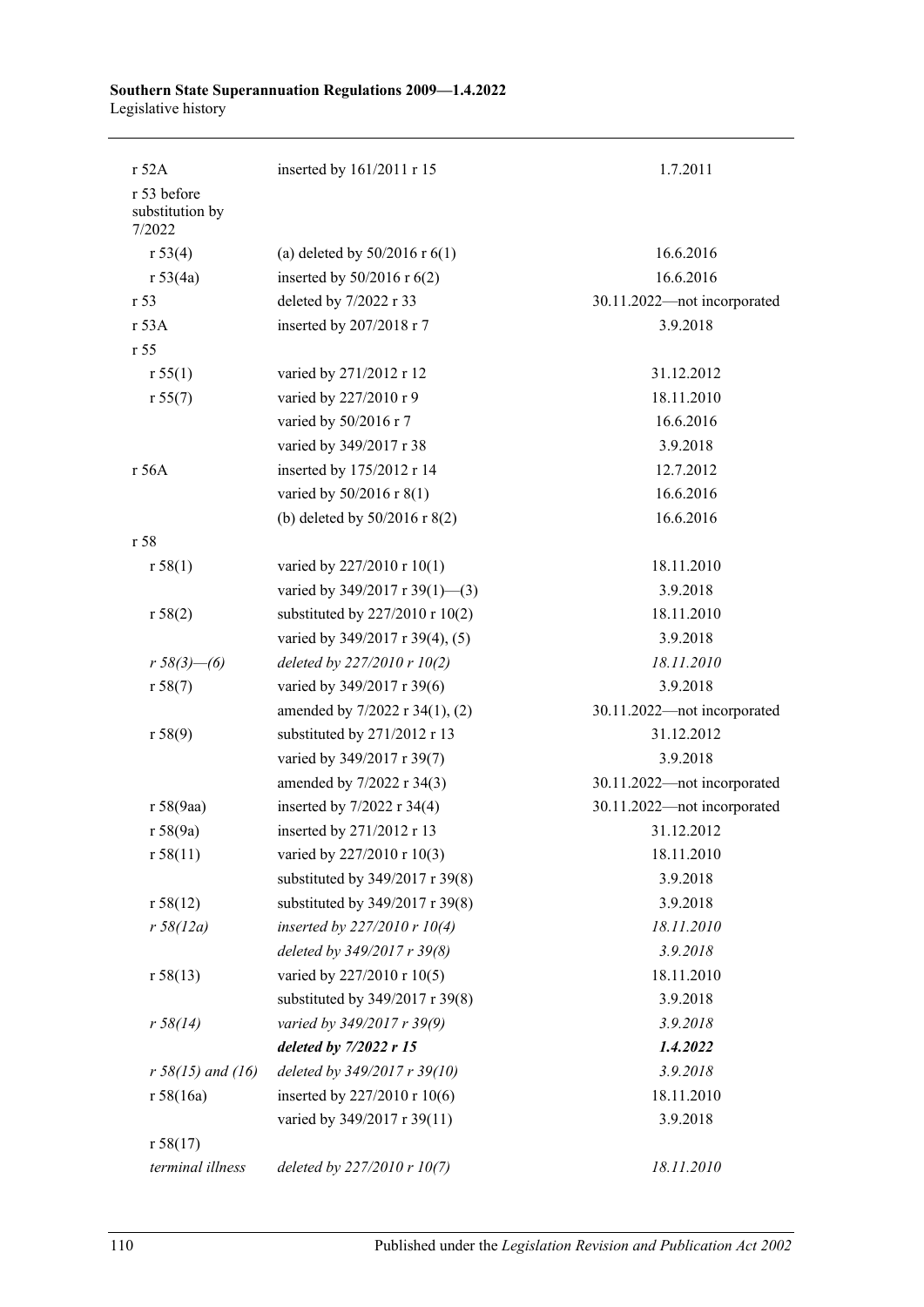| | | |
|---|---|---|
| r 52A | inserted by 161/2011 r 15 | 1.7.2011 |
| r 53 before substitution by 7/2022 | | |
| r 53(4) | (a) deleted by 50/2016 r 6(1) | 16.6.2016 |
| r 53(4a) | inserted by 50/2016 r 6(2) | 16.6.2016 |
| r 53 | deleted by 7/2022 r 33 | 30.11.2022—not incorporated |
| r 53A | inserted by 207/2018 r 7 | 3.9.2018 |
| r 55 | | |
| r 55(1) | varied by 271/2012 r 12 | 31.12.2012 |
| r 55(7) | varied by 227/2010 r 9 | 18.11.2010 |
| | varied by 50/2016 r 7 | 16.6.2016 |
| | varied by 349/2017 r 38 | 3.9.2018 |
| r 56A | inserted by 175/2012 r 14 | 12.7.2012 |
| | varied by 50/2016 r 8(1) | 16.6.2016 |
| | (b) deleted by 50/2016 r 8(2) | 16.6.2016 |
| r 58 | | |
| r 58(1) | varied by 227/2010 r 10(1) | 18.11.2010 |
| | varied by 349/2017 r 39(1)—(3) | 3.9.2018 |
| r 58(2) | substituted by 227/2010 r 10(2) | 18.11.2010 |
| | varied by 349/2017 r 39(4), (5) | 3.9.2018 |
| *r 58(3)—(6)* | *deleted by 227/2010 r 10(2)* | *18.11.2010* |
| r 58(7) | varied by 349/2017 r 39(6) | 3.9.2018 |
| | amended by 7/2022 r 34(1), (2) | 30.11.2022—not incorporated |
| r 58(9) | substituted by 271/2012 r 13 | 31.12.2012 |
| | varied by 349/2017 r 39(7) | 3.9.2018 |
| | amended by 7/2022 r 34(3) | 30.11.2022—not incorporated |
| r 58(9aa) | inserted by 7/2022 r 34(4) | 30.11.2022—not incorporated |
| r 58(9a) | inserted by 271/2012 r 13 | 31.12.2012 |
| r 58(11) | varied by 227/2010 r 10(3) | 18.11.2010 |
| | substituted by 349/2017 r 39(8) | 3.9.2018 |
| r 58(12) | substituted by 349/2017 r 39(8) | 3.9.2018 |
| *r 58(12a)* | *inserted by 227/2010 r 10(4)* | *18.11.2010* |
| | *deleted by 349/2017 r 39(8)* | *3.9.2018* |
| r 58(13) | varied by 227/2010 r 10(5) | 18.11.2010 |
| | substituted by 349/2017 r 39(8) | 3.9.2018 |
| *r 58(14)* | *varied by 349/2017 r 39(9)* | *3.9.2018* |
| | ***deleted by 7/2022 r 15*** | ***1.4.2022*** |
| *r 58(15) and (16)* | *deleted by 349/2017 r 39(10)* | *3.9.2018* |
| r 58(16a) | inserted by 227/2010 r 10(6) | 18.11.2010 |
| | varied by 349/2017 r 39(11) | 3.9.2018 |
| r 58(17) | | |
| *terminal illness* | *deleted by 227/2010 r 10(7)* | *18.11.2010* |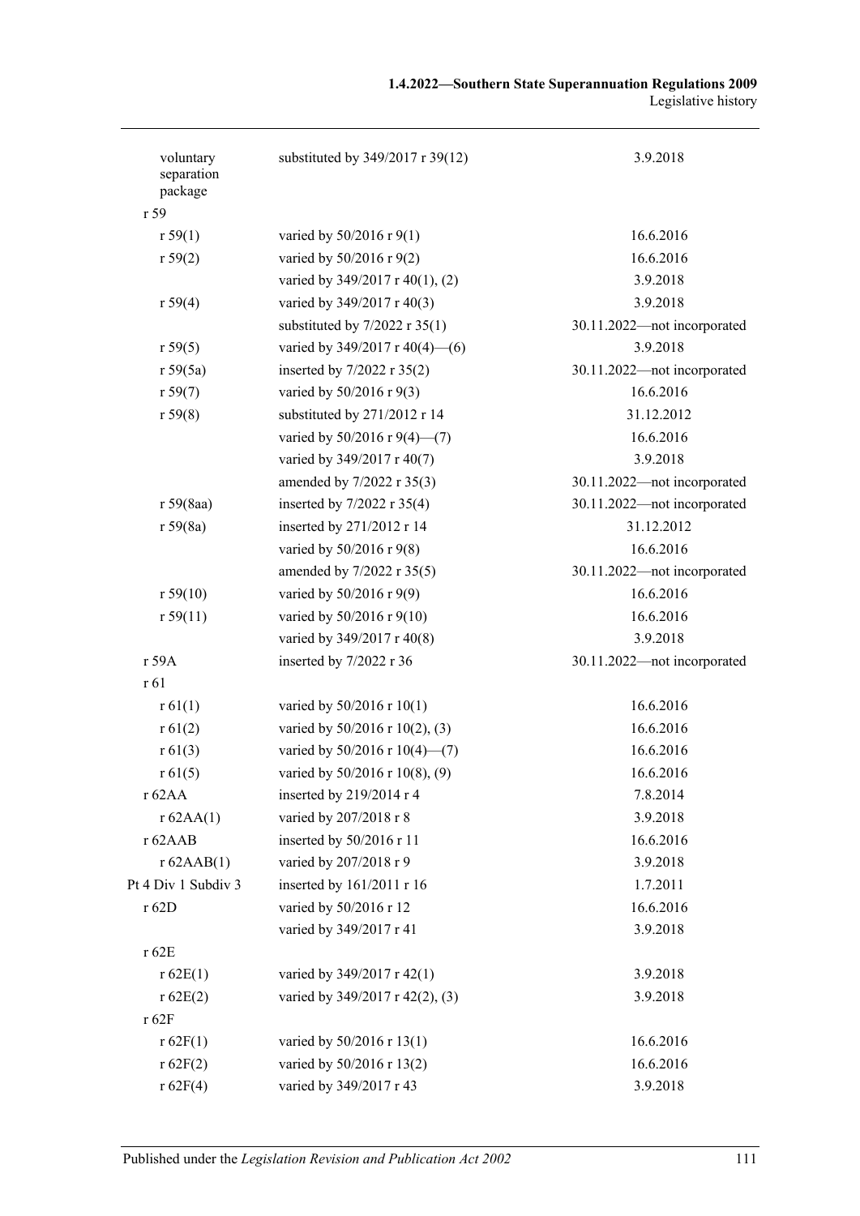| | | |
|---|---|---|
| voluntary separation package | substituted by 349/2017 r 39(12) | 3.9.2018 |
| r 59 | | |
| r 59(1) | varied by 50/2016 r 9(1) | 16.6.2016 |
| r 59(2) | varied by 50/2016 r 9(2) | 16.6.2016 |
| | varied by 349/2017 r 40(1), (2) | 3.9.2018 |
| r 59(4) | varied by 349/2017 r 40(3) | 3.9.2018 |
| | substituted by 7/2022 r 35(1) | 30.11.2022—not incorporated |
| r 59(5) | varied by 349/2017 r 40(4)—(6) | 3.9.2018 |
| r 59(5a) | inserted by 7/2022 r 35(2) | 30.11.2022—not incorporated |
| r 59(7) | varied by 50/2016 r 9(3) | 16.6.2016 |
| r 59(8) | substituted by 271/2012 r 14 | 31.12.2012 |
| | varied by 50/2016 r 9(4)—(7) | 16.6.2016 |
| | varied by 349/2017 r 40(7) | 3.9.2018 |
| | amended by 7/2022 r 35(3) | 30.11.2022—not incorporated |
| r 59(8aa) | inserted by 7/2022 r 35(4) | 30.11.2022—not incorporated |
| r 59(8a) | inserted by 271/2012 r 14 | 31.12.2012 |
| | varied by 50/2016 r 9(8) | 16.6.2016 |
| | amended by 7/2022 r 35(5) | 30.11.2022—not incorporated |
| r 59(10) | varied by 50/2016 r 9(9) | 16.6.2016 |
| r 59(11) | varied by 50/2016 r 9(10) | 16.6.2016 |
| | varied by 349/2017 r 40(8) | 3.9.2018 |
| r 59A | inserted by 7/2022 r 36 | 30.11.2022—not incorporated |
| r 61 | | |
| r 61(1) | varied by 50/2016 r 10(1) | 16.6.2016 |
| r 61(2) | varied by 50/2016 r 10(2), (3) | 16.6.2016 |
| r 61(3) | varied by 50/2016 r 10(4)—(7) | 16.6.2016 |
| r 61(5) | varied by 50/2016 r 10(8), (9) | 16.6.2016 |
| r 62AA | inserted by 219/2014 r 4 | 7.8.2014 |
| r 62AA(1) | varied by 207/2018 r 8 | 3.9.2018 |
| r 62AAB | inserted by 50/2016 r 11 | 16.6.2016 |
| r 62AAB(1) | varied by 207/2018 r 9 | 3.9.2018 |
| Pt 4 Div 1 Subdiv 3 | inserted by 161/2011 r 16 | 1.7.2011 |
| r 62D | varied by 50/2016 r 12 | 16.6.2016 |
| | varied by 349/2017 r 41 | 3.9.2018 |
| r 62E | | |
| r 62E(1) | varied by 349/2017 r 42(1) | 3.9.2018 |
| r 62E(2) | varied by 349/2017 r 42(2), (3) | 3.9.2018 |
| r 62F | | |
| r 62F(1) | varied by 50/2016 r 13(1) | 16.6.2016 |
| r 62F(2) | varied by 50/2016 r 13(2) | 16.6.2016 |
| r 62F(4) | varied by 349/2017 r 43 | 3.9.2018 |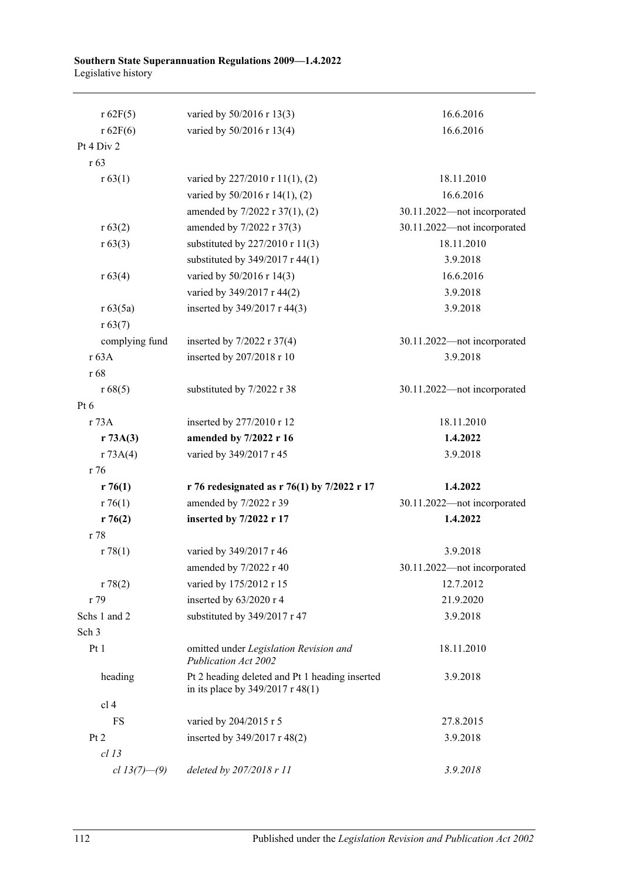| | | |
|---|---|---|
| r 62F(5) | varied by 50/2016 r 13(3) | 16.6.2016 |
| r 62F(6) | varied by 50/2016 r 13(4) | 16.6.2016 |
| Pt 4 Div 2 | | |
| r 63 | | |
| r 63(1) | varied by 227/2010 r 11(1), (2) | 18.11.2010 |
| | varied by 50/2016 r 14(1), (2) | 16.6.2016 |
| | amended by 7/2022 r 37(1), (2) | 30.11.2022—not incorporated |
| r 63(2) | amended by 7/2022 r 37(3) | 30.11.2022—not incorporated |
| r 63(3) | substituted by 227/2010 r 11(3) | 18.11.2010 |
| | substituted by 349/2017 r 44(1) | 3.9.2018 |
| r 63(4) | varied by 50/2016 r 14(3) | 16.6.2016 |
| | varied by 349/2017 r 44(2) | 3.9.2018 |
| r 63(5a) | inserted by 349/2017 r 44(3) | 3.9.2018 |
| r 63(7) | | |
| complying fund | inserted by 7/2022 r 37(4) | 30.11.2022—not incorporated |
| r 63A | inserted by 207/2018 r 10 | 3.9.2018 |
| r 68 | | |
| r 68(5) | substituted by 7/2022 r 38 | 30.11.2022—not incorporated |
| Pt 6 | | |
| r 73A | inserted by 277/2010 r 12 | 18.11.2010 |
| **r 73A(3)** | **amended by 7/2022 r 16** | **1.4.2022** |
| r 73A(4) | varied by 349/2017 r 45 | 3.9.2018 |
| r 76 | | |
| **r 76(1)** | **r 76 redesignated as r 76(1) by 7/2022 r 17** | **1.4.2022** |
| r 76(1) | amended by 7/2022 r 39 | 30.11.2022—not incorporated |
| **r 76(2)** | **inserted by 7/2022 r 17** | **1.4.2022** |
| r 78 | | |
| r 78(1) | varied by 349/2017 r 46 | 3.9.2018 |
| | amended by 7/2022 r 40 | 30.11.2022—not incorporated |
| r 78(2) | varied by 175/2012 r 15 | 12.7.2012 |
| r 79 | inserted by 63/2020 r 4 | 21.9.2020 |
| Schs 1 and 2 | substituted by 349/2017 r 47 | 3.9.2018 |
| Sch 3 | | |
| Pt 1 | omitted under *Legislation Revision and Publication Act 2002* | 18.11.2010 |
| heading | Pt 2 heading deleted and Pt 1 heading inserted in its place by 349/2017 r 48(1) | 3.9.2018 |
| cl 4 | | |
| FS | varied by 204/2015 r 5 | 27.8.2015 |
| Pt 2 | inserted by 349/2017 r 48(2) | 3.9.2018 |
| *cl 13* | | |
| *cl 13(7)—(9)* | *deleted by 207/2018 r 11* | *3.9.2018* |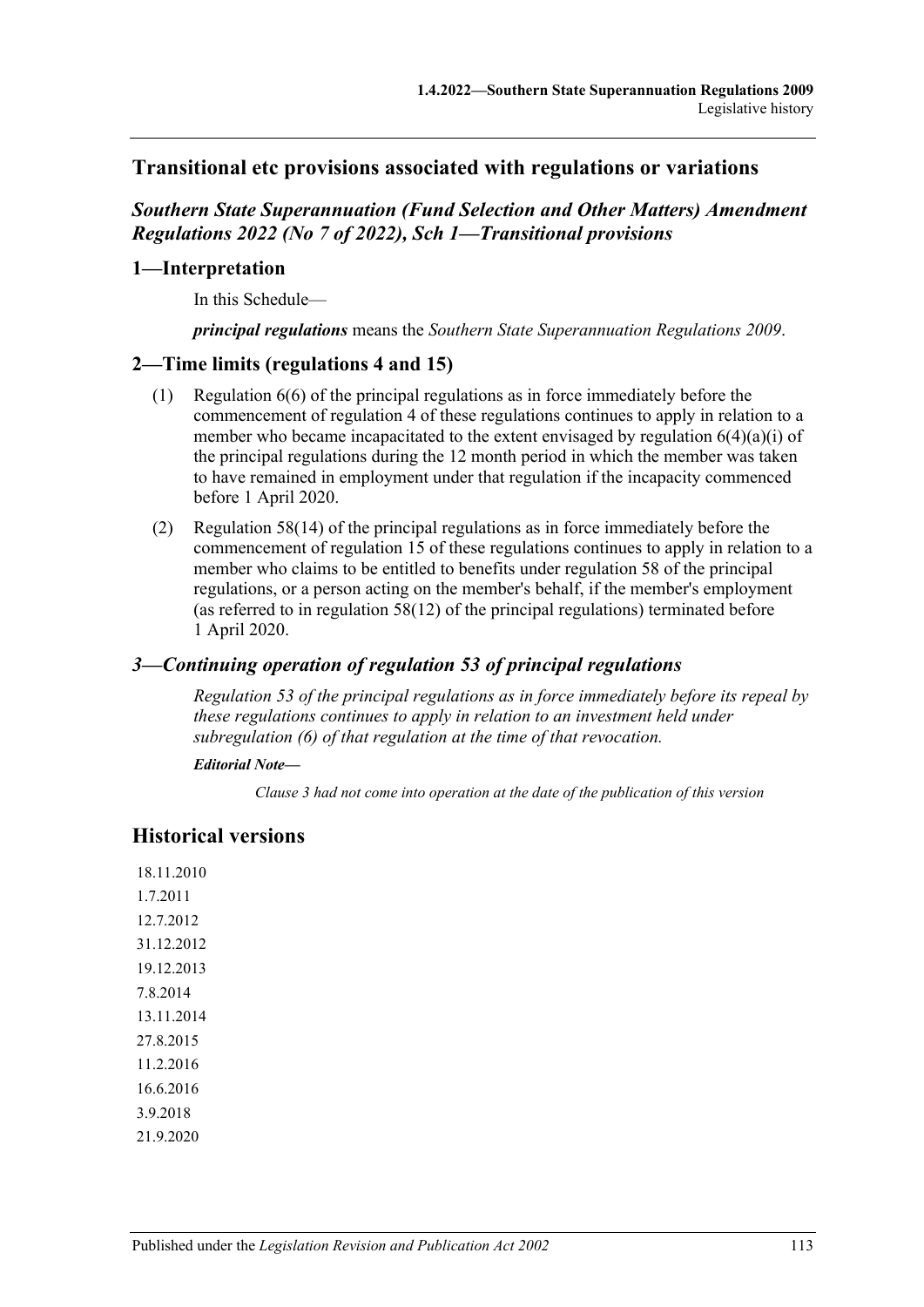## Transitional etc provisions associated with regulations or variations

### *Southern State Superannuation (Fund Selection and Other Matters) Amendment Regulations 2022 (No 7 of 2022), Sch 1—Transitional provisions*

### 1—Interpretation

In this Schedule—

***principal regulations*** means the *Southern State Superannuation Regulations 2009*.

### 2—Time limits (regulations 4 and 15)

(1) Regulation 6(6) of the principal regulations as in force immediately before the commencement of regulation 4 of these regulations continues to apply in relation to a member who became incapacitated to the extent envisaged by regulation 6(4)(a)(i) of the principal regulations during the 12 month period in which the member was taken to have remained in employment under that regulation if the incapacity commenced before 1 April 2020.

(2) Regulation 58(14) of the principal regulations as in force immediately before the commencement of regulation 15 of these regulations continues to apply in relation to a member who claims to be entitled to benefits under regulation 58 of the principal regulations, or a person acting on the member's behalf, if the member's employment (as referred to in regulation 58(12) of the principal regulations) terminated before 1 April 2020.

### *3—Continuing operation of regulation 53 of principal regulations*

*Regulation 53 of the principal regulations as in force immediately before its repeal by these regulations continues to apply in relation to an investment held under subregulation (6) of that regulation at the time of that revocation.*

***Editorial Note—***

*Clause 3 had not come into operation at the date of the publication of this version*

## Historical versions

18.11.2010

1.7.2011

12.7.2012

31.12.2012

19.12.2013

7.8.2014

13.11.2014

27.8.2015

11.2.2016

16.6.2016

3.9.2018

21.9.2020